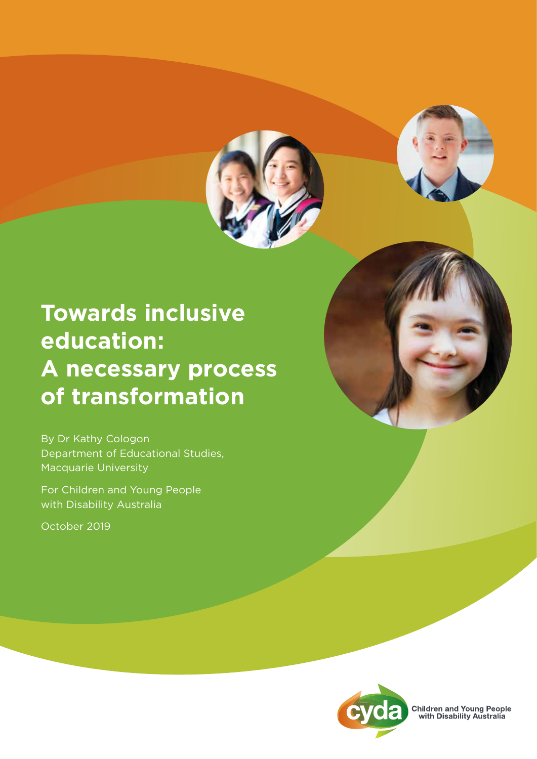# Towards inclusive education: A necessary process of transformation

By Dr Kathy Cologon
Department of Educational Studies,
Macquarie University

For Children and Young People
with Disability Australia

October 2019

Children and Young People with Disability Australia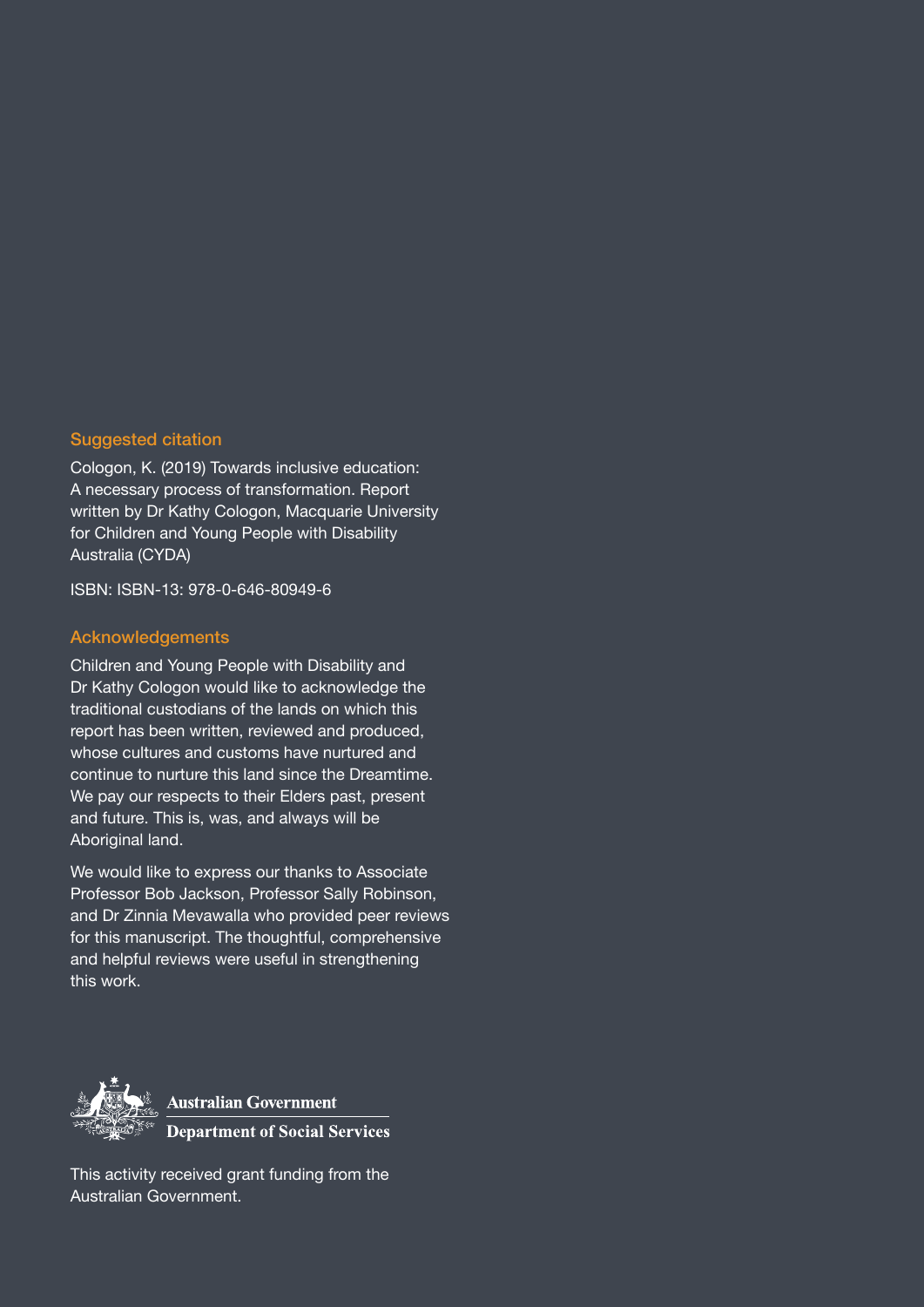## Suggested citation

Cologon, K. (2019) Towards inclusive education: A necessary process of transformation. Report written by Dr Kathy Cologon, Macquarie University for Children and Young People with Disability Australia (CYDA)

ISBN: ISBN-13: 978-0-646-80949-6

## Acknowledgements

Children and Young People with Disability and Dr Kathy Cologon would like to acknowledge the traditional custodians of the lands on which this report has been written, reviewed and produced, whose cultures and customs have nurtured and continue to nurture this land since the Dreamtime. We pay our respects to their Elders past, present and future. This is, was, and always will be Aboriginal land.

We would like to express our thanks to Associate Professor Bob Jackson, Professor Sally Robinson, and Dr Zinnia Mevawalla who provided peer reviews for this manuscript. The thoughtful, comprehensive and helpful reviews were useful in strengthening this work.

**Australian Government**

**Department of Social Services**

This activity received grant funding from the Australian Government.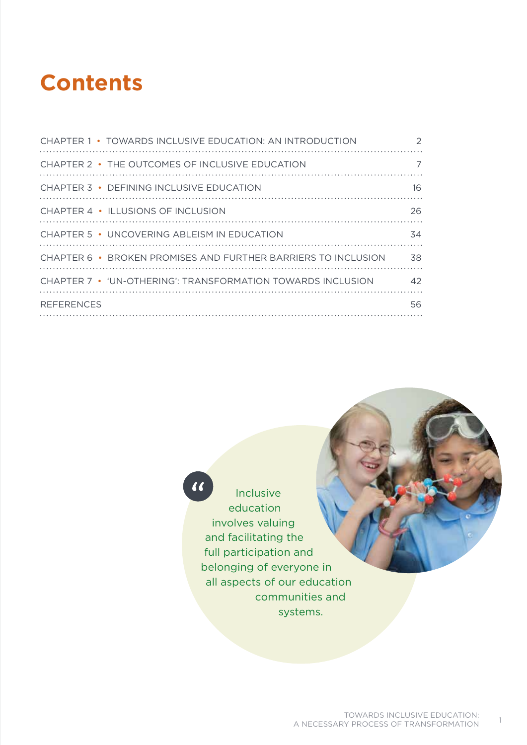# Contents

| | |
|---|---|
| CHAPTER 1 • TOWARDS INCLUSIVE EDUCATION: AN INTRODUCTION | 2 |
| CHAPTER 2 • THE OUTCOMES OF INCLUSIVE EDUCATION | 7 |
| CHAPTER 3 • DEFINING INCLUSIVE EDUCATION | 16 |
| CHAPTER 4 • ILLUSIONS OF INCLUSION | 26 |
| CHAPTER 5 • UNCOVERING ABLEISM IN EDUCATION | 34 |
| CHAPTER 6 • BROKEN PROMISES AND FURTHER BARRIERS TO INCLUSION | 38 |
| CHAPTER 7 • 'UN-OTHERING': TRANSFORMATION TOWARDS INCLUSION | 42 |
| REFERENCES | 56 |

> Inclusive education involves valuing and facilitating the full participation and belonging of everyone in all aspects of our education communities and systems.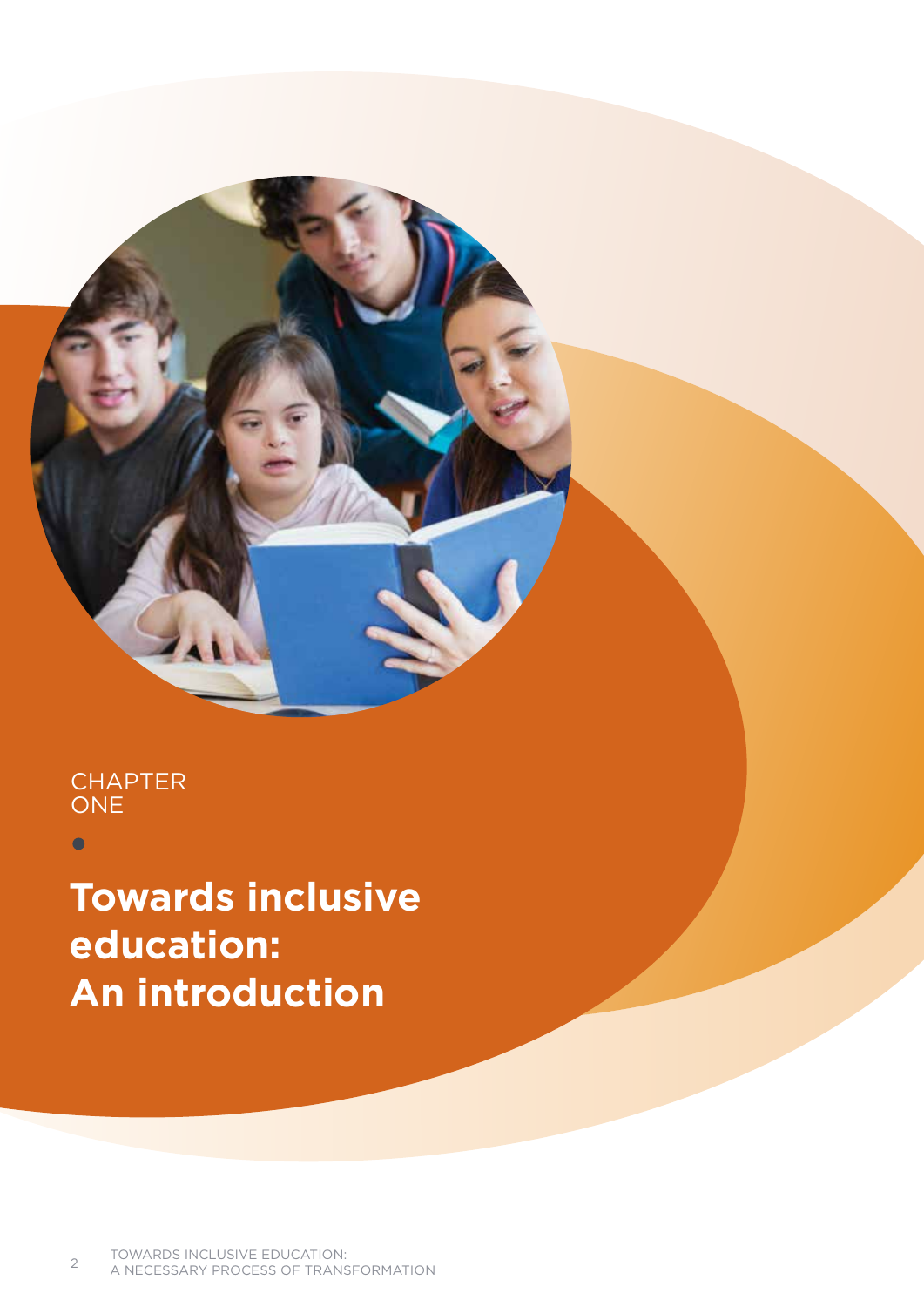CHAPTER
ONE

# Towards inclusive education: An introduction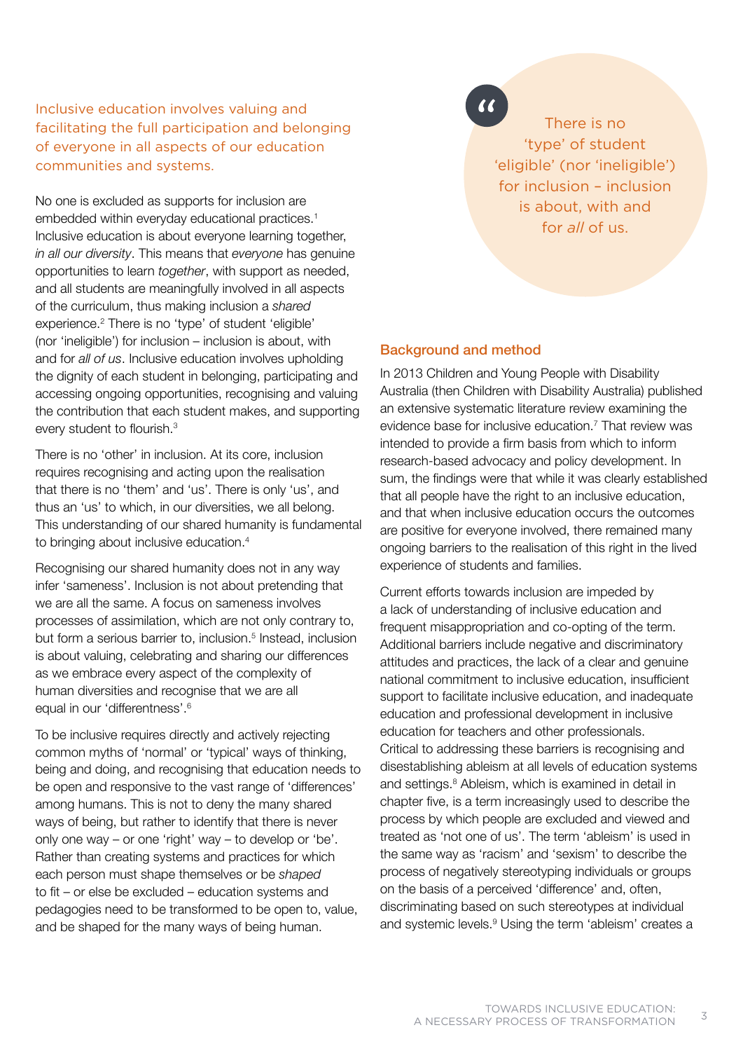Inclusive education involves valuing and facilitating the full participation and belonging of everyone in all aspects of our education communities and systems.

No one is excluded as supports for inclusion are embedded within everyday educational practices.[1] Inclusive education is about everyone learning together, *in all our diversity*. This means that *everyone* has genuine opportunities to learn *together*, with support as needed, and all students are meaningfully involved in all aspects of the curriculum, thus making inclusion a *shared* experience.[2] There is no 'type' of student 'eligible' (nor 'ineligible') for inclusion – inclusion is about, with and for *all of us*. Inclusive education involves upholding the dignity of each student in belonging, participating and accessing ongoing opportunities, recognising and valuing the contribution that each student makes, and supporting every student to flourish.[3]

There is no 'other' in inclusion. At its core, inclusion requires recognising and acting upon the realisation that there is no 'them' and 'us'. There is only 'us', and thus an 'us' to which, in our diversities, we all belong. This understanding of our shared humanity is fundamental to bringing about inclusive education.[4]

Recognising our shared humanity does not in any way infer 'sameness'. Inclusion is not about pretending that we are all the same. A focus on sameness involves processes of assimilation, which are not only contrary to, but form a serious barrier to, inclusion.[5] Instead, inclusion is about valuing, celebrating and sharing our differences as we embrace every aspect of the complexity of human diversities and recognise that we are all equal in our 'differentness'.[6]

To be inclusive requires directly and actively rejecting common myths of 'normal' or 'typical' ways of thinking, being and doing, and recognising that education needs to be open and responsive to the vast range of 'differences' among humans. This is not to deny the many shared ways of being, but rather to identify that there is never only one way – or one 'right' way – to develop or 'be'. Rather than creating systems and practices for which each person must shape themselves or be *shaped* to fit – or else be excluded – education systems and pedagogies need to be transformed to be open to, value, and be shaped for the many ways of being human.

> "There is no 'type' of student 'eligible' (nor 'ineligible') for inclusion – inclusion is about, with and for *all* of us.

## Background and method

In 2013 Children and Young People with Disability Australia (then Children with Disability Australia) published an extensive systematic literature review examining the evidence base for inclusive education.[7] That review was intended to provide a firm basis from which to inform research-based advocacy and policy development. In sum, the findings were that while it was clearly established that all people have the right to an inclusive education, and that when inclusive education occurs the outcomes are positive for everyone involved, there remained many ongoing barriers to the realisation of this right in the lived experience of students and families.

Current efforts towards inclusion are impeded by a lack of understanding of inclusive education and frequent misappropriation and co-opting of the term. Additional barriers include negative and discriminatory attitudes and practices, the lack of a clear and genuine national commitment to inclusive education, insufficient support to facilitate inclusive education, and inadequate education and professional development in inclusive education for teachers and other professionals. Critical to addressing these barriers is recognising and disestablishing ableism at all levels of education systems and settings.[8] Ableism, which is examined in detail in chapter five, is a term increasingly used to describe the process by which people are excluded and viewed and treated as 'not one of us'. The term 'ableism' is used in the same way as 'racism' and 'sexism' to describe the process of negatively stereotyping individuals or groups on the basis of a perceived 'difference' and, often, discriminating based on such stereotypes at individual and systemic levels.[9] Using the term 'ableism' creates a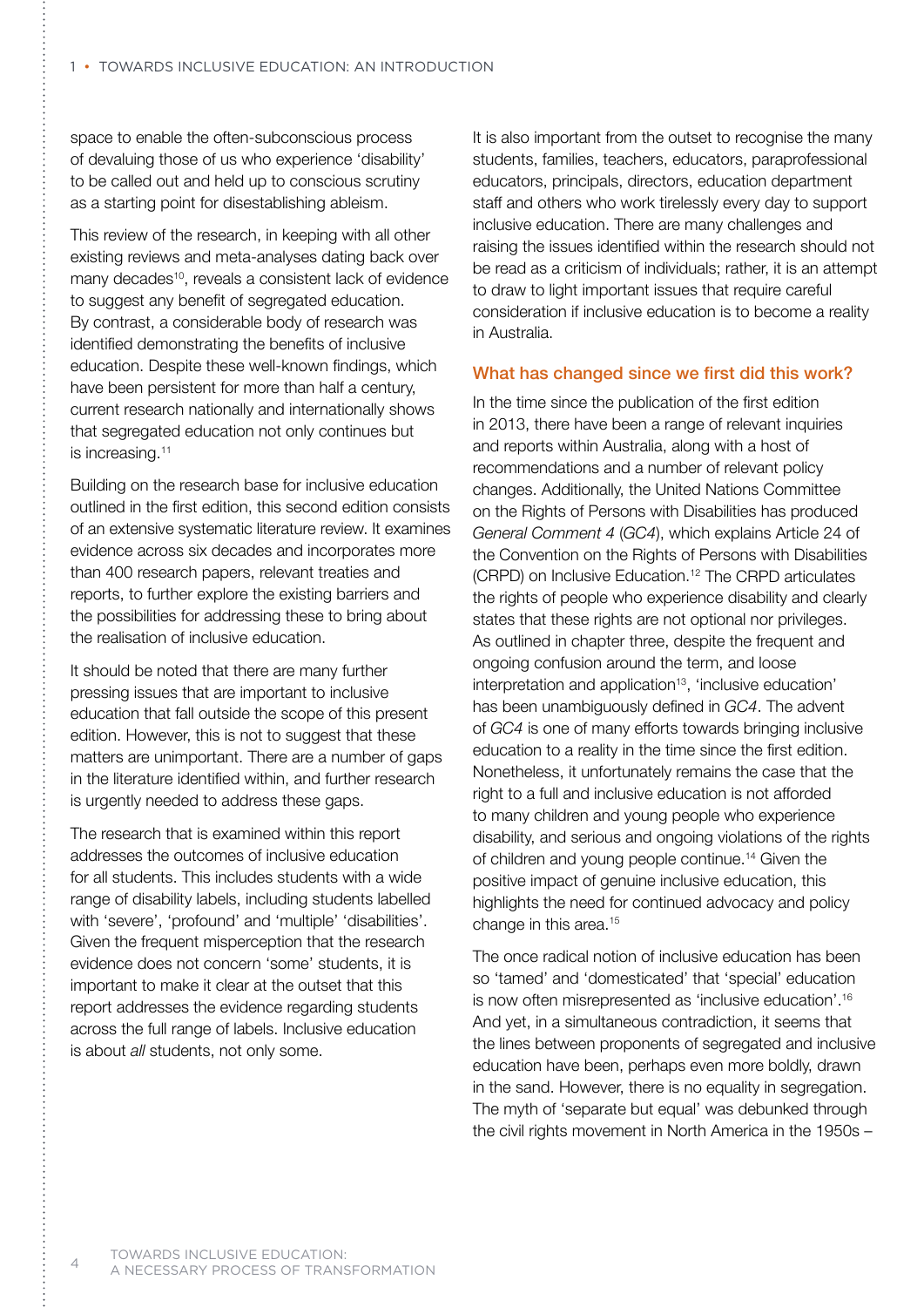space to enable the often-subconscious process of devaluing those of us who experience 'disability' to be called out and held up to conscious scrutiny as a starting point for disestablishing ableism.

This review of the research, in keeping with all other existing reviews and meta-analyses dating back over many decades[10], reveals a consistent lack of evidence to suggest any benefit of segregated education. By contrast, a considerable body of research was identified demonstrating the benefits of inclusive education. Despite these well-known findings, which have been persistent for more than half a century, current research nationally and internationally shows that segregated education not only continues but is increasing.[11]

Building on the research base for inclusive education outlined in the first edition, this second edition consists of an extensive systematic literature review. It examines evidence across six decades and incorporates more than 400 research papers, relevant treaties and reports, to further explore the existing barriers and the possibilities for addressing these to bring about the realisation of inclusive education.

It should be noted that there are many further pressing issues that are important to inclusive education that fall outside the scope of this present edition. However, this is not to suggest that these matters are unimportant. There are a number of gaps in the literature identified within, and further research is urgently needed to address these gaps.

The research that is examined within this report addresses the outcomes of inclusive education for all students. This includes students with a wide range of disability labels, including students labelled with 'severe', 'profound' and 'multiple' 'disabilities'. Given the frequent misperception that the research evidence does not concern 'some' students, it is important to make it clear at the outset that this report addresses the evidence regarding students across the full range of labels. Inclusive education is about *all* students, not only some.

It is also important from the outset to recognise the many students, families, teachers, educators, paraprofessional educators, principals, directors, education department staff and others who work tirelessly every day to support inclusive education. There are many challenges and raising the issues identified within the research should not be read as a criticism of individuals; rather, it is an attempt to draw to light important issues that require careful consideration if inclusive education is to become a reality in Australia.

### What has changed since we first did this work?

In the time since the publication of the first edition in 2013, there have been a range of relevant inquiries and reports within Australia, along with a host of recommendations and a number of relevant policy changes. Additionally, the United Nations Committee on the Rights of Persons with Disabilities has produced *General Comment 4* (*GC4*), which explains Article 24 of the Convention on the Rights of Persons with Disabilities (CRPD) on Inclusive Education.[12] The CRPD articulates the rights of people who experience disability and clearly states that these rights are not optional nor privileges. As outlined in chapter three, despite the frequent and ongoing confusion around the term, and loose interpretation and application[13], 'inclusive education' has been unambiguously defined in *GC4*. The advent of *GC4* is one of many efforts towards bringing inclusive education to a reality in the time since the first edition. Nonetheless, it unfortunately remains the case that the right to a full and inclusive education is not afforded to many children and young people who experience disability, and serious and ongoing violations of the rights of children and young people continue.[14] Given the positive impact of genuine inclusive education, this highlights the need for continued advocacy and policy change in this area.[15]

The once radical notion of inclusive education has been so 'tamed' and 'domesticated' that 'special' education is now often misrepresented as 'inclusive education'.[16] And yet, in a simultaneous contradiction, it seems that the lines between proponents of segregated and inclusive education have been, perhaps even more boldly, drawn in the sand. However, there is no equality in segregation. The myth of 'separate but equal' was debunked through the civil rights movement in North America in the 1950s –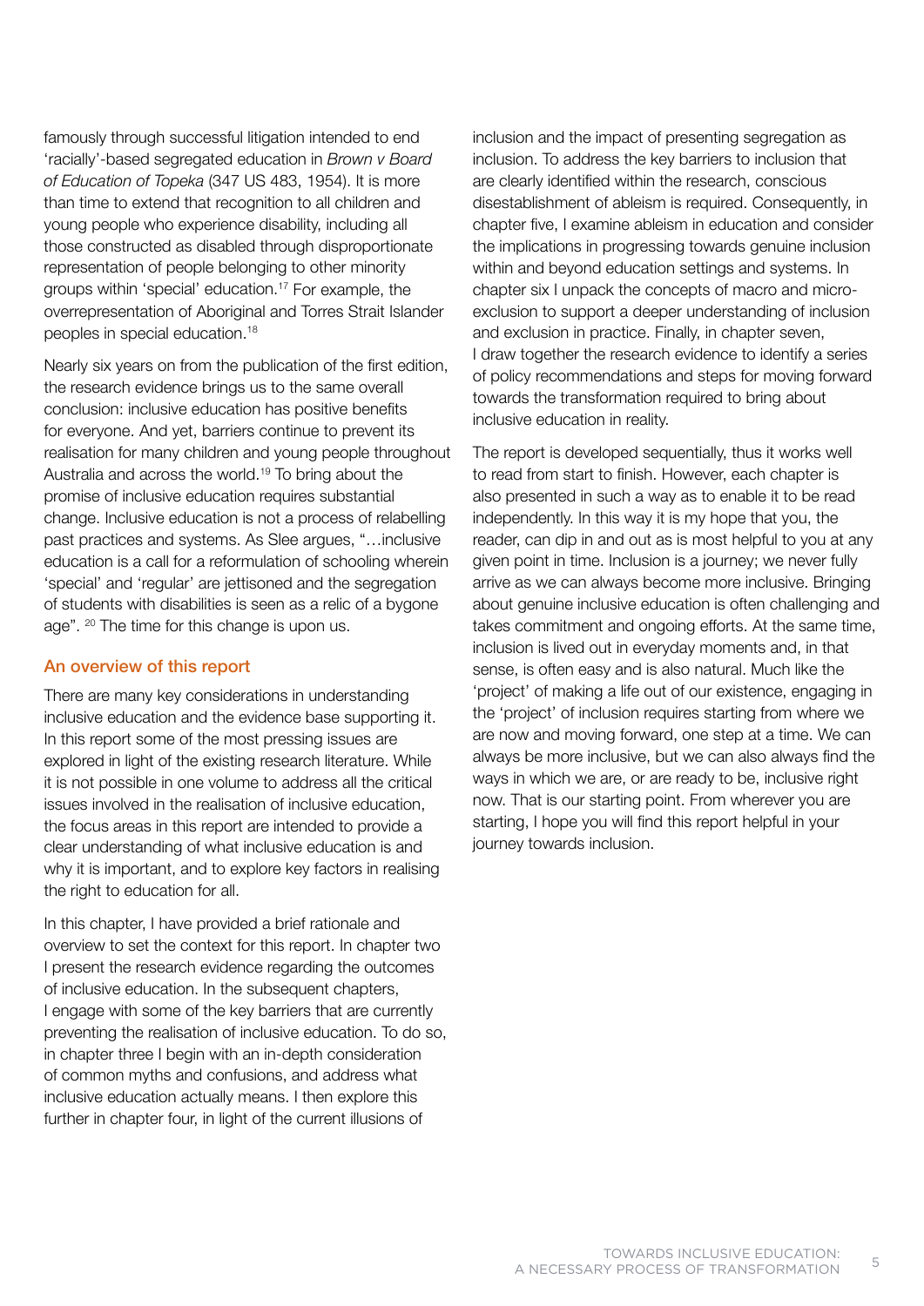famously through successful litigation intended to end 'racially'-based segregated education in *Brown v Board of Education of Topeka* (347 US 483, 1954). It is more than time to extend that recognition to all children and young people who experience disability, including all those constructed as disabled through disproportionate representation of people belonging to other minority groups within 'special' education.[17] For example, the overrepresentation of Aboriginal and Torres Strait Islander peoples in special education.[18]

Nearly six years on from the publication of the first edition, the research evidence brings us to the same overall conclusion: inclusive education has positive benefits for everyone. And yet, barriers continue to prevent its realisation for many children and young people throughout Australia and across the world.[19] To bring about the promise of inclusive education requires substantial change. Inclusive education is not a process of relabelling past practices and systems. As Slee argues, "…inclusive education is a call for a reformulation of schooling wherein 'special' and 'regular' are jettisoned and the segregation of students with disabilities is seen as a relic of a bygone age".[20] The time for this change is upon us.

## An overview of this report

There are many key considerations in understanding inclusive education and the evidence base supporting it. In this report some of the most pressing issues are explored in light of the existing research literature. While it is not possible in one volume to address all the critical issues involved in the realisation of inclusive education, the focus areas in this report are intended to provide a clear understanding of what inclusive education is and why it is important, and to explore key factors in realising the right to education for all.

In this chapter, I have provided a brief rationale and overview to set the context for this report. In chapter two I present the research evidence regarding the outcomes of inclusive education. In the subsequent chapters, I engage with some of the key barriers that are currently preventing the realisation of inclusive education. To do so, in chapter three I begin with an in-depth consideration of common myths and confusions, and address what inclusive education actually means. I then explore this further in chapter four, in light of the current illusions of inclusion and the impact of presenting segregation as inclusion. To address the key barriers to inclusion that are clearly identified within the research, conscious disestablishment of ableism is required. Consequently, in chapter five, I examine ableism in education and consider the implications in progressing towards genuine inclusion within and beyond education settings and systems. In chapter six I unpack the concepts of macro and micro-exclusion to support a deeper understanding of inclusion and exclusion in practice. Finally, in chapter seven, I draw together the research evidence to identify a series of policy recommendations and steps for moving forward towards the transformation required to bring about inclusive education in reality.

The report is developed sequentially, thus it works well to read from start to finish. However, each chapter is also presented in such a way as to enable it to be read independently. In this way it is my hope that you, the reader, can dip in and out as is most helpful to you at any given point in time. Inclusion is a journey; we never fully arrive as we can always become more inclusive. Bringing about genuine inclusive education is often challenging and takes commitment and ongoing efforts. At the same time, inclusion is lived out in everyday moments and, in that sense, is often easy and is also natural. Much like the 'project' of making a life out of our existence, engaging in the 'project' of inclusion requires starting from where we are now and moving forward, one step at a time. We can always be more inclusive, but we can also always find the ways in which we are, or are ready to be, inclusive right now. That is our starting point. From wherever you are starting, I hope you will find this report helpful in your journey towards inclusion.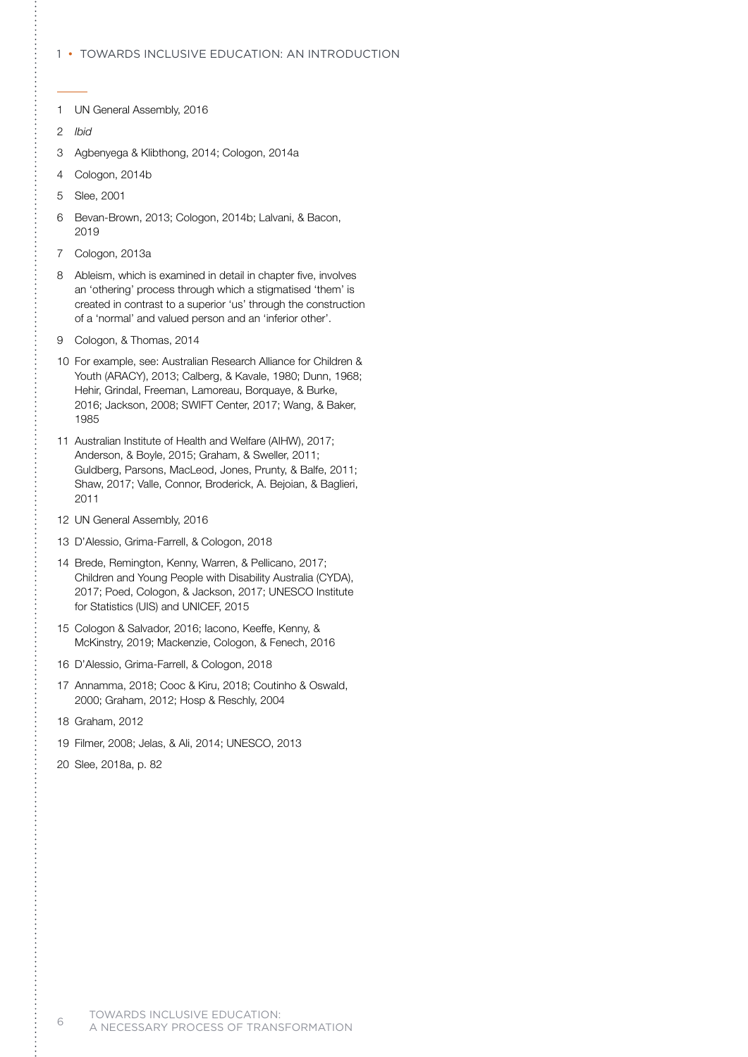1. UN General Assembly, 2016
2. *Ibid*
3. Agbenyega & Klibthong, 2014; Cologon, 2014a
4. Cologon, 2014b
5. Slee, 2001
6. Bevan-Brown, 2013; Cologon, 2014b; Lalvani, & Bacon, 2019
7. Cologon, 2013a
8. Ableism, which is examined in detail in chapter five, involves an 'othering' process through which a stigmatised 'them' is created in contrast to a superior 'us' through the construction of a 'normal' and valued person and an 'inferior other'.
9. Cologon, & Thomas, 2014
10. For example, see: Australian Research Alliance for Children & Youth (ARACY), 2013; Calberg, & Kavale, 1980; Dunn, 1968; Hehir, Grindal, Freeman, Lamoreau, Borquaye, & Burke, 2016; Jackson, 2008; SWIFT Center, 2017; Wang, & Baker, 1985
11. Australian Institute of Health and Welfare (AIHW), 2017; Anderson, & Boyle, 2015; Graham, & Sweller, 2011; Guldberg, Parsons, MacLeod, Jones, Prunty, & Balfe, 2011; Shaw, 2017; Valle, Connor, Broderick, A. Bejoian, & Baglieri, 2011
12. UN General Assembly, 2016
13. D'Alessio, Grima-Farrell, & Cologon, 2018
14. Brede, Remington, Kenny, Warren, & Pellicano, 2017; Children and Young People with Disability Australia (CYDA), 2017; Poed, Cologon, & Jackson, 2017; UNESCO Institute for Statistics (UIS) and UNICEF, 2015
15. Cologon & Salvador, 2016; Iacono, Keeffe, Kenny, & McKinstry, 2019; Mackenzie, Cologon, & Fenech, 2016
16. D'Alessio, Grima-Farrell, & Cologon, 2018
17. Annamma, 2018; Cooc & Kiru, 2018; Coutinho & Oswald, 2000; Graham, 2012; Hosp & Reschly, 2004
18. Graham, 2012
19. Filmer, 2008; Jelas, & Ali, 2014; UNESCO, 2013
20. Slee, 2018a, p. 82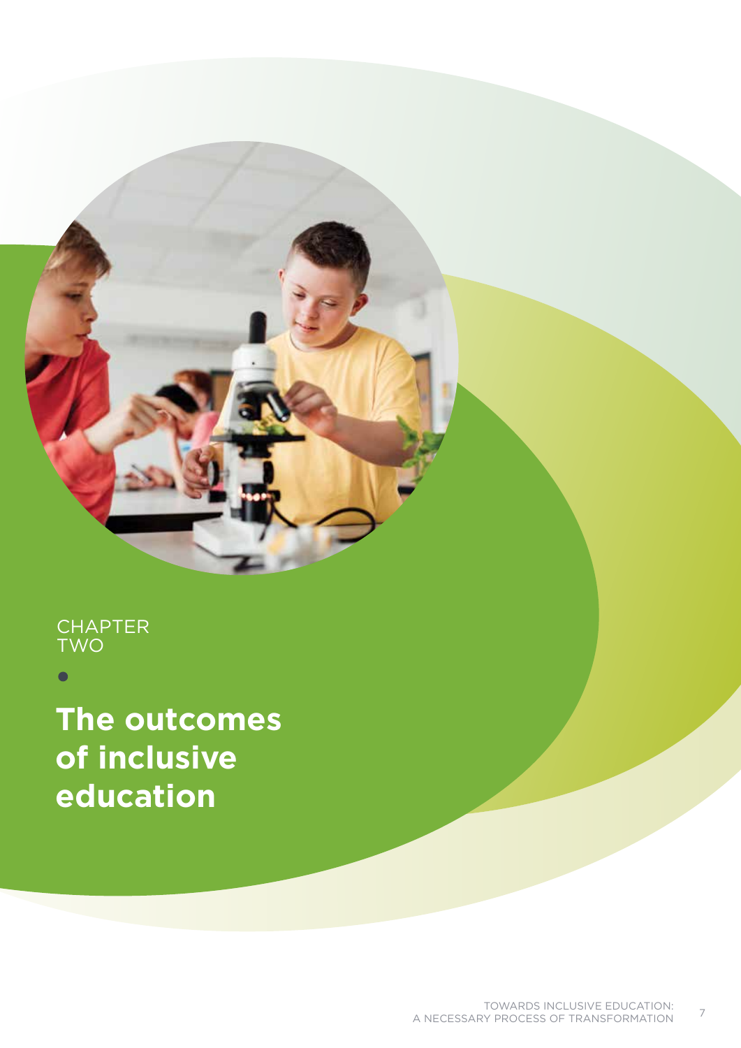CHAPTER TWO

# The outcomes of inclusive education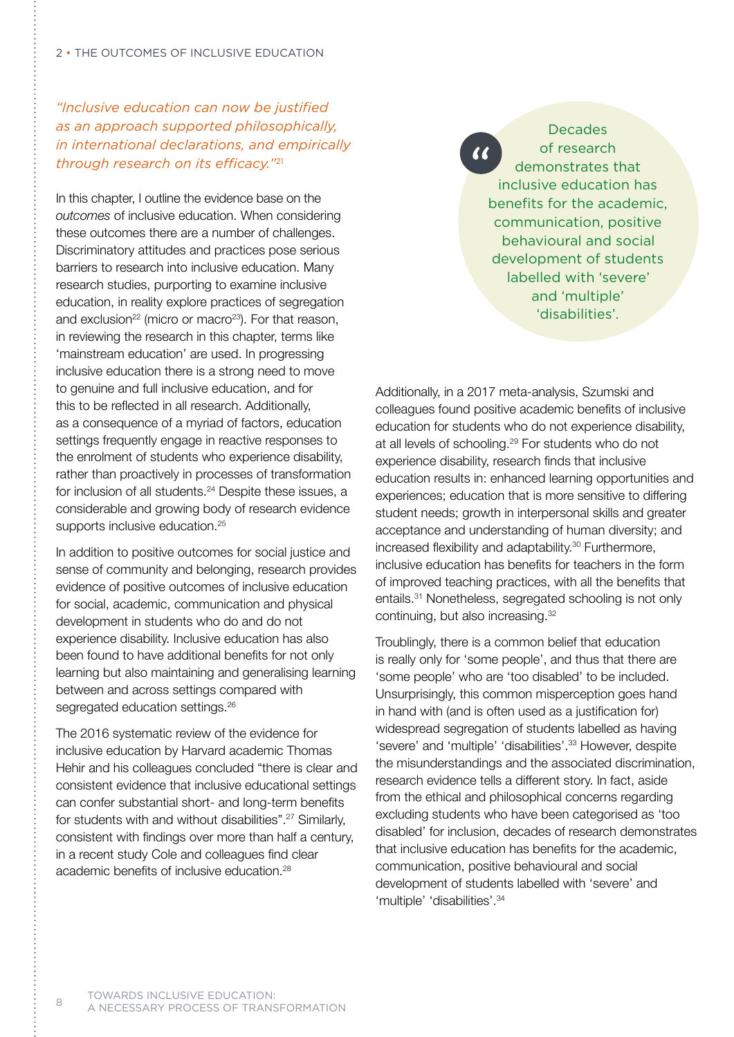*"Inclusive education can now be justified as an approach supported philosophically, in international declarations, and empirically through research on its efficacy."*[21]

In this chapter, I outline the evidence base on the *outcomes* of inclusive education. When considering these outcomes there are a number of challenges. Discriminatory attitudes and practices pose serious barriers to research into inclusive education. Many research studies, purporting to examine inclusive education, in reality explore practices of segregation and exclusion[22] (micro or macro[23]). For that reason, in reviewing the research in this chapter, terms like 'mainstream education' are used. In progressing inclusive education there is a strong need to move to genuine and full inclusive education, and for this to be reflected in all research. Additionally, as a consequence of a myriad of factors, education settings frequently engage in reactive responses to the enrolment of students who experience disability, rather than proactively in processes of transformation for inclusion of all students.[24] Despite these issues, a considerable and growing body of research evidence supports inclusive education.[25]

In addition to positive outcomes for social justice and sense of community and belonging, research provides evidence of positive outcomes of inclusive education for social, academic, communication and physical development in students who do and do not experience disability. Inclusive education has also been found to have additional benefits for not only learning but also maintaining and generalising learning between and across settings compared with segregated education settings.[26]

The 2016 systematic review of the evidence for inclusive education by Harvard academic Thomas Hehir and his colleagues concluded "there is clear and consistent evidence that inclusive educational settings can confer substantial short- and long-term benefits for students with and without disabilities".[27] Similarly, consistent with findings over more than half a century, in a recent study Cole and colleagues find clear academic benefits of inclusive education.[28]

> "Decades of research demonstrates that inclusive education has benefits for the academic, communication, positive behavioural and social development of students labelled with 'severe' and 'multiple' 'disabilities'.

Additionally, in a 2017 meta-analysis, Szumski and colleagues found positive academic benefits of inclusive education for students who do not experience disability, at all levels of schooling.[29] For students who do not experience disability, research finds that inclusive education results in: enhanced learning opportunities and experiences; education that is more sensitive to differing student needs; growth in interpersonal skills and greater acceptance and understanding of human diversity; and increased flexibility and adaptability.[30] Furthermore, inclusive education has benefits for teachers in the form of improved teaching practices, with all the benefits that entails.[31] Nonetheless, segregated schooling is not only continuing, but also increasing.[32]

Troublingly, there is a common belief that education is really only for 'some people', and thus that there are 'some people' who are 'too disabled' to be included. Unsurprisingly, this common misperception goes hand in hand with (and is often used as a justification for) widespread segregation of students labelled as having 'severe' and 'multiple' 'disabilities'.[33] However, despite the misunderstandings and the associated discrimination, research evidence tells a different story. In fact, aside from the ethical and philosophical concerns regarding excluding students who have been categorised as 'too disabled' for inclusion, decades of research demonstrates that inclusive education has benefits for the academic, communication, positive behavioural and social development of students labelled with 'severe' and 'multiple' 'disabilities'.[34]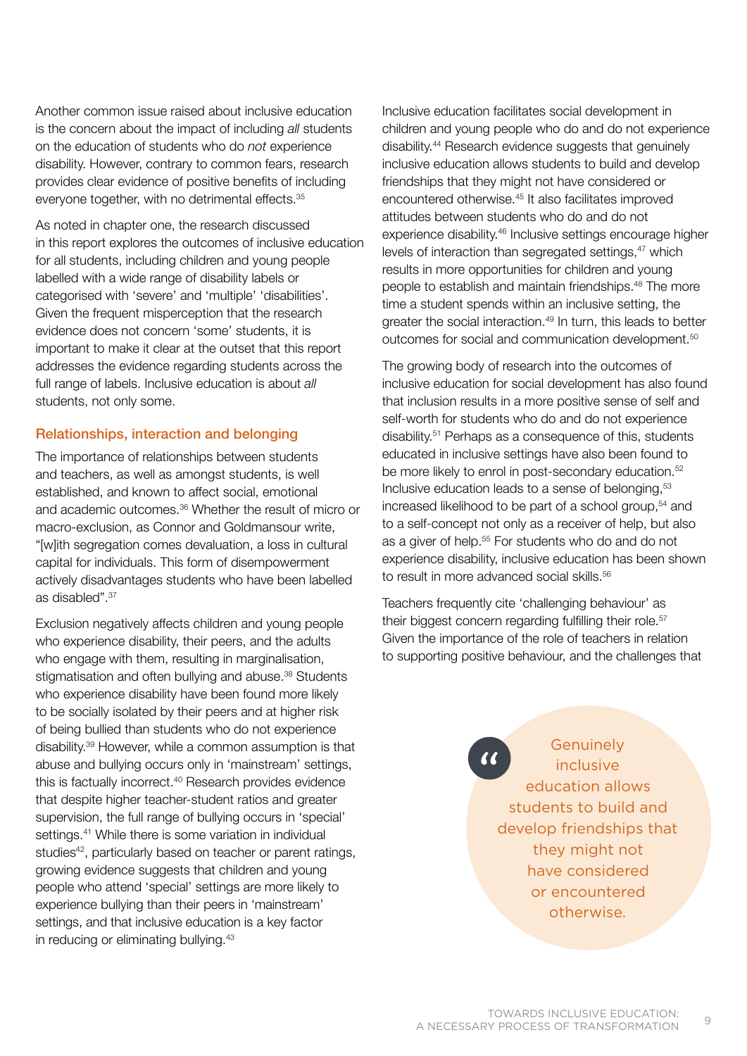Another common issue raised about inclusive education is the concern about the impact of including *all* students on the education of students who do *not* experience disability. However, contrary to common fears, research provides clear evidence of positive benefits of including everyone together, with no detrimental effects.[35]

As noted in chapter one, the research discussed in this report explores the outcomes of inclusive education for all students, including children and young people labelled with a wide range of disability labels or categorised with 'severe' and 'multiple' 'disabilities'. Given the frequent misperception that the research evidence does not concern 'some' students, it is important to make it clear at the outset that this report addresses the evidence regarding students across the full range of labels. Inclusive education is about *all* students, not only some.

### Relationships, interaction and belonging

The importance of relationships between students and teachers, as well as amongst students, is well established, and known to affect social, emotional and academic outcomes.[36] Whether the result of micro or macro-exclusion, as Connor and Goldmansour write, "[w]ith segregation comes devaluation, a loss in cultural capital for individuals. This form of disempowerment actively disadvantages students who have been labelled as disabled".[37]

Exclusion negatively affects children and young people who experience disability, their peers, and the adults who engage with them, resulting in marginalisation, stigmatisation and often bullying and abuse.[38] Students who experience disability have been found more likely to be socially isolated by their peers and at higher risk of being bullied than students who do not experience disability.[39] However, while a common assumption is that abuse and bullying occurs only in 'mainstream' settings, this is factually incorrect.[40] Research provides evidence that despite higher teacher-student ratios and greater supervision, the full range of bullying occurs in 'special' settings.[41] While there is some variation in individual studies[42], particularly based on teacher or parent ratings, growing evidence suggests that children and young people who attend 'special' settings are more likely to experience bullying than their peers in 'mainstream' settings, and that inclusive education is a key factor in reducing or eliminating bullying.[43]

Inclusive education facilitates social development in children and young people who do and do not experience disability.[44] Research evidence suggests that genuinely inclusive education allows students to build and develop friendships that they might not have considered or encountered otherwise.[45] It also facilitates improved attitudes between students who do and do not experience disability.[46] Inclusive settings encourage higher levels of interaction than segregated settings,[47] which results in more opportunities for children and young people to establish and maintain friendships.[48] The more time a student spends within an inclusive setting, the greater the social interaction.[49] In turn, this leads to better outcomes for social and communication development.[50]

The growing body of research into the outcomes of inclusive education for social development has also found that inclusion results in a more positive sense of self and self-worth for students who do and do not experience disability.[51] Perhaps as a consequence of this, students educated in inclusive settings have also been found to be more likely to enrol in post-secondary education.[52] Inclusive education leads to a sense of belonging,[53] increased likelihood to be part of a school group,[54] and to a self-concept not only as a receiver of help, but also as a giver of help.[55] For students who do and do not experience disability, inclusive education has been shown to result in more advanced social skills.[56]

Teachers frequently cite 'challenging behaviour' as their biggest concern regarding fulfilling their role.[57] Given the importance of the role of teachers in relation to supporting positive behaviour, and the challenges that

> "Genuinely inclusive education allows students to build and develop friendships that they might not have considered or encountered otherwise.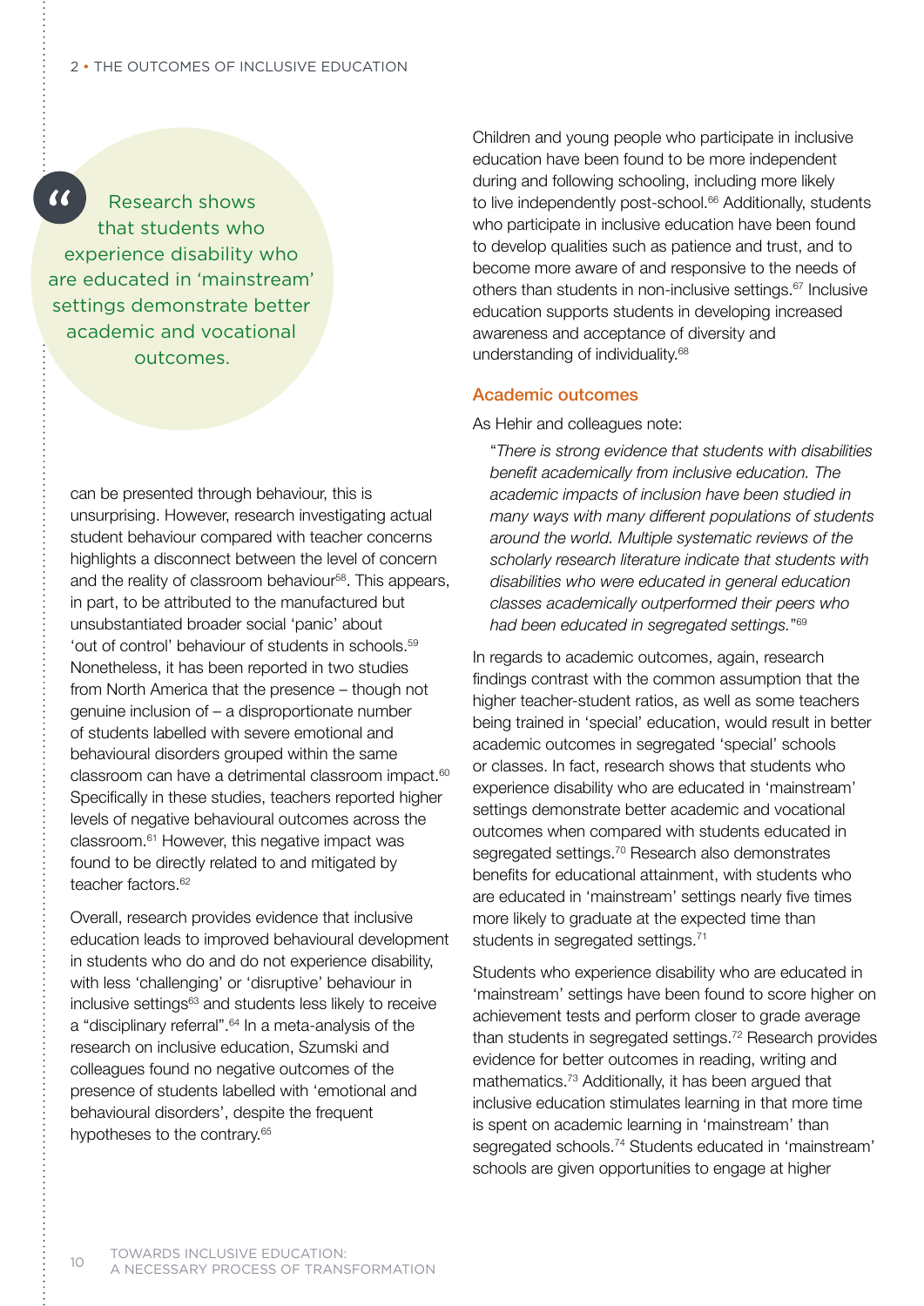> Research shows that students who experience disability who are educated in 'mainstream' settings demonstrate better academic and vocational outcomes.

can be presented through behaviour, this is unsurprising. However, research investigating actual student behaviour compared with teacher concerns highlights a disconnect between the level of concern and the reality of classroom behaviour[58]. This appears, in part, to be attributed to the manufactured but unsubstantiated broader social 'panic' about 'out of control' behaviour of students in schools.[59] Nonetheless, it has been reported in two studies from North America that the presence – though not genuine inclusion of – a disproportionate number of students labelled with severe emotional and behavioural disorders grouped within the same classroom can have a detrimental classroom impact.[60] Specifically in these studies, teachers reported higher levels of negative behavioural outcomes across the classroom.[61] However, this negative impact was found to be directly related to and mitigated by teacher factors.[62]

Overall, research provides evidence that inclusive education leads to improved behavioural development in students who do and do not experience disability, with less 'challenging' or 'disruptive' behaviour in inclusive settings[63] and students less likely to receive a "disciplinary referral".[64] In a meta-analysis of the research on inclusive education, Szumski and colleagues found no negative outcomes of the presence of students labelled with 'emotional and behavioural disorders', despite the frequent hypotheses to the contrary.[65]

Children and young people who participate in inclusive education have been found to be more independent during and following schooling, including more likely to live independently post-school.[66] Additionally, students who participate in inclusive education have been found to develop qualities such as patience and trust, and to become more aware of and responsive to the needs of others than students in non-inclusive settings.[67] Inclusive education supports students in developing increased awareness and acceptance of diversity and understanding of individuality.[68]

### Academic outcomes

As Hehir and colleagues note:

> *"There is strong evidence that students with disabilities benefit academically from inclusive education. The academic impacts of inclusion have been studied in many ways with many different populations of students around the world. Multiple systematic reviews of the scholarly research literature indicate that students with disabilities who were educated in general education classes academically outperformed their peers who had been educated in segregated settings."*[69]

In regards to academic outcomes, again, research findings contrast with the common assumption that the higher teacher-student ratios, as well as some teachers being trained in 'special' education, would result in better academic outcomes in segregated 'special' schools or classes. In fact, research shows that students who experience disability who are educated in 'mainstream' settings demonstrate better academic and vocational outcomes when compared with students educated in segregated settings.[70] Research also demonstrates benefits for educational attainment, with students who are educated in 'mainstream' settings nearly five times more likely to graduate at the expected time than students in segregated settings.[71]

Students who experience disability who are educated in 'mainstream' settings have been found to score higher on achievement tests and perform closer to grade average than students in segregated settings.[72] Research provides evidence for better outcomes in reading, writing and mathematics.[73] Additionally, it has been argued that inclusive education stimulates learning in that more time is spent on academic learning in 'mainstream' than segregated schools.[74] Students educated in 'mainstream' schools are given opportunities to engage at higher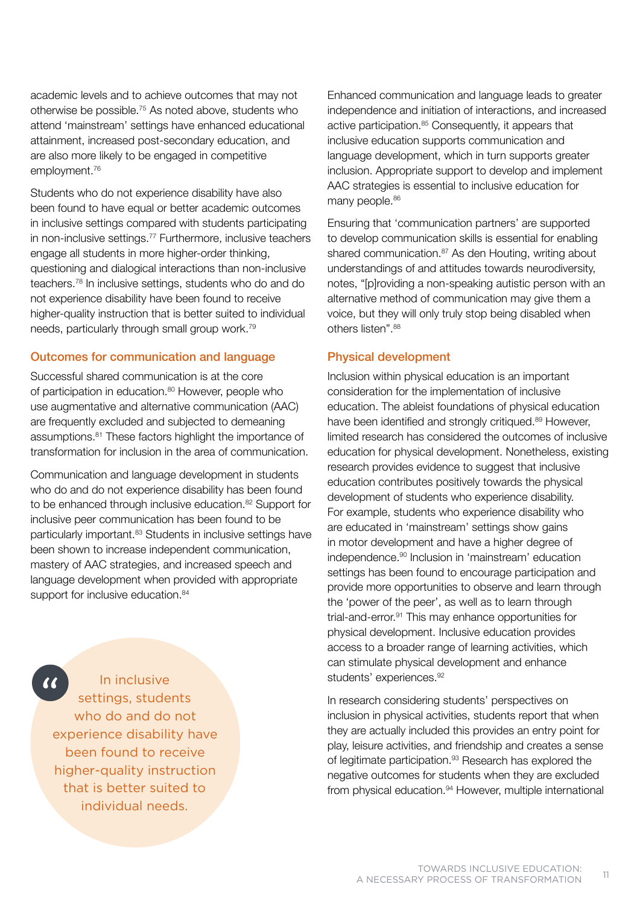academic levels and to achieve outcomes that may not otherwise be possible.[75] As noted above, students who attend 'mainstream' settings have enhanced educational attainment, increased post-secondary education, and are also more likely to be engaged in competitive employment.[76]

Students who do not experience disability have also been found to have equal or better academic outcomes in inclusive settings compared with students participating in non-inclusive settings.[77] Furthermore, inclusive teachers engage all students in more higher-order thinking, questioning and dialogical interactions than non-inclusive teachers.[78] In inclusive settings, students who do and do not experience disability have been found to receive higher-quality instruction that is better suited to individual needs, particularly through small group work.[79]

### Outcomes for communication and language

Successful shared communication is at the core of participation in education.[80] However, people who use augmentative and alternative communication (AAC) are frequently excluded and subjected to demeaning assumptions.[81] These factors highlight the importance of transformation for inclusion in the area of communication.

Communication and language development in students who do and do not experience disability has been found to be enhanced through inclusive education.[82] Support for inclusive peer communication has been found to be particularly important.[83] Students in inclusive settings have been shown to increase independent communication, mastery of AAC strategies, and increased speech and language development when provided with appropriate support for inclusive education.[84]

> "In inclusive settings, students who do and do not experience disability have been found to receive higher-quality instruction that is better suited to individual needs.

Enhanced communication and language leads to greater independence and initiation of interactions, and increased active participation.[85] Consequently, it appears that inclusive education supports communication and language development, which in turn supports greater inclusion. Appropriate support to develop and implement AAC strategies is essential to inclusive education for many people.[86]

Ensuring that 'communication partners' are supported to develop communication skills is essential for enabling shared communication.[87] As den Houting, writing about understandings of and attitudes towards neurodiversity, notes, "[p]roviding a non-speaking autistic person with an alternative method of communication may give them a voice, but they will only truly stop being disabled when others listen".[88]

### Physical development

Inclusion within physical education is an important consideration for the implementation of inclusive education. The ableist foundations of physical education have been identified and strongly critiqued.[89] However, limited research has considered the outcomes of inclusive education for physical development. Nonetheless, existing research provides evidence to suggest that inclusive education contributes positively towards the physical development of students who experience disability. For example, students who experience disability who are educated in 'mainstream' settings show gains in motor development and have a higher degree of independence.[90] Inclusion in 'mainstream' education settings has been found to encourage participation and provide more opportunities to observe and learn through the 'power of the peer', as well as to learn through trial-and-error.[91] This may enhance opportunities for physical development. Inclusive education provides access to a broader range of learning activities, which can stimulate physical development and enhance students' experiences.[92]

In research considering students' perspectives on inclusion in physical activities, students report that when they are actually included this provides an entry point for play, leisure activities, and friendship and creates a sense of legitimate participation.[93] Research has explored the negative outcomes for students when they are excluded from physical education.[94] However, multiple international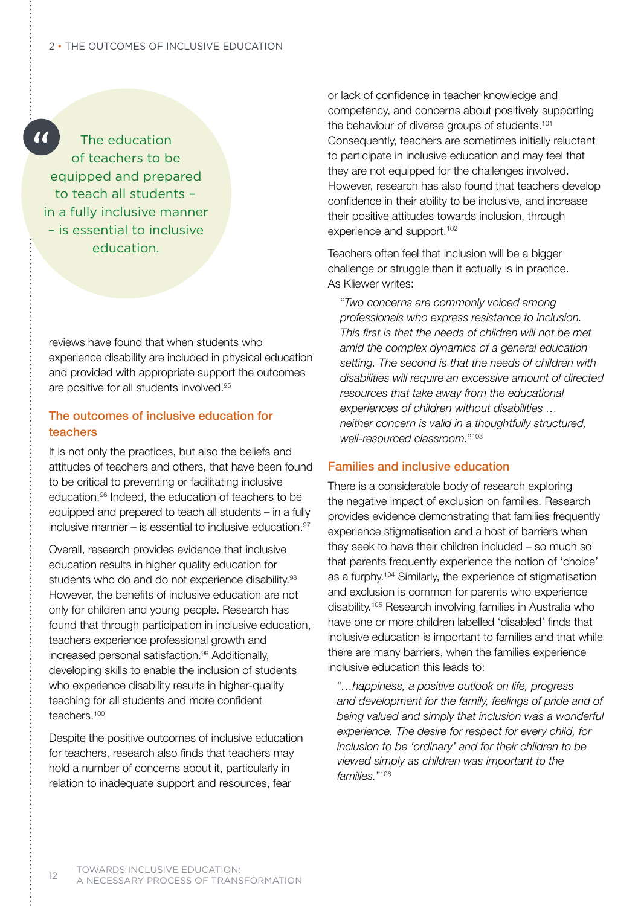> "The education of teachers to be equipped and prepared to teach all students – in a fully inclusive manner – is essential to inclusive education.

reviews have found that when students who experience disability are included in physical education and provided with appropriate support the outcomes are positive for all students involved.[95]

### The outcomes of inclusive education for teachers

It is not only the practices, but also the beliefs and attitudes of teachers and others, that have been found to be critical to preventing or facilitating inclusive education.[96] Indeed, the education of teachers to be equipped and prepared to teach all students – in a fully inclusive manner – is essential to inclusive education.[97]

Overall, research provides evidence that inclusive education results in higher quality education for students who do and do not experience disability.[98] However, the benefits of inclusive education are not only for children and young people. Research has found that through participation in inclusive education, teachers experience professional growth and increased personal satisfaction.[99] Additionally, developing skills to enable the inclusion of students who experience disability results in higher-quality teaching for all students and more confident teachers.[100]

Despite the positive outcomes of inclusive education for teachers, research also finds that teachers may hold a number of concerns about it, particularly in relation to inadequate support and resources, fear or lack of confidence in teacher knowledge and competency, and concerns about positively supporting the behaviour of diverse groups of students.[101] Consequently, teachers are sometimes initially reluctant to participate in inclusive education and may feel that they are not equipped for the challenges involved. However, research has also found that teachers develop confidence in their ability to be inclusive, and increase their positive attitudes towards inclusion, through experience and support.[102]

Teachers often feel that inclusion will be a bigger challenge or struggle than it actually is in practice. As Kliewer writes:

> "*Two concerns are commonly voiced among professionals who express resistance to inclusion. This first is that the needs of children will not be met amid the complex dynamics of a general education setting. The second is that the needs of children with disabilities will require an excessive amount of directed resources that take away from the educational experiences of children without disabilities … neither concern is valid in a thoughtfully structured, well-resourced classroom.*"[103]

### Families and inclusive education

There is a considerable body of research exploring the negative impact of exclusion on families. Research provides evidence demonstrating that families frequently experience stigmatisation and a host of barriers when they seek to have their children included – so much so that parents frequently experience the notion of 'choice' as a furphy.[104] Similarly, the experience of stigmatisation and exclusion is common for parents who experience disability.[105] Research involving families in Australia who have one or more children labelled 'disabled' finds that inclusive education is important to families and that while there are many barriers, when the families experience inclusive education this leads to:

> "*…happiness, a positive outlook on life, progress and development for the family, feelings of pride and of being valued and simply that inclusion was a wonderful experience. The desire for respect for every child, for inclusion to be 'ordinary' and for their children to be viewed simply as children was important to the families.*"[106]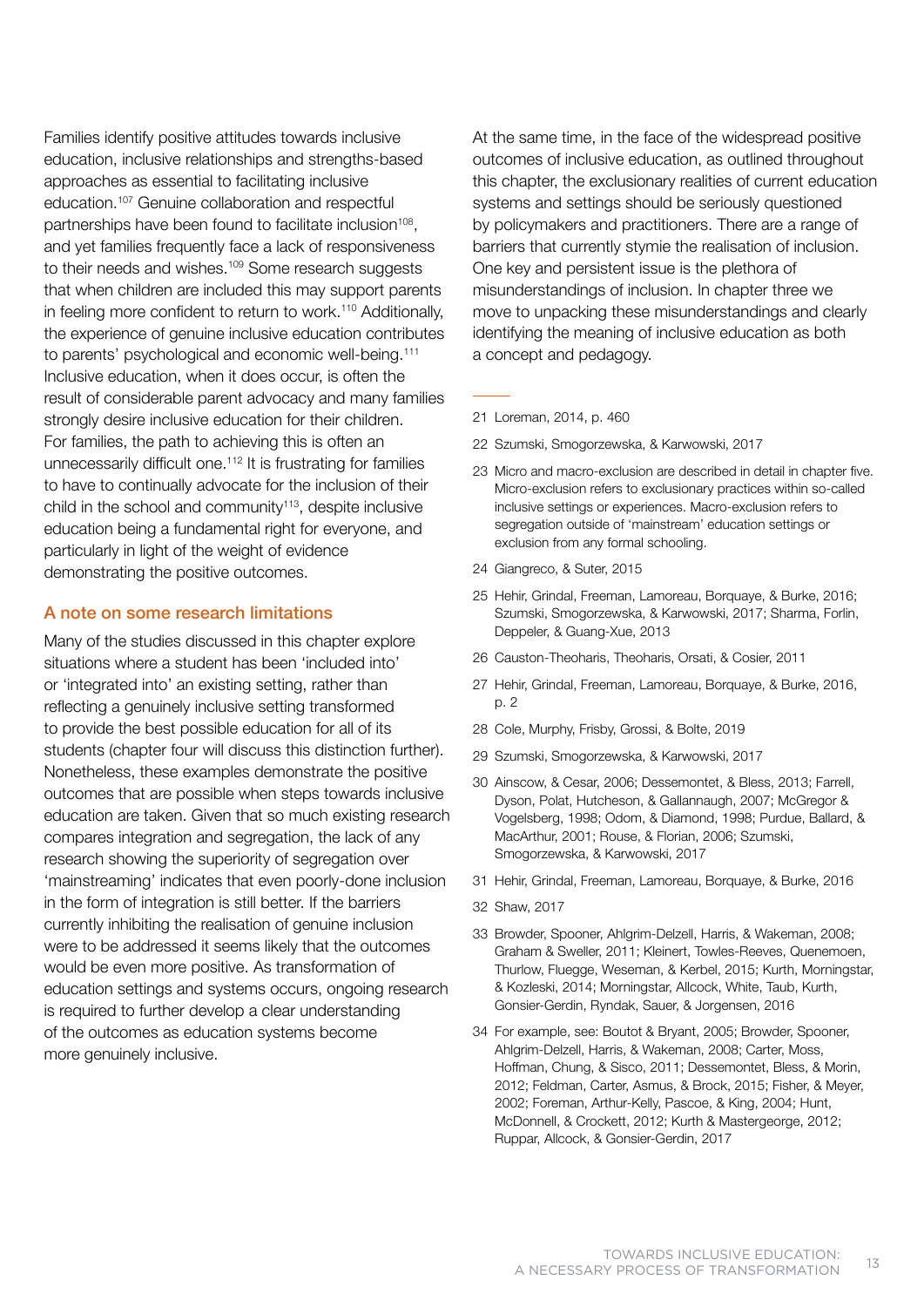Families identify positive attitudes towards inclusive education, inclusive relationships and strengths-based approaches as essential to facilitating inclusive education.[107] Genuine collaboration and respectful partnerships have been found to facilitate inclusion[108], and yet families frequently face a lack of responsiveness to their needs and wishes.[109] Some research suggests that when children are included this may support parents in feeling more confident to return to work.[110] Additionally, the experience of genuine inclusive education contributes to parents' psychological and economic well-being.[111] Inclusive education, when it does occur, is often the result of considerable parent advocacy and many families strongly desire inclusive education for their children. For families, the path to achieving this is often an unnecessarily difficult one.[112] It is frustrating for families to have to continually advocate for the inclusion of their child in the school and community[113], despite inclusive education being a fundamental right for everyone, and particularly in light of the weight of evidence demonstrating the positive outcomes.

### A note on some research limitations

Many of the studies discussed in this chapter explore situations where a student has been 'included into' or 'integrated into' an existing setting, rather than reflecting a genuinely inclusive setting transformed to provide the best possible education for all of its students (chapter four will discuss this distinction further). Nonetheless, these examples demonstrate the positive outcomes that are possible when steps towards inclusive education are taken. Given that so much existing research compares integration and segregation, the lack of any research showing the superiority of segregation over 'mainstreaming' indicates that even poorly-done inclusion in the form of integration is still better. If the barriers currently inhibiting the realisation of genuine inclusion were to be addressed it seems likely that the outcomes would be even more positive. As transformation of education settings and systems occurs, ongoing research is required to further develop a clear understanding of the outcomes as education systems become more genuinely inclusive.

At the same time, in the face of the widespread positive outcomes of inclusive education, as outlined throughout this chapter, the exclusionary realities of current education systems and settings should be seriously questioned by policymakers and practitioners. There are a range of barriers that currently stymie the realisation of inclusion. One key and persistent issue is the plethora of misunderstandings of inclusion. In chapter three we move to unpacking these misunderstandings and clearly identifying the meaning of inclusive education as both a concept and pedagogy.

---

21 Loreman, 2014, p. 460

22 Szumski, Smogorzewska, & Karwowski, 2017

23 Micro and macro-exclusion are described in detail in chapter five. Micro-exclusion refers to exclusionary practices within so-called inclusive settings or experiences. Macro-exclusion refers to segregation outside of 'mainstream' education settings or exclusion from any formal schooling.

24 Giangreco, & Suter, 2015

25 Hehir, Grindal, Freeman, Lamoreau, Borquaye, & Burke, 2016; Szumski, Smogorzewska, & Karwowski, 2017; Sharma, Forlin, Deppeler, & Guang-Xue, 2013

26 Causton-Theoharis, Theoharis, Orsati, & Cosier, 2011

27 Hehir, Grindal, Freeman, Lamoreau, Borquaye, & Burke, 2016, p. 2

28 Cole, Murphy, Frisby, Grossi, & Bolte, 2019

29 Szumski, Smogorzewska, & Karwowski, 2017

30 Ainscow, & Cesar, 2006; Dessemontet, & Bless, 2013; Farrell, Dyson, Polat, Hutcheson, & Gallannaugh, 2007; McGregor & Vogelsberg, 1998; Odom, & Diamond, 1998; Purdue, Ballard, & MacArthur, 2001; Rouse, & Florian, 2006; Szumski, Smogorzewska, & Karwowski, 2017

31 Hehir, Grindal, Freeman, Lamoreau, Borquaye, & Burke, 2016

32 Shaw, 2017

33 Browder, Spooner, Ahlgrim-Delzell, Harris, & Wakeman, 2008; Graham & Sweller, 2011; Kleinert, Towles-Reeves, Quenemoen, Thurlow, Fluegge, Weseman, & Kerbel, 2015; Kurth, Morningstar, & Kozleski, 2014; Morningstar, Allcock, White, Taub, Kurth, Gonsier-Gerdin, Ryndak, Sauer, & Jorgensen, 2016

34 For example, see: Boutot & Bryant, 2005; Browder, Spooner, Ahlgrim-Delzell, Harris, & Wakeman, 2008; Carter, Moss, Hoffman, Chung, & Sisco, 2011; Dessemontet, Bless, & Morin, 2012; Feldman, Carter, Asmus, & Brock, 2015; Fisher, & Meyer, 2002; Foreman, Arthur-Kelly, Pascoe, & King, 2004; Hunt, McDonnell, & Crockett, 2012; Kurth & Mastergeorge, 2012; Ruppar, Allcock, & Gonsier-Gerdin, 2017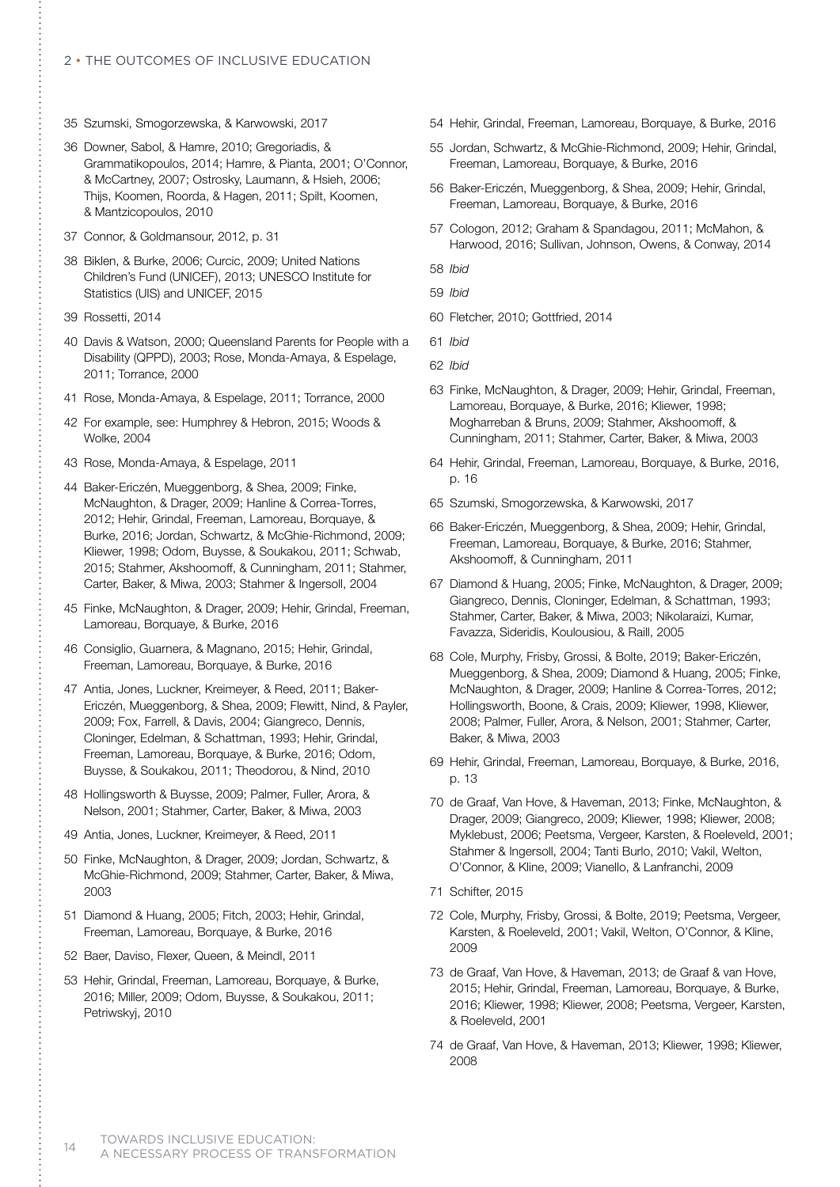35 Szumski, Smogorzewska, & Karwowski, 2017

36 Downer, Sabol, & Hamre, 2010; Gregoriadis, & Grammatikopoulos, 2014; Hamre, & Pianta, 2001; O'Connor, & McCartney, 2007; Ostrosky, Laumann, & Hsieh, 2006; Thijs, Koomen, Roorda, & Hagen, 2011; Spilt, Koomen, & Mantzicopoulos, 2010

37 Connor, & Goldmansour, 2012, p. 31

38 Biklen, & Burke, 2006; Curcic, 2009; United Nations Children's Fund (UNICEF), 2013; UNESCO Institute for Statistics (UIS) and UNICEF, 2015

39 Rossetti, 2014

40 Davis & Watson, 2000; Queensland Parents for People with a Disability (QPPD), 2003; Rose, Monda-Amaya, & Espelage, 2011; Torrance, 2000

41 Rose, Monda-Amaya, & Espelage, 2011; Torrance, 2000

42 For example, see: Humphrey & Hebron, 2015; Woods & Wolke, 2004

43 Rose, Monda-Amaya, & Espelage, 2011

44 Baker-Ericzén, Mueggenborg, & Shea, 2009; Finke, McNaughton, & Drager, 2009; Hanline & Correa-Torres, 2012; Hehir, Grindal, Freeman, Lamoreau, Borquaye, & Burke, 2016; Jordan, Schwartz, & McGhie-Richmond, 2009; Kliewer, 1998; Odom, Buysse, & Soukakou, 2011; Schwab, 2015; Stahmer, Akshoomoff, & Cunningham, 2011; Stahmer, Carter, Baker, & Miwa, 2003; Stahmer & Ingersoll, 2004

45 Finke, McNaughton, & Drager, 2009; Hehir, Grindal, Freeman, Lamoreau, Borquaye, & Burke, 2016

46 Consiglio, Guarnera, & Magnano, 2015; Hehir, Grindal, Freeman, Lamoreau, Borquaye, & Burke, 2016

47 Antia, Jones, Luckner, Kreimeyer, & Reed, 2011; Baker-Ericzén, Mueggenborg, & Shea, 2009; Flewitt, Nind, & Payler, 2009; Fox, Farrell, & Davis, 2004; Giangreco, Dennis, Cloninger, Edelman, & Schattman, 1993; Hehir, Grindal, Freeman, Lamoreau, Borquaye, & Burke, 2016; Odom, Buysse, & Soukakou, 2011; Theodorou, & Nind, 2010

48 Hollingsworth & Buysse, 2009; Palmer, Fuller, Arora, & Nelson, 2001; Stahmer, Carter, Baker, & Miwa, 2003

49 Antia, Jones, Luckner, Kreimeyer, & Reed, 2011

50 Finke, McNaughton, & Drager, 2009; Jordan, Schwartz, & McGhie-Richmond, 2009; Stahmer, Carter, Baker, & Miwa, 2003

51 Diamond & Huang, 2005; Fitch, 2003; Hehir, Grindal, Freeman, Lamoreau, Borquaye, & Burke, 2016

52 Baer, Daviso, Flexer, Queen, & Meindl, 2011

53 Hehir, Grindal, Freeman, Lamoreau, Borquaye, & Burke, 2016; Miller, 2009; Odom, Buysse, & Soukakou, 2011; Petriwskyj, 2010

54 Hehir, Grindal, Freeman, Lamoreau, Borquaye, & Burke, 2016

55 Jordan, Schwartz, & McGhie-Richmond, 2009; Hehir, Grindal, Freeman, Lamoreau, Borquaye, & Burke, 2016

56 Baker-Ericzén, Mueggenborg, & Shea, 2009; Hehir, Grindal, Freeman, Lamoreau, Borquaye, & Burke, 2016

57 Cologon, 2012; Graham & Spandagou, 2011; McMahon, & Harwood, 2016; Sullivan, Johnson, Owens, & Conway, 2014

58 *Ibid*

59 *Ibid*

60 Fletcher, 2010; Gottfried, 2014

61 *Ibid*

62 *Ibid*

63 Finke, McNaughton, & Drager, 2009; Hehir, Grindal, Freeman, Lamoreau, Borquaye, & Burke, 2016; Kliewer, 1998; Mogharreban & Bruns, 2009; Stahmer, Akshoomoff, & Cunningham, 2011; Stahmer, Carter, Baker, & Miwa, 2003

64 Hehir, Grindal, Freeman, Lamoreau, Borquaye, & Burke, 2016, p. 16

65 Szumski, Smogorzewska, & Karwowski, 2017

66 Baker-Ericzén, Mueggenborg, & Shea, 2009; Hehir, Grindal, Freeman, Lamoreau, Borquaye, & Burke, 2016; Stahmer, Akshoomoff, & Cunningham, 2011

67 Diamond & Huang, 2005; Finke, McNaughton, & Drager, 2009; Giangreco, Dennis, Cloninger, Edelman, & Schattman, 1993; Stahmer, Carter, Baker, & Miwa, 2003; Nikolaraizi, Kumar, Favazza, Sideridis, Koulousiou, & Raill, 2005

68 Cole, Murphy, Frisby, Grossi, & Bolte, 2019; Baker-Ericzén, Mueggenborg, & Shea, 2009; Diamond & Huang, 2005; Finke, McNaughton, & Drager, 2009; Hanline & Correa-Torres, 2012; Hollingsworth, Boone, & Crais, 2009; Kliewer, 1998, Kliewer, 2008; Palmer, Fuller, Arora, & Nelson, 2001; Stahmer, Carter, Baker, & Miwa, 2003

69 Hehir, Grindal, Freeman, Lamoreau, Borquaye, & Burke, 2016, p. 13

70 de Graaf, Van Hove, & Haveman, 2013; Finke, McNaughton, & Drager, 2009; Giangreco, 2009; Kliewer, 1998; Kliewer, 2008; Myklebust, 2006; Peetsma, Vergeer, Karsten, & Roeleveld, 2001; Stahmer & Ingersoll, 2004; Tanti Burlo, 2010; Vakil, Welton, O'Connor, & Kline, 2009; Vianello, & Lanfranchi, 2009

71 Schifter, 2015

72 Cole, Murphy, Frisby, Grossi, & Bolte, 2019; Peetsma, Vergeer, Karsten, & Roeleveld, 2001; Vakil, Welton, O'Connor, & Kline, 2009

73 de Graaf, Van Hove, & Haveman, 2013; de Graaf & van Hove, 2015; Hehir, Grindal, Freeman, Lamoreau, Borquaye, & Burke, 2016; Kliewer, 1998; Kliewer, 2008; Peetsma, Vergeer, Karsten, & Roeleveld, 2001

74 de Graaf, Van Hove, & Haveman, 2013; Kliewer, 1998; Kliewer, 2008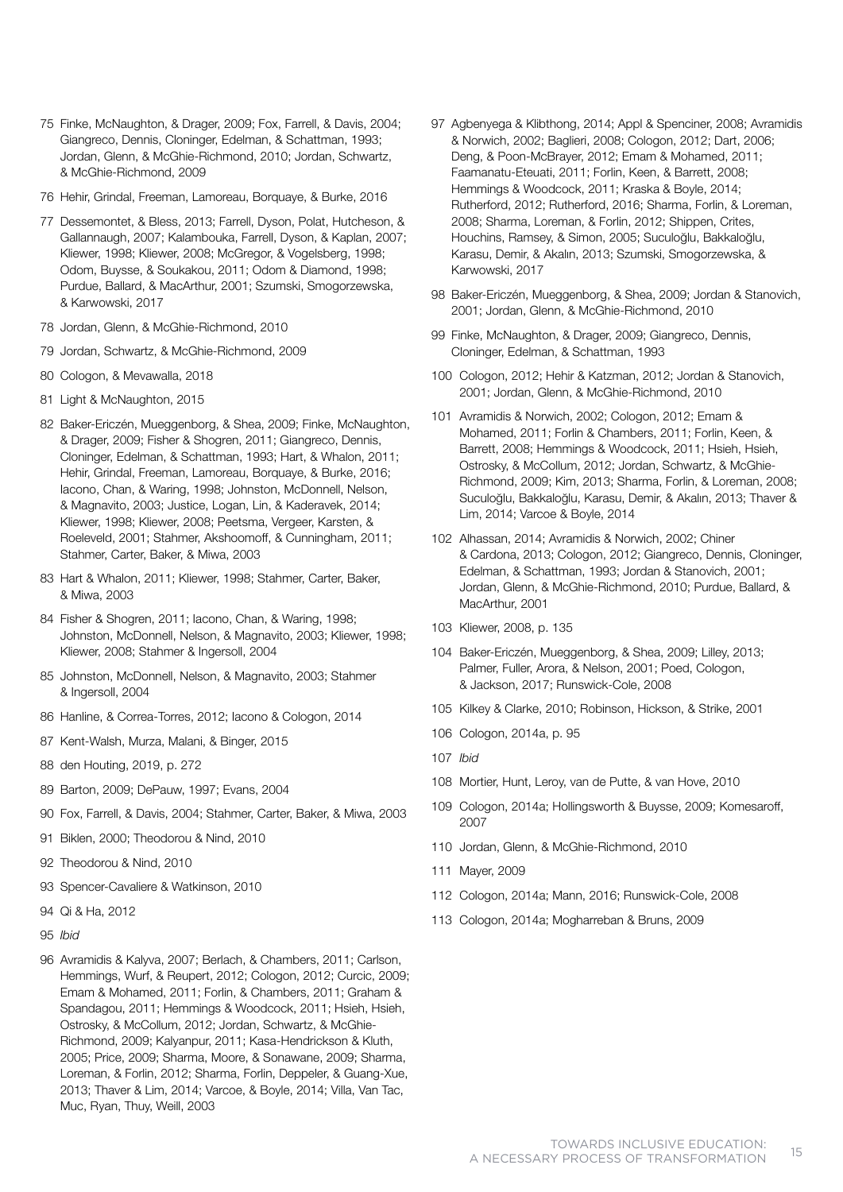75 Finke, McNaughton, & Drager, 2009; Fox, Farrell, & Davis, 2004; Giangreco, Dennis, Cloninger, Edelman, & Schattman, 1993; Jordan, Glenn, & McGhie-Richmond, 2010; Jordan, Schwartz, & McGhie-Richmond, 2009

76 Hehir, Grindal, Freeman, Lamoreau, Borquaye, & Burke, 2016

77 Dessemontet, & Bless, 2013; Farrell, Dyson, Polat, Hutcheson, & Gallannaugh, 2007; Kalambouka, Farrell, Dyson, & Kaplan, 2007; Kliewer, 1998; Kliewer, 2008; McGregor, & Vogelsberg, 1998; Odom, Buysse, & Soukakou, 2011; Odom & Diamond, 1998; Purdue, Ballard, & MacArthur, 2001; Szumski, Smogorzewska, & Karwowski, 2017

78 Jordan, Glenn, & McGhie-Richmond, 2010

79 Jordan, Schwartz, & McGhie-Richmond, 2009

80 Cologon, & Mevawalla, 2018

81 Light & McNaughton, 2015

82 Baker-Ericzén, Mueggenborg, & Shea, 2009; Finke, McNaughton, & Drager, 2009; Fisher & Shogren, 2011; Giangreco, Dennis, Cloninger, Edelman, & Schattman, 1993; Hart, & Whalon, 2011; Hehir, Grindal, Freeman, Lamoreau, Borquaye, & Burke, 2016; Iacono, Chan, & Waring, 1998; Johnston, McDonnell, Nelson, & Magnavito, 2003; Justice, Logan, Lin, & Kaderavek, 2014; Kliewer, 1998; Kliewer, 2008; Peetsma, Vergeer, Karsten, & Roeleveld, 2001; Stahmer, Akshoomoff, & Cunningham, 2011; Stahmer, Carter, Baker, & Miwa, 2003

83 Hart & Whalon, 2011; Kliewer, 1998; Stahmer, Carter, Baker, & Miwa, 2003

84 Fisher & Shogren, 2011; Iacono, Chan, & Waring, 1998; Johnston, McDonnell, Nelson, & Magnavito, 2003; Kliewer, 1998; Kliewer, 2008; Stahmer & Ingersoll, 2004

85 Johnston, McDonnell, Nelson, & Magnavito, 2003; Stahmer & Ingersoll, 2004

86 Hanline, & Correa-Torres, 2012; Iacono & Cologon, 2014

87 Kent-Walsh, Murza, Malani, & Binger, 2015

88 den Houting, 2019, p. 272

89 Barton, 2009; DePauw, 1997; Evans, 2004

90 Fox, Farrell, & Davis, 2004; Stahmer, Carter, Baker, & Miwa, 2003

91 Biklen, 2000; Theodorou & Nind, 2010

92 Theodorou & Nind, 2010

93 Spencer-Cavaliere & Watkinson, 2010

94 Qi & Ha, 2012

95 *Ibid*

96 Avramidis & Kalyva, 2007; Berlach, & Chambers, 2011; Carlson, Hemmings, Wurf, & Reupert, 2012; Cologon, 2012; Curcic, 2009; Emam & Mohamed, 2011; Forlin, & Chambers, 2011; Graham & Spandagou, 2011; Hemmings & Woodcock, 2011; Hsieh, Hsieh, Ostrosky, & McCollum, 2012; Jordan, Schwartz, & McGhie-Richmond, 2009; Kalyanpur, 2011; Kasa-Hendrickson & Kluth, 2005; Price, 2009; Sharma, Moore, & Sonawane, 2009; Sharma, Loreman, & Forlin, 2012; Sharma, Forlin, Deppeler, & Guang-Xue, 2013; Thaver & Lim, 2014; Varcoe, & Boyle, 2014; Villa, Van Tac, Muc, Ryan, Thuy, Weill, 2003

97 Agbenyega & Klibthong, 2014; Appl & Spenciner, 2008; Avramidis & Norwich, 2002; Baglieri, 2008; Cologon, 2012; Dart, 2006; Deng, & Poon-McBrayer, 2012; Emam & Mohamed, 2011; Faamanatu-Eteuati, 2011; Forlin, Keen, & Barrett, 2008; Hemmings & Woodcock, 2011; Kraska & Boyle, 2014; Rutherford, 2012; Rutherford, 2016; Sharma, Forlin, & Loreman, 2008; Sharma, Loreman, & Forlin, 2012; Shippen, Crites, Houchins, Ramsey, & Simon, 2005; Suculoğlu, Bakkaloğlu, Karasu, Demir, & Akalın, 2013; Szumski, Smogorzewska, & Karwowski, 2017

98 Baker-Ericzén, Mueggenborg, & Shea, 2009; Jordan & Stanovich, 2001; Jordan, Glenn, & McGhie-Richmond, 2010

99 Finke, McNaughton, & Drager, 2009; Giangreco, Dennis, Cloninger, Edelman, & Schattman, 1993

100 Cologon, 2012; Hehir & Katzman, 2012; Jordan & Stanovich, 2001; Jordan, Glenn, & McGhie-Richmond, 2010

101 Avramidis & Norwich, 2002; Cologon, 2012; Emam & Mohamed, 2011; Forlin & Chambers, 2011; Forlin, Keen, & Barrett, 2008; Hemmings & Woodcock, 2011; Hsieh, Hsieh, Ostrosky, & McCollum, 2012; Jordan, Schwartz, & McGhie-Richmond, 2009; Kim, 2013; Sharma, Forlin, & Loreman, 2008; Suculoğlu, Bakkaloğlu, Karasu, Demir, & Akalın, 2013; Thaver & Lim, 2014; Varcoe & Boyle, 2014

102 Alhassan, 2014; Avramidis & Norwich, 2002; Chiner & Cardona, 2013; Cologon, 2012; Giangreco, Dennis, Cloninger, Edelman, & Schattman, 1993; Jordan & Stanovich, 2001; Jordan, Glenn, & McGhie-Richmond, 2010; Purdue, Ballard, & MacArthur, 2001

103 Kliewer, 2008, p. 135

104 Baker-Ericzén, Mueggenborg, & Shea, 2009; Lilley, 2013; Palmer, Fuller, Arora, & Nelson, 2001; Poed, Cologon, & Jackson, 2017; Runswick-Cole, 2008

105 Kilkey & Clarke, 2010; Robinson, Hickson, & Strike, 2001

106 Cologon, 2014a, p. 95

107 *Ibid*

108 Mortier, Hunt, Leroy, van de Putte, & van Hove, 2010

109 Cologon, 2014a; Hollingsworth & Buysse, 2009; Komesaroff, 2007

110 Jordan, Glenn, & McGhie-Richmond, 2010

111 Mayer, 2009

112 Cologon, 2014a; Mann, 2016; Runswick-Cole, 2008

113 Cologon, 2014a; Mogharreban & Bruns, 2009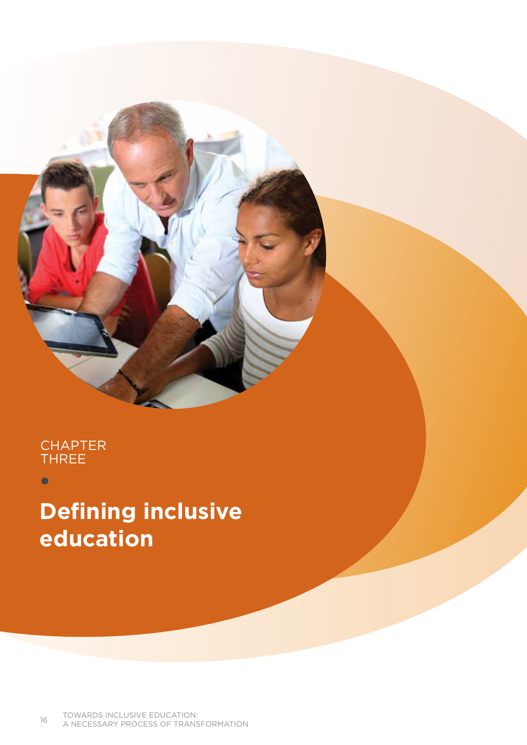CHAPTER THREE

# Defining inclusive education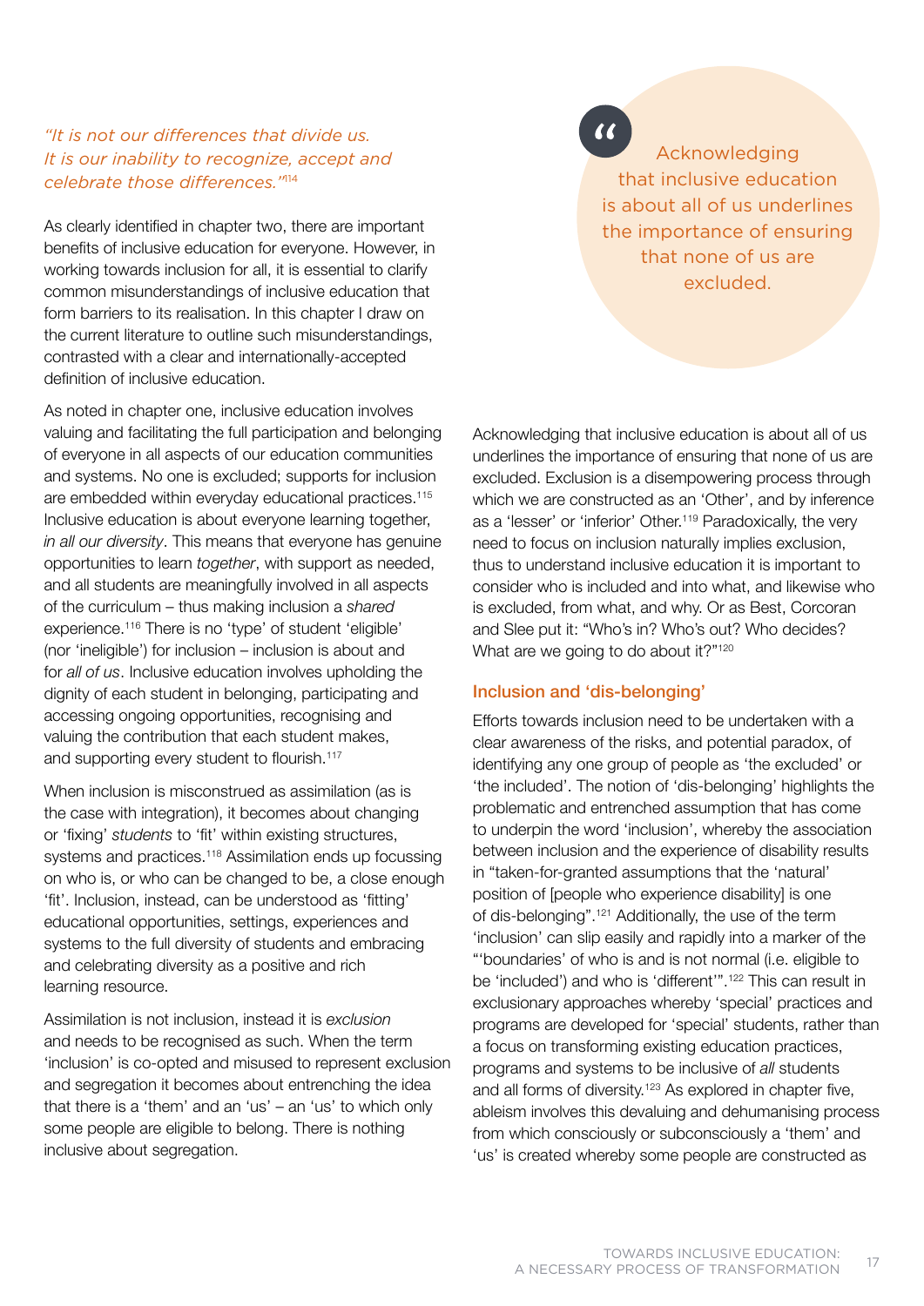*"It is not our differences that divide us. It is our inability to recognize, accept and celebrate those differences."*[114]

As clearly identified in chapter two, there are important benefits of inclusive education for everyone. However, in working towards inclusion for all, it is essential to clarify common misunderstandings of inclusive education that form barriers to its realisation. In this chapter I draw on the current literature to outline such misunderstandings, contrasted with a clear and internationally-accepted definition of inclusive education.

As noted in chapter one, inclusive education involves valuing and facilitating the full participation and belonging of everyone in all aspects of our education communities and systems. No one is excluded; supports for inclusion are embedded within everyday educational practices.[115] Inclusive education is about everyone learning together, *in all our diversity*. This means that everyone has genuine opportunities to learn *together*, with support as needed, and all students are meaningfully involved in all aspects of the curriculum – thus making inclusion a *shared* experience.[116] There is no 'type' of student 'eligible' (nor 'ineligible') for inclusion – inclusion is about and for *all of us*. Inclusive education involves upholding the dignity of each student in belonging, participating and accessing ongoing opportunities, recognising and valuing the contribution that each student makes, and supporting every student to flourish.[117]

When inclusion is misconstrued as assimilation (as is the case with integration), it becomes about changing or 'fixing' *students* to 'fit' within existing structures, systems and practices.[118] Assimilation ends up focussing on who is, or who can be changed to be, a close enough 'fit'. Inclusion, instead, can be understood as 'fitting' educational opportunities, settings, experiences and systems to the full diversity of students and embracing and celebrating diversity as a positive and rich learning resource.

Assimilation is not inclusion, instead it is *exclusion* and needs to be recognised as such. When the term 'inclusion' is co-opted and misused to represent exclusion and segregation it becomes about entrenching the idea that there is a 'them' and an 'us' – an 'us' to which only some people are eligible to belong. There is nothing inclusive about segregation.

> "Acknowledging that inclusive education is about all of us underlines the importance of ensuring that none of us are excluded.

Acknowledging that inclusive education is about all of us underlines the importance of ensuring that none of us are excluded. Exclusion is a disempowering process through which we are constructed as an 'Other', and by inference as a 'lesser' or 'inferior' Other.[119] Paradoxically, the very need to focus on inclusion naturally implies exclusion, thus to understand inclusive education it is important to consider who is included and into what, and likewise who is excluded, from what, and why. Or as Best, Corcoran and Slee put it: "Who's in? Who's out? Who decides? What are we going to do about it?"[120]

## Inclusion and 'dis-belonging'

Efforts towards inclusion need to be undertaken with a clear awareness of the risks, and potential paradox, of identifying any one group of people as 'the excluded' or 'the included'. The notion of 'dis-belonging' highlights the problematic and entrenched assumption that has come to underpin the word 'inclusion', whereby the association between inclusion and the experience of disability results in "taken-for-granted assumptions that the 'natural' position of [people who experience disability] is one of dis-belonging".[121] Additionally, the use of the term 'inclusion' can slip easily and rapidly into a marker of the "'boundaries' of who is and is not normal (i.e. eligible to be 'included') and who is 'different'".[122] This can result in exclusionary approaches whereby 'special' practices and programs are developed for 'special' students, rather than a focus on transforming existing education practices, programs and systems to be inclusive of *all* students and all forms of diversity.[123] As explored in chapter five, ableism involves this devaluing and dehumanising process from which consciously or subconsciously a 'them' and 'us' is created whereby some people are constructed as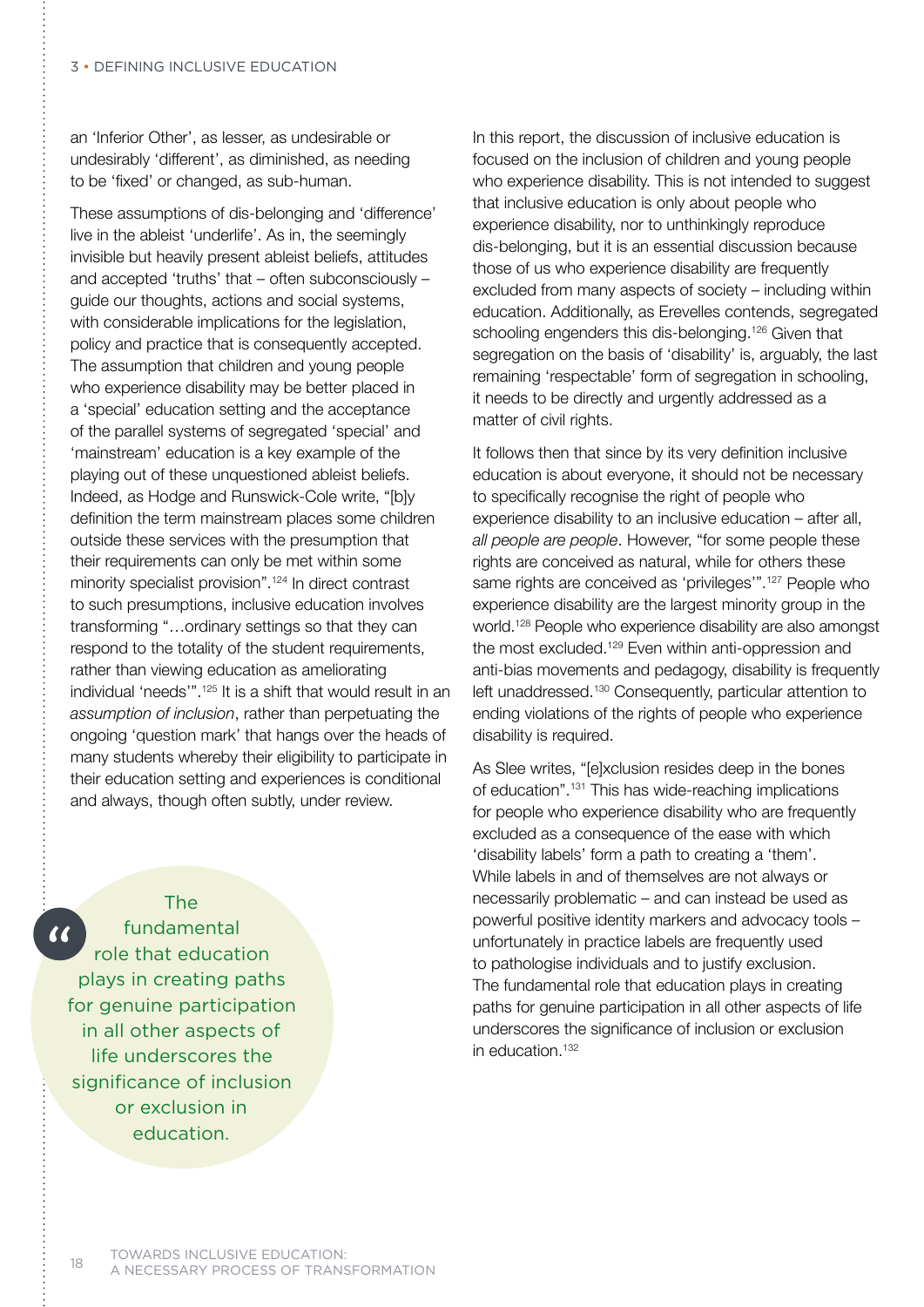an 'Inferior Other', as lesser, as undesirable or undesirably 'different', as diminished, as needing to be 'fixed' or changed, as sub-human.

These assumptions of dis-belonging and 'difference' live in the ableist 'underlife'. As in, the seemingly invisible but heavily present ableist beliefs, attitudes and accepted 'truths' that – often subconsciously – guide our thoughts, actions and social systems, with considerable implications for the legislation, policy and practice that is consequently accepted. The assumption that children and young people who experience disability may be better placed in a 'special' education setting and the acceptance of the parallel systems of segregated 'special' and 'mainstream' education is a key example of the playing out of these unquestioned ableist beliefs. Indeed, as Hodge and Runswick-Cole write, "[b]y definition the term mainstream places some children outside these services with the presumption that their requirements can only be met within some minority specialist provision".[124] In direct contrast to such presumptions, inclusive education involves transforming "…ordinary settings so that they can respond to the totality of the student requirements, rather than viewing education as ameliorating individual 'needs'".[125] It is a shift that would result in an *assumption of inclusion*, rather than perpetuating the ongoing 'question mark' that hangs over the heads of many students whereby their eligibility to participate in their education setting and experiences is conditional and always, though often subtly, under review.

> "The fundamental role that education plays in creating paths for genuine participation in all other aspects of life underscores the significance of inclusion or exclusion in education.

In this report, the discussion of inclusive education is focused on the inclusion of children and young people who experience disability. This is not intended to suggest that inclusive education is only about people who experience disability, nor to unthinkingly reproduce dis-belonging, but it is an essential discussion because those of us who experience disability are frequently excluded from many aspects of society – including within education. Additionally, as Erevelles contends, segregated schooling engenders this dis-belonging.[126] Given that segregation on the basis of 'disability' is, arguably, the last remaining 'respectable' form of segregation in schooling, it needs to be directly and urgently addressed as a matter of civil rights.

It follows then that since by its very definition inclusive education is about everyone, it should not be necessary to specifically recognise the right of people who experience disability to an inclusive education – after all, *all people are people*. However, "for some people these rights are conceived as natural, while for others these same rights are conceived as 'privileges'".[127] People who experience disability are the largest minority group in the world.[128] People who experience disability are also amongst the most excluded.[129] Even within anti-oppression and anti-bias movements and pedagogy, disability is frequently left unaddressed.[130] Consequently, particular attention to ending violations of the rights of people who experience disability is required.

As Slee writes, "[e]xclusion resides deep in the bones of education".[131] This has wide-reaching implications for people who experience disability who are frequently excluded as a consequence of the ease with which 'disability labels' form a path to creating a 'them'. While labels in and of themselves are not always or necessarily problematic – and can instead be used as powerful positive identity markers and advocacy tools – unfortunately in practice labels are frequently used to pathologise individuals and to justify exclusion. The fundamental role that education plays in creating paths for genuine participation in all other aspects of life underscores the significance of inclusion or exclusion in education.[132]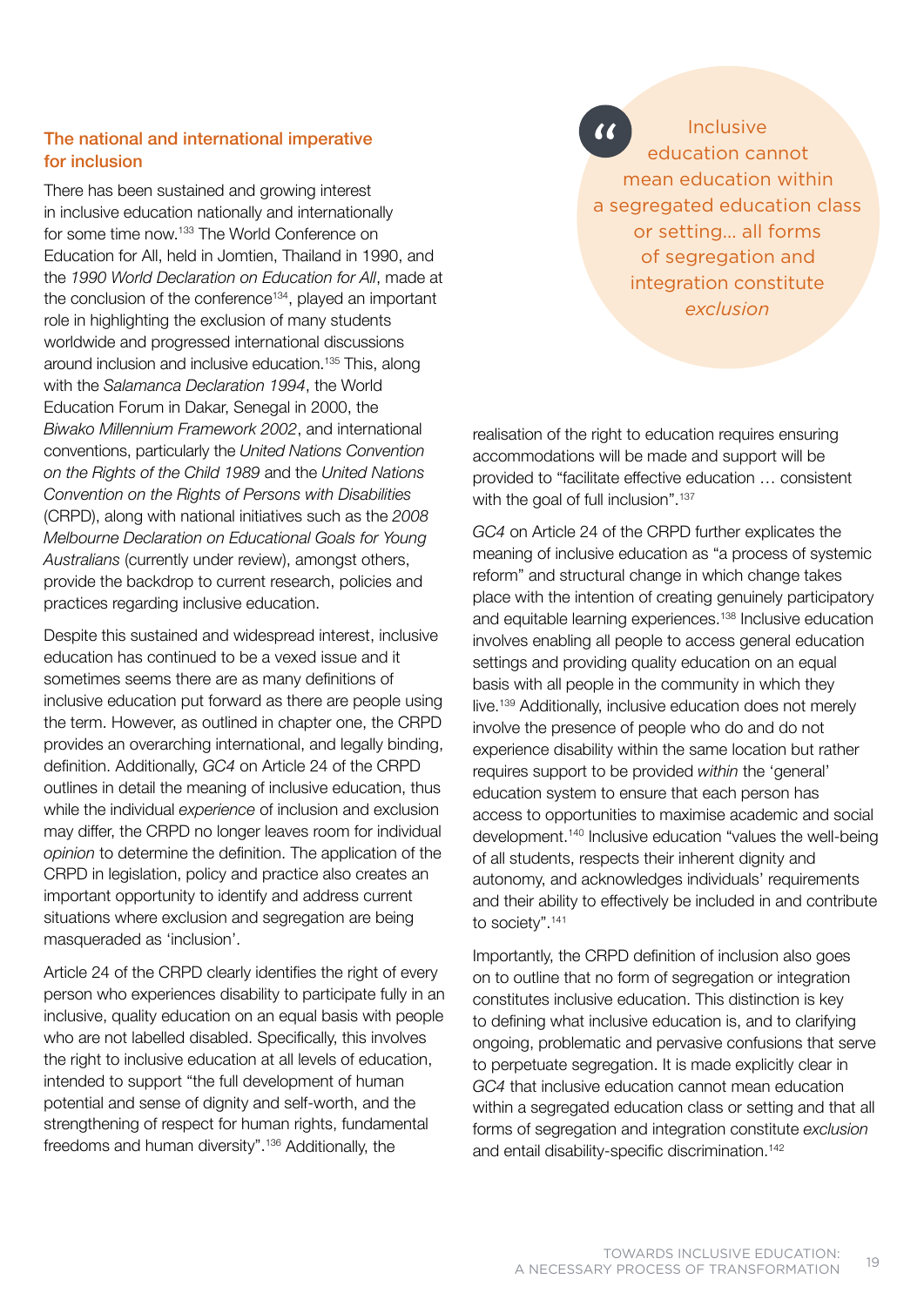## The national and international imperative for inclusion

There has been sustained and growing interest in inclusive education nationally and internationally for some time now.[133] The World Conference on Education for All, held in Jomtien, Thailand in 1990, and the *1990 World Declaration on Education for All*, made at the conclusion of the conference[134], played an important role in highlighting the exclusion of many students worldwide and progressed international discussions around inclusion and inclusive education.[135] This, along with the *Salamanca Declaration 1994*, the World Education Forum in Dakar, Senegal in 2000, the *Biwako Millennium Framework 2002*, and international conventions, particularly the *United Nations Convention on the Rights of the Child 1989* and the *United Nations Convention on the Rights of Persons with Disabilities* (CRPD), along with national initiatives such as the *2008 Melbourne Declaration on Educational Goals for Young Australians* (currently under review), amongst others, provide the backdrop to current research, policies and practices regarding inclusive education.

Despite this sustained and widespread interest, inclusive education has continued to be a vexed issue and it sometimes seems there are as many definitions of inclusive education put forward as there are people using the term. However, as outlined in chapter one, the CRPD provides an overarching international, and legally binding, definition. Additionally, *GC4* on Article 24 of the CRPD outlines in detail the meaning of inclusive education, thus while the individual *experience* of inclusion and exclusion may differ, the CRPD no longer leaves room for individual *opinion* to determine the definition. The application of the CRPD in legislation, policy and practice also creates an important opportunity to identify and address current situations where exclusion and segregation are being masqueraded as 'inclusion'.

Article 24 of the CRPD clearly identifies the right of every person who experiences disability to participate fully in an inclusive, quality education on an equal basis with people who are not labelled disabled. Specifically, this involves the right to inclusive education at all levels of education, intended to support "the full development of human potential and sense of dignity and self-worth, and the strengthening of respect for human rights, fundamental freedoms and human diversity".[136] Additionally, the realisation of the right to education requires ensuring accommodations will be made and support will be provided to "facilitate effective education … consistent with the goal of full inclusion".[137]

> "Inclusive education cannot mean education within a segregated education class or setting… all forms of segregation and integration constitute *exclusion*

*GC4* on Article 24 of the CRPD further explicates the meaning of inclusive education as "a process of systemic reform" and structural change in which change takes place with the intention of creating genuinely participatory and equitable learning experiences.[138] Inclusive education involves enabling all people to access general education settings and providing quality education on an equal basis with all people in the community in which they live.[139] Additionally, inclusive education does not merely involve the presence of people who do and do not experience disability within the same location but rather requires support to be provided *within* the 'general' education system to ensure that each person has access to opportunities to maximise academic and social development.[140] Inclusive education "values the well-being of all students, respects their inherent dignity and autonomy, and acknowledges individuals' requirements and their ability to effectively be included in and contribute to society".[141]

Importantly, the CRPD definition of inclusion also goes on to outline that no form of segregation or integration constitutes inclusive education. This distinction is key to defining what inclusive education is, and to clarifying ongoing, problematic and pervasive confusions that serve to perpetuate segregation. It is made explicitly clear in *GC4* that inclusive education cannot mean education within a segregated education class or setting and that all forms of segregation and integration constitute *exclusion* and entail disability-specific discrimination.[142]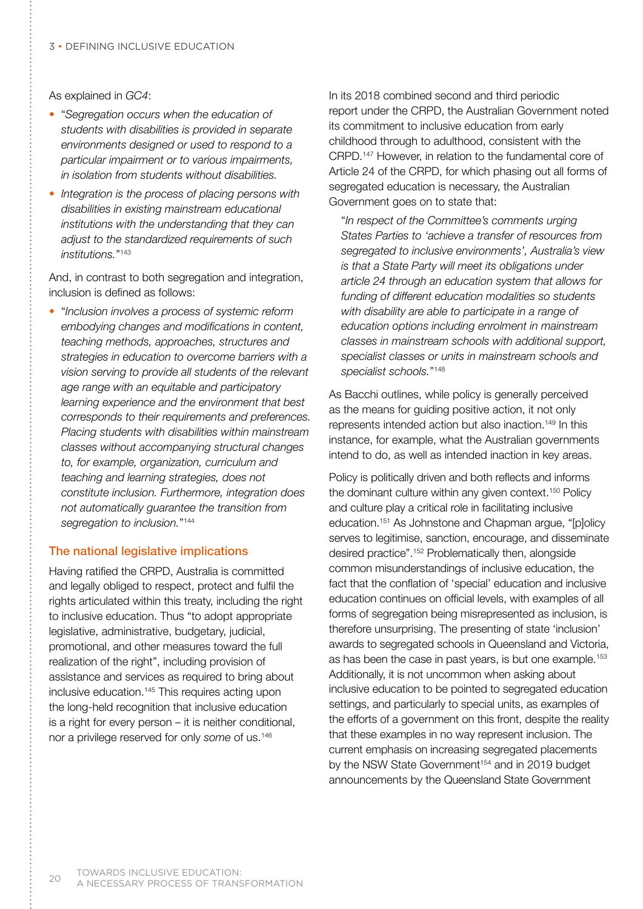As explained in *GC4*:

- "*Segregation occurs when the education of students with disabilities is provided in separate environments designed or used to respond to a particular impairment or to various impairments, in isolation from students without disabilities.*
- *Integration is the process of placing persons with disabilities in existing mainstream educational institutions with the understanding that they can adjust to the standardized requirements of such institutions.*"[143]

And, in contrast to both segregation and integration, inclusion is defined as follows:

- "*Inclusion involves a process of systemic reform embodying changes and modifications in content, teaching methods, approaches, structures and strategies in education to overcome barriers with a vision serving to provide all students of the relevant age range with an equitable and participatory learning experience and the environment that best corresponds to their requirements and preferences. Placing students with disabilities within mainstream classes without accompanying structural changes to, for example, organization, curriculum and teaching and learning strategies, does not constitute inclusion. Furthermore, integration does not automatically guarantee the transition from segregation to inclusion.*"[144]

### The national legislative implications

Having ratified the CRPD, Australia is committed and legally obliged to respect, protect and fulfil the rights articulated within this treaty, including the right to inclusive education. Thus "to adopt appropriate legislative, administrative, budgetary, judicial, promotional, and other measures toward the full realization of the right", including provision of assistance and services as required to bring about inclusive education.[145] This requires acting upon the long-held recognition that inclusive education is a right for every person – it is neither conditional, nor a privilege reserved for only *some* of us.[146]

In its 2018 combined second and third periodic report under the CRPD, the Australian Government noted its commitment to inclusive education from early childhood through to adulthood, consistent with the CRPD.[147] However, in relation to the fundamental core of Article 24 of the CRPD, for which phasing out all forms of segregated education is necessary, the Australian Government goes on to state that:

> "*In respect of the Committee's comments urging States Parties to 'achieve a transfer of resources from segregated to inclusive environments', Australia's view is that a State Party will meet its obligations under article 24 through an education system that allows for funding of different education modalities so students with disability are able to participate in a range of education options including enrolment in mainstream classes in mainstream schools with additional support, specialist classes or units in mainstream schools and specialist schools.*"[148]

As Bacchi outlines, while policy is generally perceived as the means for guiding positive action, it not only represents intended action but also inaction.[149] In this instance, for example, what the Australian governments intend to do, as well as intended inaction in key areas.

Policy is politically driven and both reflects and informs the dominant culture within any given context.[150] Policy and culture play a critical role in facilitating inclusive education.[151] As Johnstone and Chapman argue, "[p]olicy serves to legitimise, sanction, encourage, and disseminate desired practice".[152] Problematically then, alongside common misunderstandings of inclusive education, the fact that the conflation of 'special' education and inclusive education continues on official levels, with examples of all forms of segregation being misrepresented as inclusion, is therefore unsurprising. The presenting of state 'inclusion' awards to segregated schools in Queensland and Victoria, as has been the case in past years, is but one example.[153] Additionally, it is not uncommon when asking about inclusive education to be pointed to segregated education settings, and particularly to special units, as examples of the efforts of a government on this front, despite the reality that these examples in no way represent inclusion. The current emphasis on increasing segregated placements by the NSW State Government[154] and in 2019 budget announcements by the Queensland State Government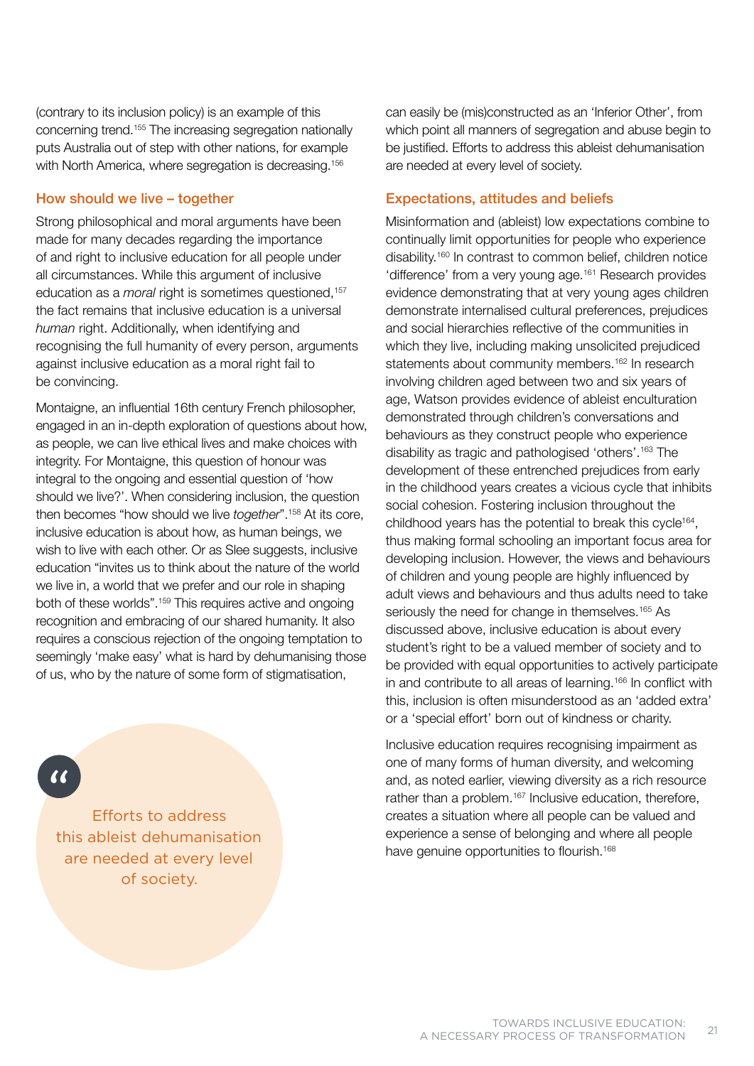(contrary to its inclusion policy) is an example of this concerning trend.[155] The increasing segregation nationally puts Australia out of step with other nations, for example with North America, where segregation is decreasing.[156]

## How should we live – together

Strong philosophical and moral arguments have been made for many decades regarding the importance of and right to inclusive education for all people under all circumstances. While this argument of inclusive education as a *moral* right is sometimes questioned,[157] the fact remains that inclusive education is a universal *human* right. Additionally, when identifying and recognising the full humanity of every person, arguments against inclusive education as a moral right fail to be convincing.

Montaigne, an influential 16th century French philosopher, engaged in an in-depth exploration of questions about how, as people, we can live ethical lives and make choices with integrity. For Montaigne, this question of honour was integral to the ongoing and essential question of 'how should we live?'. When considering inclusion, the question then becomes "how should we live *together*".[158] At its core, inclusive education is about how, as human beings, we wish to live with each other. Or as Slee suggests, inclusive education "invites us to think about the nature of the world we live in, a world that we prefer and our role in shaping both of these worlds".[159] This requires active and ongoing recognition and embracing of our shared humanity. It also requires a conscious rejection of the ongoing temptation to seemingly 'make easy' what is hard by dehumanising those of us, who by the nature of some form of stigmatisation, can easily be (mis)constructed as an 'Inferior Other', from which point all manners of segregation and abuse begin to be justified. Efforts to address this ableist dehumanisation are needed at every level of society.

> Efforts to address this ableist dehumanisation are needed at every level of society.

## Expectations, attitudes and beliefs

Misinformation and (ableist) low expectations combine to continually limit opportunities for people who experience disability.[160] In contrast to common belief, children notice 'difference' from a very young age.[161] Research provides evidence demonstrating that at very young ages children demonstrate internalised cultural preferences, prejudices and social hierarchies reflective of the communities in which they live, including making unsolicited prejudiced statements about community members.[162] In research involving children aged between two and six years of age, Watson provides evidence of ableist enculturation demonstrated through children's conversations and behaviours as they construct people who experience disability as tragic and pathologised 'others'.[163] The development of these entrenched prejudices from early in the childhood years creates a vicious cycle that inhibits social cohesion. Fostering inclusion throughout the childhood years has the potential to break this cycle[164], thus making formal schooling an important focus area for developing inclusion. However, the views and behaviours of children and young people are highly influenced by adult views and behaviours and thus adults need to take seriously the need for change in themselves.[165] As discussed above, inclusive education is about every student's right to be a valued member of society and to be provided with equal opportunities to actively participate in and contribute to all areas of learning.[166] In conflict with this, inclusion is often misunderstood as an 'added extra' or a 'special effort' born out of kindness or charity.

Inclusive education requires recognising impairment as one of many forms of human diversity, and welcoming and, as noted earlier, viewing diversity as a rich resource rather than a problem.[167] Inclusive education, therefore, creates a situation where all people can be valued and experience a sense of belonging and where all people have genuine opportunities to flourish.[168]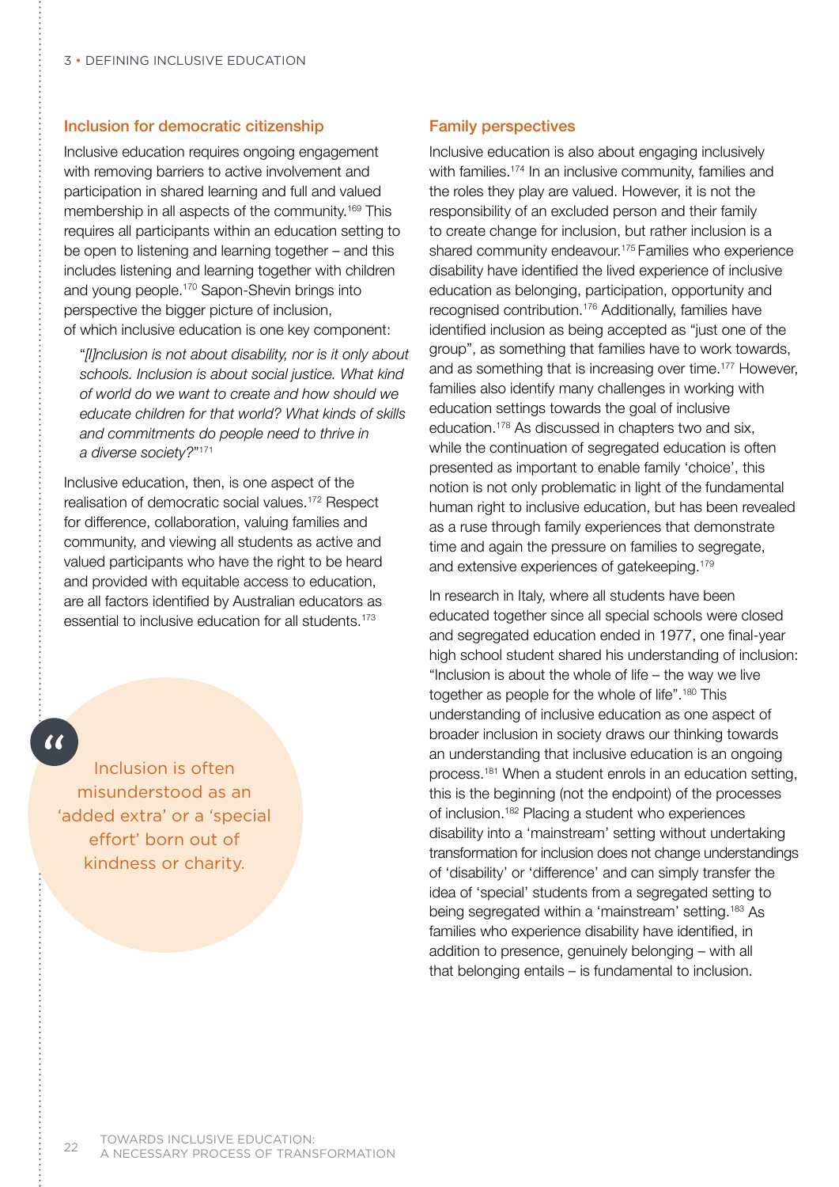## Inclusion for democratic citizenship

Inclusive education requires ongoing engagement with removing barriers to active involvement and participation in shared learning and full and valued membership in all aspects of the community.[169] This requires all participants within an education setting to be open to listening and learning together – and this includes listening and learning together with children and young people.[170] Sapon-Shevin brings into perspective the bigger picture of inclusion, of which inclusive education is one key component:

> "*[I]nclusion is not about disability, nor is it only about schools. Inclusion is about social justice. What kind of world do we want to create and how should we educate children for that world? What kinds of skills and commitments do people need to thrive in a diverse society?*"[171]

Inclusive education, then, is one aspect of the realisation of democratic social values.[172] Respect for difference, collaboration, valuing families and community, and viewing all students as active and valued participants who have the right to be heard and provided with equitable access to education, are all factors identified by Australian educators as essential to inclusive education for all students.[173]

> Inclusion is often misunderstood as an 'added extra' or a 'special effort' born out of kindness or charity.

## Family perspectives

Inclusive education is also about engaging inclusively with families.[174] In an inclusive community, families and the roles they play are valued. However, it is not the responsibility of an excluded person and their family to create change for inclusion, but rather inclusion is a shared community endeavour.[175] Families who experience disability have identified the lived experience of inclusive education as belonging, participation, opportunity and recognised contribution.[176] Additionally, families have identified inclusion as being accepted as "just one of the group", as something that families have to work towards, and as something that is increasing over time.[177] However, families also identify many challenges in working with education settings towards the goal of inclusive education.[178] As discussed in chapters two and six, while the continuation of segregated education is often presented as important to enable family 'choice', this notion is not only problematic in light of the fundamental human right to inclusive education, but has been revealed as a ruse through family experiences that demonstrate time and again the pressure on families to segregate, and extensive experiences of gatekeeping.[179]

In research in Italy, where all students have been educated together since all special schools were closed and segregated education ended in 1977, one final-year high school student shared his understanding of inclusion: "Inclusion is about the whole of life – the way we live together as people for the whole of life".[180] This understanding of inclusive education as one aspect of broader inclusion in society draws our thinking towards an understanding that inclusive education is an ongoing process.[181] When a student enrols in an education setting, this is the beginning (not the endpoint) of the processes of inclusion.[182] Placing a student who experiences disability into a 'mainstream' setting without undertaking transformation for inclusion does not change understandings of 'disability' or 'difference' and can simply transfer the idea of 'special' students from a segregated setting to being segregated within a 'mainstream' setting.[183] As families who experience disability have identified, in addition to presence, genuinely belonging – with all that belonging entails – is fundamental to inclusion.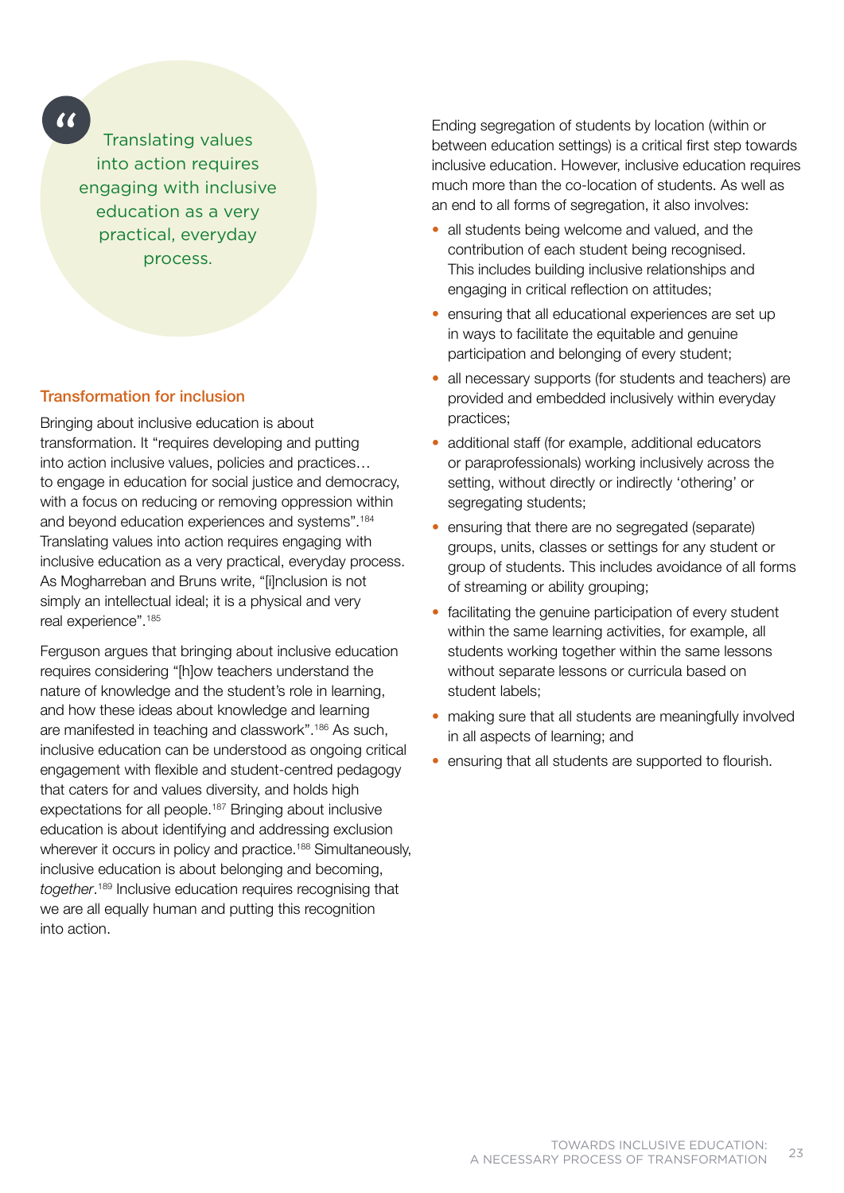> Translating values into action requires engaging with inclusive education as a very practical, everyday process.

## Transformation for inclusion

Bringing about inclusive education is about transformation. It "requires developing and putting into action inclusive values, policies and practices… to engage in education for social justice and democracy, with a focus on reducing or removing oppression within and beyond education experiences and systems".[184] Translating values into action requires engaging with inclusive education as a very practical, everyday process. As Mogharreban and Bruns write, "[i]nclusion is not simply an intellectual ideal; it is a physical and very real experience".[185]

Ferguson argues that bringing about inclusive education requires considering "[h]ow teachers understand the nature of knowledge and the student's role in learning, and how these ideas about knowledge and learning are manifested in teaching and classwork".[186] As such, inclusive education can be understood as ongoing critical engagement with flexible and student-centred pedagogy that caters for and values diversity, and holds high expectations for all people.[187] Bringing about inclusive education is about identifying and addressing exclusion wherever it occurs in policy and practice.[188] Simultaneously, inclusive education is about belonging and becoming, *together*.[189] Inclusive education requires recognising that we are all equally human and putting this recognition into action.

Ending segregation of students by location (within or between education settings) is a critical first step towards inclusive education. However, inclusive education requires much more than the co-location of students. As well as an end to all forms of segregation, it also involves:

- all students being welcome and valued, and the contribution of each student being recognised. This includes building inclusive relationships and engaging in critical reflection on attitudes;
- ensuring that all educational experiences are set up in ways to facilitate the equitable and genuine participation and belonging of every student;
- all necessary supports (for students and teachers) are provided and embedded inclusively within everyday practices;
- additional staff (for example, additional educators or paraprofessionals) working inclusively across the setting, without directly or indirectly 'othering' or segregating students;
- ensuring that there are no segregated (separate) groups, units, classes or settings for any student or group of students. This includes avoidance of all forms of streaming or ability grouping;
- facilitating the genuine participation of every student within the same learning activities, for example, all students working together within the same lessons without separate lessons or curricula based on student labels;
- making sure that all students are meaningfully involved in all aspects of learning; and
- ensuring that all students are supported to flourish.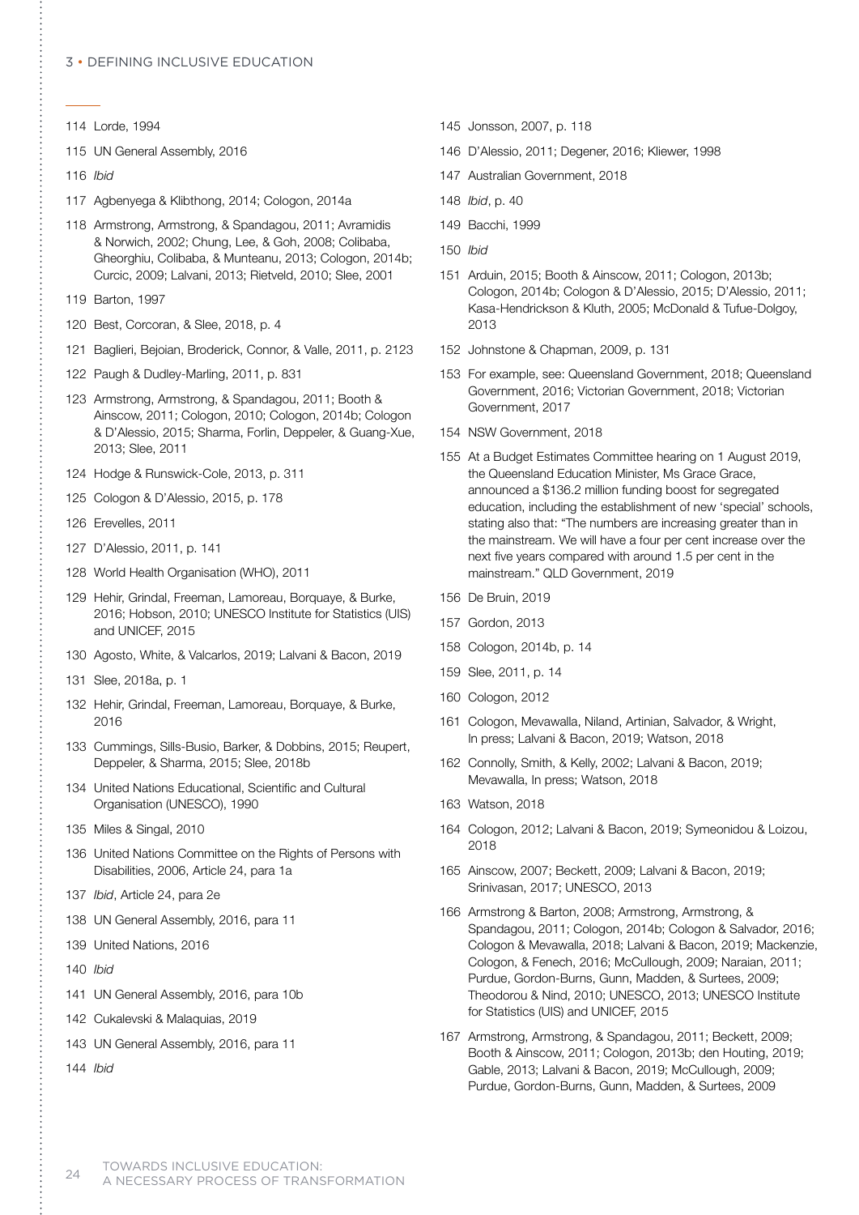114 Lorde, 1994

115 UN General Assembly, 2016

116 *Ibid*

117 Agbenyega & Klibthong, 2014; Cologon, 2014a

118 Armstrong, Armstrong, & Spandagou, 2011; Avramidis & Norwich, 2002; Chung, Lee, & Goh, 2008; Colibaba, Gheorghiu, Colibaba, & Munteanu, 2013; Cologon, 2014b; Curcic, 2009; Lalvani, 2013; Rietveld, 2010; Slee, 2001

119 Barton, 1997

120 Best, Corcoran, & Slee, 2018, p. 4

121 Baglieri, Bejoian, Broderick, Connor, & Valle, 2011, p. 2123

122 Paugh & Dudley-Marling, 2011, p. 831

123 Armstrong, Armstrong, & Spandagou, 2011; Booth & Ainscow, 2011; Cologon, 2010; Cologon, 2014b; Cologon & D'Alessio, 2015; Sharma, Forlin, Deppeler, & Guang-Xue, 2013; Slee, 2011

124 Hodge & Runswick-Cole, 2013, p. 311

125 Cologon & D'Alessio, 2015, p. 178

126 Erevelles, 2011

127 D'Alessio, 2011, p. 141

128 World Health Organisation (WHO), 2011

129 Hehir, Grindal, Freeman, Lamoreau, Borquaye, & Burke, 2016; Hobson, 2010; UNESCO Institute for Statistics (UIS) and UNICEF, 2015

130 Agosto, White, & Valcarlos, 2019; Lalvani & Bacon, 2019

131 Slee, 2018a, p. 1

132 Hehir, Grindal, Freeman, Lamoreau, Borquaye, & Burke, 2016

133 Cummings, Sills-Busio, Barker, & Dobbins, 2015; Reupert, Deppeler, & Sharma, 2015; Slee, 2018b

134 United Nations Educational, Scientific and Cultural Organisation (UNESCO), 1990

135 Miles & Singal, 2010

136 United Nations Committee on the Rights of Persons with Disabilities, 2006, Article 24, para 1a

137 *Ibid*, Article 24, para 2e

138 UN General Assembly, 2016, para 11

139 United Nations, 2016

140 *Ibid*

141 UN General Assembly, 2016, para 10b

142 Cukalevski & Malaquias, 2019

143 UN General Assembly, 2016, para 11

144 *Ibid*

145 Jonsson, 2007, p. 118

146 D'Alessio, 2011; Degener, 2016; Kliewer, 1998

147 Australian Government, 2018

148 *Ibid*, p. 40

149 Bacchi, 1999

150 *Ibid*

151 Arduin, 2015; Booth & Ainscow, 2011; Cologon, 2013b; Cologon, 2014b; Cologon & D'Alessio, 2015; D'Alessio, 2011; Kasa-Hendrickson & Kluth, 2005; McDonald & Tufue-Dolgoy, 2013

152 Johnstone & Chapman, 2009, p. 131

153 For example, see: Queensland Government, 2018; Queensland Government, 2016; Victorian Government, 2018; Victorian Government, 2017

154 NSW Government, 2018

155 At a Budget Estimates Committee hearing on 1 August 2019, the Queensland Education Minister, Ms Grace Grace, announced a $136.2 million funding boost for segregated education, including the establishment of new 'special' schools, stating also that: "The numbers are increasing greater than in the mainstream. We will have a four per cent increase over the next five years compared with around 1.5 per cent in the mainstream." QLD Government, 2019

156 De Bruin, 2019

157 Gordon, 2013

158 Cologon, 2014b, p. 14

159 Slee, 2011, p. 14

160 Cologon, 2012

161 Cologon, Mevawalla, Niland, Artinian, Salvador, & Wright, In press; Lalvani & Bacon, 2019; Watson, 2018

162 Connolly, Smith, & Kelly, 2002; Lalvani & Bacon, 2019; Mevawalla, In press; Watson, 2018

163 Watson, 2018

164 Cologon, 2012; Lalvani & Bacon, 2019; Symeonidou & Loizou, 2018

165 Ainscow, 2007; Beckett, 2009; Lalvani & Bacon, 2019; Srinivasan, 2017; UNESCO, 2013

166 Armstrong & Barton, 2008; Armstrong, Armstrong, & Spandagou, 2011; Cologon, 2014b; Cologon & Salvador, 2016; Cologon & Mevawalla, 2018; Lalvani & Bacon, 2019; Mackenzie, Cologon, & Fenech, 2016; McCullough, 2009; Naraian, 2011; Purdue, Gordon-Burns, Gunn, Madden, & Surtees, 2009; Theodorou & Nind, 2010; UNESCO, 2013; UNESCO Institute for Statistics (UIS) and UNICEF, 2015

167 Armstrong, Armstrong, & Spandagou, 2011; Beckett, 2009; Booth & Ainscow, 2011; Cologon, 2013b; den Houting, 2019; Gable, 2013; Lalvani & Bacon, 2019; McCullough, 2009; Purdue, Gordon-Burns, Gunn, Madden, & Surtees, 2009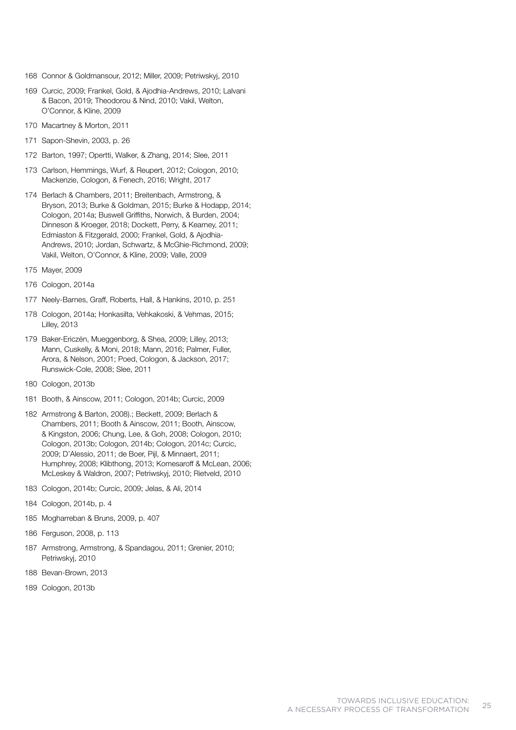168 Connor & Goldmansour, 2012; Miller, 2009; Petriwskyj, 2010

169 Curcic, 2009; Frankel, Gold, & Ajodhia-Andrews, 2010; Lalvani & Bacon, 2019; Theodorou & Nind, 2010; Vakil, Welton, O'Connor, & Kline, 2009

170 Macartney & Morton, 2011

171 Sapon-Shevin, 2003, p. 26

172 Barton, 1997; Opertti, Walker, & Zhang, 2014; Slee, 2011

173 Carlson, Hemmings, Wurf, & Reupert, 2012; Cologon, 2010; Mackenzie, Cologon, & Fenech, 2016; Wright, 2017

174 Berlach & Chambers, 2011; Breitenbach, Armstrong, & Bryson, 2013; Burke & Goldman, 2015; Burke & Hodapp, 2014; Cologon, 2014a; Buswell Griffiths, Norwich, & Burden, 2004; Dinneson & Kroeger, 2018; Dockett, Perry, & Kearney, 2011; Edmiaston & Fitzgerald, 2000; Frankel, Gold, & Ajodhia-Andrews, 2010; Jordan, Schwartz, & McGhie-Richmond, 2009; Vakil, Welton, O'Connor, & Kline, 2009; Valle, 2009

175 Mayer, 2009

176 Cologon, 2014a

177 Neely-Barnes, Graff, Roberts, Hall, & Hankins, 2010, p. 251

178 Cologon, 2014a; Honkasilta, Vehkakoski, & Vehmas, 2015; Lilley, 2013

179 Baker-Ericzén, Mueggenborg, & Shea, 2009; Lilley, 2013; Mann, Cuskelly, & Moni, 2018; Mann, 2016; Palmer, Fuller, Arora, & Nelson, 2001; Poed, Cologon, & Jackson, 2017; Runswick-Cole, 2008; Slee, 2011

180 Cologon, 2013b

181 Booth, & Ainscow, 2011; Cologon, 2014b; Curcic, 2009

182 Armstrong & Barton, 2008).; Beckett, 2009; Berlach & Chambers, 2011; Booth & Ainscow, 2011; Booth, Ainscow, & Kingston, 2006; Chung, Lee, & Goh, 2008; Cologon, 2010; Cologon, 2013b; Cologon, 2014b; Cologon, 2014c; Curcic, 2009; D'Alessio, 2011; de Boer, Pijl, & Minnaert, 2011; Humphrey, 2008; Klibthong, 2013; Komesaroff & McLean, 2006; McLeskey & Waldron, 2007; Petriwskyj, 2010; Rietveld, 2010

183 Cologon, 2014b; Curcic, 2009; Jelas, & Ali, 2014

184 Cologon, 2014b, p. 4

185 Mogharreban & Bruns, 2009, p. 407

186 Ferguson, 2008, p. 113

187 Armstrong, Armstrong, & Spandagou, 2011; Grenier, 2010; Petriwskyj, 2010

188 Bevan-Brown, 2013

189 Cologon, 2013b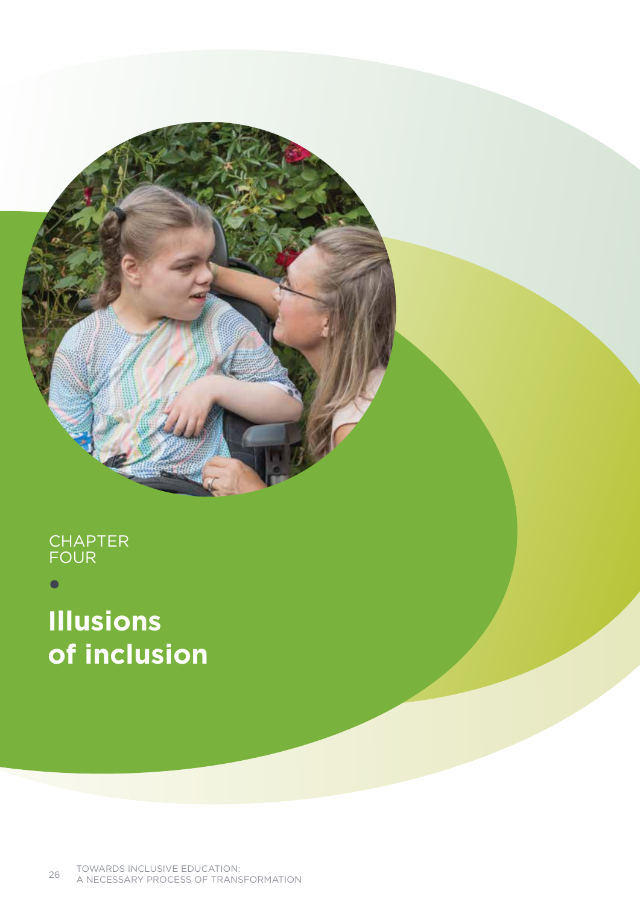CHAPTER FOUR

# Illusions of inclusion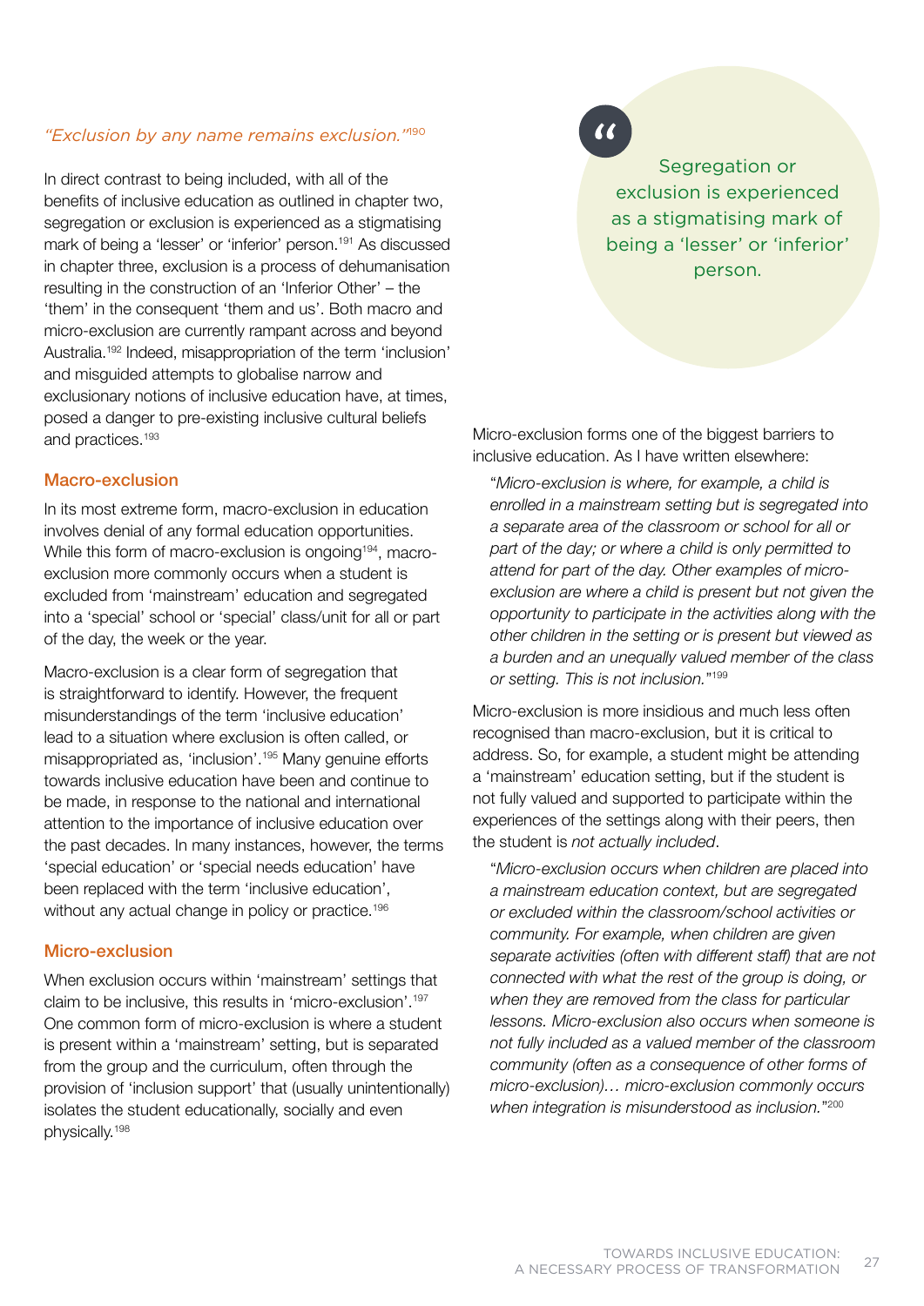*"Exclusion by any name remains exclusion."*[190]

In direct contrast to being included, with all of the benefits of inclusive education as outlined in chapter two, segregation or exclusion is experienced as a stigmatising mark of being a 'lesser' or 'inferior' person.[191] As discussed in chapter three, exclusion is a process of dehumanisation resulting in the construction of an 'Inferior Other' – the 'them' in the consequent 'them and us'. Both macro and micro-exclusion are currently rampant across and beyond Australia.[192] Indeed, misappropriation of the term 'inclusion' and misguided attempts to globalise narrow and exclusionary notions of inclusive education have, at times, posed a danger to pre-existing inclusive cultural beliefs and practices.[193]

## Macro-exclusion

In its most extreme form, macro-exclusion in education involves denial of any formal education opportunities. While this form of macro-exclusion is ongoing[194], macro-exclusion more commonly occurs when a student is excluded from 'mainstream' education and segregated into a 'special' school or 'special' class/unit for all or part of the day, the week or the year.

Macro-exclusion is a clear form of segregation that is straightforward to identify. However, the frequent misunderstandings of the term 'inclusive education' lead to a situation where exclusion is often called, or misappropriated as, 'inclusion'.[195] Many genuine efforts towards inclusive education have been and continue to be made, in response to the national and international attention to the importance of inclusive education over the past decades. In many instances, however, the terms 'special education' or 'special needs education' have been replaced with the term 'inclusive education', without any actual change in policy or practice.[196]

## Micro-exclusion

When exclusion occurs within 'mainstream' settings that claim to be inclusive, this results in 'micro-exclusion'.[197] One common form of micro-exclusion is where a student is present within a 'mainstream' setting, but is separated from the group and the curriculum, often through the provision of 'inclusion support' that (usually unintentionally) isolates the student educationally, socially and even physically.[198]

> Segregation or exclusion is experienced as a stigmatising mark of being a 'lesser' or 'inferior' person.

Micro-exclusion forms one of the biggest barriers to inclusive education. As I have written elsewhere:

> "*Micro-exclusion is where, for example, a child is enrolled in a mainstream setting but is segregated into a separate area of the classroom or school for all or part of the day; or where a child is only permitted to attend for part of the day. Other examples of micro-exclusion are where a child is present but not given the opportunity to participate in the activities along with the other children in the setting or is present but viewed as a burden and an unequally valued member of the class or setting. This is not inclusion.*"[199]

Micro-exclusion is more insidious and much less often recognised than macro-exclusion, but it is critical to address. So, for example, a student might be attending a 'mainstream' education setting, but if the student is not fully valued and supported to participate within the experiences of the settings along with their peers, then the student is *not actually included*.

> "*Micro-exclusion occurs when children are placed into a mainstream education context, but are segregated or excluded within the classroom/school activities or community. For example, when children are given separate activities (often with different staff) that are not connected with what the rest of the group is doing, or when they are removed from the class for particular lessons. Micro-exclusion also occurs when someone is not fully included as a valued member of the classroom community (often as a consequence of other forms of micro-exclusion)… micro-exclusion commonly occurs when integration is misunderstood as inclusion.*"[200]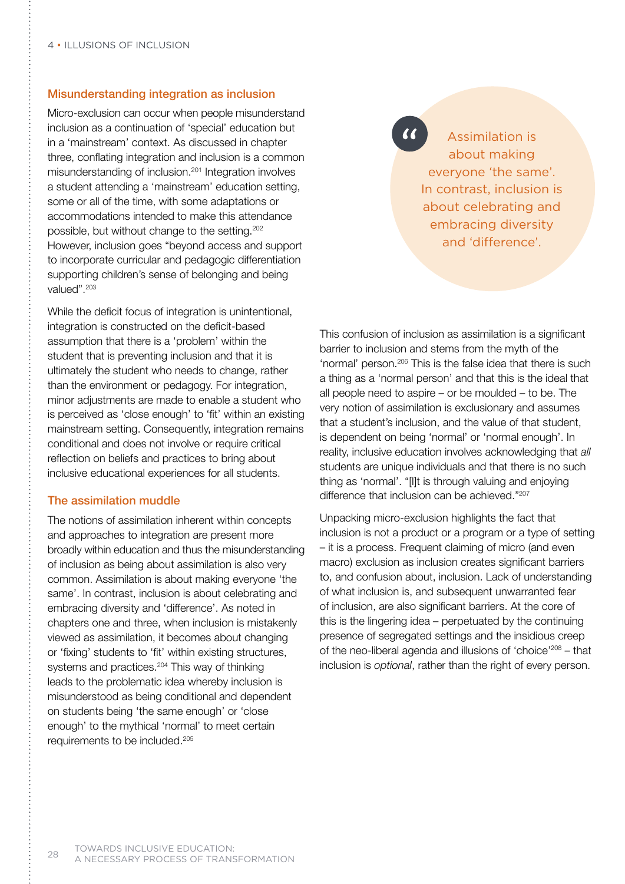### Misunderstanding integration as inclusion

Micro-exclusion can occur when people misunderstand inclusion as a continuation of 'special' education but in a 'mainstream' context. As discussed in chapter three, conflating integration and inclusion is a common misunderstanding of inclusion.[201] Integration involves a student attending a 'mainstream' education setting, some or all of the time, with some adaptations or accommodations intended to make this attendance possible, but without change to the setting.[202] However, inclusion goes "beyond access and support to incorporate curricular and pedagogic differentiation supporting children's sense of belonging and being valued".[203]

While the deficit focus of integration is unintentional, integration is constructed on the deficit-based assumption that there is a 'problem' within the student that is preventing inclusion and that it is ultimately the student who needs to change, rather than the environment or pedagogy. For integration, minor adjustments are made to enable a student who is perceived as 'close enough' to 'fit' within an existing mainstream setting. Consequently, integration remains conditional and does not involve or require critical reflection on beliefs and practices to bring about inclusive educational experiences for all students.

### The assimilation muddle

The notions of assimilation inherent within concepts and approaches to integration are present more broadly within education and thus the misunderstanding of inclusion as being about assimilation is also very common. Assimilation is about making everyone 'the same'. In contrast, inclusion is about celebrating and embracing diversity and 'difference'. As noted in chapters one and three, when inclusion is mistakenly viewed as assimilation, it becomes about changing or 'fixing' students to 'fit' within existing structures, systems and practices.[204] This way of thinking leads to the problematic idea whereby inclusion is misunderstood as being conditional and dependent on students being 'the same enough' or 'close enough' to the mythical 'normal' to meet certain requirements to be included.[205]

> Assimilation is about making everyone 'the same'. In contrast, inclusion is about celebrating and embracing diversity and 'difference'.

This confusion of inclusion as assimilation is a significant barrier to inclusion and stems from the myth of the 'normal' person.[206] This is the false idea that there is such a thing as a 'normal person' and that this is the ideal that all people need to aspire – or be moulded – to be. The very notion of assimilation is exclusionary and assumes that a student's inclusion, and the value of that student, is dependent on being 'normal' or 'normal enough'. In reality, inclusive education involves acknowledging that *all* students are unique individuals and that there is no such thing as 'normal'. "[I]t is through valuing and enjoying difference that inclusion can be achieved."[207]

Unpacking micro-exclusion highlights the fact that inclusion is not a product or a program or a type of setting – it is a process. Frequent claiming of micro (and even macro) exclusion as inclusion creates significant barriers to, and confusion about, inclusion. Lack of understanding of what inclusion is, and subsequent unwarranted fear of inclusion, are also significant barriers. At the core of this is the lingering idea – perpetuated by the continuing presence of segregated settings and the insidious creep of the neo-liberal agenda and illusions of 'choice'[208] – that inclusion is *optional*, rather than the right of every person.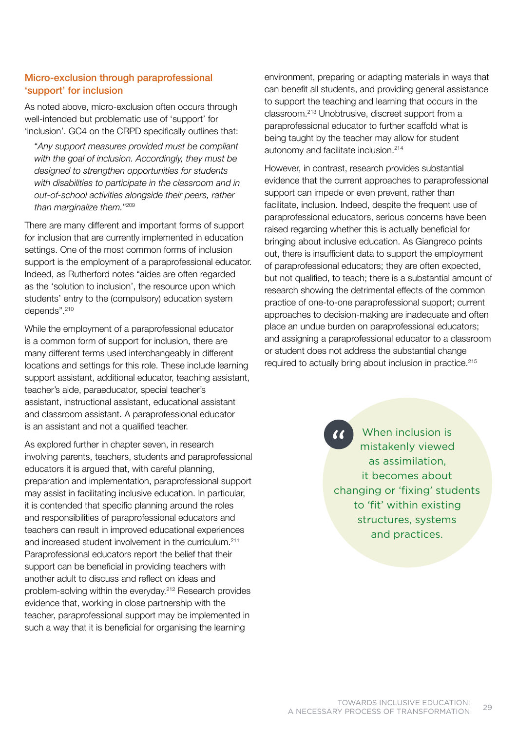### Micro-exclusion through paraprofessional 'support' for inclusion

As noted above, micro-exclusion often occurs through well-intended but problematic use of 'support' for 'inclusion'. GC4 on the CRPD specifically outlines that:

> "*Any support measures provided must be compliant with the goal of inclusion. Accordingly, they must be designed to strengthen opportunities for students with disabilities to participate in the classroom and in out-of-school activities alongside their peers, rather than marginalize them.*"[209]

There are many different and important forms of support for inclusion that are currently implemented in education settings. One of the most common forms of inclusion support is the employment of a paraprofessional educator. Indeed, as Rutherford notes "aides are often regarded as the 'solution to inclusion', the resource upon which students' entry to the (compulsory) education system depends".[210]

While the employment of a paraprofessional educator is a common form of support for inclusion, there are many different terms used interchangeably in different locations and settings for this role. These include learning support assistant, additional educator, teaching assistant, teacher's aide, paraeducator, special teacher's assistant, instructional assistant, educational assistant and classroom assistant. A paraprofessional educator is an assistant and not a qualified teacher.

As explored further in chapter seven, in research involving parents, teachers, students and paraprofessional educators it is argued that, with careful planning, preparation and implementation, paraprofessional support may assist in facilitating inclusive education. In particular, it is contended that specific planning around the roles and responsibilities of paraprofessional educators and teachers can result in improved educational experiences and increased student involvement in the curriculum.[211] Paraprofessional educators report the belief that their support can be beneficial in providing teachers with another adult to discuss and reflect on ideas and problem-solving within the everyday.[212] Research provides evidence that, working in close partnership with the teacher, paraprofessional support may be implemented in such a way that it is beneficial for organising the learning environment, preparing or adapting materials in ways that can benefit all students, and providing general assistance to support the teaching and learning that occurs in the classroom.[213] Unobtrusive, discreet support from a paraprofessional educator to further scaffold what is being taught by the teacher may allow for student autonomy and facilitate inclusion.[214]

However, in contrast, research provides substantial evidence that the current approaches to paraprofessional support can impede or even prevent, rather than facilitate, inclusion. Indeed, despite the frequent use of paraprofessional educators, serious concerns have been raised regarding whether this is actually beneficial for bringing about inclusive education. As Giangreco points out, there is insufficient data to support the employment of paraprofessional educators; they are often expected, but not qualified, to teach; there is a substantial amount of research showing the detrimental effects of the common practice of one-to-one paraprofessional support; current approaches to decision-making are inadequate and often place an undue burden on paraprofessional educators; and assigning a paraprofessional educator to a classroom or student does not address the substantial change required to actually bring about inclusion in practice.[215]

> "When inclusion is mistakenly viewed as assimilation, it becomes about changing or 'fixing' students to 'fit' within existing structures, systems and practices.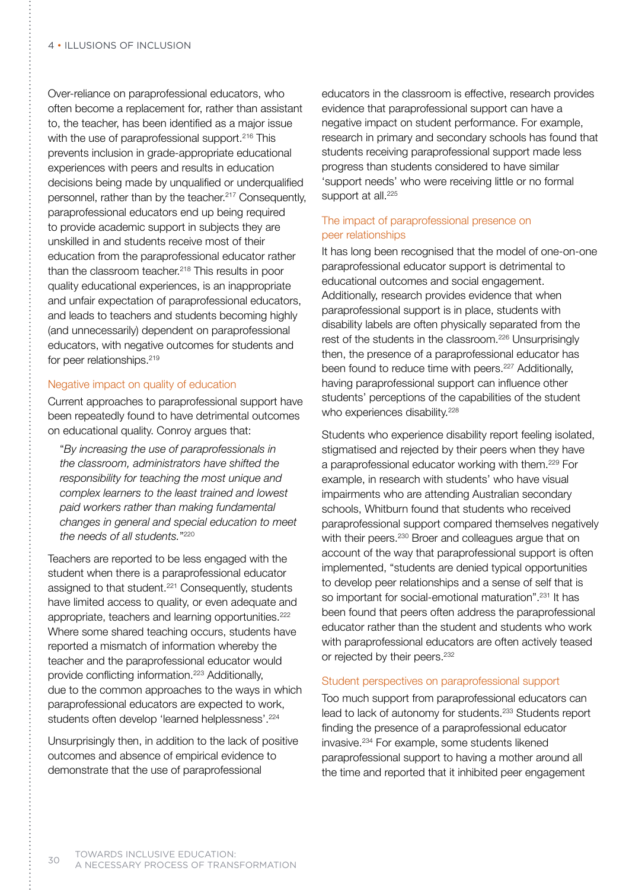Over-reliance on paraprofessional educators, who often become a replacement for, rather than assistant to, the teacher, has been identified as a major issue with the use of paraprofessional support.[216] This prevents inclusion in grade-appropriate educational experiences with peers and results in education decisions being made by unqualified or underqualified personnel, rather than by the teacher.[217] Consequently, paraprofessional educators end up being required to provide academic support in subjects they are unskilled in and students receive most of their education from the paraprofessional educator rather than the classroom teacher.[218] This results in poor quality educational experiences, is an inappropriate and unfair expectation of paraprofessional educators, and leads to teachers and students becoming highly (and unnecessarily) dependent on paraprofessional educators, with negative outcomes for students and for peer relationships.[219]

### Negative impact on quality of education

Current approaches to paraprofessional support have been repeatedly found to have detrimental outcomes on educational quality. Conroy argues that:

> *"By increasing the use of paraprofessionals in the classroom, administrators have shifted the responsibility for teaching the most unique and complex learners to the least trained and lowest paid workers rather than making fundamental changes in general and special education to meet the needs of all students."*[220]

Teachers are reported to be less engaged with the student when there is a paraprofessional educator assigned to that student.[221] Consequently, students have limited access to quality, or even adequate and appropriate, teachers and learning opportunities.[222] Where some shared teaching occurs, students have reported a mismatch of information whereby the teacher and the paraprofessional educator would provide conflicting information.[223] Additionally, due to the common approaches to the ways in which paraprofessional educators are expected to work, students often develop 'learned helplessness'.[224]

Unsurprisingly then, in addition to the lack of positive outcomes and absence of empirical evidence to demonstrate that the use of paraprofessional educators in the classroom is effective, research provides evidence that paraprofessional support can have a negative impact on student performance. For example, research in primary and secondary schools has found that students receiving paraprofessional support made less progress than students considered to have similar 'support needs' who were receiving little or no formal support at all.[225]

### The impact of paraprofessional presence on peer relationships

It has long been recognised that the model of one-on-one paraprofessional educator support is detrimental to educational outcomes and social engagement. Additionally, research provides evidence that when paraprofessional support is in place, students with disability labels are often physically separated from the rest of the students in the classroom.[226] Unsurprisingly then, the presence of a paraprofessional educator has been found to reduce time with peers.[227] Additionally, having paraprofessional support can influence other students' perceptions of the capabilities of the student who experiences disability.[228]

Students who experience disability report feeling isolated, stigmatised and rejected by their peers when they have a paraprofessional educator working with them.[229] For example, in research with students' who have visual impairments who are attending Australian secondary schools, Whitburn found that students who received paraprofessional support compared themselves negatively with their peers.[230] Broer and colleagues argue that on account of the way that paraprofessional support is often implemented, "students are denied typical opportunities to develop peer relationships and a sense of self that is so important for social-emotional maturation".[231] It has been found that peers often address the paraprofessional educator rather than the student and students who work with paraprofessional educators are often actively teased or rejected by their peers.[232]

### Student perspectives on paraprofessional support

Too much support from paraprofessional educators can lead to lack of autonomy for students.[233] Students report finding the presence of a paraprofessional educator invasive.[234] For example, some students likened paraprofessional support to having a mother around all the time and reported that it inhibited peer engagement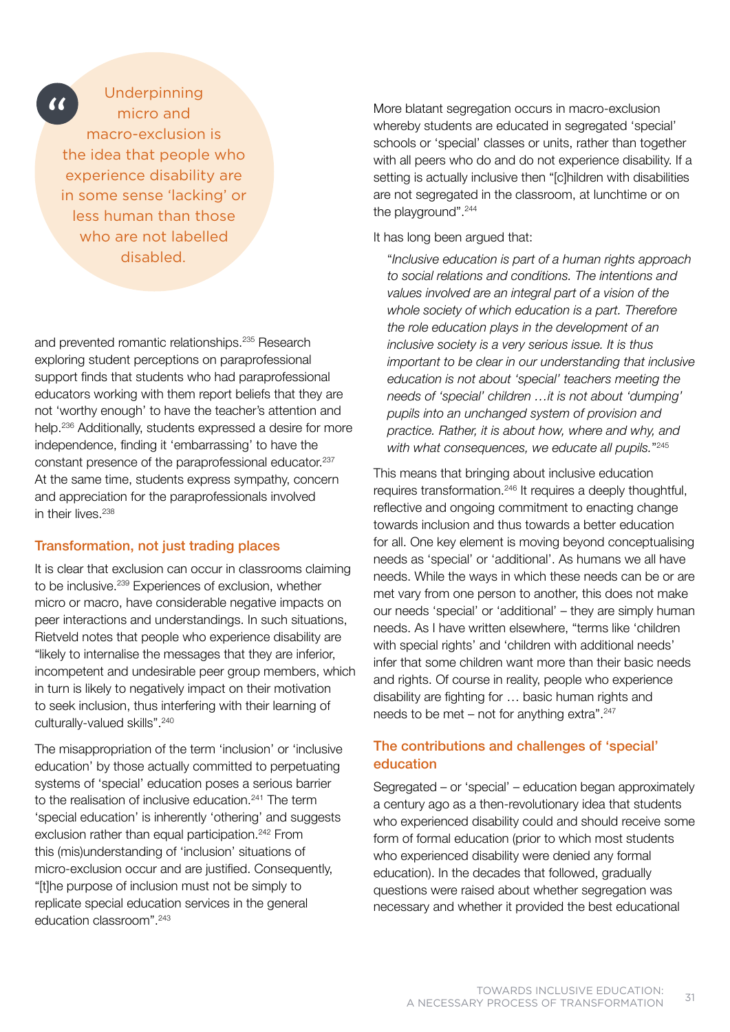> Underpinning micro and macro-exclusion is the idea that people who experience disability are in some sense 'lacking' or less human than those who are not labelled disabled.

and prevented romantic relationships.[235] Research exploring student perceptions on paraprofessional support finds that students who had paraprofessional educators working with them report beliefs that they are not 'worthy enough' to have the teacher's attention and help.[236] Additionally, students expressed a desire for more independence, finding it 'embarrassing' to have the constant presence of the paraprofessional educator.[237] At the same time, students express sympathy, concern and appreciation for the paraprofessionals involved in their lives.[238]

### Transformation, not just trading places

It is clear that exclusion can occur in classrooms claiming to be inclusive.[239] Experiences of exclusion, whether micro or macro, have considerable negative impacts on peer interactions and understandings. In such situations, Rietveld notes that people who experience disability are "likely to internalise the messages that they are inferior, incompetent and undesirable peer group members, which in turn is likely to negatively impact on their motivation to seek inclusion, thus interfering with their learning of culturally-valued skills".[240]

The misappropriation of the term 'inclusion' or 'inclusive education' by those actually committed to perpetuating systems of 'special' education poses a serious barrier to the realisation of inclusive education.[241] The term 'special education' is inherently 'othering' and suggests exclusion rather than equal participation.[242] From this (mis)understanding of 'inclusion' situations of micro-exclusion occur and are justified. Consequently, "[t]he purpose of inclusion must not be simply to replicate special education services in the general education classroom".[243]

More blatant segregation occurs in macro-exclusion whereby students are educated in segregated 'special' schools or 'special' classes or units, rather than together with all peers who do and do not experience disability. If a setting is actually inclusive then "[c]hildren with disabilities are not segregated in the classroom, at lunchtime or on the playground".[244]

It has long been argued that:

> "*Inclusive education is part of a human rights approach to social relations and conditions. The intentions and values involved are an integral part of a vision of the whole society of which education is a part. Therefore the role education plays in the development of an inclusive society is a very serious issue. It is thus important to be clear in our understanding that inclusive education is not about 'special' teachers meeting the needs of 'special' children …it is not about 'dumping' pupils into an unchanged system of provision and practice. Rather, it is about how, where and why, and with what consequences, we educate all pupils.*"[245]

This means that bringing about inclusive education requires transformation.[246] It requires a deeply thoughtful, reflective and ongoing commitment to enacting change towards inclusion and thus towards a better education for all. One key element is moving beyond conceptualising needs as 'special' or 'additional'. As humans we all have needs. While the ways in which these needs can be or are met vary from one person to another, this does not make our needs 'special' or 'additional' – they are simply human needs. As I have written elsewhere, "terms like 'children with special rights' and 'children with additional needs' infer that some children want more than their basic needs and rights. Of course in reality, people who experience disability are fighting for … basic human rights and needs to be met – not for anything extra".[247]

### The contributions and challenges of 'special' education

Segregated – or 'special' – education began approximately a century ago as a then-revolutionary idea that students who experienced disability could and should receive some form of formal education (prior to which most students who experienced disability were denied any formal education). In the decades that followed, gradually questions were raised about whether segregation was necessary and whether it provided the best educational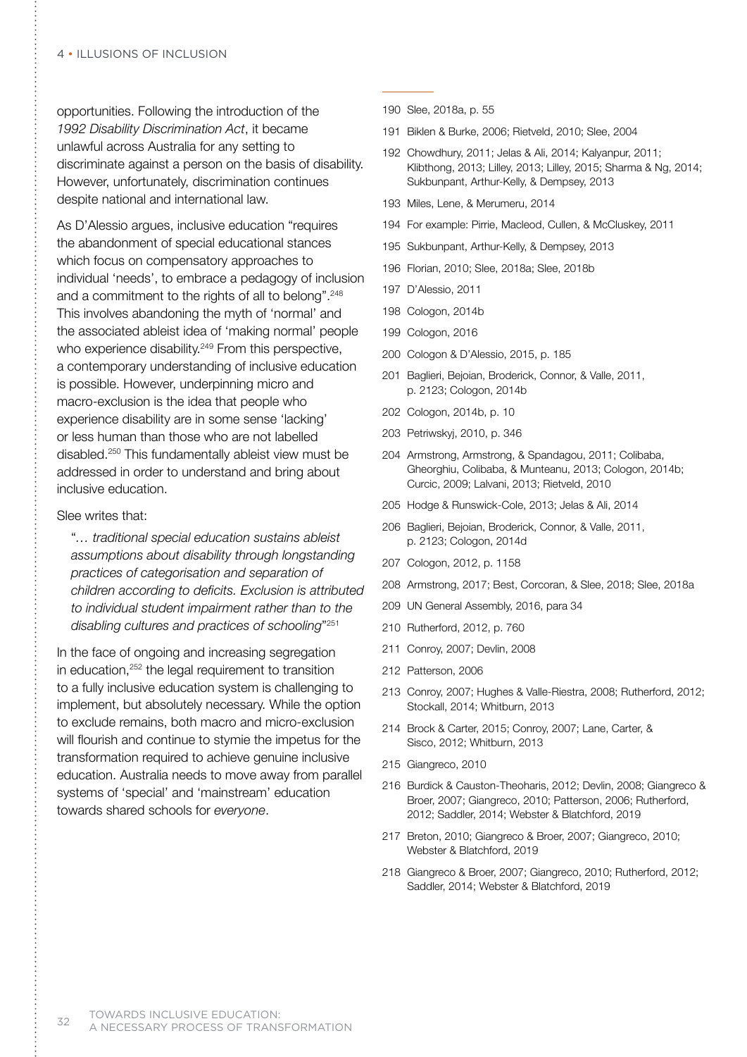opportunities. Following the introduction of the *1992 Disability Discrimination Act*, it became unlawful across Australia for any setting to discriminate against a person on the basis of disability. However, unfortunately, discrimination continues despite national and international law.

As D'Alessio argues, inclusive education "requires the abandonment of special educational stances which focus on compensatory approaches to individual 'needs', to embrace a pedagogy of inclusion and a commitment to the rights of all to belong".[248] This involves abandoning the myth of 'normal' and the associated ableist idea of 'making normal' people who experience disability.[249] From this perspective, a contemporary understanding of inclusive education is possible. However, underpinning micro and macro-exclusion is the idea that people who experience disability are in some sense 'lacking' or less human than those who are not labelled disabled.[250] This fundamentally ableist view must be addressed in order to understand and bring about inclusive education.

Slee writes that:

> "*… traditional special education sustains ableist assumptions about disability through longstanding practices of categorisation and separation of children according to deficits. Exclusion is attributed to individual student impairment rather than to the disabling cultures and practices of schooling*"[251]

In the face of ongoing and increasing segregation in education,[252] the legal requirement to transition to a fully inclusive education system is challenging to implement, but absolutely necessary. While the option to exclude remains, both macro and micro-exclusion will flourish and continue to stymie the impetus for the transformation required to achieve genuine inclusive education. Australia needs to move away from parallel systems of 'special' and 'mainstream' education towards shared schools for *everyone*.

---

190 Slee, 2018a, p. 55

191 Biklen & Burke, 2006; Rietveld, 2010; Slee, 2004

192 Chowdhury, 2011; Jelas & Ali, 2014; Kalyanpur, 2011; Klibthong, 2013; Lilley, 2013; Lilley, 2015; Sharma & Ng, 2014; Sukbunpant, Arthur-Kelly, & Dempsey, 2013

193 Miles, Lene, & Merumeru, 2014

194 For example: Pirrie, Macleod, Cullen, & McCluskey, 2011

195 Sukbunpant, Arthur-Kelly, & Dempsey, 2013

196 Florian, 2010; Slee, 2018a; Slee, 2018b

197 D'Alessio, 2011

198 Cologon, 2014b

199 Cologon, 2016

200 Cologon & D'Alessio, 2015, p. 185

201 Baglieri, Bejoian, Broderick, Connor, & Valle, 2011, p. 2123; Cologon, 2014b

202 Cologon, 2014b, p. 10

203 Petriwskyj, 2010, p. 346

204 Armstrong, Armstrong, & Spandagou, 2011; Colibaba, Gheorghiu, Colibaba, & Munteanu, 2013; Cologon, 2014b; Curcic, 2009; Lalvani, 2013; Rietveld, 2010

205 Hodge & Runswick-Cole, 2013; Jelas & Ali, 2014

206 Baglieri, Bejoian, Broderick, Connor, & Valle, 2011, p. 2123; Cologon, 2014d

207 Cologon, 2012, p. 1158

208 Armstrong, 2017; Best, Corcoran, & Slee, 2018; Slee, 2018a

209 UN General Assembly, 2016, para 34

210 Rutherford, 2012, p. 760

211 Conroy, 2007; Devlin, 2008

212 Patterson, 2006

213 Conroy, 2007; Hughes & Valle-Riestra, 2008; Rutherford, 2012; Stockall, 2014; Whitburn, 2013

214 Brock & Carter, 2015; Conroy, 2007; Lane, Carter, & Sisco, 2012; Whitburn, 2013

215 Giangreco, 2010

216 Burdick & Causton-Theoharis, 2012; Devlin, 2008; Giangreco & Broer, 2007; Giangreco, 2010; Patterson, 2006; Rutherford, 2012; Saddler, 2014; Webster & Blatchford, 2019

217 Breton, 2010; Giangreco & Broer, 2007; Giangreco, 2010; Webster & Blatchford, 2019

218 Giangreco & Broer, 2007; Giangreco, 2010; Rutherford, 2012; Saddler, 2014; Webster & Blatchford, 2019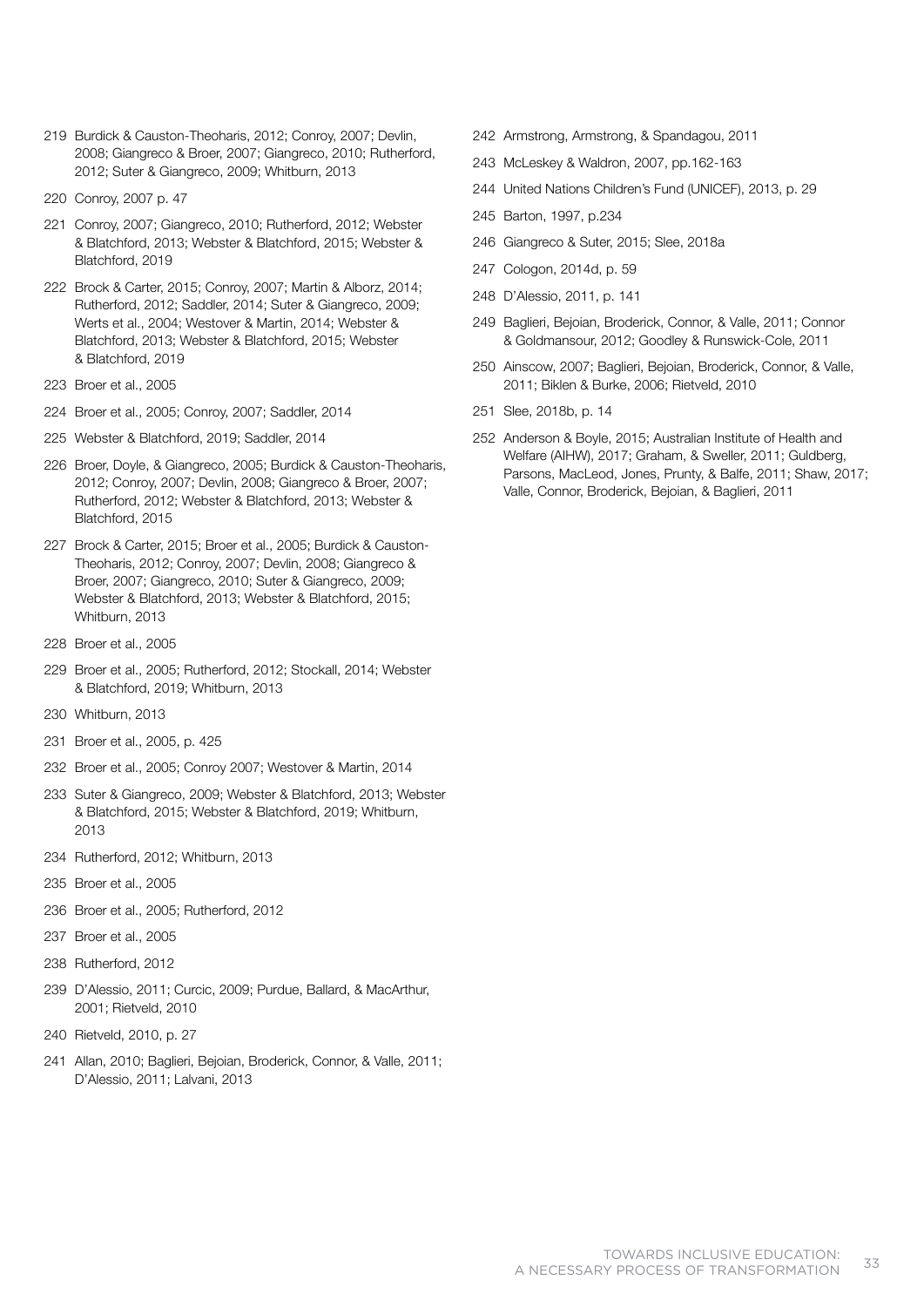219 Burdick & Causton-Theoharis, 2012; Conroy, 2007; Devlin, 2008; Giangreco & Broer, 2007; Giangreco, 2010; Rutherford, 2012; Suter & Giangreco, 2009; Whitburn, 2013

220 Conroy, 2007 p. 47

221 Conroy, 2007; Giangreco, 2010; Rutherford, 2012; Webster & Blatchford, 2013; Webster & Blatchford, 2015; Webster & Blatchford, 2019

222 Brock & Carter, 2015; Conroy, 2007; Martin & Alborz, 2014; Rutherford, 2012; Saddler, 2014; Suter & Giangreco, 2009; Werts et al., 2004; Westover & Martin, 2014; Webster & Blatchford, 2013; Webster & Blatchford, 2015; Webster & Blatchford, 2019

223 Broer et al., 2005

224 Broer et al., 2005; Conroy, 2007; Saddler, 2014

225 Webster & Blatchford, 2019; Saddler, 2014

226 Broer, Doyle, & Giangreco, 2005; Burdick & Causton-Theoharis, 2012; Conroy, 2007; Devlin, 2008; Giangreco & Broer, 2007; Rutherford, 2012; Webster & Blatchford, 2013; Webster & Blatchford, 2015

227 Brock & Carter, 2015; Broer et al., 2005; Burdick & Causton-Theoharis, 2012; Conroy, 2007; Devlin, 2008; Giangreco & Broer, 2007; Giangreco, 2010; Suter & Giangreco, 2009; Webster & Blatchford, 2013; Webster & Blatchford, 2015; Whitburn, 2013

228 Broer et al., 2005

229 Broer et al., 2005; Rutherford, 2012; Stockall, 2014; Webster & Blatchford, 2019; Whitburn, 2013

230 Whitburn, 2013

231 Broer et al., 2005, p. 425

232 Broer et al., 2005; Conroy 2007; Westover & Martin, 2014

233 Suter & Giangreco, 2009; Webster & Blatchford, 2013; Webster & Blatchford, 2015; Webster & Blatchford, 2019; Whitburn, 2013

234 Rutherford, 2012; Whitburn, 2013

235 Broer et al., 2005

236 Broer et al., 2005; Rutherford, 2012

237 Broer et al., 2005

238 Rutherford, 2012

239 D'Alessio, 2011; Curcic, 2009; Purdue, Ballard, & MacArthur, 2001; Rietveld, 2010

240 Rietveld, 2010, p. 27

241 Allan, 2010; Baglieri, Bejoian, Broderick, Connor, & Valle, 2011; D'Alessio, 2011; Lalvani, 2013

242 Armstrong, Armstrong, & Spandagou, 2011

243 McLeskey & Waldron, 2007, pp.162-163

244 United Nations Children's Fund (UNICEF), 2013, p. 29

245 Barton, 1997, p.234

246 Giangreco & Suter, 2015; Slee, 2018a

247 Cologon, 2014d, p. 59

248 D'Alessio, 2011, p. 141

249 Baglieri, Bejoian, Broderick, Connor, & Valle, 2011; Connor & Goldmansour, 2012; Goodley & Runswick-Cole, 2011

250 Ainscow, 2007; Baglieri, Bejoian, Broderick, Connor, & Valle, 2011; Biklen & Burke, 2006; Rietveld, 2010

251 Slee, 2018b, p. 14

252 Anderson & Boyle, 2015; Australian Institute of Health and Welfare (AIHW), 2017; Graham, & Sweller, 2011; Guldberg, Parsons, MacLeod, Jones, Prunty, & Balfe, 2011; Shaw, 2017; Valle, Connor, Broderick, Bejoian, & Baglieri, 2011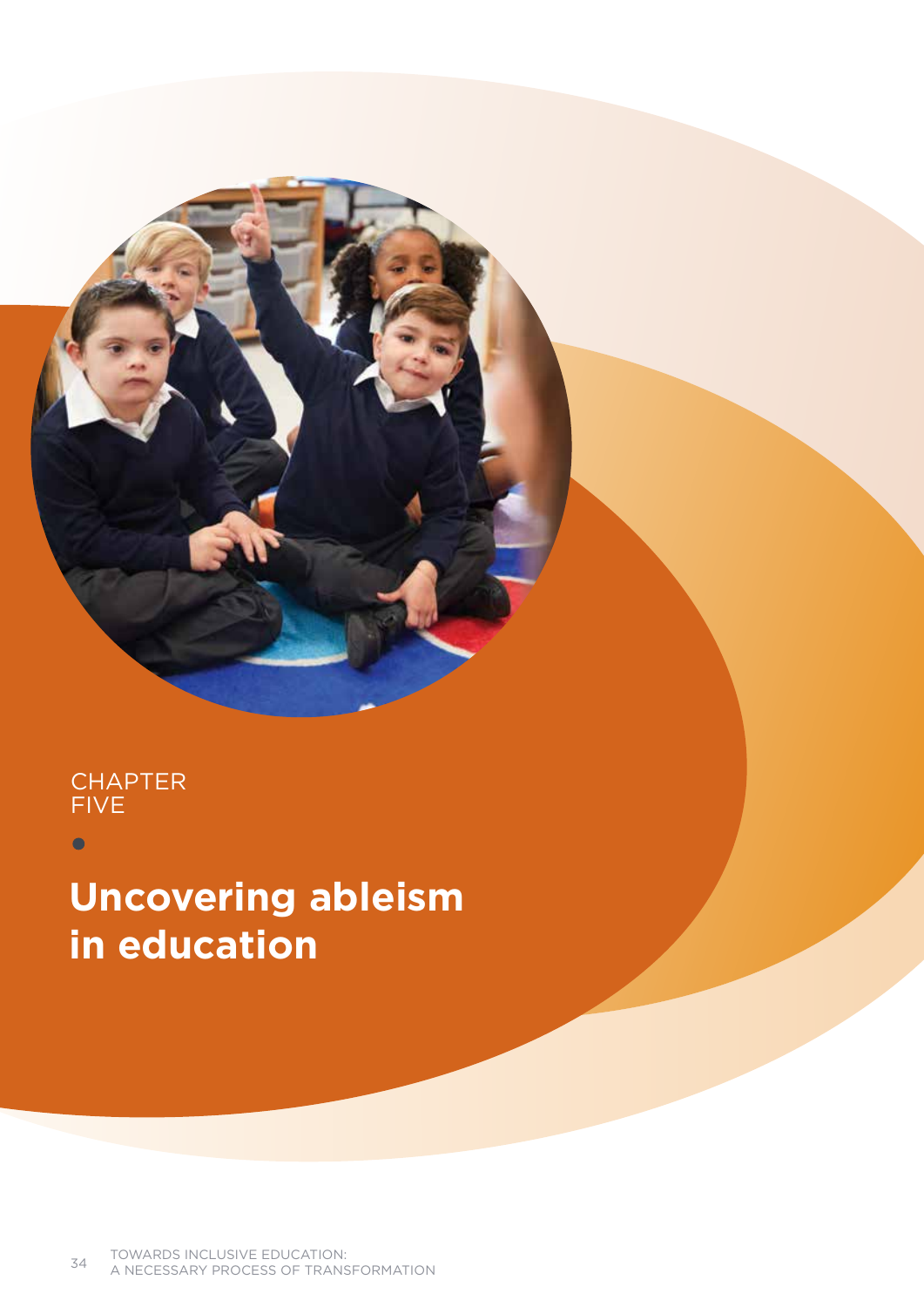CHAPTER FIVE

# Uncovering ableism in education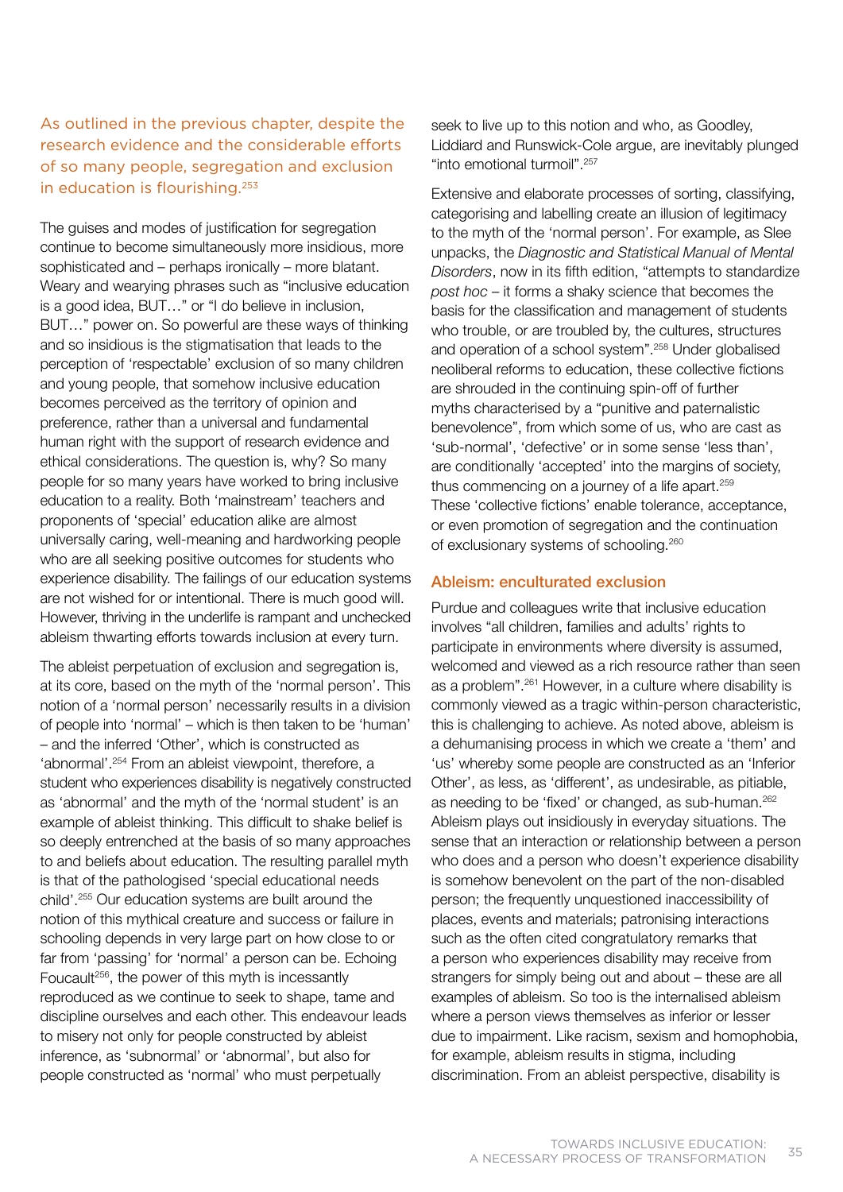As outlined in the previous chapter, despite the research evidence and the considerable efforts of so many people, segregation and exclusion in education is flourishing.[253]

The guises and modes of justification for segregation continue to become simultaneously more insidious, more sophisticated and – perhaps ironically – more blatant. Weary and wearying phrases such as "inclusive education is a good idea, BUT…" or "I do believe in inclusion, BUT…" power on. So powerful are these ways of thinking and so insidious is the stigmatisation that leads to the perception of 'respectable' exclusion of so many children and young people, that somehow inclusive education becomes perceived as the territory of opinion and preference, rather than a universal and fundamental human right with the support of research evidence and ethical considerations. The question is, why? So many people for so many years have worked to bring inclusive education to a reality. Both 'mainstream' teachers and proponents of 'special' education alike are almost universally caring, well-meaning and hardworking people who are all seeking positive outcomes for students who experience disability. The failings of our education systems are not wished for or intentional. There is much good will. However, thriving in the underlife is rampant and unchecked ableism thwarting efforts towards inclusion at every turn.

The ableist perpetuation of exclusion and segregation is, at its core, based on the myth of the 'normal person'. This notion of a 'normal person' necessarily results in a division of people into 'normal' – which is then taken to be 'human' – and the inferred 'Other', which is constructed as 'abnormal'.[254] From an ableist viewpoint, therefore, a student who experiences disability is negatively constructed as 'abnormal' and the myth of the 'normal student' is an example of ableist thinking. This difficult to shake belief is so deeply entrenched at the basis of so many approaches to and beliefs about education. The resulting parallel myth is that of the pathologised 'special educational needs child'.[255] Our education systems are built around the notion of this mythical creature and success or failure in schooling depends in very large part on how close to or far from 'passing' for 'normal' a person can be. Echoing Foucault[256], the power of this myth is incessantly reproduced as we continue to seek to shape, tame and discipline ourselves and each other. This endeavour leads to misery not only for people constructed by ableist inference, as 'subnormal' or 'abnormal', but also for people constructed as 'normal' who must perpetually seek to live up to this notion and who, as Goodley, Liddiard and Runswick-Cole argue, are inevitably plunged "into emotional turmoil".[257]

Extensive and elaborate processes of sorting, classifying, categorising and labelling create an illusion of legitimacy to the myth of the 'normal person'. For example, as Slee unpacks, the *Diagnostic and Statistical Manual of Mental Disorders*, now in its fifth edition, "attempts to standardize *post hoc* – it forms a shaky science that becomes the basis for the classification and management of students who trouble, or are troubled by, the cultures, structures and operation of a school system".[258] Under globalised neoliberal reforms to education, these collective fictions are shrouded in the continuing spin-off of further myths characterised by a "punitive and paternalistic benevolence", from which some of us, who are cast as 'sub-normal', 'defective' or in some sense 'less than', are conditionally 'accepted' into the margins of society, thus commencing on a journey of a life apart.[259] These 'collective fictions' enable tolerance, acceptance, or even promotion of segregation and the continuation of exclusionary systems of schooling.[260]

## Ableism: enculturated exclusion

Purdue and colleagues write that inclusive education involves "all children, families and adults' rights to participate in environments where diversity is assumed, welcomed and viewed as a rich resource rather than seen as a problem".[261] However, in a culture where disability is commonly viewed as a tragic within-person characteristic, this is challenging to achieve. As noted above, ableism is a dehumanising process in which we create a 'them' and 'us' whereby some people are constructed as an 'Inferior Other', as less, as 'different', as undesirable, as pitiable, as needing to be 'fixed' or changed, as sub-human.[262] Ableism plays out insidiously in everyday situations. The sense that an interaction or relationship between a person who does and a person who doesn't experience disability is somehow benevolent on the part of the non-disabled person; the frequently unquestioned inaccessibility of places, events and materials; patronising interactions such as the often cited congratulatory remarks that a person who experiences disability may receive from strangers for simply being out and about – these are all examples of ableism. So too is the internalised ableism where a person views themselves as inferior or lesser due to impairment. Like racism, sexism and homophobia, for example, ableism results in stigma, including discrimination. From an ableist perspective, disability is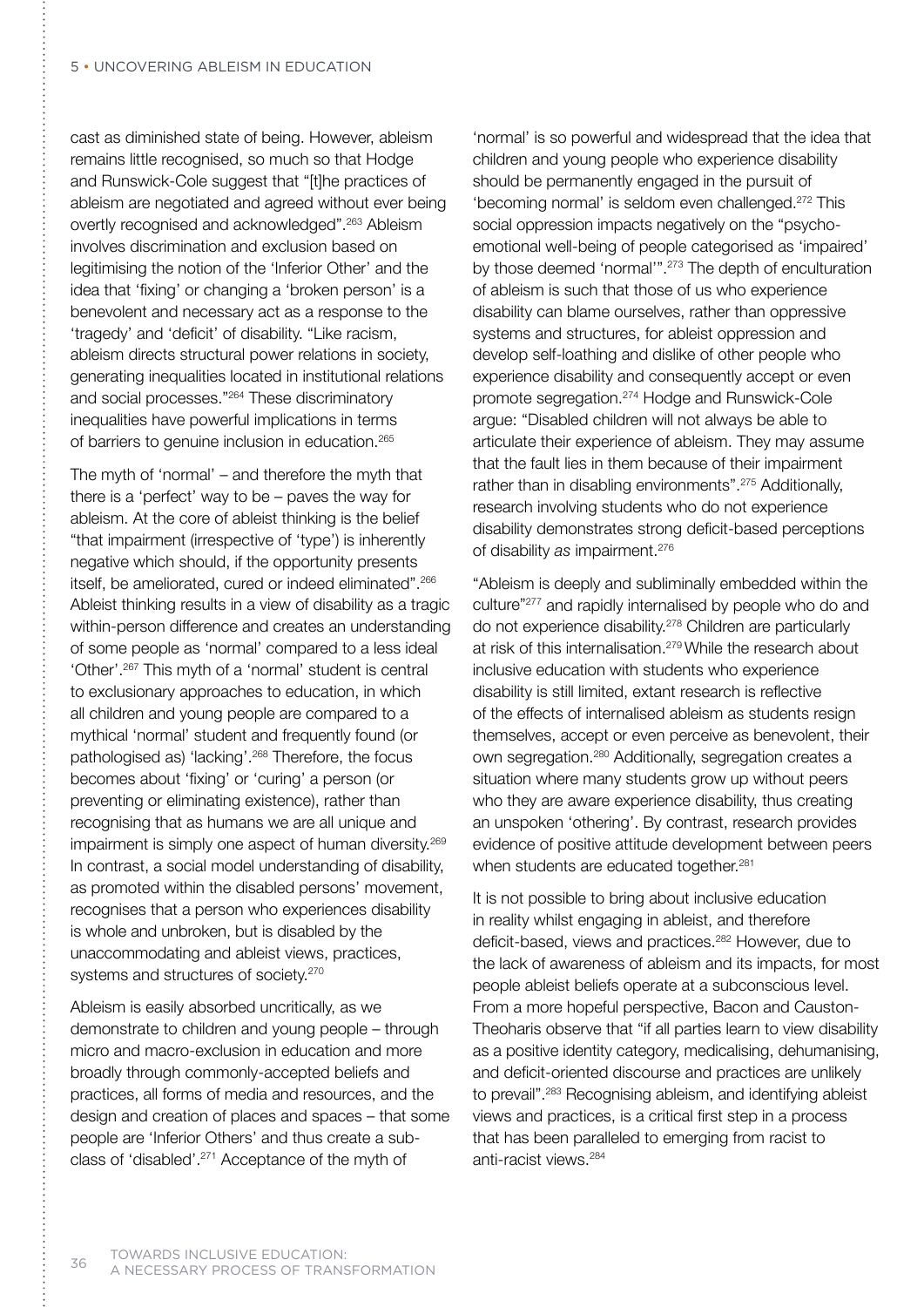cast as diminished state of being. However, ableism remains little recognised, so much so that Hodge and Runswick-Cole suggest that "[t]he practices of ableism are negotiated and agreed without ever being overtly recognised and acknowledged".[263] Ableism involves discrimination and exclusion based on legitimising the notion of the 'Inferior Other' and the idea that 'fixing' or changing a 'broken person' is a benevolent and necessary act as a response to the 'tragedy' and 'deficit' of disability. "Like racism, ableism directs structural power relations in society, generating inequalities located in institutional relations and social processes."[264] These discriminatory inequalities have powerful implications in terms of barriers to genuine inclusion in education.[265]

The myth of 'normal' – and therefore the myth that there is a 'perfect' way to be – paves the way for ableism. At the core of ableist thinking is the belief "that impairment (irrespective of 'type') is inherently negative which should, if the opportunity presents itself, be ameliorated, cured or indeed eliminated".[266] Ableist thinking results in a view of disability as a tragic within-person difference and creates an understanding of some people as 'normal' compared to a less ideal 'Other'.[267] This myth of a 'normal' student is central to exclusionary approaches to education, in which all children and young people are compared to a mythical 'normal' student and frequently found (or pathologised as) 'lacking'.[268] Therefore, the focus becomes about 'fixing' or 'curing' a person (or preventing or eliminating existence), rather than recognising that as humans we are all unique and impairment is simply one aspect of human diversity.[269] In contrast, a social model understanding of disability, as promoted within the disabled persons' movement, recognises that a person who experiences disability is whole and unbroken, but is disabled by the unaccommodating and ableist views, practices, systems and structures of society.[270]

Ableism is easily absorbed uncritically, as we demonstrate to children and young people – through micro and macro-exclusion in education and more broadly through commonly-accepted beliefs and practices, all forms of media and resources, and the design and creation of places and spaces – that some people are 'Inferior Others' and thus create a sub-class of 'disabled'.[271] Acceptance of the myth of 'normal' is so powerful and widespread that the idea that children and young people who experience disability should be permanently engaged in the pursuit of 'becoming normal' is seldom even challenged.[272] This social oppression impacts negatively on the "psycho-emotional well-being of people categorised as 'impaired' by those deemed 'normal'".[273] The depth of enculturation of ableism is such that those of us who experience disability can blame ourselves, rather than oppressive systems and structures, for ableist oppression and develop self-loathing and dislike of other people who experience disability and consequently accept or even promote segregation.[274] Hodge and Runswick-Cole argue: "Disabled children will not always be able to articulate their experience of ableism. They may assume that the fault lies in them because of their impairment rather than in disabling environments".[275] Additionally, research involving students who do not experience disability demonstrates strong deficit-based perceptions of disability *as* impairment.[276]

"Ableism is deeply and subliminally embedded within the culture"[277] and rapidly internalised by people who do and do not experience disability.[278] Children are particularly at risk of this internalisation.[279] While the research about inclusive education with students who experience disability is still limited, extant research is reflective of the effects of internalised ableism as students resign themselves, accept or even perceive as benevolent, their own segregation.[280] Additionally, segregation creates a situation where many students grow up without peers who they are aware experience disability, thus creating an unspoken 'othering'. By contrast, research provides evidence of positive attitude development between peers when students are educated together.[281]

It is not possible to bring about inclusive education in reality whilst engaging in ableist, and therefore deficit-based, views and practices.[282] However, due to the lack of awareness of ableism and its impacts, for most people ableist beliefs operate at a subconscious level. From a more hopeful perspective, Bacon and Causton-Theoharis observe that "if all parties learn to view disability as a positive identity category, medicalising, dehumanising, and deficit-oriented discourse and practices are unlikely to prevail".[283] Recognising ableism, and identifying ableist views and practices, is a critical first step in a process that has been paralleled to emerging from racist to anti-racist views.[284]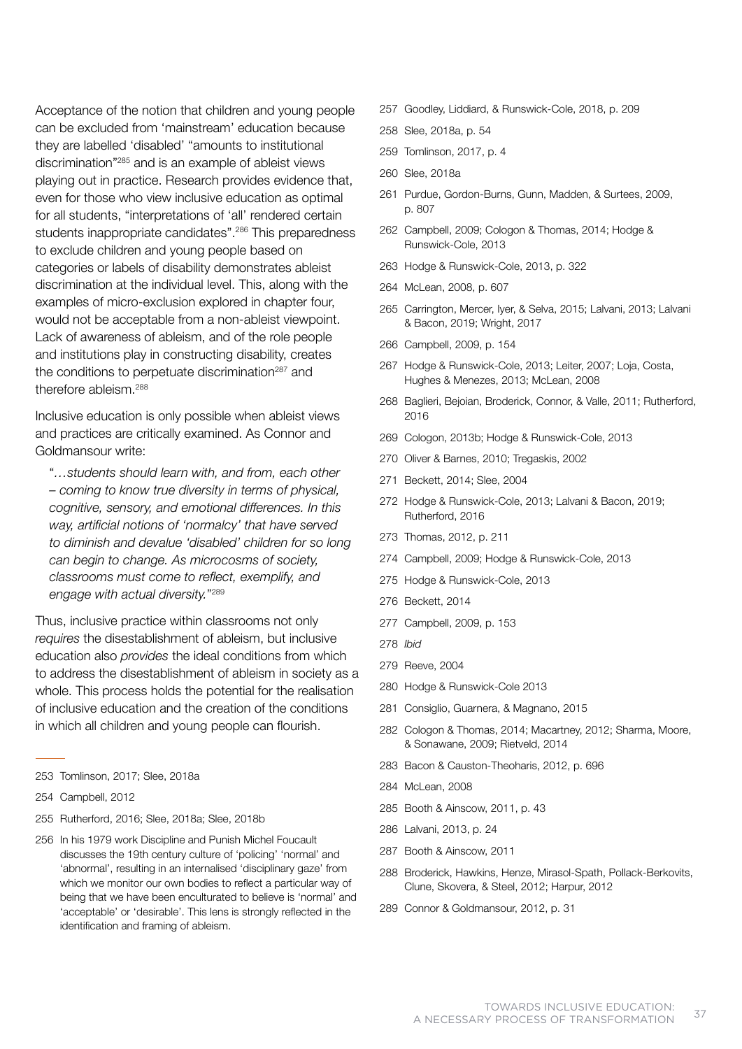Acceptance of the notion that children and young people can be excluded from 'mainstream' education because they are labelled 'disabled' "amounts to institutional discrimination"[285] and is an example of ableist views playing out in practice. Research provides evidence that, even for those who view inclusive education as optimal for all students, "interpretations of 'all' rendered certain students inappropriate candidates".[286] This preparedness to exclude children and young people based on categories or labels of disability demonstrates ableist discrimination at the individual level. This, along with the examples of micro-exclusion explored in chapter four, would not be acceptable from a non-ableist viewpoint. Lack of awareness of ableism, and of the role people and institutions play in constructing disability, creates the conditions to perpetuate discrimination[287] and therefore ableism.[288]

Inclusive education is only possible when ableist views and practices are critically examined. As Connor and Goldmansour write:

> "*…students should learn with, and from, each other – coming to know true diversity in terms of physical, cognitive, sensory, and emotional differences. In this way, artificial notions of 'normalcy' that have served to diminish and devalue 'disabled' children for so long can begin to change. As microcosms of society, classrooms must come to reflect, exemplify, and engage with actual diversity.*"[289]

Thus, inclusive practice within classrooms not only *requires* the disestablishment of ableism, but inclusive education also *provides* the ideal conditions from which to address the disestablishment of ableism in society as a whole. This process holds the potential for the realisation of inclusive education and the creation of the conditions in which all children and young people can flourish.

---

253 Tomlinson, 2017; Slee, 2018a

254 Campbell, 2012

255 Rutherford, 2016; Slee, 2018a; Slee, 2018b

256 In his 1979 work Discipline and Punish Michel Foucault discusses the 19th century culture of 'policing' 'normal' and 'abnormal', resulting in an internalised 'disciplinary gaze' from which we monitor our own bodies to reflect a particular way of being that we have been enculturated to believe is 'normal' and 'acceptable' or 'desirable'. This lens is strongly reflected in the identification and framing of ableism.

257 Goodley, Liddiard, & Runswick-Cole, 2018, p. 209

258 Slee, 2018a, p. 54

259 Tomlinson, 2017, p. 4

260 Slee, 2018a

261 Purdue, Gordon-Burns, Gunn, Madden, & Surtees, 2009, p. 807

262 Campbell, 2009; Cologon & Thomas, 2014; Hodge & Runswick-Cole, 2013

263 Hodge & Runswick-Cole, 2013, p. 322

264 McLean, 2008, p. 607

265 Carrington, Mercer, Iyer, & Selva, 2015; Lalvani, 2013; Lalvani & Bacon, 2019; Wright, 2017

266 Campbell, 2009, p. 154

267 Hodge & Runswick-Cole, 2013; Leiter, 2007; Loja, Costa, Hughes & Menezes, 2013; McLean, 2008

268 Baglieri, Bejoian, Broderick, Connor, & Valle, 2011; Rutherford, 2016

269 Cologon, 2013b; Hodge & Runswick-Cole, 2013

270 Oliver & Barnes, 2010; Tregaskis, 2002

271 Beckett, 2014; Slee, 2004

272 Hodge & Runswick-Cole, 2013; Lalvani & Bacon, 2019; Rutherford, 2016

273 Thomas, 2012, p. 211

274 Campbell, 2009; Hodge & Runswick-Cole, 2013

275 Hodge & Runswick-Cole, 2013

276 Beckett, 2014

277 Campbell, 2009, p. 153

278 *Ibid*

279 Reeve, 2004

280 Hodge & Runswick-Cole 2013

281 Consiglio, Guarnera, & Magnano, 2015

282 Cologon & Thomas, 2014; Macartney, 2012; Sharma, Moore, & Sonawane, 2009; Rietveld, 2014

283 Bacon & Causton-Theoharis, 2012, p. 696

284 McLean, 2008

285 Booth & Ainscow, 2011, p. 43

286 Lalvani, 2013, p. 24

287 Booth & Ainscow, 2011

288 Broderick, Hawkins, Henze, Mirasol-Spath, Pollack-Berkovits, Clune, Skovera, & Steel, 2012; Harpur, 2012

289 Connor & Goldmansour, 2012, p. 31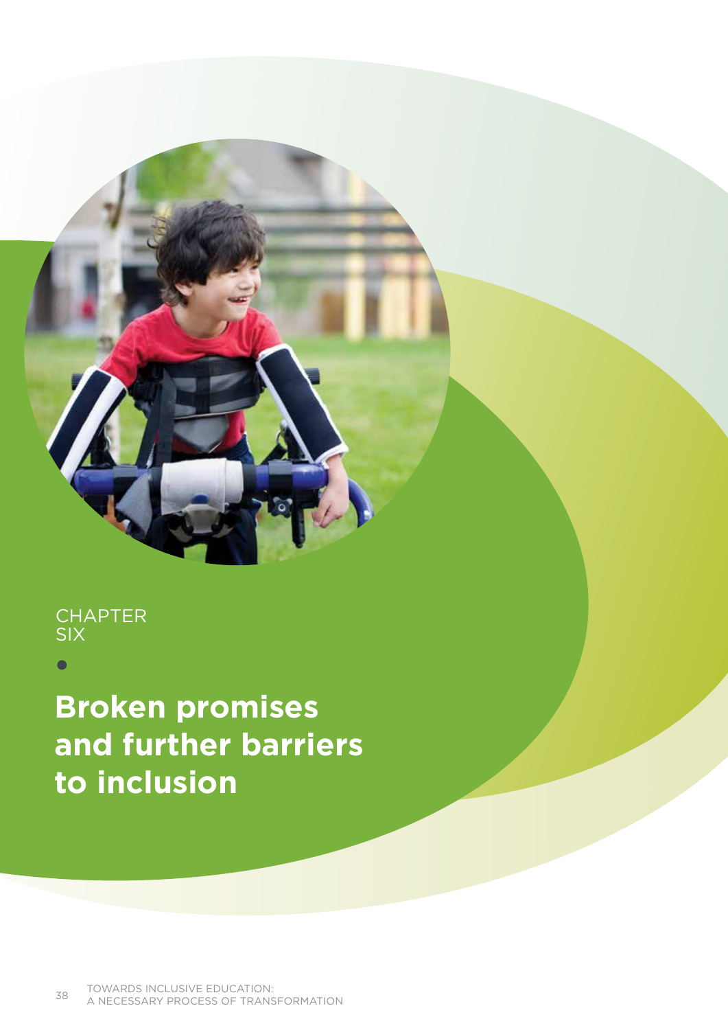CHAPTER SIX

# Broken promises and further barriers to inclusion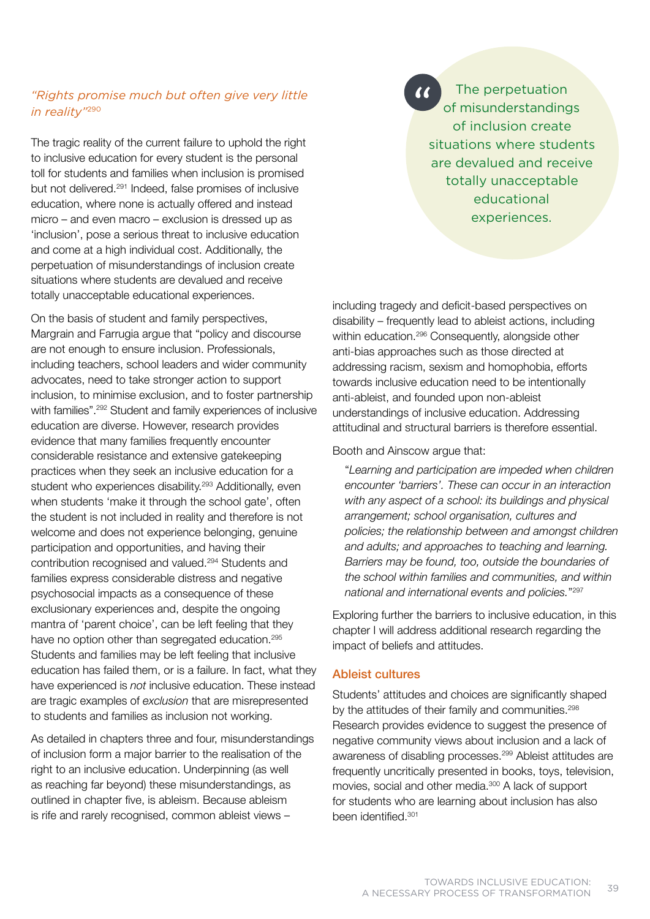### *"Rights promise much but often give very little in reality"*[290]

The tragic reality of the current failure to uphold the right to inclusive education for every student is the personal toll for students and families when inclusion is promised but not delivered.[291] Indeed, false promises of inclusive education, where none is actually offered and instead micro – and even macro – exclusion is dressed up as 'inclusion', pose a serious threat to inclusive education and come at a high individual cost. Additionally, the perpetuation of misunderstandings of inclusion create situations where students are devalued and receive totally unacceptable educational experiences.

> The perpetuation of misunderstandings of inclusion create situations where students are devalued and receive totally unacceptable educational experiences.

On the basis of student and family perspectives, Margrain and Farrugia argue that "policy and discourse are not enough to ensure inclusion. Professionals, including teachers, school leaders and wider community advocates, need to take stronger action to support inclusion, to minimise exclusion, and to foster partnership with families".[292] Student and family experiences of inclusive education are diverse. However, research provides evidence that many families frequently encounter considerable resistance and extensive gatekeeping practices when they seek an inclusive education for a student who experiences disability.[293] Additionally, even when students 'make it through the school gate', often the student is not included in reality and therefore is not welcome and does not experience belonging, genuine participation and opportunities, and having their contribution recognised and valued.[294] Students and families express considerable distress and negative psychosocial impacts as a consequence of these exclusionary experiences and, despite the ongoing mantra of 'parent choice', can be left feeling that they have no option other than segregated education.[295] Students and families may be left feeling that inclusive education has failed them, or is a failure. In fact, what they have experienced is *not* inclusive education. These instead are tragic examples of *exclusion* that are misrepresented to students and families as inclusion not working.

As detailed in chapters three and four, misunderstandings of inclusion form a major barrier to the realisation of the right to an inclusive education. Underpinning (as well as reaching far beyond) these misunderstandings, as outlined in chapter five, is ableism. Because ableism is rife and rarely recognised, common ableist views – including tragedy and deficit-based perspectives on disability – frequently lead to ableist actions, including within education.[296] Consequently, alongside other anti-bias approaches such as those directed at addressing racism, sexism and homophobia, efforts towards inclusive education need to be intentionally anti-ableist, and founded upon non-ableist understandings of inclusive education. Addressing attitudinal and structural barriers is therefore essential.

Booth and Ainscow argue that:

> "*Learning and participation are impeded when children encounter 'barriers'. These can occur in an interaction with any aspect of a school: its buildings and physical arrangement; school organisation, cultures and policies; the relationship between and amongst children and adults; and approaches to teaching and learning. Barriers may be found, too, outside the boundaries of the school within families and communities, and within national and international events and policies.*"[297]

Exploring further the barriers to inclusive education, in this chapter I will address additional research regarding the impact of beliefs and attitudes.

## Ableist cultures

Students' attitudes and choices are significantly shaped by the attitudes of their family and communities.[298] Research provides evidence to suggest the presence of negative community views about inclusion and a lack of awareness of disabling processes.[299] Ableist attitudes are frequently uncritically presented in books, toys, television, movies, social and other media.[300] A lack of support for students who are learning about inclusion has also been identified.[301]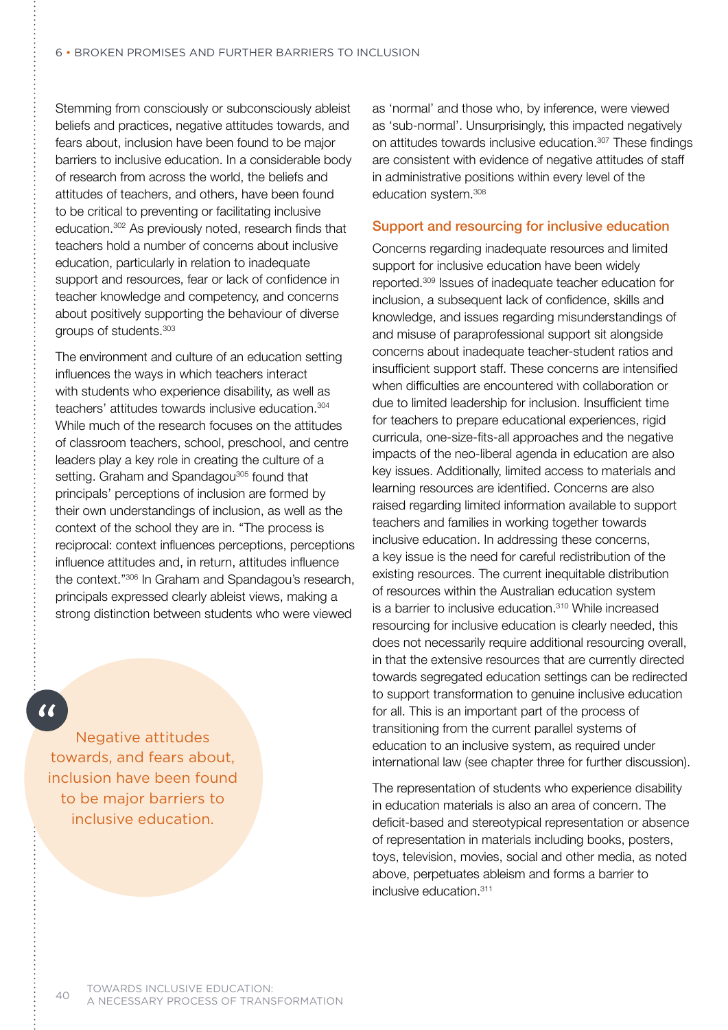Stemming from consciously or subconsciously ableist beliefs and practices, negative attitudes towards, and fears about, inclusion have been found to be major barriers to inclusive education. In a considerable body of research from across the world, the beliefs and attitudes of teachers, and others, have been found to be critical to preventing or facilitating inclusive education.[302] As previously noted, research finds that teachers hold a number of concerns about inclusive education, particularly in relation to inadequate support and resources, fear or lack of confidence in teacher knowledge and competency, and concerns about positively supporting the behaviour of diverse groups of students.[303]

The environment and culture of an education setting influences the ways in which teachers interact with students who experience disability, as well as teachers' attitudes towards inclusive education.[304] While much of the research focuses on the attitudes of classroom teachers, school, preschool, and centre leaders play a key role in creating the culture of a setting. Graham and Spandagou[305] found that principals' perceptions of inclusion are formed by their own understandings of inclusion, as well as the context of the school they are in. "The process is reciprocal: context influences perceptions, perceptions influence attitudes and, in return, attitudes influence the context."[306] In Graham and Spandagou's research, principals expressed clearly ableist views, making a strong distinction between students who were viewed as 'normal' and those who, by inference, were viewed as 'sub-normal'. Unsurprisingly, this impacted negatively on attitudes towards inclusive education.[307] These findings are consistent with evidence of negative attitudes of staff in administrative positions within every level of the education system.[308]

> "Negative attitudes towards, and fears about, inclusion have been found to be major barriers to inclusive education.

### Support and resourcing for inclusive education

Concerns regarding inadequate resources and limited support for inclusive education have been widely reported.[309] Issues of inadequate teacher education for inclusion, a subsequent lack of confidence, skills and knowledge, and issues regarding misunderstandings of and misuse of paraprofessional support sit alongside concerns about inadequate teacher-student ratios and insufficient support staff. These concerns are intensified when difficulties are encountered with collaboration or due to limited leadership for inclusion. Insufficient time for teachers to prepare educational experiences, rigid curricula, one-size-fits-all approaches and the negative impacts of the neo-liberal agenda in education are also key issues. Additionally, limited access to materials and learning resources are identified. Concerns are also raised regarding limited information available to support teachers and families in working together towards inclusive education. In addressing these concerns, a key issue is the need for careful redistribution of the existing resources. The current inequitable distribution of resources within the Australian education system is a barrier to inclusive education.[310] While increased resourcing for inclusive education is clearly needed, this does not necessarily require additional resourcing overall, in that the extensive resources that are currently directed towards segregated education settings can be redirected to support transformation to genuine inclusive education for all. This is an important part of the process of transitioning from the current parallel systems of education to an inclusive system, as required under international law (see chapter three for further discussion).

The representation of students who experience disability in education materials is also an area of concern. The deficit-based and stereotypical representation or absence of representation in materials including books, posters, toys, television, movies, social and other media, as noted above, perpetuates ableism and forms a barrier to inclusive education.[311]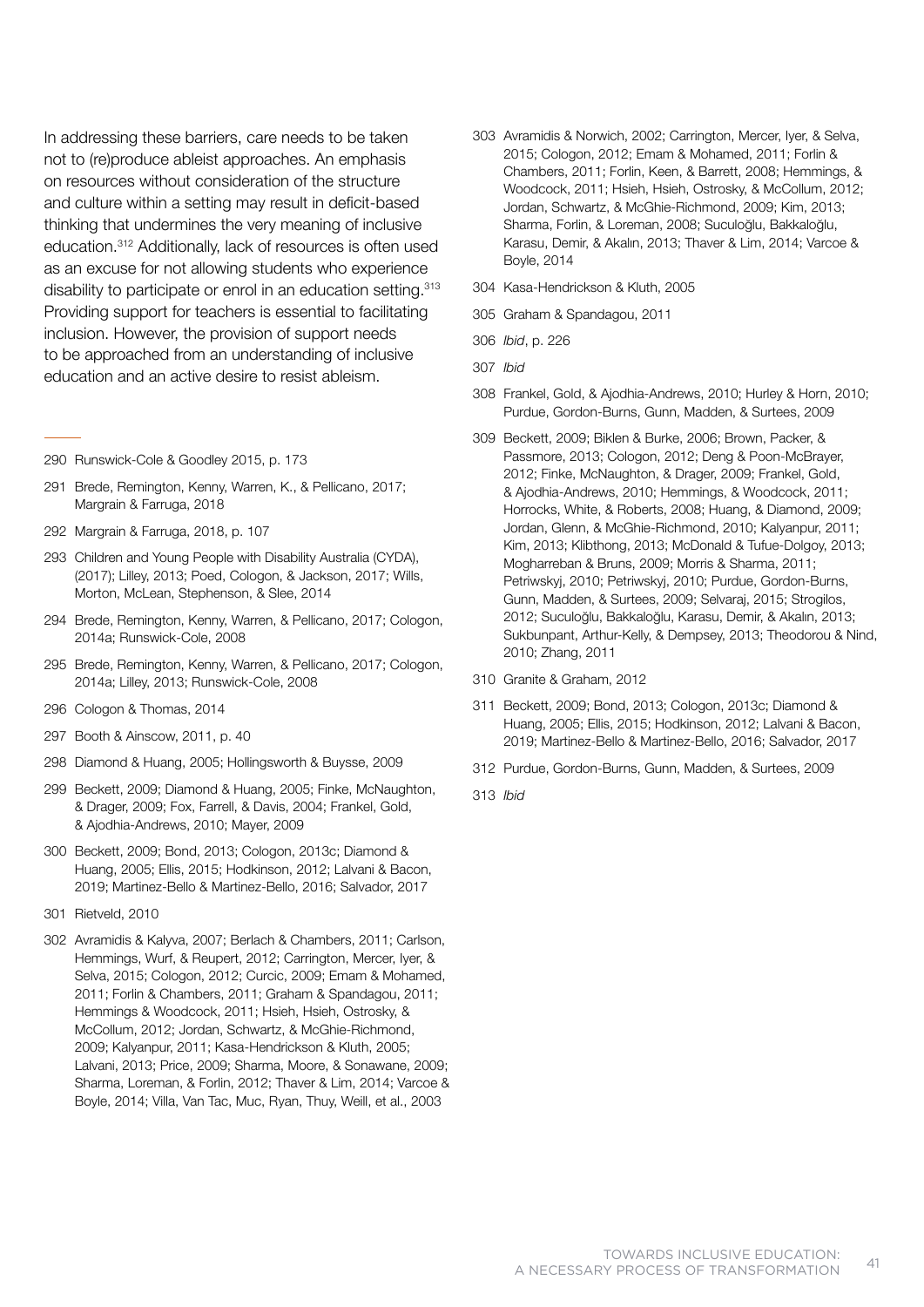In addressing these barriers, care needs to be taken not to (re)produce ableist approaches. An emphasis on resources without consideration of the structure and culture within a setting may result in deficit-based thinking that undermines the very meaning of inclusive education.[312] Additionally, lack of resources is often used as an excuse for not allowing students who experience disability to participate or enrol in an education setting.[313] Providing support for teachers is essential to facilitating inclusion. However, the provision of support needs to be approached from an understanding of inclusive education and an active desire to resist ableism.

---

290 Runswick-Cole & Goodley 2015, p. 173

291 Brede, Remington, Kenny, Warren, K., & Pellicano, 2017; Margrain & Farruga, 2018

292 Margrain & Farruga, 2018, p. 107

293 Children and Young People with Disability Australia (CYDA), (2017); Lilley, 2013; Poed, Cologon, & Jackson, 2017; Wills, Morton, McLean, Stephenson, & Slee, 2014

294 Brede, Remington, Kenny, Warren, & Pellicano, 2017; Cologon, 2014a; Runswick-Cole, 2008

295 Brede, Remington, Kenny, Warren, & Pellicano, 2017; Cologon, 2014a; Lilley, 2013; Runswick-Cole, 2008

296 Cologon & Thomas, 2014

297 Booth & Ainscow, 2011, p. 40

298 Diamond & Huang, 2005; Hollingsworth & Buysse, 2009

299 Beckett, 2009; Diamond & Huang, 2005; Finke, McNaughton, & Drager, 2009; Fox, Farrell, & Davis, 2004; Frankel, Gold, & Ajodhia-Andrews, 2010; Mayer, 2009

300 Beckett, 2009; Bond, 2013; Cologon, 2013c; Diamond & Huang, 2005; Ellis, 2015; Hodkinson, 2012; Lalvani & Bacon, 2019; Martinez-Bello & Martinez-Bello, 2016; Salvador, 2017

301 Rietveld, 2010

302 Avramidis & Kalyva, 2007; Berlach & Chambers, 2011; Carlson, Hemmings, Wurf, & Reupert, 2012; Carrington, Mercer, Iyer, & Selva, 2015; Cologon, 2012; Curcic, 2009; Emam & Mohamed, 2011; Forlin & Chambers, 2011; Graham & Spandagou, 2011; Hemmings & Woodcock, 2011; Hsieh, Hsieh, Ostrosky, & McCollum, 2012; Jordan, Schwartz, & McGhie-Richmond, 2009; Kalyanpur, 2011; Kasa-Hendrickson & Kluth, 2005; Lalvani, 2013; Price, 2009; Sharma, Moore, & Sonawane, 2009; Sharma, Loreman, & Forlin, 2012; Thaver & Lim, 2014; Varcoe & Boyle, 2014; Villa, Van Tac, Muc, Ryan, Thuy, Weill, et al., 2003

303 Avramidis & Norwich, 2002; Carrington, Mercer, Iyer, & Selva, 2015; Cologon, 2012; Emam & Mohamed, 2011; Forlin & Chambers, 2011; Forlin, Keen, & Barrett, 2008; Hemmings, & Woodcock, 2011; Hsieh, Hsieh, Ostrosky, & McCollum, 2012; Jordan, Schwartz, & McGhie-Richmond, 2009; Kim, 2013; Sharma, Forlin, & Loreman, 2008; Suculoğlu, Bakkaloğlu, Karasu, Demir, & Akalın, 2013; Thaver & Lim, 2014; Varcoe & Boyle, 2014

304 Kasa-Hendrickson & Kluth, 2005

305 Graham & Spandagou, 2011

306 *Ibid*, p. 226

307 *Ibid*

308 Frankel, Gold, & Ajodhia-Andrews, 2010; Hurley & Horn, 2010; Purdue, Gordon-Burns, Gunn, Madden, & Surtees, 2009

309 Beckett, 2009; Biklen & Burke, 2006; Brown, Packer, & Passmore, 2013; Cologon, 2012; Deng & Poon-McBrayer, 2012; Finke, McNaughton, & Drager, 2009; Frankel, Gold, & Ajodhia-Andrews, 2010; Hemmings, & Woodcock, 2011; Horrocks, White, & Roberts, 2008; Huang, & Diamond, 2009; Jordan, Glenn, & McGhie-Richmond, 2010; Kalyanpur, 2011; Kim, 2013; Klibthong, 2013; McDonald & Tufue-Dolgoy, 2013; Mogharreban & Bruns, 2009; Morris & Sharma, 2011; Petriwskyj, 2010; Petriwskyj, 2010; Purdue, Gordon-Burns, Gunn, Madden, & Surtees, 2009; Selvaraj, 2015; Strogilos, 2012; Suculoğlu, Bakkaloğlu, Karasu, Demir, & Akalın, 2013; Sukbunpant, Arthur-Kelly, & Dempsey, 2013; Theodorou & Nind, 2010; Zhang, 2011

310 Granite & Graham, 2012

311 Beckett, 2009; Bond, 2013; Cologon, 2013c; Diamond & Huang, 2005; Ellis, 2015; Hodkinson, 2012; Lalvani & Bacon, 2019; Martinez-Bello & Martinez-Bello, 2016; Salvador, 2017

312 Purdue, Gordon-Burns, Gunn, Madden, & Surtees, 2009

313 *Ibid*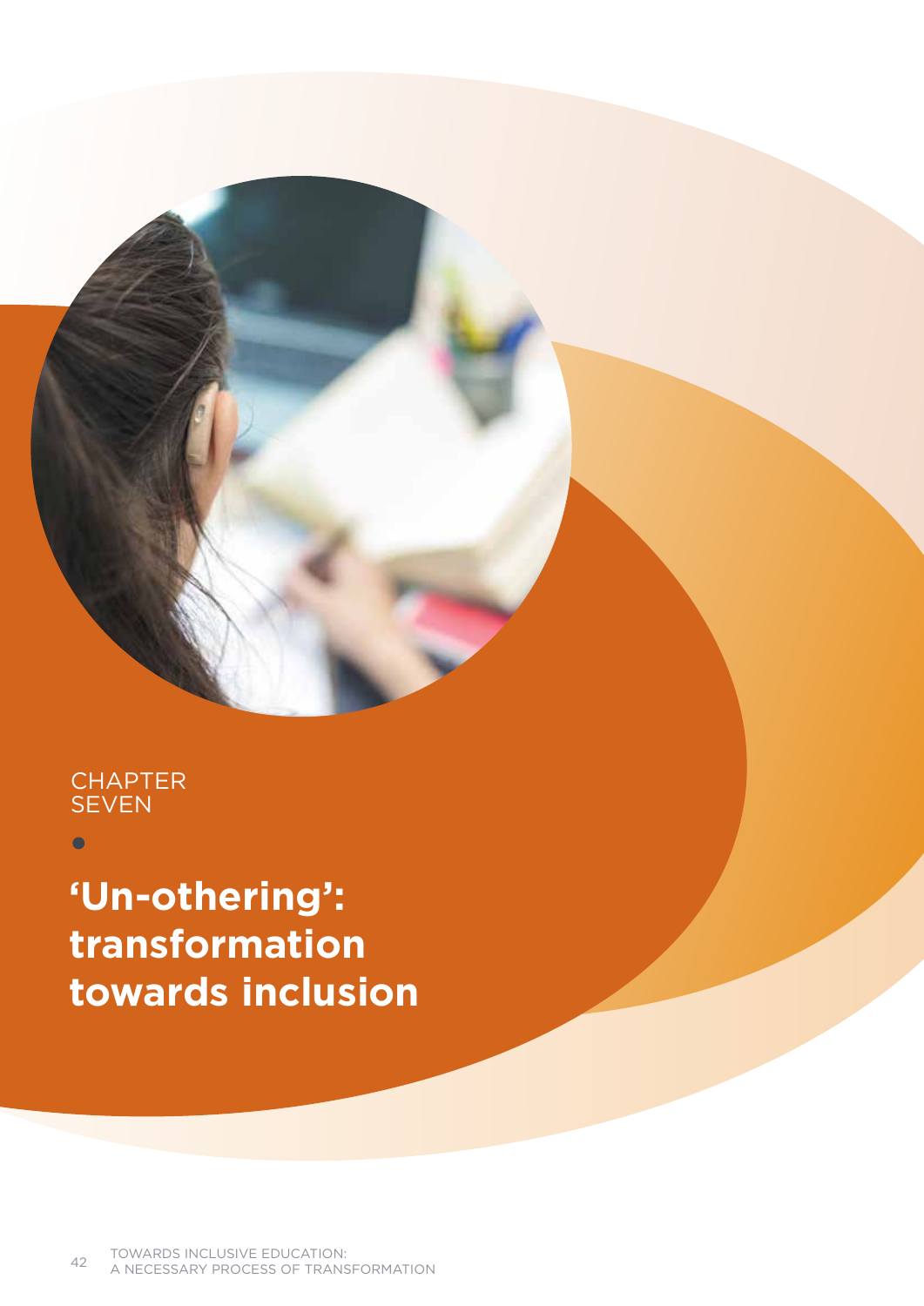CHAPTER SEVEN

# 'Un-othering': transformation towards inclusion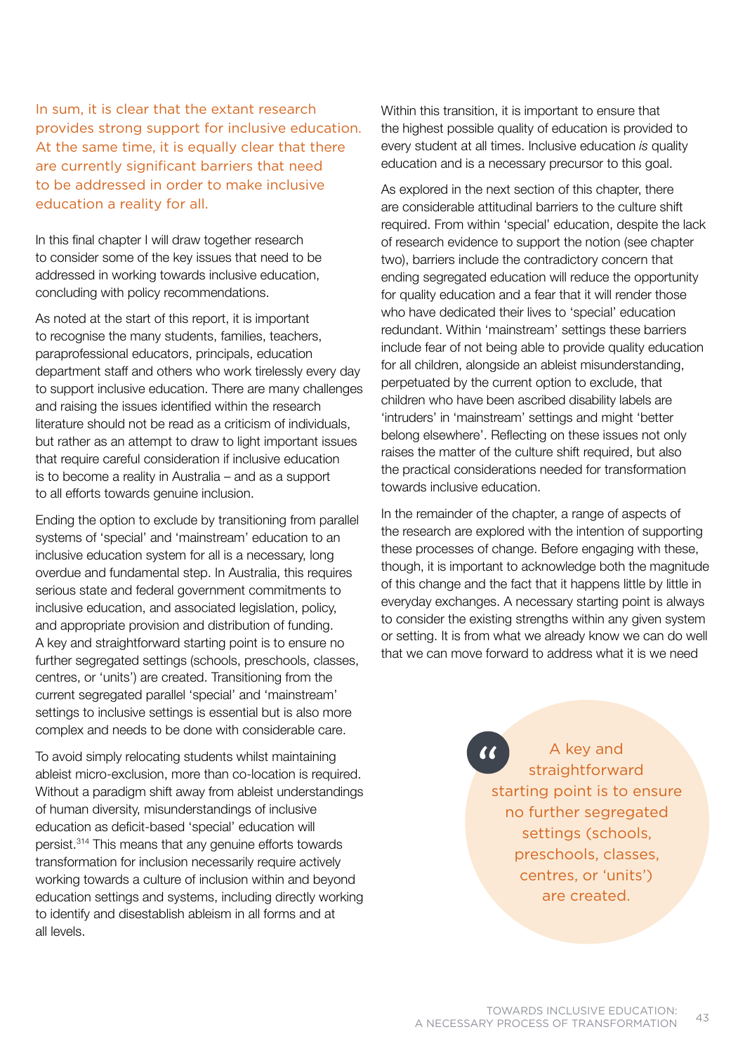In sum, it is clear that the extant research provides strong support for inclusive education. At the same time, it is equally clear that there are currently significant barriers that need to be addressed in order to make inclusive education a reality for all.

In this final chapter I will draw together research to consider some of the key issues that need to be addressed in working towards inclusive education, concluding with policy recommendations.

As noted at the start of this report, it is important to recognise the many students, families, teachers, paraprofessional educators, principals, education department staff and others who work tirelessly every day to support inclusive education. There are many challenges and raising the issues identified within the research literature should not be read as a criticism of individuals, but rather as an attempt to draw to light important issues that require careful consideration if inclusive education is to become a reality in Australia – and as a support to all efforts towards genuine inclusion.

Ending the option to exclude by transitioning from parallel systems of 'special' and 'mainstream' education to an inclusive education system for all is a necessary, long overdue and fundamental step. In Australia, this requires serious state and federal government commitments to inclusive education, and associated legislation, policy, and appropriate provision and distribution of funding. A key and straightforward starting point is to ensure no further segregated settings (schools, preschools, classes, centres, or 'units') are created. Transitioning from the current segregated parallel 'special' and 'mainstream' settings to inclusive settings is essential but is also more complex and needs to be done with considerable care.

To avoid simply relocating students whilst maintaining ableist micro-exclusion, more than co-location is required. Without a paradigm shift away from ableist understandings of human diversity, misunderstandings of inclusive education as deficit-based 'special' education will persist.[314] This means that any genuine efforts towards transformation for inclusion necessarily require actively working towards a culture of inclusion within and beyond education settings and systems, including directly working to identify and disestablish ableism in all forms and at all levels.

Within this transition, it is important to ensure that the highest possible quality of education is provided to every student at all times. Inclusive education *is* quality education and is a necessary precursor to this goal.

As explored in the next section of this chapter, there are considerable attitudinal barriers to the culture shift required. From within 'special' education, despite the lack of research evidence to support the notion (see chapter two), barriers include the contradictory concern that ending segregated education will reduce the opportunity for quality education and a fear that it will render those who have dedicated their lives to 'special' education redundant. Within 'mainstream' settings these barriers include fear of not being able to provide quality education for all children, alongside an ableist misunderstanding, perpetuated by the current option to exclude, that children who have been ascribed disability labels are 'intruders' in 'mainstream' settings and might 'better belong elsewhere'. Reflecting on these issues not only raises the matter of the culture shift required, but also the practical considerations needed for transformation towards inclusive education.

In the remainder of the chapter, a range of aspects of the research are explored with the intention of supporting these processes of change. Before engaging with these, though, it is important to acknowledge both the magnitude of this change and the fact that it happens little by little in everyday exchanges. A necessary starting point is always to consider the existing strengths within any given system or setting. It is from what we already know we can do well that we can move forward to address what it is we need

> A key and straightforward starting point is to ensure no further segregated settings (schools, preschools, classes, centres, or 'units') are created.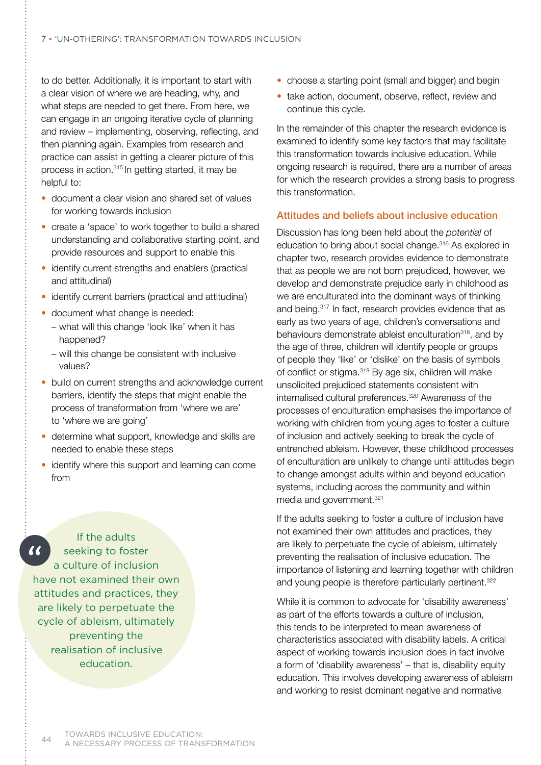to do better. Additionally, it is important to start with a clear vision of where we are heading, why, and what steps are needed to get there. From here, we can engage in an ongoing iterative cycle of planning and review – implementing, observing, reflecting, and then planning again. Examples from research and practice can assist in getting a clearer picture of this process in action.[315] In getting started, it may be helpful to:

- document a clear vision and shared set of values for working towards inclusion
- create a 'space' to work together to build a shared understanding and collaborative starting point, and provide resources and support to enable this
- identify current strengths and enablers (practical and attitudinal)
- identify current barriers (practical and attitudinal)
- document what change is needed:
  - what will this change 'look like' when it has happened?
  - will this change be consistent with inclusive values?
- build on current strengths and acknowledge current barriers, identify the steps that might enable the process of transformation from 'where we are' to 'where we are going'
- determine what support, knowledge and skills are needed to enable these steps
- identify where this support and learning can come from
- choose a starting point (small and bigger) and begin
- take action, document, observe, reflect, review and continue this cycle.

> "If the adults seeking to foster a culture of inclusion have not examined their own attitudes and practices, they are likely to perpetuate the cycle of ableism, ultimately preventing the realisation of inclusive education.

In the remainder of this chapter the research evidence is examined to identify some key factors that may facilitate this transformation towards inclusive education. While ongoing research is required, there are a number of areas for which the research provides a strong basis to progress this transformation.

## Attitudes and beliefs about inclusive education

Discussion has long been held about the *potential* of education to bring about social change.[316] As explored in chapter two, research provides evidence to demonstrate that as people we are not born prejudiced, however, we develop and demonstrate prejudice early in childhood as we are enculturated into the dominant ways of thinking and being.[317] In fact, research provides evidence that as early as two years of age, children's conversations and behaviours demonstrate ableist enculturation[318], and by the age of three, children will identify people or groups of people they 'like' or 'dislike' on the basis of symbols of conflict or stigma.[319] By age six, children will make unsolicited prejudiced statements consistent with internalised cultural preferences.[320] Awareness of the processes of enculturation emphasises the importance of working with children from young ages to foster a culture of inclusion and actively seeking to break the cycle of entrenched ableism. However, these childhood processes of enculturation are unlikely to change until attitudes begin to change amongst adults within and beyond education systems, including across the community and within media and government.[321]

If the adults seeking to foster a culture of inclusion have not examined their own attitudes and practices, they are likely to perpetuate the cycle of ableism, ultimately preventing the realisation of inclusive education. The importance of listening and learning together with children and young people is therefore particularly pertinent.[322]

While it is common to advocate for 'disability awareness' as part of the efforts towards a culture of inclusion, this tends to be interpreted to mean awareness of characteristics associated with disability labels. A critical aspect of working towards inclusion does in fact involve a form of 'disability awareness' – that is, disability equity education. This involves developing awareness of ableism and working to resist dominant negative and normative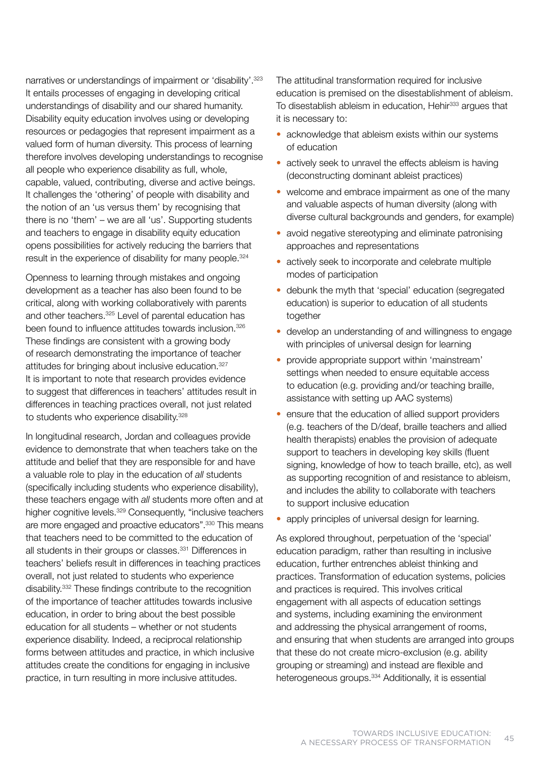narratives or understandings of impairment or 'disability'.[323] It entails processes of engaging in developing critical understandings of disability and our shared humanity. Disability equity education involves using or developing resources or pedagogies that represent impairment as a valued form of human diversity. This process of learning therefore involves developing understandings to recognise all people who experience disability as full, whole, capable, valued, contributing, diverse and active beings. It challenges the 'othering' of people with disability and the notion of an 'us versus them' by recognising that there is no 'them' – we are all 'us'. Supporting students and teachers to engage in disability equity education opens possibilities for actively reducing the barriers that result in the experience of disability for many people.[324]

Openness to learning through mistakes and ongoing development as a teacher has also been found to be critical, along with working collaboratively with parents and other teachers.[325] Level of parental education has been found to influence attitudes towards inclusion.[326] These findings are consistent with a growing body of research demonstrating the importance of teacher attitudes for bringing about inclusive education.[327] It is important to note that research provides evidence to suggest that differences in teachers' attitudes result in differences in teaching practices overall, not just related to students who experience disability.[328]

In longitudinal research, Jordan and colleagues provide evidence to demonstrate that when teachers take on the attitude and belief that they are responsible for and have a valuable role to play in the education of *all* students (specifically including students who experience disability), these teachers engage with *all* students more often and at higher cognitive levels.[329] Consequently, "inclusive teachers are more engaged and proactive educators".[330] This means that teachers need to be committed to the education of all students in their groups or classes.[331] Differences in teachers' beliefs result in differences in teaching practices overall, not just related to students who experience disability.[332] These findings contribute to the recognition of the importance of teacher attitudes towards inclusive education, in order to bring about the best possible education for all students – whether or not students experience disability. Indeed, a reciprocal relationship forms between attitudes and practice, in which inclusive attitudes create the conditions for engaging in inclusive practice, in turn resulting in more inclusive attitudes.

The attitudinal transformation required for inclusive education is premised on the disestablishment of ableism. To disestablish ableism in education, Hehir[333] argues that it is necessary to:

- acknowledge that ableism exists within our systems of education
- actively seek to unravel the effects ableism is having (deconstructing dominant ableist practices)
- welcome and embrace impairment as one of the many and valuable aspects of human diversity (along with diverse cultural backgrounds and genders, for example)
- avoid negative stereotyping and eliminate patronising approaches and representations
- actively seek to incorporate and celebrate multiple modes of participation
- debunk the myth that 'special' education (segregated education) is superior to education of all students together
- develop an understanding of and willingness to engage with principles of universal design for learning
- provide appropriate support within 'mainstream' settings when needed to ensure equitable access to education (e.g. providing and/or teaching braille, assistance with setting up AAC systems)
- ensure that the education of allied support providers (e.g. teachers of the D/deaf, braille teachers and allied health therapists) enables the provision of adequate support to teachers in developing key skills (fluent signing, knowledge of how to teach braille, etc), as well as supporting recognition of and resistance to ableism, and includes the ability to collaborate with teachers to support inclusive education
- apply principles of universal design for learning.

As explored throughout, perpetuation of the 'special' education paradigm, rather than resulting in inclusive education, further entrenches ableist thinking and practices. Transformation of education systems, policies and practices is required. This involves critical engagement with all aspects of education settings and systems, including examining the environment and addressing the physical arrangement of rooms, and ensuring that when students are arranged into groups that these do not create micro-exclusion (e.g. ability grouping or streaming) and instead are flexible and heterogeneous groups.[334] Additionally, it is essential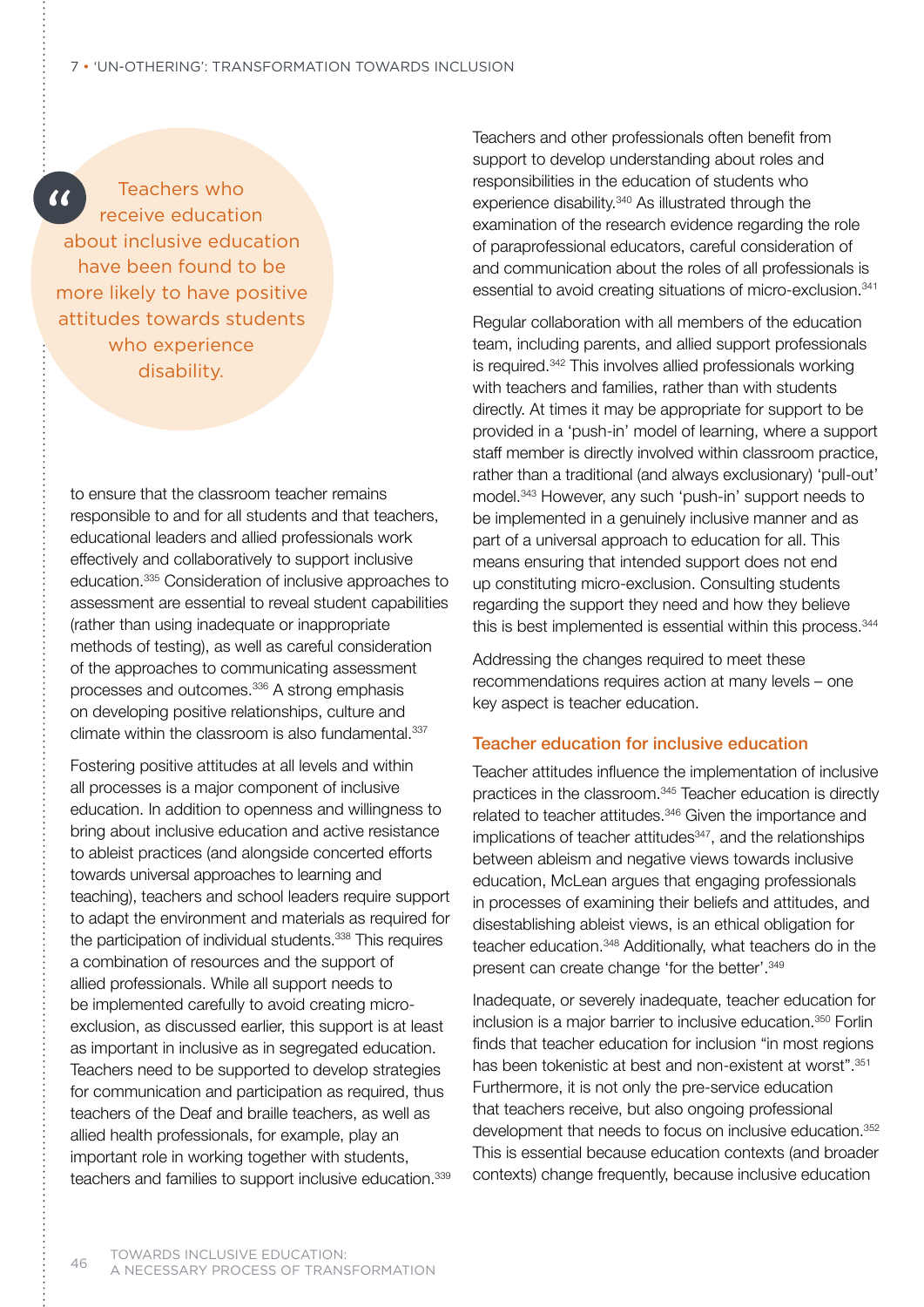> "Teachers who receive education about inclusive education have been found to be more likely to have positive attitudes towards students who experience disability.

to ensure that the classroom teacher remains responsible to and for all students and that teachers, educational leaders and allied professionals work effectively and collaboratively to support inclusive education.[335] Consideration of inclusive approaches to assessment are essential to reveal student capabilities (rather than using inadequate or inappropriate methods of testing), as well as careful consideration of the approaches to communicating assessment processes and outcomes.[336] A strong emphasis on developing positive relationships, culture and climate within the classroom is also fundamental.[337]

Fostering positive attitudes at all levels and within all processes is a major component of inclusive education. In addition to openness and willingness to bring about inclusive education and active resistance to ableist practices (and alongside concerted efforts towards universal approaches to learning and teaching), teachers and school leaders require support to adapt the environment and materials as required for the participation of individual students.[338] This requires a combination of resources and the support of allied professionals. While all support needs to be implemented carefully to avoid creating micro-exclusion, as discussed earlier, this support is at least as important in inclusive as in segregated education. Teachers need to be supported to develop strategies for communication and participation as required, thus teachers of the Deaf and braille teachers, as well as allied health professionals, for example, play an important role in working together with students, teachers and families to support inclusive education.[339]

Teachers and other professionals often benefit from support to develop understanding about roles and responsibilities in the education of students who experience disability.[340] As illustrated through the examination of the research evidence regarding the role of paraprofessional educators, careful consideration of and communication about the roles of all professionals is essential to avoid creating situations of micro-exclusion.[341]

Regular collaboration with all members of the education team, including parents, and allied support professionals is required.[342] This involves allied professionals working with teachers and families, rather than with students directly. At times it may be appropriate for support to be provided in a 'push-in' model of learning, where a support staff member is directly involved within classroom practice, rather than a traditional (and always exclusionary) 'pull-out' model.[343] However, any such 'push-in' support needs to be implemented in a genuinely inclusive manner and as part of a universal approach to education for all. This means ensuring that intended support does not end up constituting micro-exclusion. Consulting students regarding the support they need and how they believe this is best implemented is essential within this process.[344]

Addressing the changes required to meet these recommendations requires action at many levels – one key aspect is teacher education.

## Teacher education for inclusive education

Teacher attitudes influence the implementation of inclusive practices in the classroom.[345] Teacher education is directly related to teacher attitudes.[346] Given the importance and implications of teacher attitudes[347], and the relationships between ableism and negative views towards inclusive education, McLean argues that engaging professionals in processes of examining their beliefs and attitudes, and disestablishing ableist views, is an ethical obligation for teacher education.[348] Additionally, what teachers do in the present can create change 'for the better'.[349]

Inadequate, or severely inadequate, teacher education for inclusion is a major barrier to inclusive education.[350] Forlin finds that teacher education for inclusion "in most regions has been tokenistic at best and non-existent at worst".[351] Furthermore, it is not only the pre-service education that teachers receive, but also ongoing professional development that needs to focus on inclusive education.[352] This is essential because education contexts (and broader contexts) change frequently, because inclusive education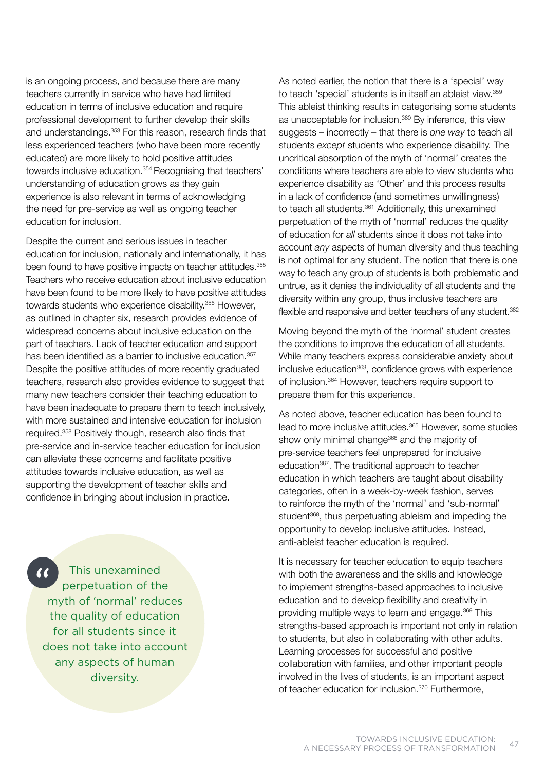is an ongoing process, and because there are many teachers currently in service who have had limited education in terms of inclusive education and require professional development to further develop their skills and understandings.[353] For this reason, research finds that less experienced teachers (who have been more recently educated) are more likely to hold positive attitudes towards inclusive education.[354] Recognising that teachers' understanding of education grows as they gain experience is also relevant in terms of acknowledging the need for pre-service as well as ongoing teacher education for inclusion.

Despite the current and serious issues in teacher education for inclusion, nationally and internationally, it has been found to have positive impacts on teacher attitudes.[355] Teachers who receive education about inclusive education have been found to be more likely to have positive attitudes towards students who experience disability.[356] However, as outlined in chapter six, research provides evidence of widespread concerns about inclusive education on the part of teachers. Lack of teacher education and support has been identified as a barrier to inclusive education.[357] Despite the positive attitudes of more recently graduated teachers, research also provides evidence to suggest that many new teachers consider their teaching education to have been inadequate to prepare them to teach inclusively, with more sustained and intensive education for inclusion required.[358] Positively though, research also finds that pre-service and in-service teacher education for inclusion can alleviate these concerns and facilitate positive attitudes towards inclusive education, as well as supporting the development of teacher skills and confidence in bringing about inclusion in practice.

> “ This unexamined perpetuation of the myth of 'normal' reduces the quality of education for all students since it does not take into account any aspects of human diversity.

As noted earlier, the notion that there is a 'special' way to teach 'special' students is in itself an ableist view.[359] This ableist thinking results in categorising some students as unacceptable for inclusion.[360] By inference, this view suggests – incorrectly – that there is *one way* to teach all students *except* students who experience disability. The uncritical absorption of the myth of 'normal' creates the conditions where teachers are able to view students who experience disability as 'Other' and this process results in a lack of confidence (and sometimes unwillingness) to teach all students.[361] Additionally, this unexamined perpetuation of the myth of 'normal' reduces the quality of education for *all* students since it does not take into account *any* aspects of human diversity and thus teaching is not optimal for any student. The notion that there is one way to teach any group of students is both problematic and untrue, as it denies the individuality of all students and the diversity within any group, thus inclusive teachers are flexible and responsive and better teachers of any student.[362]

Moving beyond the myth of the 'normal' student creates the conditions to improve the education of all students. While many teachers express considerable anxiety about inclusive education[363], confidence grows with experience of inclusion.[364] However, teachers require support to prepare them for this experience.

As noted above, teacher education has been found to lead to more inclusive attitudes.[365] However, some studies show only minimal change[366] and the majority of pre-service teachers feel unprepared for inclusive education[367]. The traditional approach to teacher education in which teachers are taught about disability categories, often in a week-by-week fashion, serves to reinforce the myth of the 'normal' and 'sub-normal' student[368], thus perpetuating ableism and impeding the opportunity to develop inclusive attitudes. Instead, anti-ableist teacher education is required.

It is necessary for teacher education to equip teachers with both the awareness and the skills and knowledge to implement strengths-based approaches to inclusive education and to develop flexibility and creativity in providing multiple ways to learn and engage.[369] This strengths-based approach is important not only in relation to students, but also in collaborating with other adults. Learning processes for successful and positive collaboration with families, and other important people involved in the lives of students, is an important aspect of teacher education for inclusion.[370] Furthermore,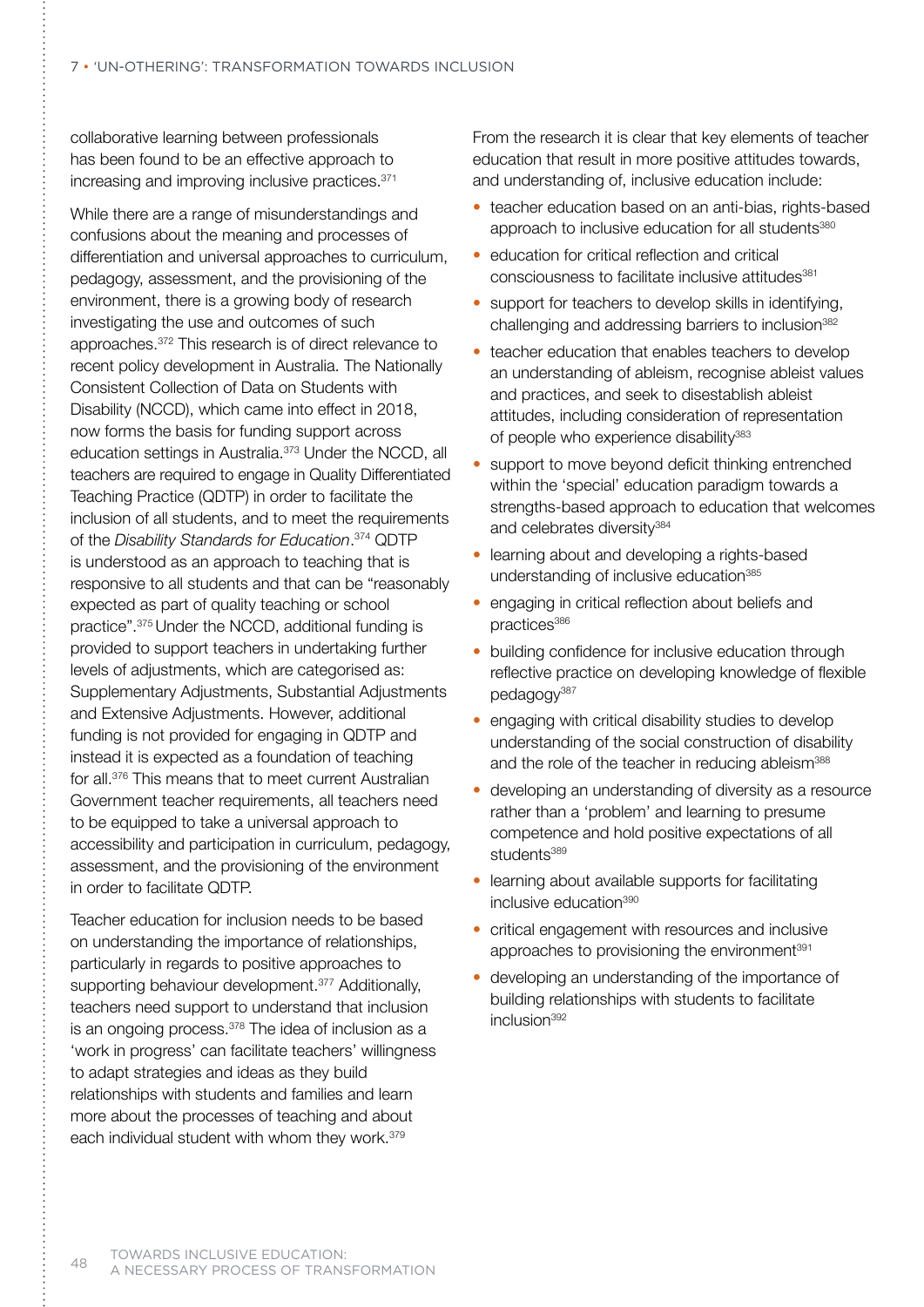collaborative learning between professionals has been found to be an effective approach to increasing and improving inclusive practices.[371]

While there are a range of misunderstandings and confusions about the meaning and processes of differentiation and universal approaches to curriculum, pedagogy, assessment, and the provisioning of the environment, there is a growing body of research investigating the use and outcomes of such approaches.[372] This research is of direct relevance to recent policy development in Australia. The Nationally Consistent Collection of Data on Students with Disability (NCCD), which came into effect in 2018, now forms the basis for funding support across education settings in Australia.[373] Under the NCCD, all teachers are required to engage in Quality Differentiated Teaching Practice (QDTP) in order to facilitate the inclusion of all students, and to meet the requirements of the *Disability Standards for Education*.[374] QDTP is understood as an approach to teaching that is responsive to all students and that can be "reasonably expected as part of quality teaching or school practice".[375] Under the NCCD, additional funding is provided to support teachers in undertaking further levels of adjustments, which are categorised as: Supplementary Adjustments, Substantial Adjustments and Extensive Adjustments. However, additional funding is not provided for engaging in QDTP and instead it is expected as a foundation of teaching for all.[376] This means that to meet current Australian Government teacher requirements, all teachers need to be equipped to take a universal approach to accessibility and participation in curriculum, pedagogy, assessment, and the provisioning of the environment in order to facilitate QDTP.

Teacher education for inclusion needs to be based on understanding the importance of relationships, particularly in regards to positive approaches to supporting behaviour development.[377] Additionally, teachers need support to understand that inclusion is an ongoing process.[378] The idea of inclusion as a 'work in progress' can facilitate teachers' willingness to adapt strategies and ideas as they build relationships with students and families and learn more about the processes of teaching and about each individual student with whom they work.[379]

From the research it is clear that key elements of teacher education that result in more positive attitudes towards, and understanding of, inclusive education include:

- teacher education based on an anti-bias, rights-based approach to inclusive education for all students[380]
- education for critical reflection and critical consciousness to facilitate inclusive attitudes[381]
- support for teachers to develop skills in identifying, challenging and addressing barriers to inclusion[382]
- teacher education that enables teachers to develop an understanding of ableism, recognise ableist values and practices, and seek to disestablish ableist attitudes, including consideration of representation of people who experience disability[383]
- support to move beyond deficit thinking entrenched within the 'special' education paradigm towards a strengths-based approach to education that welcomes and celebrates diversity[384]
- learning about and developing a rights-based understanding of inclusive education[385]
- engaging in critical reflection about beliefs and practices[386]
- building confidence for inclusive education through reflective practice on developing knowledge of flexible pedagogy[387]
- engaging with critical disability studies to develop understanding of the social construction of disability and the role of the teacher in reducing ableism[388]
- developing an understanding of diversity as a resource rather than a 'problem' and learning to presume competence and hold positive expectations of all students[389]
- learning about available supports for facilitating inclusive education[390]
- critical engagement with resources and inclusive approaches to provisioning the environment[391]
- developing an understanding of the importance of building relationships with students to facilitate inclusion[392]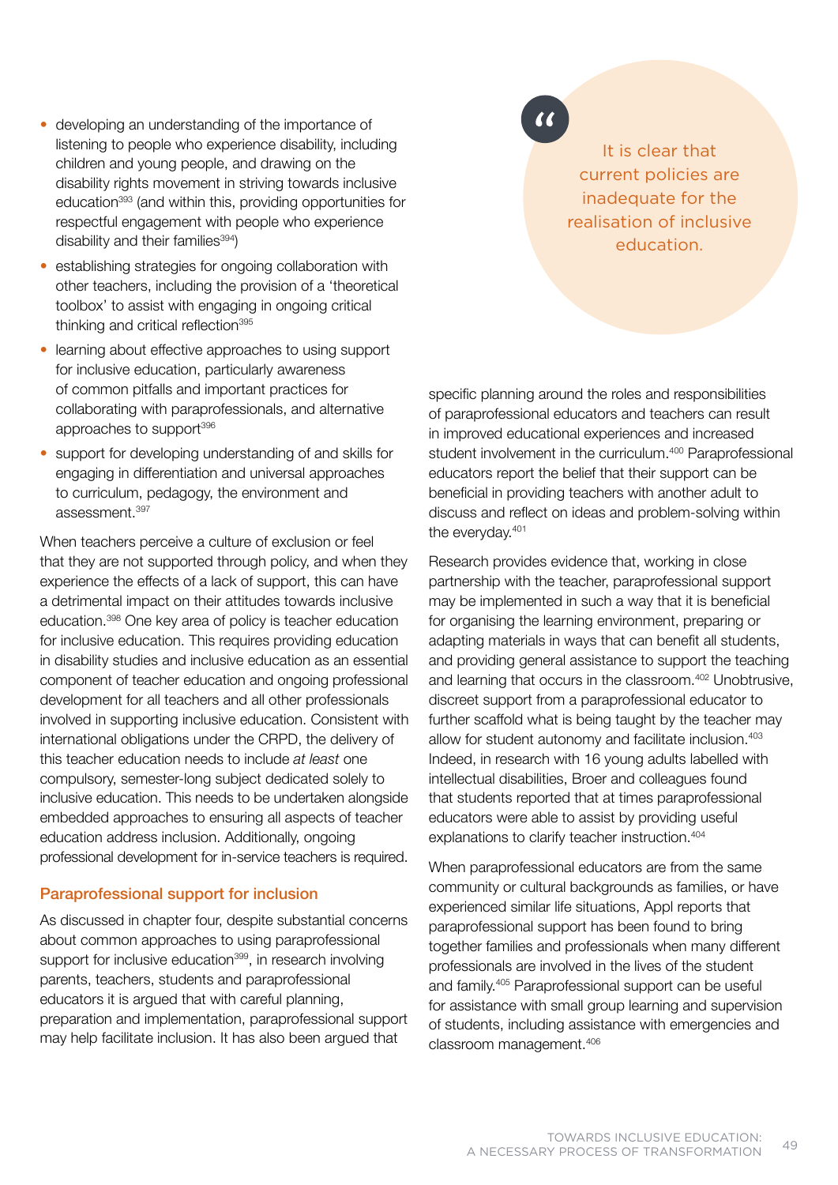- developing an understanding of the importance of listening to people who experience disability, including children and young people, and drawing on the disability rights movement in striving towards inclusive education[393] (and within this, providing opportunities for respectful engagement with people who experience disability and their families[394])
- establishing strategies for ongoing collaboration with other teachers, including the provision of a 'theoretical toolbox' to assist with engaging in ongoing critical thinking and critical reflection[395]
- learning about effective approaches to using support for inclusive education, particularly awareness of common pitfalls and important practices for collaborating with paraprofessionals, and alternative approaches to support[396]
- support for developing understanding of and skills for engaging in differentiation and universal approaches to curriculum, pedagogy, the environment and assessment.[397]

When teachers perceive a culture of exclusion or feel that they are not supported through policy, and when they experience the effects of a lack of support, this can have a detrimental impact on their attitudes towards inclusive education.[398] One key area of policy is teacher education for inclusive education. This requires providing education in disability studies and inclusive education as an essential component of teacher education and ongoing professional development for all teachers and all other professionals involved in supporting inclusive education. Consistent with international obligations under the CRPD, the delivery of this teacher education needs to include *at least* one compulsory, semester-long subject dedicated solely to inclusive education. This needs to be undertaken alongside embedded approaches to ensuring all aspects of teacher education address inclusion. Additionally, ongoing professional development for in-service teachers is required.

> It is clear that current policies are inadequate for the realisation of inclusive education.

## Paraprofessional support for inclusion

As discussed in chapter four, despite substantial concerns about common approaches to using paraprofessional support for inclusive education[399], in research involving parents, teachers, students and paraprofessional educators it is argued that with careful planning, preparation and implementation, paraprofessional support may help facilitate inclusion. It has also been argued that specific planning around the roles and responsibilities of paraprofessional educators and teachers can result in improved educational experiences and increased student involvement in the curriculum.[400] Paraprofessional educators report the belief that their support can be beneficial in providing teachers with another adult to discuss and reflect on ideas and problem-solving within the everyday.[401]

Research provides evidence that, working in close partnership with the teacher, paraprofessional support may be implemented in such a way that it is beneficial for organising the learning environment, preparing or adapting materials in ways that can benefit all students, and providing general assistance to support the teaching and learning that occurs in the classroom.[402] Unobtrusive, discreet support from a paraprofessional educator to further scaffold what is being taught by the teacher may allow for student autonomy and facilitate inclusion.[403] Indeed, in research with 16 young adults labelled with intellectual disabilities, Broer and colleagues found that students reported that at times paraprofessional educators were able to assist by providing useful explanations to clarify teacher instruction.[404]

When paraprofessional educators are from the same community or cultural backgrounds as families, or have experienced similar life situations, Appl reports that paraprofessional support has been found to bring together families and professionals when many different professionals are involved in the lives of the student and family.[405] Paraprofessional support can be useful for assistance with small group learning and supervision of students, including assistance with emergencies and classroom management.[406]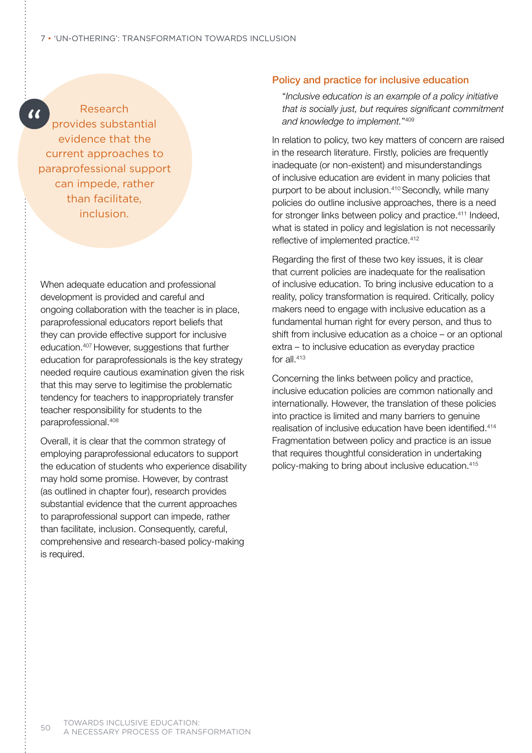> Research provides substantial evidence that the current approaches to paraprofessional support can impede, rather than facilitate, inclusion.

When adequate education and professional development is provided and careful and ongoing collaboration with the teacher is in place, paraprofessional educators report beliefs that they can provide effective support for inclusive education.[407] However, suggestions that further education for paraprofessionals is the key strategy needed require cautious examination given the risk that this may serve to legitimise the problematic tendency for teachers to inappropriately transfer teacher responsibility for students to the paraprofessional.[408]

Overall, it is clear that the common strategy of employing paraprofessional educators to support the education of students who experience disability may hold some promise. However, by contrast (as outlined in chapter four), research provides substantial evidence that the current approaches to paraprofessional support can impede, rather than facilitate, inclusion. Consequently, careful, comprehensive and research-based policy-making is required.

### Policy and practice for inclusive education

> "*Inclusive education is an example of a policy initiative that is socially just, but requires significant commitment and knowledge to implement.*"[409]

In relation to policy, two key matters of concern are raised in the research literature. Firstly, policies are frequently inadequate (or non-existent) and misunderstandings of inclusive education are evident in many policies that purport to be about inclusion.[410] Secondly, while many policies do outline inclusive approaches, there is a need for stronger links between policy and practice.[411] Indeed, what is stated in policy and legislation is not necessarily reflective of implemented practice.[412]

Regarding the first of these two key issues, it is clear that current policies are inadequate for the realisation of inclusive education. To bring inclusive education to a reality, policy transformation is required. Critically, policy makers need to engage with inclusive education as a fundamental human right for every person, and thus to shift from inclusive education as a choice – or an optional extra – to inclusive education as everyday practice for all.[413]

Concerning the links between policy and practice, inclusive education policies are common nationally and internationally. However, the translation of these policies into practice is limited and many barriers to genuine realisation of inclusive education have been identified.[414] Fragmentation between policy and practice is an issue that requires thoughtful consideration in undertaking policy-making to bring about inclusive education.[415]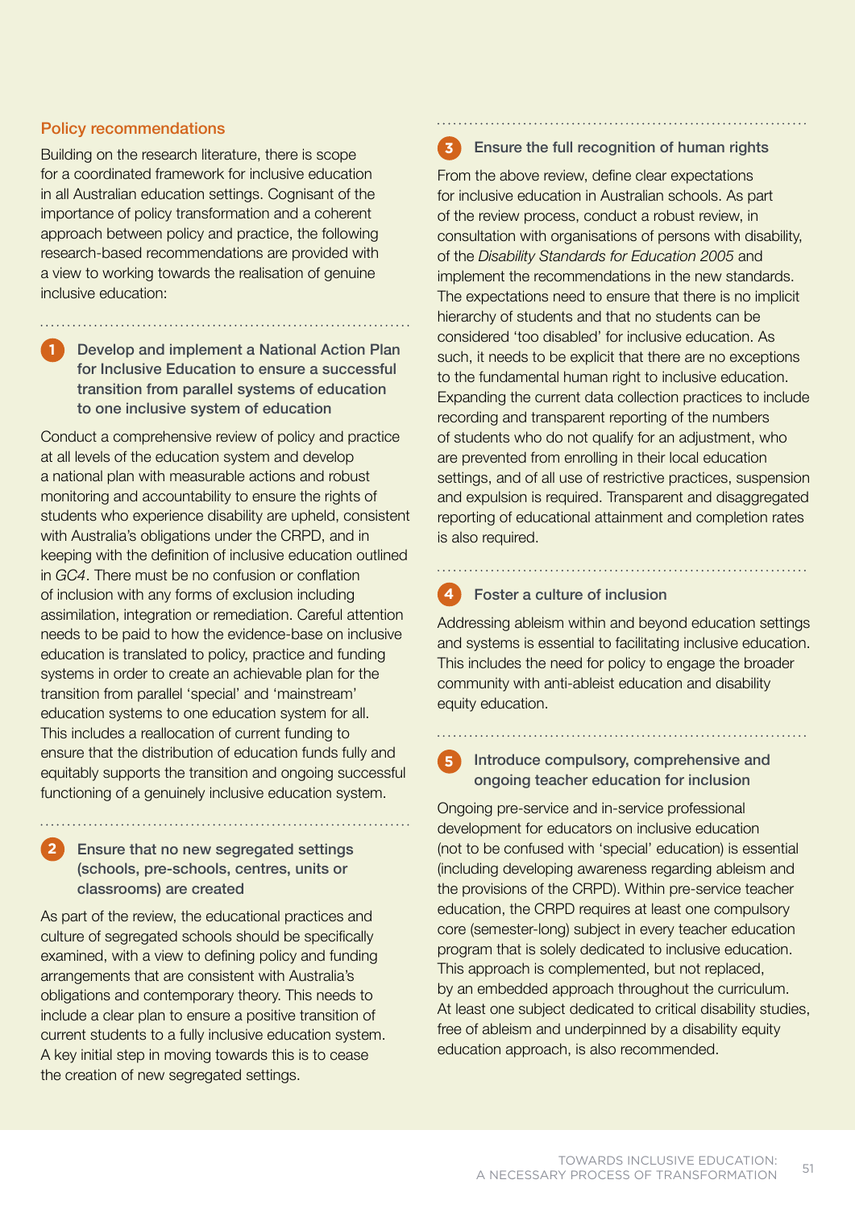## Policy recommendations

Building on the research literature, there is scope for a coordinated framework for inclusive education in all Australian education settings. Cognisant of the importance of policy transformation and a coherent approach between policy and practice, the following research-based recommendations are provided with a view to working towards the realisation of genuine inclusive education:

### 1 Develop and implement a National Action Plan for Inclusive Education to ensure a successful transition from parallel systems of education to one inclusive system of education

Conduct a comprehensive review of policy and practice at all levels of the education system and develop a national plan with measurable actions and robust monitoring and accountability to ensure the rights of students who experience disability are upheld, consistent with Australia's obligations under the CRPD, and in keeping with the definition of inclusive education outlined in *GC4*. There must be no confusion or conflation of inclusion with any forms of exclusion including assimilation, integration or remediation. Careful attention needs to be paid to how the evidence-base on inclusive education is translated to policy, practice and funding systems in order to create an achievable plan for the transition from parallel 'special' and 'mainstream' education systems to one education system for all. This includes a reallocation of current funding to ensure that the distribution of education funds fully and equitably supports the transition and ongoing successful functioning of a genuinely inclusive education system.

### 2 Ensure that no new segregated settings (schools, pre-schools, centres, units or classrooms) are created

As part of the review, the educational practices and culture of segregated schools should be specifically examined, with a view to defining policy and funding arrangements that are consistent with Australia's obligations and contemporary theory. This needs to include a clear plan to ensure a positive transition of current students to a fully inclusive education system. A key initial step in moving towards this is to cease the creation of new segregated settings.

### 3 Ensure the full recognition of human rights

From the above review, define clear expectations for inclusive education in Australian schools. As part of the review process, conduct a robust review, in consultation with organisations of persons with disability, of the *Disability Standards for Education 2005* and implement the recommendations in the new standards. The expectations need to ensure that there is no implicit hierarchy of students and that no students can be considered 'too disabled' for inclusive education. As such, it needs to be explicit that there are no exceptions to the fundamental human right to inclusive education. Expanding the current data collection practices to include recording and transparent reporting of the numbers of students who do not qualify for an adjustment, who are prevented from enrolling in their local education settings, and of all use of restrictive practices, suspension and expulsion is required. Transparent and disaggregated reporting of educational attainment and completion rates is also required.

### 4 Foster a culture of inclusion

Addressing ableism within and beyond education settings and systems is essential to facilitating inclusive education. This includes the need for policy to engage the broader community with anti-ableist education and disability equity education.

### 5 Introduce compulsory, comprehensive and ongoing teacher education for inclusion

Ongoing pre-service and in-service professional development for educators on inclusive education (not to be confused with 'special' education) is essential (including developing awareness regarding ableism and the provisions of the CRPD). Within pre-service teacher education, the CRPD requires at least one compulsory core (semester-long) subject in every teacher education program that is solely dedicated to inclusive education. This approach is complemented, but not replaced, by an embedded approach throughout the curriculum. At least one subject dedicated to critical disability studies, free of ableism and underpinned by a disability equity education approach, is also recommended.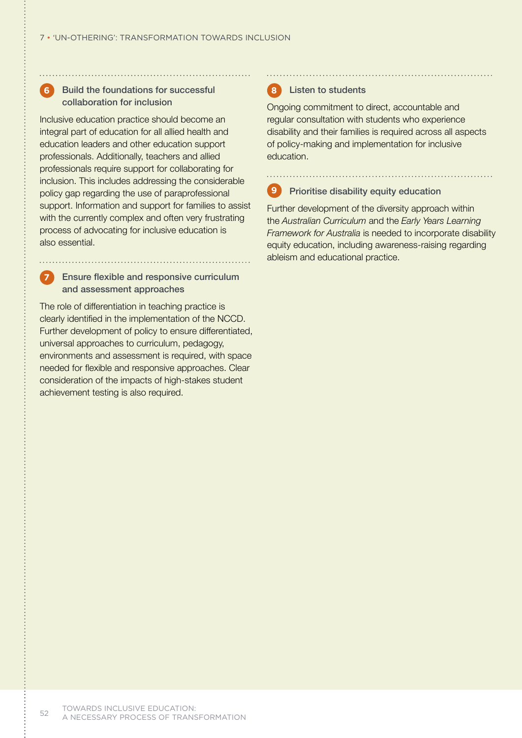### 6 Build the foundations for successful collaboration for inclusion

Inclusive education practice should become an integral part of education for all allied health and education leaders and other education support professionals. Additionally, teachers and allied professionals require support for collaborating for inclusion. This includes addressing the considerable policy gap regarding the use of paraprofessional support. Information and support for families to assist with the currently complex and often very frustrating process of advocating for inclusive education is also essential.

### 7 Ensure flexible and responsive curriculum and assessment approaches

The role of differentiation in teaching practice is clearly identified in the implementation of the NCCD. Further development of policy to ensure differentiated, universal approaches to curriculum, pedagogy, environments and assessment is required, with space needed for flexible and responsive approaches. Clear consideration of the impacts of high-stakes student achievement testing is also required.

### 8 Listen to students

Ongoing commitment to direct, accountable and regular consultation with students who experience disability and their families is required across all aspects of policy-making and implementation for inclusive education.

### 9 Prioritise disability equity education

Further development of the diversity approach within the *Australian Curriculum* and the *Early Years Learning Framework for Australia* is needed to incorporate disability equity education, including awareness-raising regarding ableism and educational practice.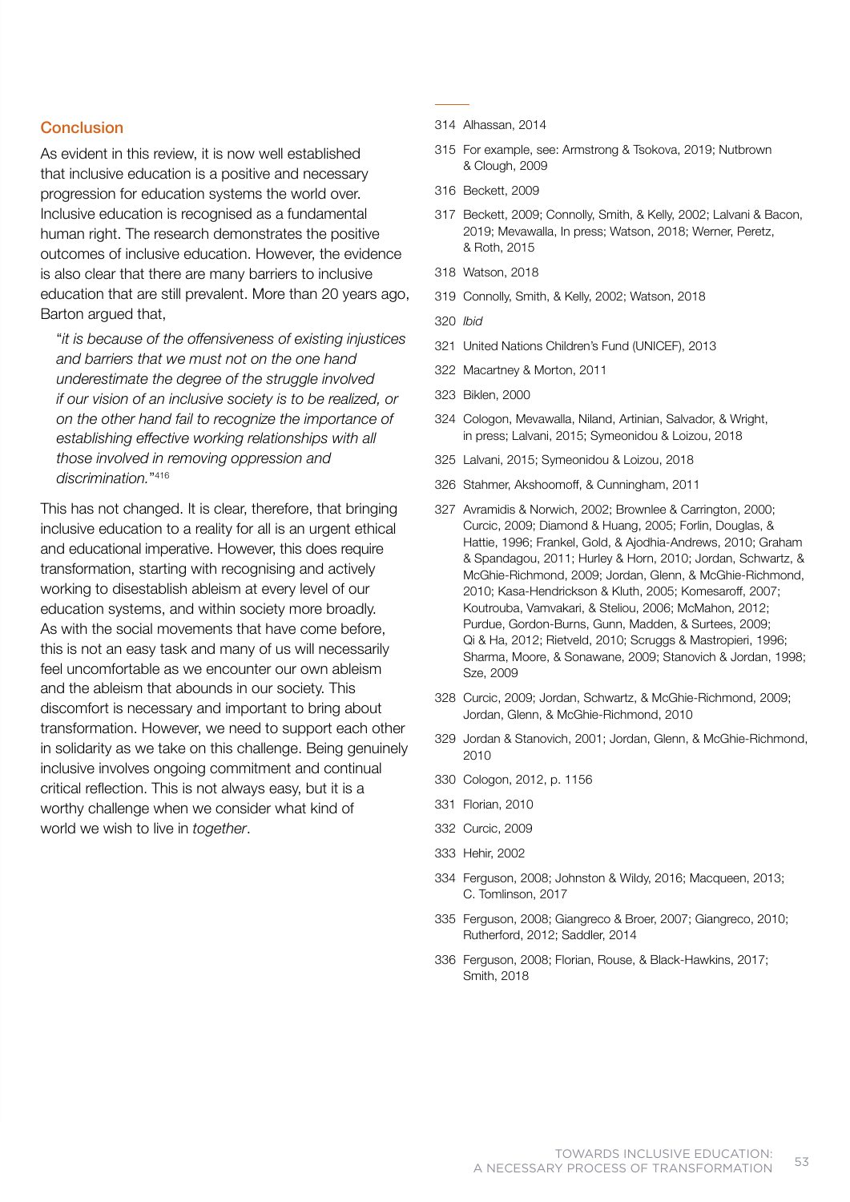## Conclusion

As evident in this review, it is now well established that inclusive education is a positive and necessary progression for education systems the world over. Inclusive education is recognised as a fundamental human right. The research demonstrates the positive outcomes of inclusive education. However, the evidence is also clear that there are many barriers to inclusive education that are still prevalent. More than 20 years ago, Barton argued that,

> "*it is because of the offensiveness of existing injustices and barriers that we must not on the one hand underestimate the degree of the struggle involved if our vision of an inclusive society is to be realized, or on the other hand fail to recognize the importance of establishing effective working relationships with all those involved in removing oppression and discrimination.*"[416]

This has not changed. It is clear, therefore, that bringing inclusive education to a reality for all is an urgent ethical and educational imperative. However, this does require transformation, starting with recognising and actively working to disestablish ableism at every level of our education systems, and within society more broadly. As with the social movements that have come before, this is not an easy task and many of us will necessarily feel uncomfortable as we encounter our own ableism and the ableism that abounds in our society. This discomfort is necessary and important to bring about transformation. However, we need to support each other in solidarity as we take on this challenge. Being genuinely inclusive involves ongoing commitment and continual critical reflection. This is not always easy, but it is a worthy challenge when we consider what kind of world we wish to live in *together*.

---

314 Alhassan, 2014

315 For example, see: Armstrong & Tsokova, 2019; Nutbrown & Clough, 2009

316 Beckett, 2009

317 Beckett, 2009; Connolly, Smith, & Kelly, 2002; Lalvani & Bacon, 2019; Mevawalla, In press; Watson, 2018; Werner, Peretz, & Roth, 2015

318 Watson, 2018

319 Connolly, Smith, & Kelly, 2002; Watson, 2018

320 *Ibid*

321 United Nations Children's Fund (UNICEF), 2013

322 Macartney & Morton, 2011

323 Biklen, 2000

324 Cologon, Mevawalla, Niland, Artinian, Salvador, & Wright, in press; Lalvani, 2015; Symeonidou & Loizou, 2018

325 Lalvani, 2015; Symeonidou & Loizou, 2018

326 Stahmer, Akshoomoff, & Cunningham, 2011

327 Avramidis & Norwich, 2002; Brownlee & Carrington, 2000; Curcic, 2009; Diamond & Huang, 2005; Forlin, Douglas, & Hattie, 1996; Frankel, Gold, & Ajodhia-Andrews, 2010; Graham & Spandagou, 2011; Hurley & Horn, 2010; Jordan, Schwartz, & McGhie-Richmond, 2009; Jordan, Glenn, & McGhie-Richmond, 2010; Kasa-Hendrickson & Kluth, 2005; Komesaroff, 2007; Koutrouba, Vamvakari, & Steliou, 2006; McMahon, 2012; Purdue, Gordon-Burns, Gunn, Madden, & Surtees, 2009; Qi & Ha, 2012; Rietveld, 2010; Scruggs & Mastropieri, 1996; Sharma, Moore, & Sonawane, 2009; Stanovich & Jordan, 1998; Sze, 2009

328 Curcic, 2009; Jordan, Schwartz, & McGhie-Richmond, 2009; Jordan, Glenn, & McGhie-Richmond, 2010

329 Jordan & Stanovich, 2001; Jordan, Glenn, & McGhie-Richmond, 2010

330 Cologon, 2012, p. 1156

331 Florian, 2010

332 Curcic, 2009

333 Hehir, 2002

334 Ferguson, 2008; Johnston & Wildy, 2016; Macqueen, 2013; C. Tomlinson, 2017

335 Ferguson, 2008; Giangreco & Broer, 2007; Giangreco, 2010; Rutherford, 2012; Saddler, 2014

336 Ferguson, 2008; Florian, Rouse, & Black-Hawkins, 2017; Smith, 2018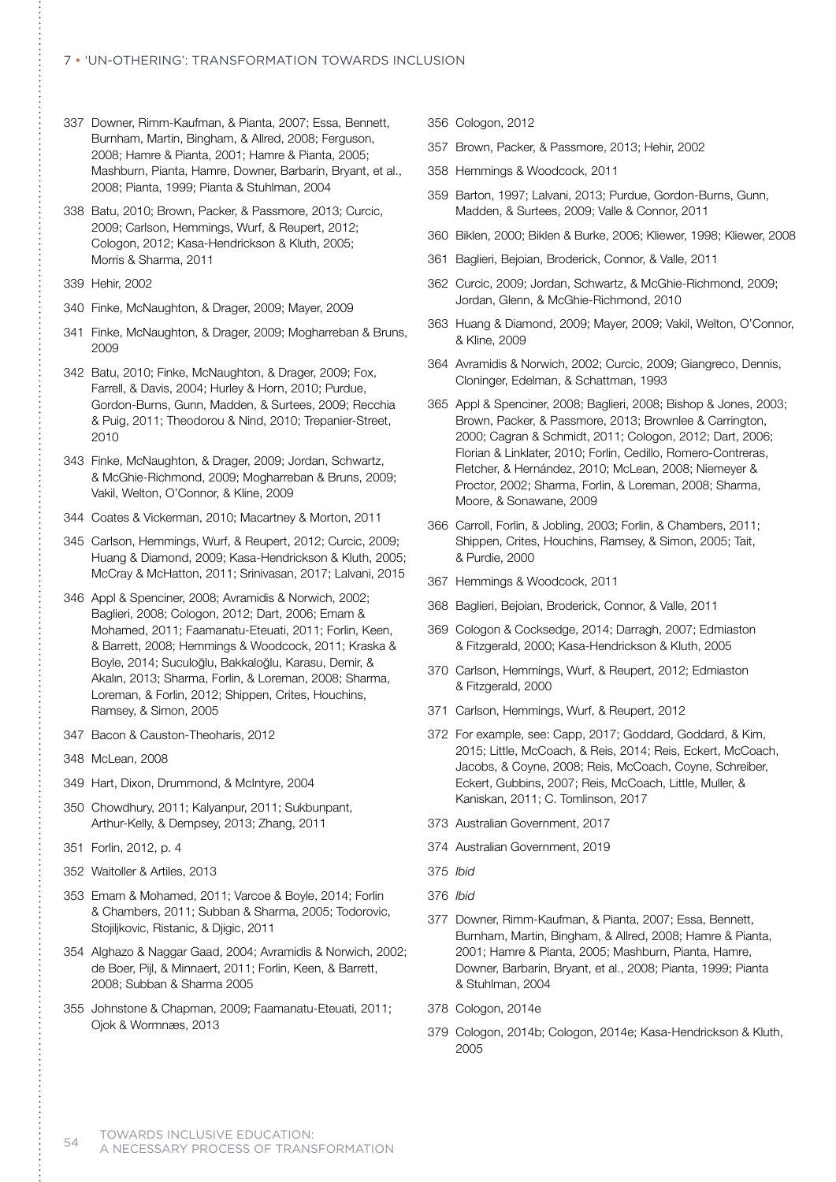337 Downer, Rimm-Kaufman, & Pianta, 2007; Essa, Bennett, Burnham, Martin, Bingham, & Allred, 2008; Ferguson, 2008; Hamre & Pianta, 2001; Hamre & Pianta, 2005; Mashburn, Pianta, Hamre, Downer, Barbarin, Bryant, et al., 2008; Pianta, 1999; Pianta & Stuhlman, 2004

338 Batu, 2010; Brown, Packer, & Passmore, 2013; Curcic, 2009; Carlson, Hemmings, Wurf, & Reupert, 2012; Cologon, 2012; Kasa-Hendrickson & Kluth, 2005; Morris & Sharma, 2011

339 Hehir, 2002

340 Finke, McNaughton, & Drager, 2009; Mayer, 2009

341 Finke, McNaughton, & Drager, 2009; Mogharreban & Bruns, 2009

342 Batu, 2010; Finke, McNaughton, & Drager, 2009; Fox, Farrell, & Davis, 2004; Hurley & Horn, 2010; Purdue, Gordon-Burns, Gunn, Madden, & Surtees, 2009; Recchia & Puig, 2011; Theodorou & Nind, 2010; Trepanier-Street, 2010

343 Finke, McNaughton, & Drager, 2009; Jordan, Schwartz, & McGhie-Richmond, 2009; Mogharreban & Bruns, 2009; Vakil, Welton, O'Connor, & Kline, 2009

344 Coates & Vickerman, 2010; Macartney & Morton, 2011

345 Carlson, Hemmings, Wurf, & Reupert, 2012; Curcic, 2009; Huang & Diamond, 2009; Kasa-Hendrickson & Kluth, 2005; McCray & McHatton, 2011; Srinivasan, 2017; Lalvani, 2015

346 Appl & Spenciner, 2008; Avramidis & Norwich, 2002; Baglieri, 2008; Cologon, 2012; Dart, 2006; Emam & Mohamed, 2011; Faamanatu-Eteuati, 2011; Forlin, Keen, & Barrett, 2008; Hemmings & Woodcock, 2011; Kraska & Boyle, 2014; Suculoğlu, Bakkaloğlu, Karasu, Demir, & Akalın, 2013; Sharma, Forlin, & Loreman, 2008; Sharma, Loreman, & Forlin, 2012; Shippen, Crites, Houchins, Ramsey, & Simon, 2005

347 Bacon & Causton-Theoharis, 2012

348 McLean, 2008

349 Hart, Dixon, Drummond, & McIntyre, 2004

350 Chowdhury, 2011; Kalyanpur, 2011; Sukbunpant, Arthur-Kelly, & Dempsey, 2013; Zhang, 2011

351 Forlin, 2012, p. 4

352 Waitoller & Artiles, 2013

353 Emam & Mohamed, 2011; Varcoe & Boyle, 2014; Forlin & Chambers, 2011; Subban & Sharma, 2005; Todorovic, Stojiljkovic, Ristanic, & Djigic, 2011

354 Alghazo & Naggar Gaad, 2004; Avramidis & Norwich, 2002; de Boer, Pijl, & Minnaert, 2011; Forlin, Keen, & Barrett, 2008; Subban & Sharma 2005

355 Johnstone & Chapman, 2009; Faamanatu-Eteuati, 2011; Ojok & Wormnæs, 2013

356 Cologon, 2012

357 Brown, Packer, & Passmore, 2013; Hehir, 2002

358 Hemmings & Woodcock, 2011

359 Barton, 1997; Lalvani, 2013; Purdue, Gordon-Burns, Gunn, Madden, & Surtees, 2009; Valle & Connor, 2011

360 Biklen, 2000; Biklen & Burke, 2006; Kliewer, 1998; Kliewer, 2008

361 Baglieri, Bejoian, Broderick, Connor, & Valle, 2011

362 Curcic, 2009; Jordan, Schwartz, & McGhie-Richmond, 2009; Jordan, Glenn, & McGhie-Richmond, 2010

363 Huang & Diamond, 2009; Mayer, 2009; Vakil, Welton, O'Connor, & Kline, 2009

364 Avramidis & Norwich, 2002; Curcic, 2009; Giangreco, Dennis, Cloninger, Edelman, & Schattman, 1993

365 Appl & Spenciner, 2008; Baglieri, 2008; Bishop & Jones, 2003; Brown, Packer, & Passmore, 2013; Brownlee & Carrington, 2000; Cagran & Schmidt, 2011; Cologon, 2012; Dart, 2006; Florian & Linklater, 2010; Forlin, Cedillo, Romero-Contreras, Fletcher, & Hernández, 2010; McLean, 2008; Niemeyer & Proctor, 2002; Sharma, Forlin, & Loreman, 2008; Sharma, Moore, & Sonawane, 2009

366 Carroll, Forlin, & Jobling, 2003; Forlin, & Chambers, 2011; Shippen, Crites, Houchins, Ramsey, & Simon, 2005; Tait, & Purdie, 2000

367 Hemmings & Woodcock, 2011

368 Baglieri, Bejoian, Broderick, Connor, & Valle, 2011

369 Cologon & Cocksedge, 2014; Darragh, 2007; Edmiaston & Fitzgerald, 2000; Kasa-Hendrickson & Kluth, 2005

370 Carlson, Hemmings, Wurf, & Reupert, 2012; Edmiaston & Fitzgerald, 2000

371 Carlson, Hemmings, Wurf, & Reupert, 2012

372 For example, see: Capp, 2017; Goddard, Goddard, & Kim, 2015; Little, McCoach, & Reis, 2014; Reis, Eckert, McCoach, Jacobs, & Coyne, 2008; Reis, McCoach, Coyne, Schreiber, Eckert, Gubbins, 2007; Reis, McCoach, Little, Muller, & Kaniskan, 2011; C. Tomlinson, 2017

373 Australian Government, 2017

374 Australian Government, 2019

375 *Ibid*

376 *Ibid*

377 Downer, Rimm-Kaufman, & Pianta, 2007; Essa, Bennett, Burnham, Martin, Bingham, & Allred, 2008; Hamre & Pianta, 2001; Hamre & Pianta, 2005; Mashburn, Pianta, Hamre, Downer, Barbarin, Bryant, et al., 2008; Pianta, 1999; Pianta & Stuhlman, 2004

378 Cologon, 2014e

379 Cologon, 2014b; Cologon, 2014e; Kasa-Hendrickson & Kluth, 2005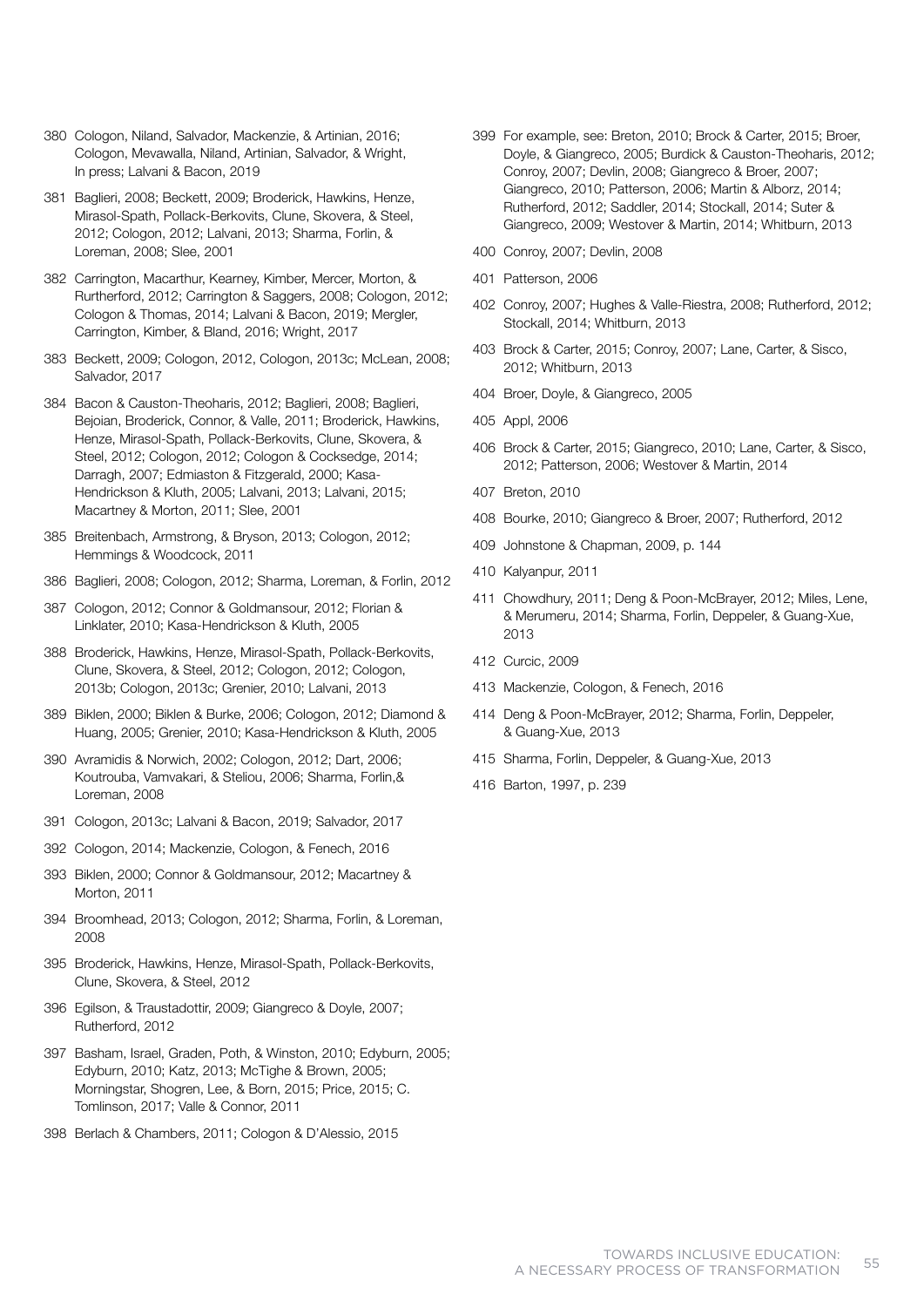380 Cologon, Niland, Salvador, Mackenzie, & Artinian, 2016; Cologon, Mevawalla, Niland, Artinian, Salvador, & Wright, In press; Lalvani & Bacon, 2019

381 Baglieri, 2008; Beckett, 2009; Broderick, Hawkins, Henze, Mirasol-Spath, Pollack-Berkovits, Clune, Skovera, & Steel, 2012; Cologon, 2012; Lalvani, 2013; Sharma, Forlin, & Loreman, 2008; Slee, 2001

382 Carrington, Macarthur, Kearney, Kimber, Mercer, Morton, & Rurtherford, 2012; Carrington & Saggers, 2008; Cologon, 2012; Cologon & Thomas, 2014; Lalvani & Bacon, 2019; Mergler, Carrington, Kimber, & Bland, 2016; Wright, 2017

383 Beckett, 2009; Cologon, 2012, Cologon, 2013c; McLean, 2008; Salvador, 2017

384 Bacon & Causton-Theoharis, 2012; Baglieri, 2008; Baglieri, Bejoian, Broderick, Connor, & Valle, 2011; Broderick, Hawkins, Henze, Mirasol-Spath, Pollack-Berkovits, Clune, Skovera, & Steel, 2012; Cologon, 2012; Cologon & Cocksedge, 2014; Darragh, 2007; Edmiaston & Fitzgerald, 2000; Kasa-Hendrickson & Kluth, 2005; Lalvani, 2013; Lalvani, 2015; Macartney & Morton, 2011; Slee, 2001

385 Breitenbach, Armstrong, & Bryson, 2013; Cologon, 2012; Hemmings & Woodcock, 2011

386 Baglieri, 2008; Cologon, 2012; Sharma, Loreman, & Forlin, 2012

387 Cologon, 2012; Connor & Goldmansour, 2012; Florian & Linklater, 2010; Kasa-Hendrickson & Kluth, 2005

388 Broderick, Hawkins, Henze, Mirasol-Spath, Pollack-Berkovits, Clune, Skovera, & Steel, 2012; Cologon, 2012; Cologon, 2013b; Cologon, 2013c; Grenier, 2010; Lalvani, 2013

389 Biklen, 2000; Biklen & Burke, 2006; Cologon, 2012; Diamond & Huang, 2005; Grenier, 2010; Kasa-Hendrickson & Kluth, 2005

390 Avramidis & Norwich, 2002; Cologon, 2012; Dart, 2006; Koutrouba, Vamvakari, & Steliou, 2006; Sharma, Forlin,& Loreman, 2008

391 Cologon, 2013c; Lalvani & Bacon, 2019; Salvador, 2017

392 Cologon, 2014; Mackenzie, Cologon, & Fenech, 2016

393 Biklen, 2000; Connor & Goldmansour, 2012; Macartney & Morton, 2011

394 Broomhead, 2013; Cologon, 2012; Sharma, Forlin, & Loreman, 2008

395 Broderick, Hawkins, Henze, Mirasol-Spath, Pollack-Berkovits, Clune, Skovera, & Steel, 2012

396 Egilson, & Traustadottir, 2009; Giangreco & Doyle, 2007; Rutherford, 2012

397 Basham, Israel, Graden, Poth, & Winston, 2010; Edyburn, 2005; Edyburn, 2010; Katz, 2013; McTighe & Brown, 2005; Morningstar, Shogren, Lee, & Born, 2015; Price, 2015; C. Tomlinson, 2017; Valle & Connor, 2011

398 Berlach & Chambers, 2011; Cologon & D'Alessio, 2015

399 For example, see: Breton, 2010; Brock & Carter, 2015; Broer, Doyle, & Giangreco, 2005; Burdick & Causton-Theoharis, 2012; Conroy, 2007; Devlin, 2008; Giangreco & Broer, 2007; Giangreco, 2010; Patterson, 2006; Martin & Alborz, 2014; Rutherford, 2012; Saddler, 2014; Stockall, 2014; Suter & Giangreco, 2009; Westover & Martin, 2014; Whitburn, 2013

400 Conroy, 2007; Devlin, 2008

401 Patterson, 2006

402 Conroy, 2007; Hughes & Valle-Riestra, 2008; Rutherford, 2012; Stockall, 2014; Whitburn, 2013

403 Brock & Carter, 2015; Conroy, 2007; Lane, Carter, & Sisco, 2012; Whitburn, 2013

404 Broer, Doyle, & Giangreco, 2005

405 Appl, 2006

406 Brock & Carter, 2015; Giangreco, 2010; Lane, Carter, & Sisco, 2012; Patterson, 2006; Westover & Martin, 2014

407 Breton, 2010

408 Bourke, 2010; Giangreco & Broer, 2007; Rutherford, 2012

409 Johnstone & Chapman, 2009, p. 144

410 Kalyanpur, 2011

411 Chowdhury, 2011; Deng & Poon-McBrayer, 2012; Miles, Lene, & Merumeru, 2014; Sharma, Forlin, Deppeler, & Guang-Xue, 2013

412 Curcic, 2009

413 Mackenzie, Cologon, & Fenech, 2016

414 Deng & Poon-McBrayer, 2012; Sharma, Forlin, Deppeler, & Guang-Xue, 2013

415 Sharma, Forlin, Deppeler, & Guang-Xue, 2013

416 Barton, 1997, p. 239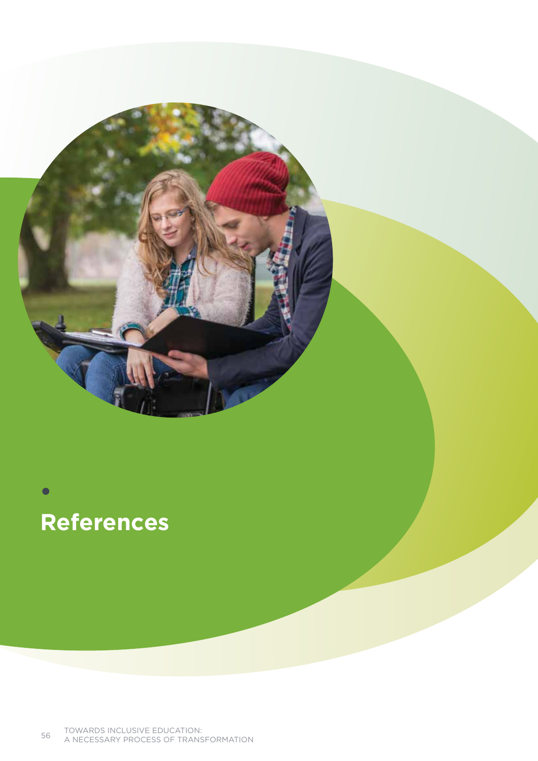# References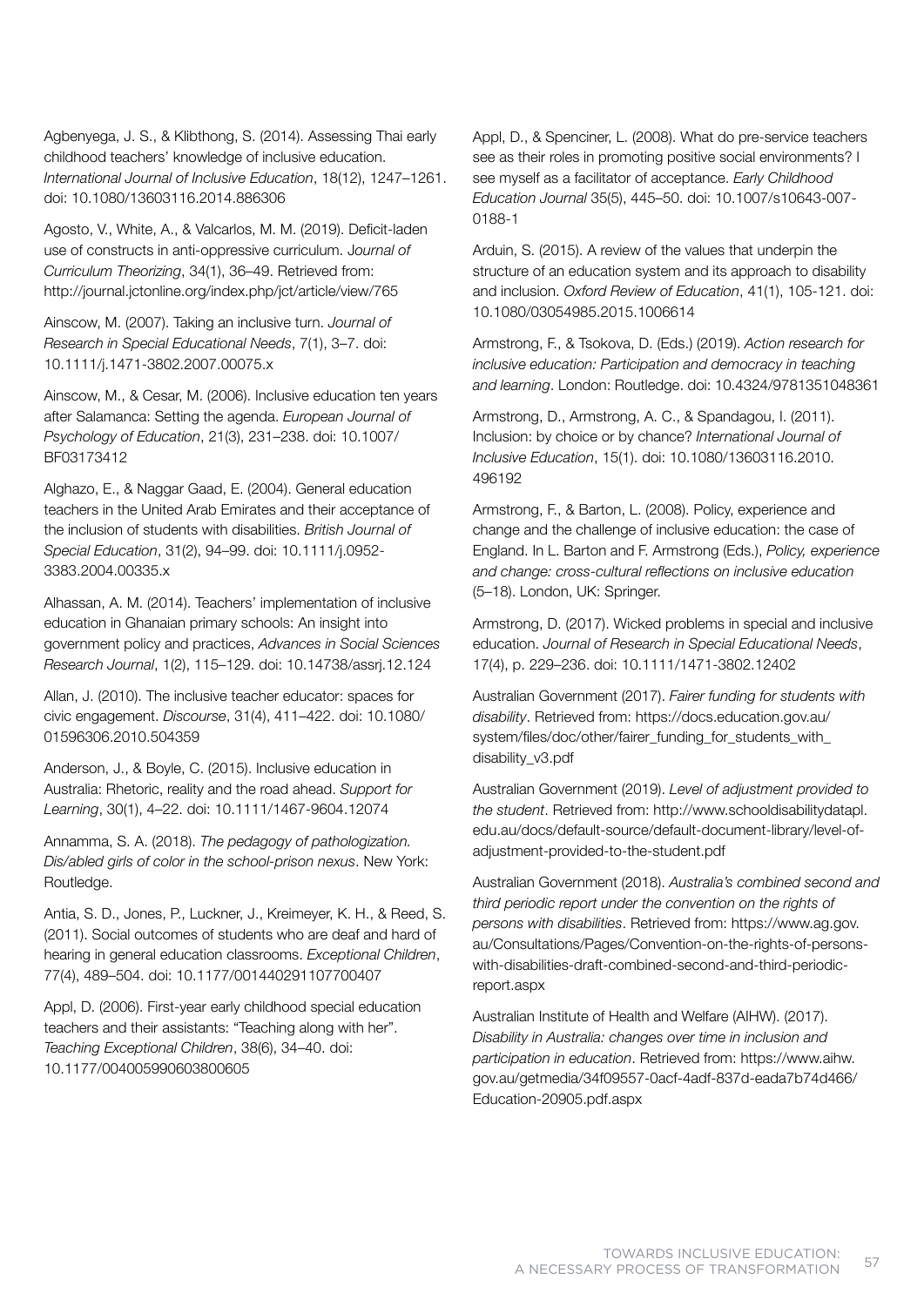Agbenyega, J. S., & Klibthong, S. (2014). Assessing Thai early childhood teachers' knowledge of inclusive education. *International Journal of Inclusive Education*, 18(12), 1247–1261. doi: 10.1080/13603116.2014.886306

Agosto, V., White, A., & Valcarlos, M. M. (2019). Deficit-laden use of constructs in anti-oppressive curriculum. *Journal of Curriculum Theorizing*, 34(1), 36–49. Retrieved from: http://journal.jctonline.org/index.php/jct/article/view/765

Ainscow, M. (2007). Taking an inclusive turn. *Journal of Research in Special Educational Needs*, 7(1), 3–7. doi: 10.1111/j.1471-3802.2007.00075.x

Ainscow, M., & Cesar, M. (2006). Inclusive education ten years after Salamanca: Setting the agenda. *European Journal of Psychology of Education*, 21(3), 231–238. doi: 10.1007/BF03173412

Alghazo, E., & Naggar Gaad, E. (2004). General education teachers in the United Arab Emirates and their acceptance of the inclusion of students with disabilities. *British Journal of Special Education*, 31(2), 94–99. doi: 10.1111/j.0952-3383.2004.00335.x

Alhassan, A. M. (2014). Teachers' implementation of inclusive education in Ghanaian primary schools: An insight into government policy and practices, *Advances in Social Sciences Research Journal*, 1(2), 115–129. doi: 10.14738/assrj.12.124

Allan, J. (2010). The inclusive teacher educator: spaces for civic engagement. *Discourse*, 31(4), 411–422. doi: 10.1080/01596306.2010.504359

Anderson, J., & Boyle, C. (2015). Inclusive education in Australia: Rhetoric, reality and the road ahead. *Support for Learning*, 30(1), 4–22. doi: 10.1111/1467-9604.12074

Annamma, S. A. (2018). *The pedagogy of pathologization. Dis/abled girls of color in the school-prison nexus*. New York: Routledge.

Antia, S. D., Jones, P., Luckner, J., Kreimeyer, K. H., & Reed, S. (2011). Social outcomes of students who are deaf and hard of hearing in general education classrooms. *Exceptional Children*, 77(4), 489–504. doi: 10.1177/001440291107700407

Appl, D. (2006). First-year early childhood special education teachers and their assistants: "Teaching along with her". *Teaching Exceptional Children*, 38(6), 34–40. doi: 10.1177/004005990603800605

Appl, D., & Spenciner, L. (2008). What do pre-service teachers see as their roles in promoting positive social environments? I see myself as a facilitator of acceptance. *Early Childhood Education Journal* 35(5), 445–50. doi: 10.1007/s10643-007-0188-1

Arduin, S. (2015). A review of the values that underpin the structure of an education system and its approach to disability and inclusion. *Oxford Review of Education*, 41(1), 105-121. doi: 10.1080/03054985.2015.1006614

Armstrong, F., & Tsokova, D. (Eds.) (2019). *Action research for inclusive education: Participation and democracy in teaching and learning*. London: Routledge. doi: 10.4324/9781351048361

Armstrong, D., Armstrong, A. C., & Spandagou, I. (2011). Inclusion: by choice or by chance? *International Journal of Inclusive Education*, 15(1). doi: 10.1080/13603116.2010.496192

Armstrong, F., & Barton, L. (2008). Policy, experience and change and the challenge of inclusive education: the case of England. In L. Barton and F. Armstrong (Eds.), *Policy, experience and change: cross-cultural reflections on inclusive education* (5–18). London, UK: Springer.

Armstrong, D. (2017). Wicked problems in special and inclusive education. *Journal of Research in Special Educational Needs*, 17(4), p. 229–236. doi: 10.1111/1471-3802.12402

Australian Government (2017). *Fairer funding for students with disability*. Retrieved from: https://docs.education.gov.au/system/files/doc/other/fairer_funding_for_students_with_disability_v3.pdf

Australian Government (2019). *Level of adjustment provided to the student*. Retrieved from: http://www.schooldisabilitydatapl.edu.au/docs/default-source/default-document-library/level-of-adjustment-provided-to-the-student.pdf

Australian Government (2018). *Australia's combined second and third periodic report under the convention on the rights of persons with disabilities*. Retrieved from: https://www.ag.gov.au/Consultations/Pages/Convention-on-the-rights-of-persons-with-disabilities-draft-combined-second-and-third-periodic-report.aspx

Australian Institute of Health and Welfare (AIHW). (2017). *Disability in Australia: changes over time in inclusion and participation in education*. Retrieved from: https://www.aihw.gov.au/getmedia/34f09557-0acf-4adf-837d-eada7b74d466/Education-20905.pdf.aspx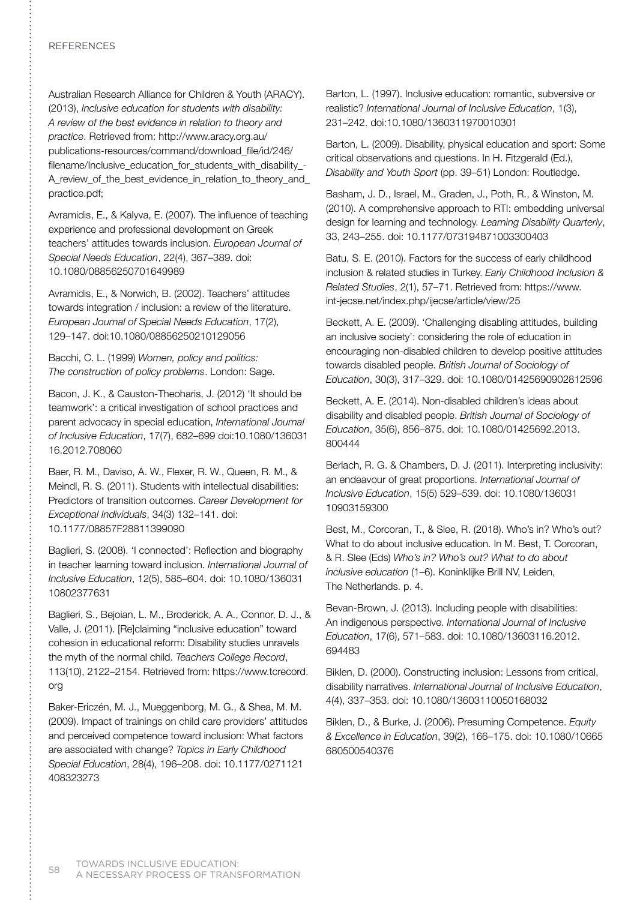## REFERENCES

Australian Research Alliance for Children & Youth (ARACY). (2013), *Inclusive education for students with disability: A review of the best evidence in relation to theory and practice*. Retrieved from: http://www.aracy.org.au/publications-resources/command/download_file/id/246/filename/Inclusive_education_for_students_with_disability_-A_review_of_the_best_evidence_in_relation_to_theory_and_practice.pdf;

Avramidis, E., & Kalyva, E. (2007). The influence of teaching experience and professional development on Greek teachers' attitudes towards inclusion. *European Journal of Special Needs Education*, 22(4), 367–389. doi: 10.1080/08856250701649989

Avramidis, E., & Norwich, B. (2002). Teachers' attitudes towards integration / inclusion: a review of the literature. *European Journal of Special Needs Education*, 17(2), 129–147. doi:10.1080/08856250210129056

Bacchi, C. L. (1999) *Women, policy and politics: The construction of policy problems*. London: Sage.

Bacon, J. K., & Causton-Theoharis, J. (2012) 'It should be teamwork': a critical investigation of school practices and parent advocacy in special education, *International Journal of Inclusive Education*, 17(7), 682–699 doi:10.1080/13603116.2012.708060

Baer, R. M., Daviso, A. W., Flexer, R. W., Queen, R. M., & Meindl, R. S. (2011). Students with intellectual disabilities: Predictors of transition outcomes. *Career Development for Exceptional Individuals*, 34(3) 132–141. doi: 10.1177/08857F28811399090

Baglieri, S. (2008). 'I connected': Reflection and biography in teacher learning toward inclusion. *International Journal of Inclusive Education*, 12(5), 585–604. doi: 10.1080/13603110802377631

Baglieri, S., Bejoian, L. M., Broderick, A. A., Connor, D. J., & Valle, J. (2011). [Re]claiming "inclusive education" toward cohesion in educational reform: Disability studies unravels the myth of the normal child. *Teachers College Record*, 113(10), 2122–2154. Retrieved from: https://www.tcrecord.org

Baker-Ericzén, M. J., Mueggenborg, M. G., & Shea, M. M. (2009). Impact of trainings on child care providers' attitudes and perceived competence toward inclusion: What factors are associated with change? *Topics in Early Childhood Special Education*, 28(4), 196–208. doi: 10.1177/0271121408323273

Barton, L. (1997). Inclusive education: romantic, subversive or realistic? *International Journal of Inclusive Education*, 1(3), 231–242. doi:10.1080/1360311970010301

Barton, L. (2009). Disability, physical education and sport: Some critical observations and questions. In H. Fitzgerald (Ed.), *Disability and Youth Sport* (pp. 39–51) London: Routledge.

Basham, J. D., Israel, M., Graden, J., Poth, R., & Winston, M. (2010). A comprehensive approach to RTI: embedding universal design for learning and technology. *Learning Disability Quarterly*, 33, 243–255. doi: 10.1177/073194871003300403

Batu, S. E. (2010). Factors for the success of early childhood inclusion & related studies in Turkey. *Early Childhood Inclusion & Related Studies*, 2(1), 57–71. Retrieved from: https://www.int-jecse.net/index.php/ijecse/article/view/25

Beckett, A. E. (2009). 'Challenging disabling attitudes, building an inclusive society': considering the role of education in encouraging non-disabled children to develop positive attitudes towards disabled people. *British Journal of Sociology of Education*, 30(3), 317–329. doi: 10.1080/01425690902812596

Beckett, A. E. (2014). Non-disabled children's ideas about disability and disabled people. *British Journal of Sociology of Education*, 35(6), 856–875. doi: 10.1080/01425692.2013.800444

Berlach, R. G. & Chambers, D. J. (2011). Interpreting inclusivity: an endeavour of great proportions. *International Journal of Inclusive Education*, 15(5) 529–539. doi: 10.1080/13603110903159300

Best, M., Corcoran, T., & Slee, R. (2018). Who's in? Who's out? What to do about inclusive education. In M. Best, T. Corcoran, & R. Slee (Eds) *Who's in? Who's out? What to do about inclusive education* (1–6). Koninklijke Brill NV, Leiden, The Netherlands. p. 4.

Bevan-Brown, J. (2013). Including people with disabilities: An indigenous perspective. *International Journal of Inclusive Education*, 17(6), 571–583. doi: 10.1080/13603116.2012.694483

Biklen, D. (2000). Constructing inclusion: Lessons from critical, disability narratives. *International Journal of Inclusive Education*, 4(4), 337–353. doi: 10.1080/13603110050168032

Biklen, D., & Burke, J. (2006). Presuming Competence. *Equity & Excellence in Education*, 39(2), 166–175. doi: 10.1080/10665680500540376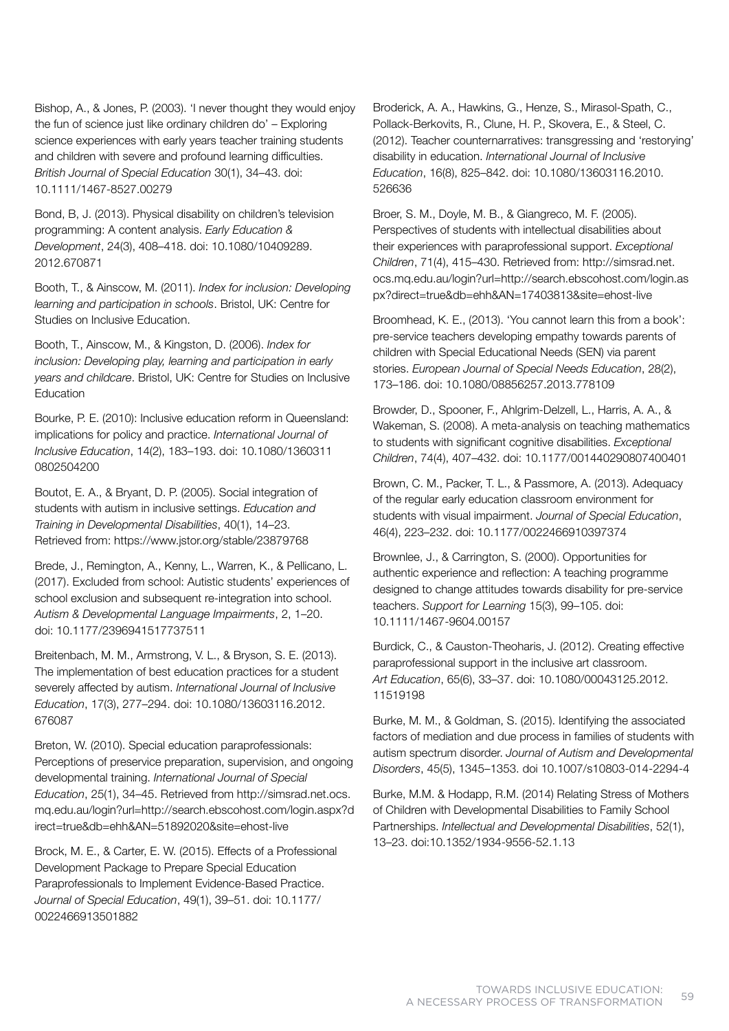Bishop, A., & Jones, P. (2003). 'I never thought they would enjoy the fun of science just like ordinary children do' – Exploring science experiences with early years teacher training students and children with severe and profound learning difficulties. *British Journal of Special Education* 30(1), 34–43. doi: 10.1111/1467-8527.00279

Bond, B, J. (2013). Physical disability on children's television programming: A content analysis. *Early Education & Development*, 24(3), 408–418. doi: 10.1080/10409289.2012.670871

Booth, T., & Ainscow, M. (2011). *Index for inclusion: Developing learning and participation in schools*. Bristol, UK: Centre for Studies on Inclusive Education.

Booth, T., Ainscow, M., & Kingston, D. (2006). *Index for inclusion: Developing play, learning and participation in early years and childcare*. Bristol, UK: Centre for Studies on Inclusive Education

Bourke, P. E. (2010): Inclusive education reform in Queensland: implications for policy and practice. *International Journal of Inclusive Education*, 14(2), 183–193. doi: 10.1080/13603110802504200

Boutot, E. A., & Bryant, D. P. (2005). Social integration of students with autism in inclusive settings. *Education and Training in Developmental Disabilities*, 40(1), 14–23. Retrieved from: https://www.jstor.org/stable/23879768

Brede, J., Remington, A., Kenny, L., Warren, K., & Pellicano, L. (2017). Excluded from school: Autistic students' experiences of school exclusion and subsequent re-integration into school. *Autism & Developmental Language Impairments*, 2, 1–20. doi: 10.1177/2396941517737511

Breitenbach, M. M., Armstrong, V. L., & Bryson, S. E. (2013). The implementation of best education practices for a student severely affected by autism. *International Journal of Inclusive Education*, 17(3), 277–294. doi: 10.1080/13603116.2012.676087

Breton, W. (2010). Special education paraprofessionals: Perceptions of preservice preparation, supervision, and ongoing developmental training. *International Journal of Special Education*, 25(1), 34–45. Retrieved from http://simsrad.net.ocs.mq.edu.au/login?url=http://search.ebscohost.com/login.aspx?direct=true&db=ehh&AN=51892020&site=ehost-live

Brock, M. E., & Carter, E. W. (2015). Effects of a Professional Development Package to Prepare Special Education Paraprofessionals to Implement Evidence-Based Practice. *Journal of Special Education*, 49(1), 39–51. doi: 10.1177/0022466913501882

Broderick, A. A., Hawkins, G., Henze, S., Mirasol-Spath, C., Pollack-Berkovits, R., Clune, H. P., Skovera, E., & Steel, C. (2012). Teacher counternarratives: transgressing and 'restorying' disability in education. *International Journal of Inclusive Education*, 16(8), 825–842. doi: 10.1080/13603116.2010.526636

Broer, S. M., Doyle, M. B., & Giangreco, M. F. (2005). Perspectives of students with intellectual disabilities about their experiences with paraprofessional support. *Exceptional Children*, 71(4), 415–430. Retrieved from: http://simsrad.net.ocs.mq.edu.au/login?url=http://search.ebscohost.com/login.aspx?direct=true&db=ehh&AN=17403813&site=ehost-live

Broomhead, K. E., (2013). 'You cannot learn this from a book': pre-service teachers developing empathy towards parents of children with Special Educational Needs (SEN) via parent stories. *European Journal of Special Needs Education*, 28(2), 173–186. doi: 10.1080/08856257.2013.778109

Browder, D., Spooner, F., Ahlgrim-Delzell, L., Harris, A. A., & Wakeman, S. (2008). A meta-analysis on teaching mathematics to students with significant cognitive disabilities. *Exceptional Children*, 74(4), 407–432. doi: 10.1177/001440290807400401

Brown, C. M., Packer, T. L., & Passmore, A. (2013). Adequacy of the regular early education classroom environment for students with visual impairment. *Journal of Special Education*, 46(4), 223–232. doi: 10.1177/0022466910397374

Brownlee, J., & Carrington, S. (2000). Opportunities for authentic experience and reflection: A teaching programme designed to change attitudes towards disability for pre-service teachers. *Support for Learning* 15(3), 99–105. doi: 10.1111/1467-9604.00157

Burdick, C., & Causton-Theoharis, J. (2012). Creating effective paraprofessional support in the inclusive art classroom. *Art Education*, 65(6), 33–37. doi: 10.1080/00043125.2012.11519198

Burke, M. M., & Goldman, S. (2015). Identifying the associated factors of mediation and due process in families of students with autism spectrum disorder. *Journal of Autism and Developmental Disorders*, 45(5), 1345–1353. doi 10.1007/s10803-014-2294-4

Burke, M.M. & Hodapp, R.M. (2014) Relating Stress of Mothers of Children with Developmental Disabilities to Family School Partnerships. *Intellectual and Developmental Disabilities*, 52(1), 13–23. doi:10.1352/1934-9556-52.1.13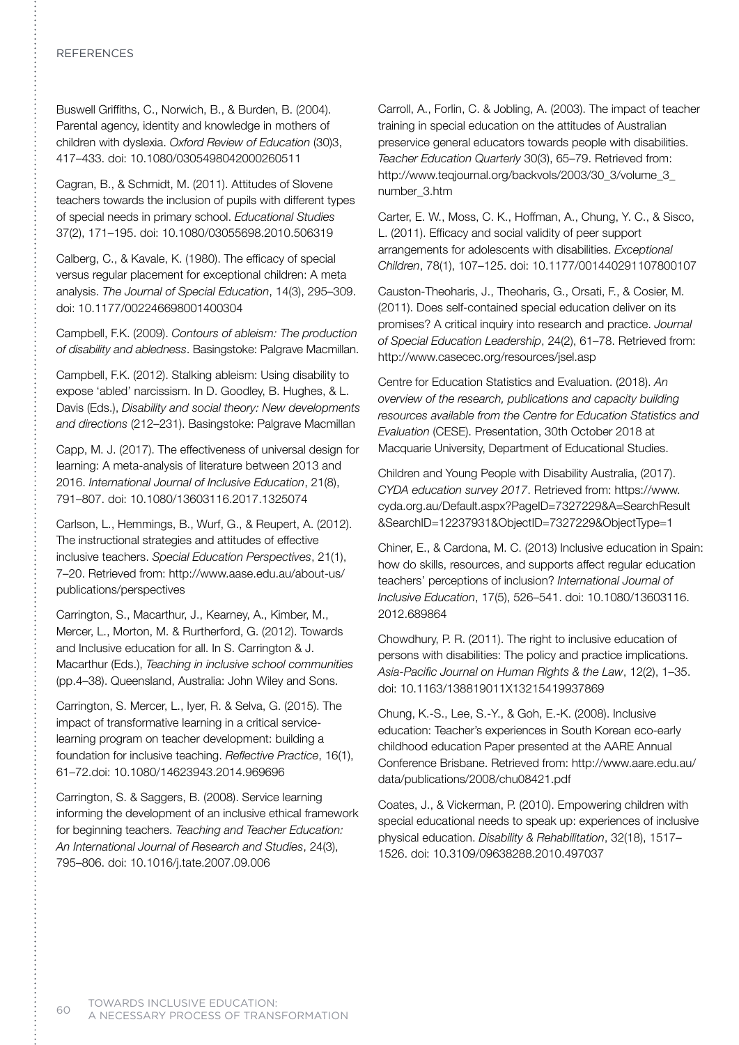Buswell Griffiths, C., Norwich, B., & Burden, B. (2004). Parental agency, identity and knowledge in mothers of children with dyslexia. *Oxford Review of Education* (30)3, 417–433. doi: 10.1080/0305498042000260511

Cagran, B., & Schmidt, M. (2011). Attitudes of Slovene teachers towards the inclusion of pupils with different types of special needs in primary school. *Educational Studies* 37(2), 171–195. doi: 10.1080/03055698.2010.506319

Calberg, C., & Kavale, K. (1980). The efficacy of special versus regular placement for exceptional children: A meta analysis. *The Journal of Special Education*, 14(3), 295–309. doi: 10.1177/002246698001400304

Campbell, F.K. (2009). *Contours of ableism: The production of disability and abledness*. Basingstoke: Palgrave Macmillan.

Campbell, F.K. (2012). Stalking ableism: Using disability to expose 'abled' narcissism. In D. Goodley, B. Hughes, & L. Davis (Eds.), *Disability and social theory: New developments and directions* (212–231). Basingstoke: Palgrave Macmillan

Capp, M. J. (2017). The effectiveness of universal design for learning: A meta-analysis of literature between 2013 and 2016. *International Journal of Inclusive Education*, 21(8), 791–807. doi: 10.1080/13603116.2017.1325074

Carlson, L., Hemmings, B., Wurf, G., & Reupert, A. (2012). The instructional strategies and attitudes of effective inclusive teachers. *Special Education Perspectives*, 21(1), 7–20. Retrieved from: http://www.aase.edu.au/about-us/publications/perspectives

Carrington, S., Macarthur, J., Kearney, A., Kimber, M., Mercer, L., Morton, M. & Rurtherford, G. (2012). Towards and Inclusive education for all. In S. Carrington & J. Macarthur (Eds.), *Teaching in inclusive school communities* (pp.4–38). Queensland, Australia: John Wiley and Sons.

Carrington, S. Mercer, L., Iyer, R. & Selva, G. (2015). The impact of transformative learning in a critical service-learning program on teacher development: building a foundation for inclusive teaching. *Reflective Practice*, 16(1), 61–72.doi: 10.1080/14623943.2014.969696

Carrington, S. & Saggers, B. (2008). Service learning informing the development of an inclusive ethical framework for beginning teachers. *Teaching and Teacher Education: An International Journal of Research and Studies*, 24(3), 795–806. doi: 10.1016/j.tate.2007.09.006

Carroll, A., Forlin, C. & Jobling, A. (2003). The impact of teacher training in special education on the attitudes of Australian preservice general educators towards people with disabilities. *Teacher Education Quarterly* 30(3), 65–79. Retrieved from: http://www.teqjournal.org/backvols/2003/30_3/volume_3_number_3.htm

Carter, E. W., Moss, C. K., Hoffman, A., Chung, Y. C., & Sisco, L. (2011). Efficacy and social validity of peer support arrangements for adolescents with disabilities. *Exceptional Children*, 78(1), 107–125. doi: 10.1177/001440291107800107

Causton-Theoharis, J., Theoharis, G., Orsati, F., & Cosier, M. (2011). Does self-contained special education deliver on its promises? A critical inquiry into research and practice. *Journal of Special Education Leadership*, 24(2), 61–78. Retrieved from: http://www.casecec.org/resources/jsel.asp

Centre for Education Statistics and Evaluation. (2018). *An overview of the research, publications and capacity building resources available from the Centre for Education Statistics and Evaluation* (CESE). Presentation, 30th October 2018 at Macquarie University, Department of Educational Studies.

Children and Young People with Disability Australia, (2017). *CYDA education survey 2017*. Retrieved from: https://www.cyda.org.au/Default.aspx?PageID=7327229&A=SearchResult&SearchID=12237931&ObjectID=7327229&ObjectType=1

Chiner, E., & Cardona, M. C. (2013) Inclusive education in Spain: how do skills, resources, and supports affect regular education teachers' perceptions of inclusion? *International Journal of Inclusive Education*, 17(5), 526–541. doi: 10.1080/13603116.2012.689864

Chowdhury, P. R. (2011). The right to inclusive education of persons with disabilities: The policy and practice implications. *Asia-Pacific Journal on Human Rights & the Law*, 12(2), 1–35. doi: 10.1163/138819011X13215419937869

Chung, K.-S., Lee, S.-Y., & Goh, E.-K. (2008). Inclusive education: Teacher's experiences in South Korean eco-early childhood education Paper presented at the AARE Annual Conference Brisbane. Retrieved from: http://www.aare.edu.au/data/publications/2008/chu08421.pdf

Coates, J., & Vickerman, P. (2010). Empowering children with special educational needs to speak up: experiences of inclusive physical education. *Disability & Rehabilitation*, 32(18), 1517–1526. doi: 10.3109/09638288.2010.497037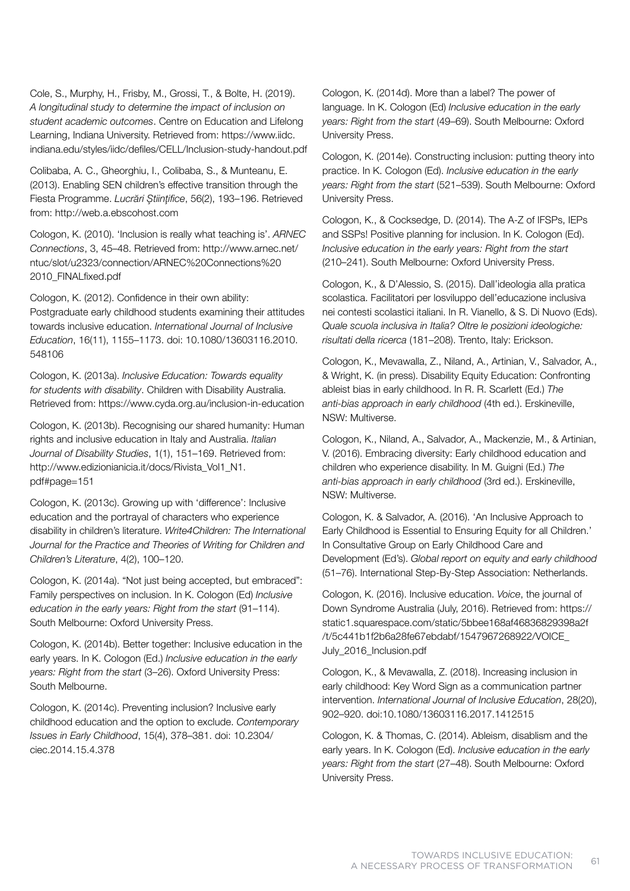Cole, S., Murphy, H., Frisby, M., Grossi, T., & Bolte, H. (2019). *A longitudinal study to determine the impact of inclusion on student academic outcomes*. Centre on Education and Lifelong Learning, Indiana University. Retrieved from: https://www.iidc.indiana.edu/styles/iidc/defiles/CELL/Inclusion-study-handout.pdf

Colibaba, A. C., Gheorghiu, I., Colibaba, S., & Munteanu, E. (2013). Enabling SEN children's effective transition through the Fiesta Programme. *Lucrări Științifice*, 56(2), 193–196. Retrieved from: http://web.a.ebscohost.com

Cologon, K. (2010). 'Inclusion is really what teaching is'. *ARNEC Connections*, 3, 45–48. Retrieved from: http://www.arnec.net/ntuc/slot/u2323/connection/ARNEC%20Connections%20 2010_FINALfixed.pdf

Cologon, K. (2012). Confidence in their own ability: Postgraduate early childhood students examining their attitudes towards inclusive education. *International Journal of Inclusive Education*, 16(11), 1155–1173. doi: 10.1080/13603116.2010.548106

Cologon, K. (2013a). *Inclusive Education: Towards equality for students with disability*. Children with Disability Australia. Retrieved from: https://www.cyda.org.au/inclusion-in-education

Cologon, K. (2013b). Recognising our shared humanity: Human rights and inclusive education in Italy and Australia. *Italian Journal of Disability Studies*, 1(1), 151–169. Retrieved from: http://www.edizionianicia.it/docs/Rivista_Vol1_N1.pdf#page=151

Cologon, K. (2013c). Growing up with 'difference': Inclusive education and the portrayal of characters who experience disability in children's literature. *Write4Children: The International Journal for the Practice and Theories of Writing for Children and Children's Literature*, 4(2), 100–120.

Cologon, K. (2014a). "Not just being accepted, but embraced": Family perspectives on inclusion. In K. Cologon (Ed) *Inclusive education in the early years: Right from the start* (91–114). South Melbourne: Oxford University Press.

Cologon, K. (2014b). Better together: Inclusive education in the early years. In K. Cologon (Ed.) *Inclusive education in the early years: Right from the start* (3–26). Oxford University Press: South Melbourne.

Cologon, K. (2014c). Preventing inclusion? Inclusive early childhood education and the option to exclude. *Contemporary Issues in Early Childhood*, 15(4), 378–381. doi: 10.2304/ciec.2014.15.4.378

Cologon, K. (2014d). More than a label? The power of language. In K. Cologon (Ed) *Inclusive education in the early years: Right from the start* (49–69). South Melbourne: Oxford University Press.

Cologon, K. (2014e). Constructing inclusion: putting theory into practice. In K. Cologon (Ed). *Inclusive education in the early years: Right from the start* (521–539). South Melbourne: Oxford University Press.

Cologon, K., & Cocksedge, D. (2014). The A-Z of IFSPs, IEPs and SSPs! Positive planning for inclusion. In K. Cologon (Ed). *Inclusive education in the early years: Right from the start* (210–241). South Melbourne: Oxford University Press.

Cologon, K., & D'Alessio, S. (2015). Dall'ideologia alla pratica scolastica. Facilitatori per losviluppo dell'educazione inclusiva nei contesti scolastici italiani. In R. Vianello, & S. Di Nuovo (Eds). *Quale scuola inclusiva in Italia? Oltre le posizioni ideologiche: risultati della ricerca* (181–208). Trento, Italy: Erickson.

Cologon, K., Mevawalla, Z., Niland, A., Artinian, V., Salvador, A., & Wright, K. (in press). Disability Equity Education: Confronting ableist bias in early childhood. In R. R. Scarlett (Ed.) *The anti-bias approach in early childhood* (4th ed.). Erskineville, NSW: Multiverse.

Cologon, K., Niland, A., Salvador, A., Mackenzie, M., & Artinian, V. (2016). Embracing diversity: Early childhood education and children who experience disability. In M. Guigni (Ed.) *The anti-bias approach in early childhood* (3rd ed.). Erskineville, NSW: Multiverse.

Cologon, K. & Salvador, A. (2016). 'An Inclusive Approach to Early Childhood is Essential to Ensuring Equity for all Children.' In Consultative Group on Early Childhood Care and Development (Ed's). *Global report on equity and early childhood* (51–76). International Step-By-Step Association: Netherlands.

Cologon, K. (2016). Inclusive education. *Voice*, the journal of Down Syndrome Australia (July, 2016). Retrieved from: https://static1.squarespace.com/static/5bbee168af46836829398a2f/t/5c441b1f2b6a28fe67ebdabf/1547967268922/VOICE_July_2016_Inclusion.pdf

Cologon, K., & Mevawalla, Z. (2018). Increasing inclusion in early childhood: Key Word Sign as a communication partner intervention. *International Journal of Inclusive Education*, 28(20), 902–920. doi:10.1080/13603116.2017.1412515

Cologon, K. & Thomas, C. (2014). Ableism, disablism and the early years. In K. Cologon (Ed). *Inclusive education in the early years: Right from the start* (27–48). South Melbourne: Oxford University Press.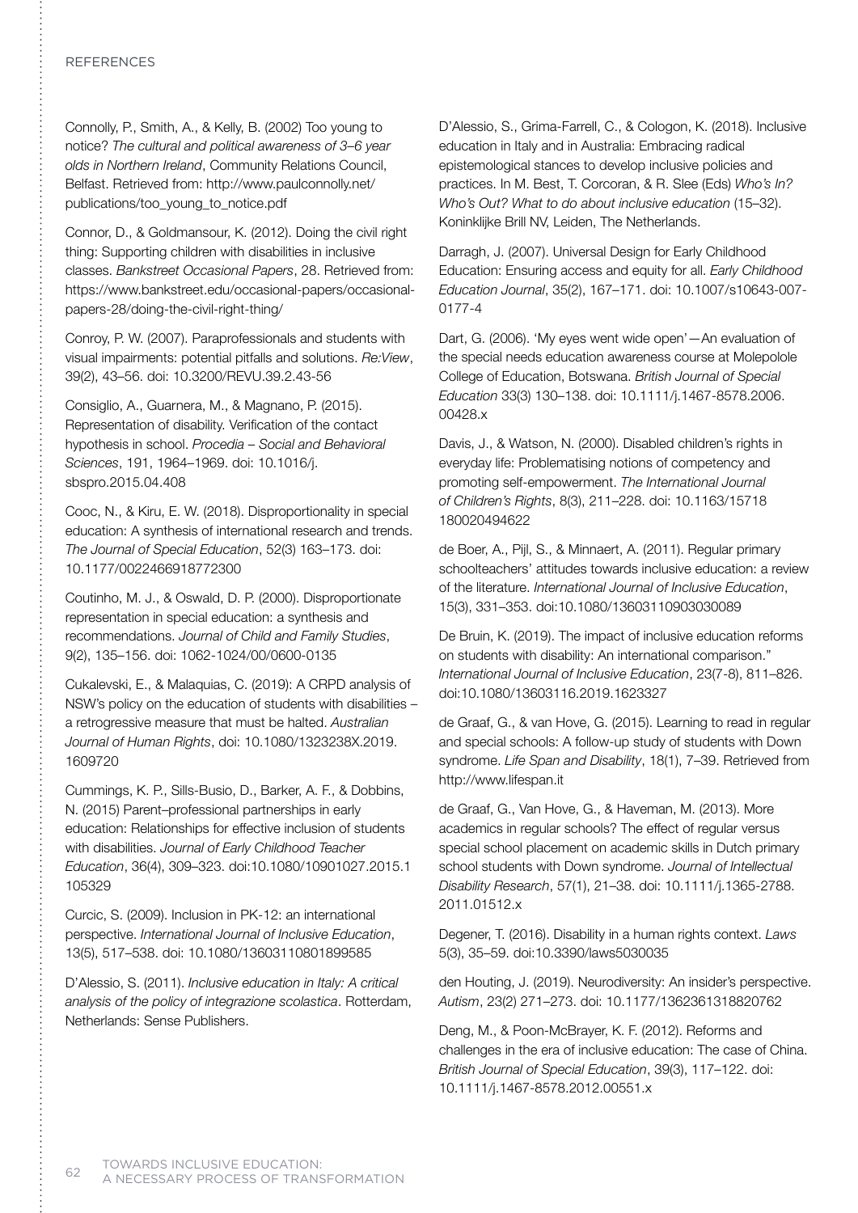Connolly, P., Smith, A., & Kelly, B. (2002) Too young to notice? *The cultural and political awareness of 3–6 year olds in Northern Ireland*, Community Relations Council, Belfast. Retrieved from: http://www.paulconnolly.net/publications/too_young_to_notice.pdf

Connor, D., & Goldmansour, K. (2012). Doing the civil right thing: Supporting children with disabilities in inclusive classes. *Bankstreet Occasional Papers*, 28. Retrieved from: https://www.bankstreet.edu/occasional-papers/occasional-papers-28/doing-the-civil-right-thing/

Conroy, P. W. (2007). Paraprofessionals and students with visual impairments: potential pitfalls and solutions. *Re:View*, 39(2), 43–56. doi: 10.3200/REVU.39.2.43-56

Consiglio, A., Guarnera, M., & Magnano, P. (2015). Representation of disability. Verification of the contact hypothesis in school. *Procedia – Social and Behavioral Sciences*, 191, 1964–1969. doi: 10.1016/j.sbspro.2015.04.408

Cooc, N., & Kiru, E. W. (2018). Disproportionality in special education: A synthesis of international research and trends. *The Journal of Special Education*, 52(3) 163–173. doi: 10.1177/0022466918772300

Coutinho, M. J., & Oswald, D. P. (2000). Disproportionate representation in special education: a synthesis and recommendations. *Journal of Child and Family Studies*, 9(2), 135–156. doi: 1062-1024/00/0600-0135

Cukalevski, E., & Malaquias, C. (2019): A CRPD analysis of NSW's policy on the education of students with disabilities – a retrogressive measure that must be halted. *Australian Journal of Human Rights*, doi: 10.1080/1323238X.2019.1609720

Cummings, K. P., Sills-Busio, D., Barker, A. F., & Dobbins, N. (2015) Parent–professional partnerships in early education: Relationships for effective inclusion of students with disabilities. *Journal of Early Childhood Teacher Education*, 36(4), 309–323. doi:10.1080/10901027.2015.1105329

Curcic, S. (2009). Inclusion in PK-12: an international perspective. *International Journal of Inclusive Education*, 13(5), 517–538. doi: 10.1080/13603110801899585

D'Alessio, S. (2011). *Inclusive education in Italy: A critical analysis of the policy of integrazione scolastica*. Rotterdam, Netherlands: Sense Publishers.

D'Alessio, S., Grima-Farrell, C., & Cologon, K. (2018). Inclusive education in Italy and in Australia: Embracing radical epistemological stances to develop inclusive policies and practices. In M. Best, T. Corcoran, & R. Slee (Eds) *Who's In? Who's Out? What to do about inclusive education* (15–32). Koninklijke Brill NV, Leiden, The Netherlands.

Darragh, J. (2007). Universal Design for Early Childhood Education: Ensuring access and equity for all. *Early Childhood Education Journal*, 35(2), 167–171. doi: 10.1007/s10643-007-0177-4

Dart, G. (2006). 'My eyes went wide open'—An evaluation of the special needs education awareness course at Molepolole College of Education, Botswana. *British Journal of Special Education* 33(3) 130–138. doi: 10.1111/j.1467-8578.2006.00428.x

Davis, J., & Watson, N. (2000). Disabled children's rights in everyday life: Problematising notions of competency and promoting self-empowerment. *The International Journal of Children's Rights*, 8(3), 211–228. doi: 10.1163/15718180020494622

de Boer, A., Pijl, S., & Minnaert, A. (2011). Regular primary schoolteachers' attitudes towards inclusive education: a review of the literature. *International Journal of Inclusive Education*, 15(3), 331–353. doi:10.1080/13603110903030089

De Bruin, K. (2019). The impact of inclusive education reforms on students with disability: An international comparison." *International Journal of Inclusive Education*, 23(7-8), 811–826. doi:10.1080/13603116.2019.1623327

de Graaf, G., & van Hove, G. (2015). Learning to read in regular and special schools: A follow-up study of students with Down syndrome. *Life Span and Disability*, 18(1), 7–39. Retrieved from http://www.lifespan.it

de Graaf, G., Van Hove, G., & Haveman, M. (2013). More academics in regular schools? The effect of regular versus special school placement on academic skills in Dutch primary school students with Down syndrome. *Journal of Intellectual Disability Research*, 57(1), 21–38. doi: 10.1111/j.1365-2788.2011.01512.x

Degener, T. (2016). Disability in a human rights context. *Laws* 5(3), 35–59. doi:10.3390/laws5030035

den Houting, J. (2019). Neurodiversity: An insider's perspective. *Autism*, 23(2) 271–273. doi: 10.1177/1362361318820762

Deng, M., & Poon-McBrayer, K. F. (2012). Reforms and challenges in the era of inclusive education: The case of China. *British Journal of Special Education*, 39(3), 117–122. doi: 10.1111/j.1467-8578.2012.00551.x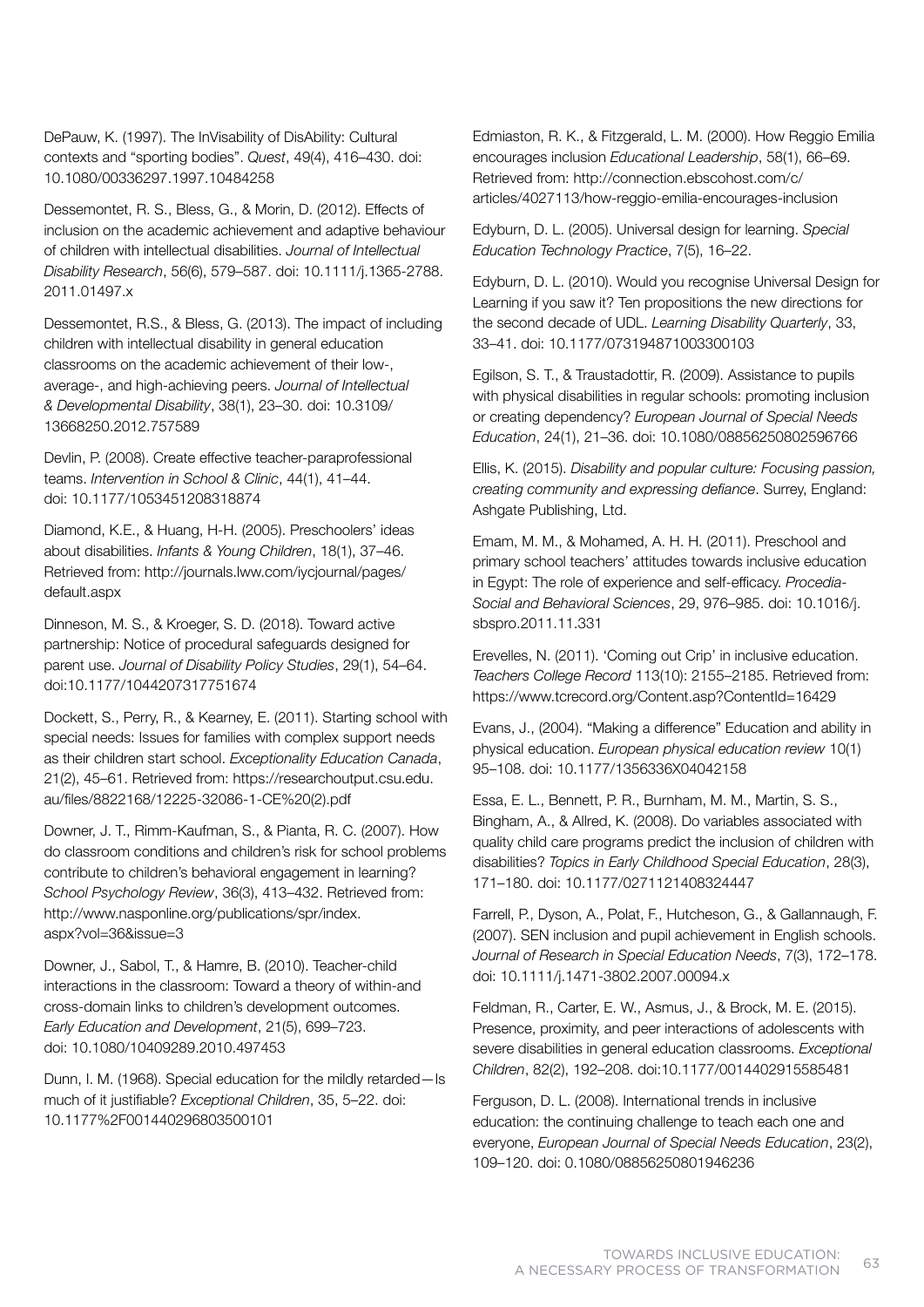DePauw, K. (1997). The InVisability of DisAbility: Cultural contexts and "sporting bodies". *Quest*, 49(4), 416–430. doi: 10.1080/00336297.1997.10484258

Dessemontet, R. S., Bless, G., & Morin, D. (2012). Effects of inclusion on the academic achievement and adaptive behaviour of children with intellectual disabilities. *Journal of Intellectual Disability Research*, 56(6), 579–587. doi: 10.1111/j.1365-2788.2011.01497.x

Dessemontet, R.S., & Bless, G. (2013). The impact of including children with intellectual disability in general education classrooms on the academic achievement of their low-, average-, and high-achieving peers. *Journal of Intellectual & Developmental Disability*, 38(1), 23–30. doi: 10.3109/13668250.2012.757589

Devlin, P. (2008). Create effective teacher-paraprofessional teams. *Intervention in School & Clinic*, 44(1), 41–44. doi: 10.1177/1053451208318874

Diamond, K.E., & Huang, H-H. (2005). Preschoolers' ideas about disabilities. *Infants & Young Children*, 18(1), 37–46. Retrieved from: http://journals.lww.com/iycjournal/pages/default.aspx

Dinneson, M. S., & Kroeger, S. D. (2018). Toward active partnership: Notice of procedural safeguards designed for parent use. *Journal of Disability Policy Studies*, 29(1), 54–64. doi:10.1177/1044207317751674

Dockett, S., Perry, R., & Kearney, E. (2011). Starting school with special needs: Issues for families with complex support needs as their children start school. *Exceptionality Education Canada*, 21(2), 45–61. Retrieved from: https://researchoutput.csu.edu.au/files/8822168/12225-32086-1-CE%20(2).pdf

Downer, J. T., Rimm-Kaufman, S., & Pianta, R. C. (2007). How do classroom conditions and children's risk for school problems contribute to children's behavioral engagement in learning? *School Psychology Review*, 36(3), 413–432. Retrieved from: http://www.nasponline.org/publications/spr/index.aspx?vol=36&issue=3

Downer, J., Sabol, T., & Hamre, B. (2010). Teacher-child interactions in the classroom: Toward a theory of within-and cross-domain links to children's development outcomes. *Early Education and Development*, 21(5), 699–723. doi: 10.1080/10409289.2010.497453

Dunn, I. M. (1968). Special education for the mildly retarded—Is much of it justifiable? *Exceptional Children*, 35, 5–22. doi: 10.1177%2F001440296803500101

Edmiaston, R. K., & Fitzgerald, L. M. (2000). How Reggio Emilia encourages inclusion *Educational Leadership*, 58(1), 66–69. Retrieved from: http://connection.ebscohost.com/c/articles/4027113/how-reggio-emilia-encourages-inclusion

Edyburn, D. L. (2005). Universal design for learning. *Special Education Technology Practice*, 7(5), 16–22.

Edyburn, D. L. (2010). Would you recognise Universal Design for Learning if you saw it? Ten propositions the new directions for the second decade of UDL. *Learning Disability Quarterly*, 33, 33–41. doi: 10.1177/073194871003300103

Egilson, S. T., & Traustadottir, R. (2009). Assistance to pupils with physical disabilities in regular schools: promoting inclusion or creating dependency? *European Journal of Special Needs Education*, 24(1), 21–36. doi: 10.1080/08856250802596766

Ellis, K. (2015). *Disability and popular culture: Focusing passion, creating community and expressing defiance*. Surrey, England: Ashgate Publishing, Ltd.

Emam, M. M., & Mohamed, A. H. H. (2011). Preschool and primary school teachers' attitudes towards inclusive education in Egypt: The role of experience and self-efficacy. *Procedia-Social and Behavioral Sciences*, 29, 976–985. doi: 10.1016/j.sbspro.2011.11.331

Erevelles, N. (2011). 'Coming out Crip' in inclusive education. *Teachers College Record* 113(10): 2155–2185. Retrieved from: https://www.tcrecord.org/Content.asp?ContentId=16429

Evans, J., (2004). "Making a difference" Education and ability in physical education. *European physical education review* 10(1) 95–108. doi: 10.1177/1356336X04042158

Essa, E. L., Bennett, P. R., Burnham, M. M., Martin, S. S., Bingham, A., & Allred, K. (2008). Do variables associated with quality child care programs predict the inclusion of children with disabilities? *Topics in Early Childhood Special Education*, 28(3), 171–180. doi: 10.1177/0271121408324447

Farrell, P., Dyson, A., Polat, F., Hutcheson, G., & Gallannaugh, F. (2007). SEN inclusion and pupil achievement in English schools. *Journal of Research in Special Education Needs*, 7(3), 172–178. doi: 10.1111/j.1471-3802.2007.00094.x

Feldman, R., Carter, E. W., Asmus, J., & Brock, M. E. (2015). Presence, proximity, and peer interactions of adolescents with severe disabilities in general education classrooms. *Exceptional Children*, 82(2), 192–208. doi:10.1177/0014402915585481

Ferguson, D. L. (2008). International trends in inclusive education: the continuing challenge to teach each one and everyone, *European Journal of Special Needs Education*, 23(2), 109–120. doi: 0.1080/08856250801946236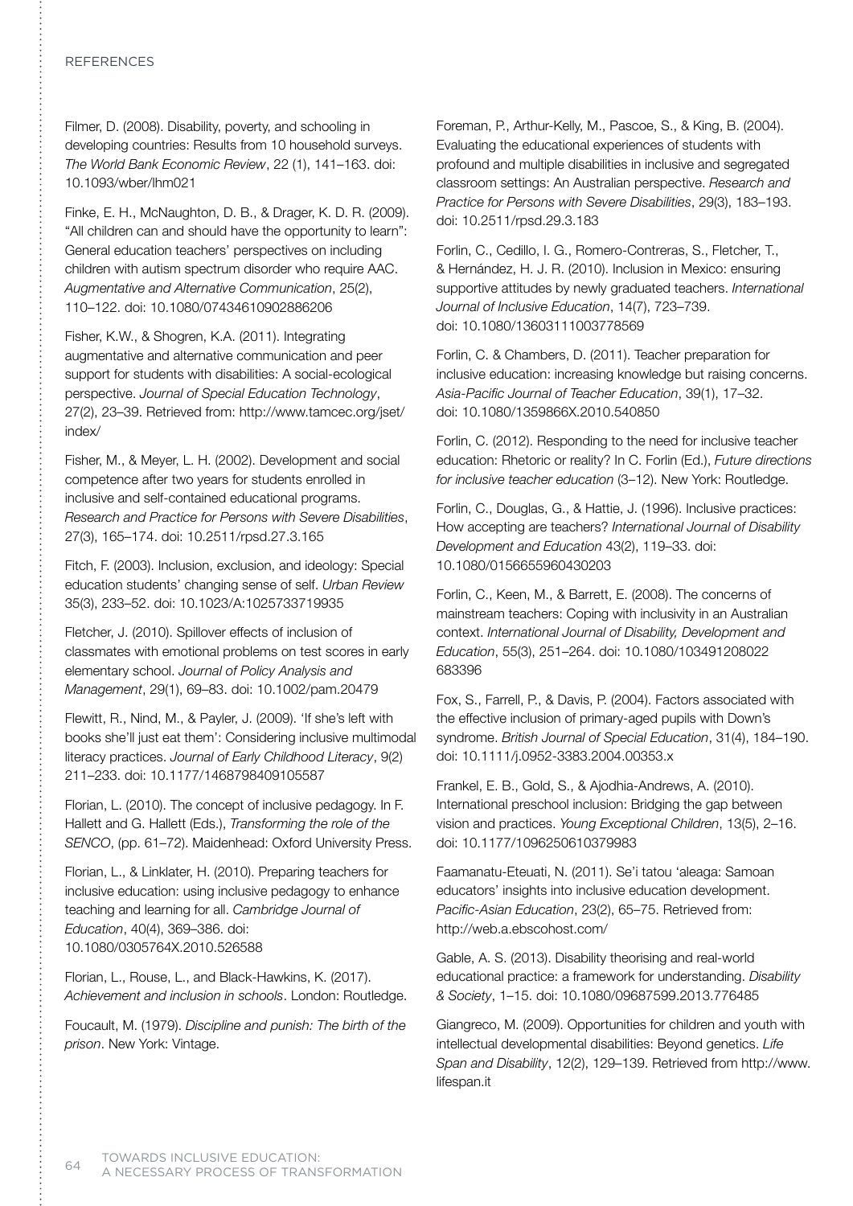Filmer, D. (2008). Disability, poverty, and schooling in developing countries: Results from 10 household surveys. *The World Bank Economic Review*, 22 (1), 141–163. doi: 10.1093/wber/lhm021

Finke, E. H., McNaughton, D. B., & Drager, K. D. R. (2009). "All children can and should have the opportunity to learn": General education teachers' perspectives on including children with autism spectrum disorder who require AAC. *Augmentative and Alternative Communication*, 25(2), 110–122. doi: 10.1080/07434610902886206

Fisher, K.W., & Shogren, K.A. (2011). Integrating augmentative and alternative communication and peer support for students with disabilities: A social-ecological perspective. *Journal of Special Education Technology*, 27(2), 23–39. Retrieved from: http://www.tamcec.org/jset/index/

Fisher, M., & Meyer, L. H. (2002). Development and social competence after two years for students enrolled in inclusive and self-contained educational programs. *Research and Practice for Persons with Severe Disabilities*, 27(3), 165–174. doi: 10.2511/rpsd.27.3.165

Fitch, F. (2003). Inclusion, exclusion, and ideology: Special education students' changing sense of self. *Urban Review* 35(3), 233–52. doi: 10.1023/A:1025733719935

Fletcher, J. (2010). Spillover effects of inclusion of classmates with emotional problems on test scores in early elementary school. *Journal of Policy Analysis and Management*, 29(1), 69–83. doi: 10.1002/pam.20479

Flewitt, R., Nind, M., & Payler, J. (2009). 'If she's left with books she'll just eat them': Considering inclusive multimodal literacy practices. *Journal of Early Childhood Literacy*, 9(2) 211–233. doi: 10.1177/1468798409105587

Florian, L. (2010). The concept of inclusive pedagogy. In F. Hallett and G. Hallett (Eds.), *Transforming the role of the SENCO*, (pp. 61–72). Maidenhead: Oxford University Press.

Florian, L., & Linklater, H. (2010). Preparing teachers for inclusive education: using inclusive pedagogy to enhance teaching and learning for all. *Cambridge Journal of Education*, 40(4), 369–386. doi: 10.1080/0305764X.2010.526588

Florian, L., Rouse, L., and Black-Hawkins, K. (2017). *Achievement and inclusion in schools*. London: Routledge.

Foucault, M. (1979). *Discipline and punish: The birth of the prison*. New York: Vintage.

Foreman, P., Arthur-Kelly, M., Pascoe, S., & King, B. (2004). Evaluating the educational experiences of students with profound and multiple disabilities in inclusive and segregated classroom settings: An Australian perspective. *Research and Practice for Persons with Severe Disabilities*, 29(3), 183–193. doi: 10.2511/rpsd.29.3.183

Forlin, C., Cedillo, I. G., Romero-Contreras, S., Fletcher, T., & Hernández, H. J. R. (2010). Inclusion in Mexico: ensuring supportive attitudes by newly graduated teachers. *International Journal of Inclusive Education*, 14(7), 723–739. doi: 10.1080/13603111003778569

Forlin, C. & Chambers, D. (2011). Teacher preparation for inclusive education: increasing knowledge but raising concerns. *Asia-Pacific Journal of Teacher Education*, 39(1), 17–32. doi: 10.1080/1359866X.2010.540850

Forlin, C. (2012). Responding to the need for inclusive teacher education: Rhetoric or reality? In C. Forlin (Ed.), *Future directions for inclusive teacher education* (3–12). New York: Routledge.

Forlin, C., Douglas, G., & Hattie, J. (1996). Inclusive practices: How accepting are teachers? *International Journal of Disability Development and Education* 43(2), 119–33. doi: 10.1080/0156655960430203

Forlin, C., Keen, M., & Barrett, E. (2008). The concerns of mainstream teachers: Coping with inclusivity in an Australian context. *International Journal of Disability, Development and Education*, 55(3), 251–264. doi: 10.1080/103491208022683396

Fox, S., Farrell, P., & Davis, P. (2004). Factors associated with the effective inclusion of primary-aged pupils with Down's syndrome. *British Journal of Special Education*, 31(4), 184–190. doi: 10.1111/j.0952-3383.2004.00353.x

Frankel, E. B., Gold, S., & Ajodhia-Andrews, A. (2010). International preschool inclusion: Bridging the gap between vision and practices. *Young Exceptional Children*, 13(5), 2–16. doi: 10.1177/1096250610379983

Faamanatu-Eteuati, N. (2011). Se'i tatou 'aleaga: Samoan educators' insights into inclusive education development. *Pacific-Asian Education*, 23(2), 65–75. Retrieved from: http://web.a.ebscohost.com/

Gable, A. S. (2013). Disability theorising and real-world educational practice: a framework for understanding. *Disability & Society*, 1–15. doi: 10.1080/09687599.2013.776485

Giangreco, M. (2009). Opportunities for children and youth with intellectual developmental disabilities: Beyond genetics. *Life Span and Disability*, 12(2), 129–139. Retrieved from http://www.lifespan.it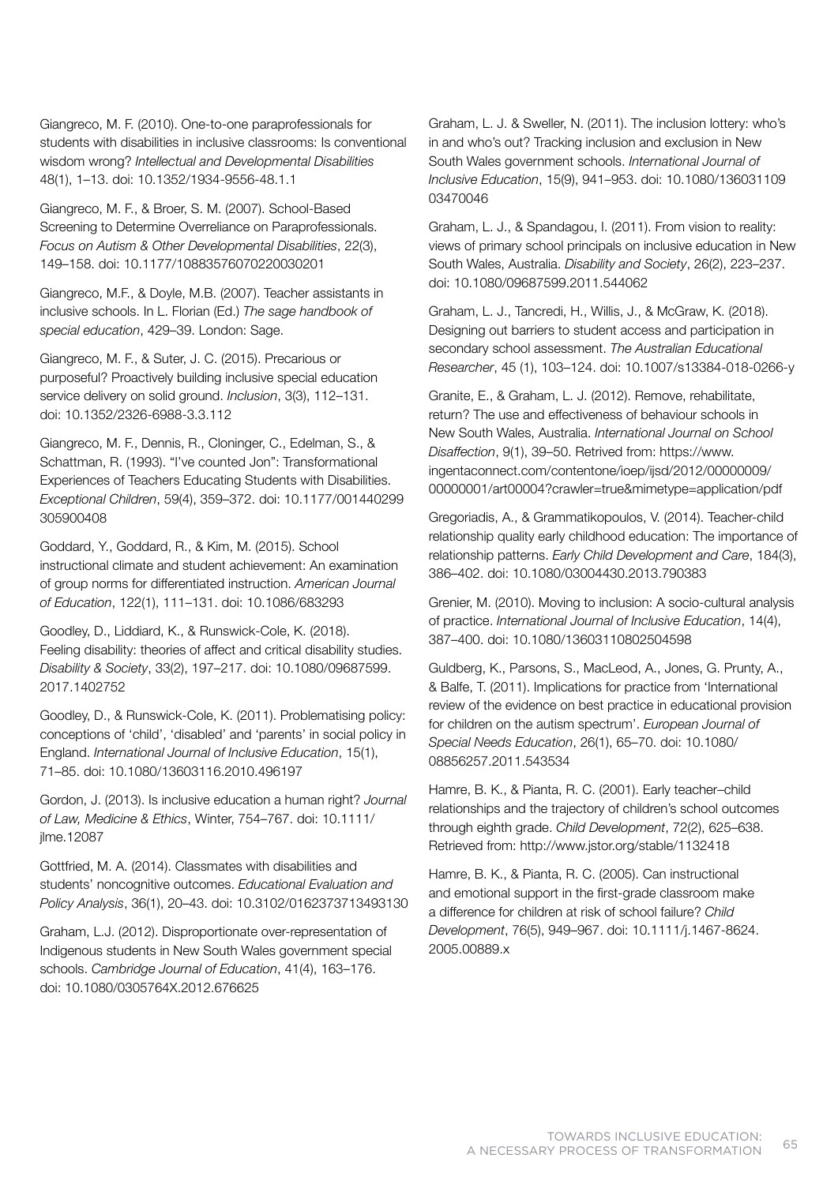Giangreco, M. F. (2010). One-to-one paraprofessionals for students with disabilities in inclusive classrooms: Is conventional wisdom wrong? *Intellectual and Developmental Disabilities* 48(1), 1–13. doi: 10.1352/1934-9556-48.1.1

Giangreco, M. F., & Broer, S. M. (2007). School-Based Screening to Determine Overreliance on Paraprofessionals. *Focus on Autism & Other Developmental Disabilities*, 22(3), 149–158. doi: 10.1177/10883576070220030201

Giangreco, M.F., & Doyle, M.B. (2007). Teacher assistants in inclusive schools. In L. Florian (Ed.) *The sage handbook of special education*, 429–39. London: Sage.

Giangreco, M. F., & Suter, J. C. (2015). Precarious or purposeful? Proactively building inclusive special education service delivery on solid ground. *Inclusion*, 3(3), 112–131. doi: 10.1352/2326-6988-3.3.112

Giangreco, M. F., Dennis, R., Cloninger, C., Edelman, S., & Schattman, R. (1993). "I've counted Jon": Transformational Experiences of Teachers Educating Students with Disabilities. *Exceptional Children*, 59(4), 359–372. doi: 10.1177/001440299305900408

Goddard, Y., Goddard, R., & Kim, M. (2015). School instructional climate and student achievement: An examination of group norms for differentiated instruction. *American Journal of Education*, 122(1), 111–131. doi: 10.1086/683293

Goodley, D., Liddiard, K., & Runswick-Cole, K. (2018). Feeling disability: theories of affect and critical disability studies. *Disability & Society*, 33(2), 197–217. doi: 10.1080/09687599.2017.1402752

Goodley, D., & Runswick-Cole, K. (2011). Problematising policy: conceptions of 'child', 'disabled' and 'parents' in social policy in England. *International Journal of Inclusive Education*, 15(1), 71–85. doi: 10.1080/13603116.2010.496197

Gordon, J. (2013). Is inclusive education a human right? *Journal of Law, Medicine & Ethics*, Winter, 754–767. doi: 10.1111/jlme.12087

Gottfried, M. A. (2014). Classmates with disabilities and students' noncognitive outcomes. *Educational Evaluation and Policy Analysis*, 36(1), 20–43. doi: 10.3102/0162373713493130

Graham, L.J. (2012). Disproportionate over-representation of Indigenous students in New South Wales government special schools. *Cambridge Journal of Education*, 41(4), 163–176. doi: 10.1080/0305764X.2012.676625

Graham, L. J. & Sweller, N. (2011). The inclusion lottery: who's in and who's out? Tracking inclusion and exclusion in New South Wales government schools. *International Journal of Inclusive Education*, 15(9), 941–953. doi: 10.1080/13603110903470046

Graham, L. J., & Spandagou, I. (2011). From vision to reality: views of primary school principals on inclusive education in New South Wales, Australia. *Disability and Society*, 26(2), 223–237. doi: 10.1080/09687599.2011.544062

Graham, L. J., Tancredi, H., Willis, J., & McGraw, K. (2018). Designing out barriers to student access and participation in secondary school assessment. *The Australian Educational Researcher*, 45 (1), 103–124. doi: 10.1007/s13384-018-0266-y

Granite, E., & Graham, L. J. (2012). Remove, rehabilitate, return? The use and effectiveness of behaviour schools in New South Wales, Australia. *International Journal on School Disaffection*, 9(1), 39–50. Retrived from: https://www.ingentaconnect.com/contentone/ioep/ijsd/2012/00000009/00000001/art00004?crawler=true&mimetype=application/pdf

Gregoriadis, A., & Grammatikopoulos, V. (2014). Teacher-child relationship quality early childhood education: The importance of relationship patterns. *Early Child Development and Care*, 184(3), 386–402. doi: 10.1080/03004430.2013.790383

Grenier, M. (2010). Moving to inclusion: A socio-cultural analysis of practice. *International Journal of Inclusive Education*, 14(4), 387–400. doi: 10.1080/13603110802504598

Guldberg, K., Parsons, S., MacLeod, A., Jones, G. Prunty, A., & Balfe, T. (2011). Implications for practice from 'International review of the evidence on best practice in educational provision for children on the autism spectrum'. *European Journal of Special Needs Education*, 26(1), 65–70. doi: 10.1080/08856257.2011.543534

Hamre, B. K., & Pianta, R. C. (2001). Early teacher–child relationships and the trajectory of children's school outcomes through eighth grade. *Child Development*, 72(2), 625–638. Retrieved from: http://www.jstor.org/stable/1132418

Hamre, B. K., & Pianta, R. C. (2005). Can instructional and emotional support in the first-grade classroom make a difference for children at risk of school failure? *Child Development*, 76(5), 949–967. doi: 10.1111/j.1467-8624.2005.00889.x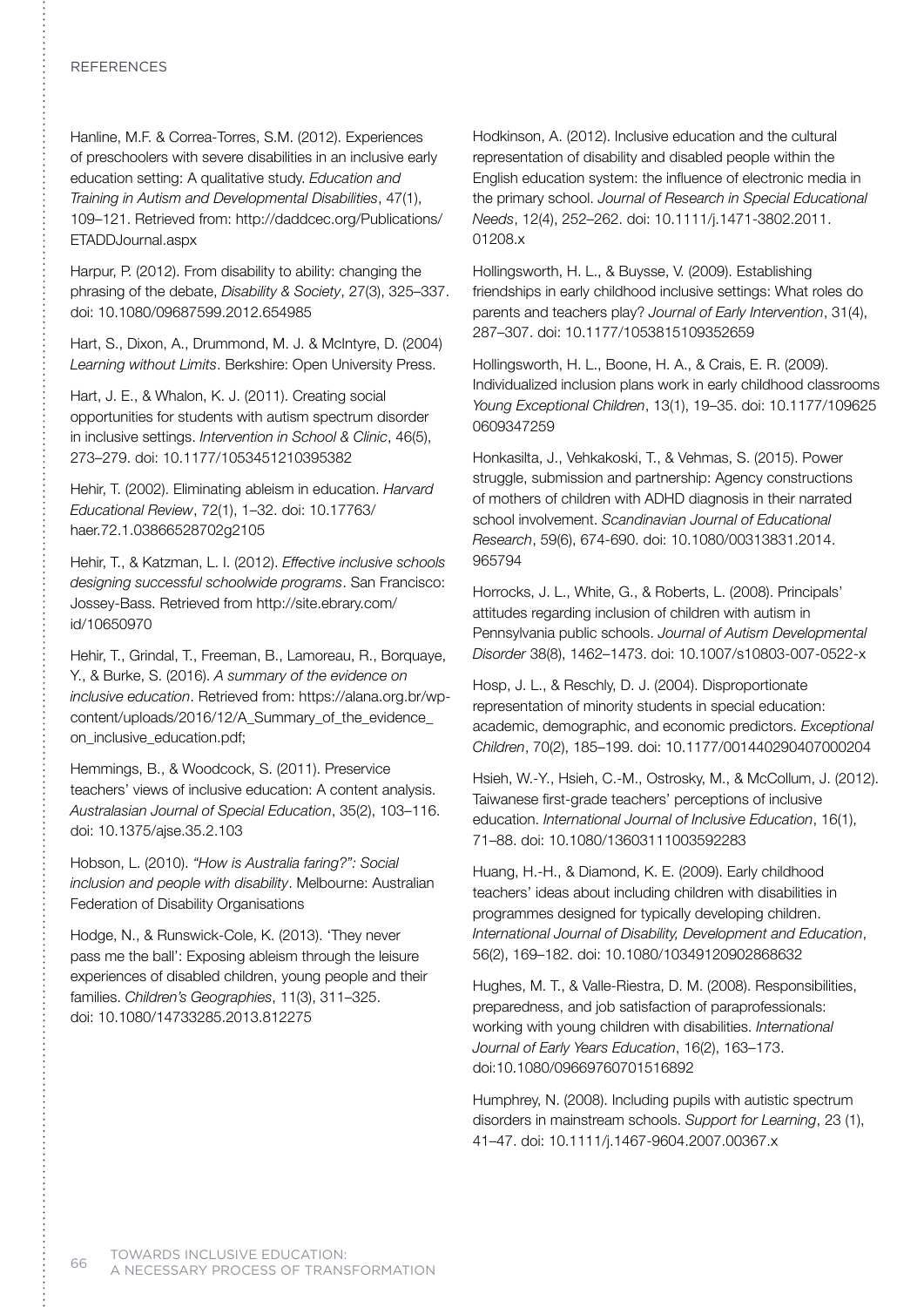Hanline, M.F. & Correa-Torres, S.M. (2012). Experiences of preschoolers with severe disabilities in an inclusive early education setting: A qualitative study. *Education and Training in Autism and Developmental Disabilities*, 47(1), 109–121. Retrieved from: http://daddcec.org/Publications/ETADDJournal.aspx

Harpur, P. (2012). From disability to ability: changing the phrasing of the debate, *Disability & Society*, 27(3), 325–337. doi: 10.1080/09687599.2012.654985

Hart, S., Dixon, A., Drummond, M. J. & McIntyre, D. (2004) *Learning without Limits*. Berkshire: Open University Press.

Hart, J. E., & Whalon, K. J. (2011). Creating social opportunities for students with autism spectrum disorder in inclusive settings. *Intervention in School & Clinic*, 46(5), 273–279. doi: 10.1177/1053451210395382

Hehir, T. (2002). Eliminating ableism in education. *Harvard Educational Review*, 72(1), 1–32. doi: 10.17763/haer.72.1.03866528702g2105

Hehir, T., & Katzman, L. I. (2012). *Effective inclusive schools designing successful schoolwide programs*. San Francisco: Jossey-Bass. Retrieved from http://site.ebrary.com/id/10650970

Hehir, T., Grindal, T., Freeman, B., Lamoreau, R., Borquaye, Y., & Burke, S. (2016). *A summary of the evidence on inclusive education*. Retrieved from: https://alana.org.br/wp-content/uploads/2016/12/A_Summary_of_the_evidence_on_inclusive_education.pdf;

Hemmings, B., & Woodcock, S. (2011). Preservice teachers' views of inclusive education: A content analysis. *Australasian Journal of Special Education*, 35(2), 103–116. doi: 10.1375/ajse.35.2.103

Hobson, L. (2010). *"How is Australia faring?": Social inclusion and people with disability*. Melbourne: Australian Federation of Disability Organisations

Hodge, N., & Runswick-Cole, K. (2013). 'They never pass me the ball': Exposing ableism through the leisure experiences of disabled children, young people and their families. *Children's Geographies*, 11(3), 311–325. doi: 10.1080/14733285.2013.812275

Hodkinson, A. (2012). Inclusive education and the cultural representation of disability and disabled people within the English education system: the influence of electronic media in the primary school. *Journal of Research in Special Educational Needs*, 12(4), 252–262. doi: 10.1111/j.1471-3802.2011.01208.x

Hollingsworth, H. L., & Buysse, V. (2009). Establishing friendships in early childhood inclusive settings: What roles do parents and teachers play? *Journal of Early Intervention*, 31(4), 287–307. doi: 10.1177/1053815109352659

Hollingsworth, H. L., Boone, H. A., & Crais, E. R. (2009). Individualized inclusion plans work in early childhood classrooms *Young Exceptional Children*, 13(1), 19–35. doi: 10.1177/1096250609347259

Honkasilta, J., Vehkakoski, T., & Vehmas, S. (2015). Power struggle, submission and partnership: Agency constructions of mothers of children with ADHD diagnosis in their narrated school involvement. *Scandinavian Journal of Educational Research*, 59(6), 674-690. doi: 10.1080/00313831.2014.965794

Horrocks, J. L., White, G., & Roberts, L. (2008). Principals' attitudes regarding inclusion of children with autism in Pennsylvania public schools. *Journal of Autism Developmental Disorder* 38(8), 1462–1473. doi: 10.1007/s10803-007-0522-x

Hosp, J. L., & Reschly, D. J. (2004). Disproportionate representation of minority students in special education: academic, demographic, and economic predictors. *Exceptional Children*, 70(2), 185–199. doi: 10.1177/001440290407000204

Hsieh, W.-Y., Hsieh, C.-M., Ostrosky, M., & McCollum, J. (2012). Taiwanese first-grade teachers' perceptions of inclusive education. *International Journal of Inclusive Education*, 16(1), 71–88. doi: 10.1080/13603111003592283

Huang, H.-H., & Diamond, K. E. (2009). Early childhood teachers' ideas about including children with disabilities in programmes designed for typically developing children. *International Journal of Disability, Development and Education*, 56(2), 169–182. doi: 10.1080/10349120902868632

Hughes, M. T., & Valle-Riestra, D. M. (2008). Responsibilities, preparedness, and job satisfaction of paraprofessionals: working with young children with disabilities. *International Journal of Early Years Education*, 16(2), 163–173. doi:10.1080/09669760701516892

Humphrey, N. (2008). Including pupils with autistic spectrum disorders in mainstream schools. *Support for Learning*, 23 (1), 41–47. doi: 10.1111/j.1467-9604.2007.00367.x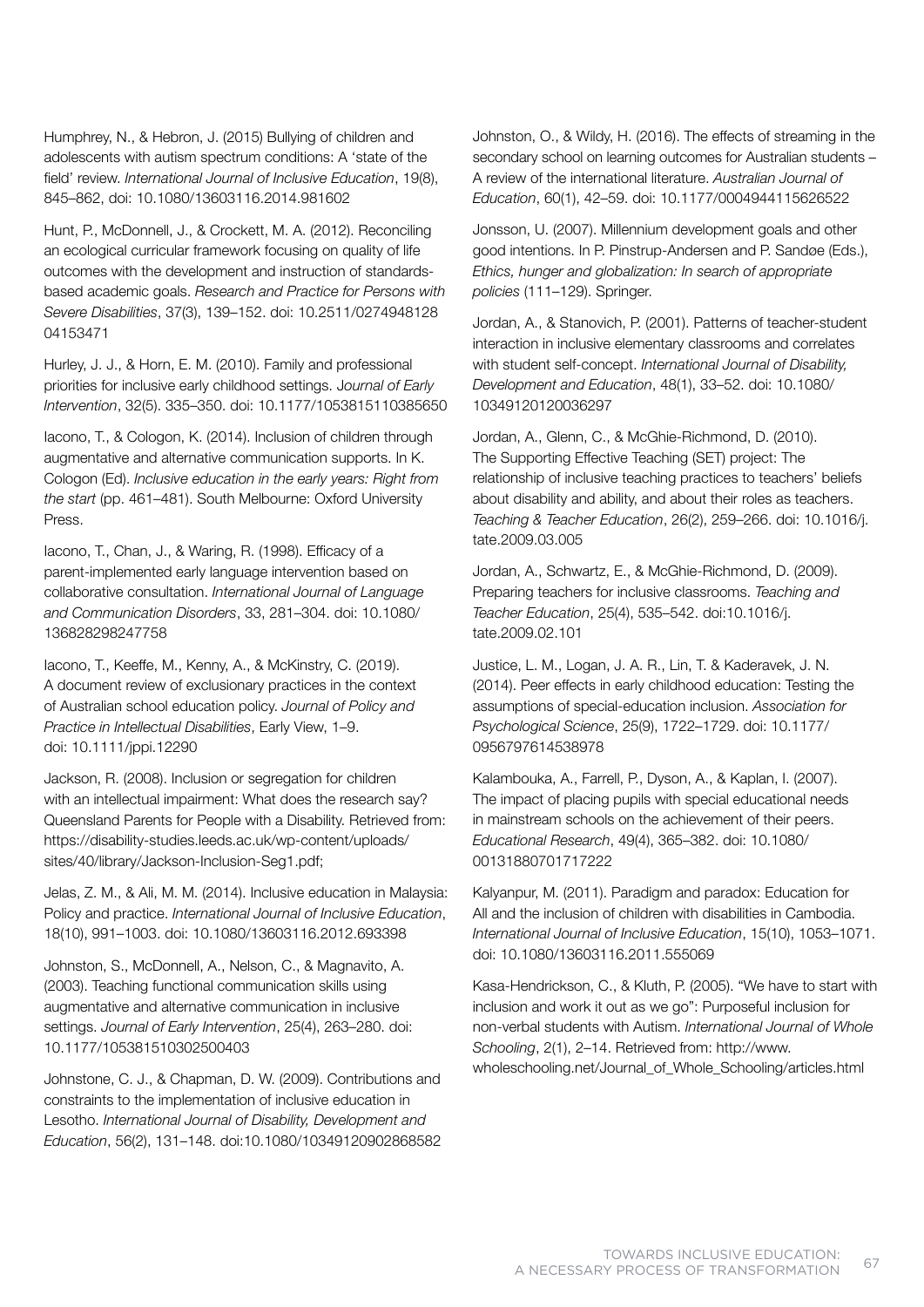Humphrey, N., & Hebron, J. (2015) Bullying of children and adolescents with autism spectrum conditions: A 'state of the field' review. *International Journal of Inclusive Education*, 19(8), 845–862, doi: 10.1080/13603116.2014.981602

Hunt, P., McDonnell, J., & Crockett, M. A. (2012). Reconciling an ecological curricular framework focusing on quality of life outcomes with the development and instruction of standards-based academic goals. *Research and Practice for Persons with Severe Disabilities*, 37(3), 139–152. doi: 10.2511/0274948128 04153471

Hurley, J. J., & Horn, E. M. (2010). Family and professional priorities for inclusive early childhood settings. *Journal of Early Intervention*, 32(5). 335–350. doi: 10.1177/1053815110385650

Iacono, T., & Cologon, K. (2014). Inclusion of children through augmentative and alternative communication supports. In K. Cologon (Ed). *Inclusive education in the early years: Right from the start* (pp. 461–481). South Melbourne: Oxford University Press.

Iacono, T., Chan, J., & Waring, R. (1998). Efficacy of a parent-implemented early language intervention based on collaborative consultation. *International Journal of Language and Communication Disorders*, 33, 281–304. doi: 10.1080/ 136828298247758

Iacono, T., Keeffe, M., Kenny, A., & McKinstry, C. (2019). A document review of exclusionary practices in the context of Australian school education policy. *Journal of Policy and Practice in Intellectual Disabilities*, Early View, 1–9. doi: 10.1111/jppi.12290

Jackson, R. (2008). Inclusion or segregation for children with an intellectual impairment: What does the research say? Queensland Parents for People with a Disability. Retrieved from: https://disability-studies.leeds.ac.uk/wp-content/uploads/sites/40/library/Jackson-Inclusion-Seg1.pdf;

Jelas, Z. M., & Ali, M. M. (2014). Inclusive education in Malaysia: Policy and practice. *International Journal of Inclusive Education*, 18(10), 991–1003. doi: 10.1080/13603116.2012.693398

Johnston, S., McDonnell, A., Nelson, C., & Magnavito, A. (2003). Teaching functional communication skills using augmentative and alternative communication in inclusive settings. *Journal of Early Intervention*, 25(4), 263–280. doi: 10.1177/105381510302500403

Johnstone, C. J., & Chapman, D. W. (2009). Contributions and constraints to the implementation of inclusive education in Lesotho. *International Journal of Disability, Development and Education*, 56(2), 131–148. doi:10.1080/10349120902868582

Johnston, O., & Wildy, H. (2016). The effects of streaming in the secondary school on learning outcomes for Australian students – A review of the international literature. *Australian Journal of Education*, 60(1), 42–59. doi: 10.1177/0004944115626522

Jonsson, U. (2007). Millennium development goals and other good intentions. In P. Pinstrup-Andersen and P. Sandøe (Eds.), *Ethics, hunger and globalization: In search of appropriate policies* (111–129). Springer.

Jordan, A., & Stanovich, P. (2001). Patterns of teacher-student interaction in inclusive elementary classrooms and correlates with student self-concept. *International Journal of Disability, Development and Education*, 48(1), 33–52. doi: 10.1080/ 10349120120036297

Jordan, A., Glenn, C., & McGhie-Richmond, D. (2010). The Supporting Effective Teaching (SET) project: The relationship of inclusive teaching practices to teachers' beliefs about disability and ability, and about their roles as teachers. *Teaching & Teacher Education*, 26(2), 259–266. doi: 10.1016/j. tate.2009.03.005

Jordan, A., Schwartz, E., & McGhie-Richmond, D. (2009). Preparing teachers for inclusive classrooms. *Teaching and Teacher Education*, 25(4), 535–542. doi:10.1016/j. tate.2009.02.101

Justice, L. M., Logan, J. A. R., Lin, T. & Kaderavek, J. N. (2014). Peer effects in early childhood education: Testing the assumptions of special-education inclusion. *Association for Psychological Science*, 25(9), 1722–1729. doi: 10.1177/ 0956797614538978

Kalambouka, A., Farrell, P., Dyson, A., & Kaplan, I. (2007). The impact of placing pupils with special educational needs in mainstream schools on the achievement of their peers. *Educational Research*, 49(4), 365–382. doi: 10.1080/ 00131880701717222

Kalyanpur, M. (2011). Paradigm and paradox: Education for All and the inclusion of children with disabilities in Cambodia. *International Journal of Inclusive Education*, 15(10), 1053–1071. doi: 10.1080/13603116.2011.555069

Kasa-Hendrickson, C., & Kluth, P. (2005). "We have to start with inclusion and work it out as we go": Purposeful inclusion for non-verbal students with Autism. *International Journal of Whole Schooling*, 2(1), 2–14. Retrieved from: http://www.wholeschooling.net/Journal_of_Whole_Schooling/articles.html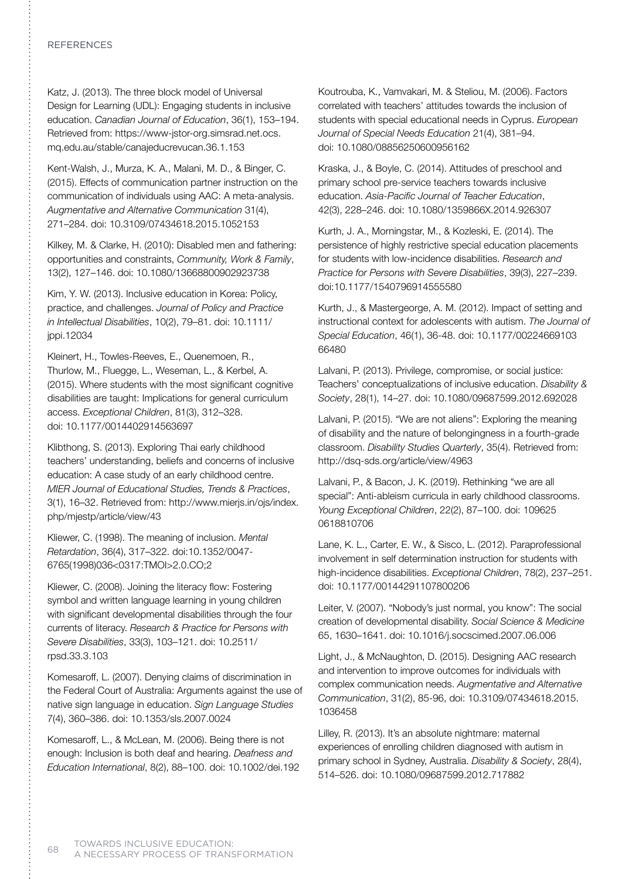Katz, J. (2013). The three block model of Universal Design for Learning (UDL): Engaging students in inclusive education. *Canadian Journal of Education*, 36(1), 153–194. Retrieved from: https://www-jstor-org.simsrad.net.ocs.mq.edu.au/stable/canajeducrevucan.36.1.153

Kent-Walsh, J., Murza, K. A., Malani, M. D., & Binger, C. (2015). Effects of communication partner instruction on the communication of individuals using AAC: A meta-analysis. *Augmentative and Alternative Communication* 31(4), 271–284. doi: 10.3109/07434618.2015.1052153

Kilkey, M. & Clarke, H. (2010): Disabled men and fathering: opportunities and constraints, *Community, Work & Family*, 13(2), 127–146. doi: 10.1080/13668800902923738

Kim, Y. W. (2013). Inclusive education in Korea: Policy, practice, and challenges. *Journal of Policy and Practice in Intellectual Disabilities*, 10(2), 79–81. doi: 10.1111/jppi.12034

Kleinert, H., Towles-Reeves, E., Quenemoen, R., Thurlow, M., Fluegge, L., Weseman, L., & Kerbel, A. (2015). Where students with the most significant cognitive disabilities are taught: Implications for general curriculum access. *Exceptional Children*, 81(3), 312–328. doi: 10.1177/0014402914563697

Klibthong, S. (2013). Exploring Thai early childhood teachers' understanding, beliefs and concerns of inclusive education: A case study of an early childhood centre. *MIER Journal of Educational Studies, Trends & Practices*, 3(1), 16–32. Retrieved from: http://www.mierjs.in/ojs/index.php/mjestp/article/view/43

Kliewer, C. (1998). The meaning of inclusion. *Mental Retardation*, 36(4), 317–322. doi:10.1352/0047-6765(1998)036<0317:TMOI>2.0.CO;2

Kliewer, C. (2008). Joining the literacy flow: Fostering symbol and written language learning in young children with significant developmental disabilities through the four currents of literacy. *Research & Practice for Persons with Severe Disabilities*, 33(3), 103–121. doi: 10.2511/rpsd.33.3.103

Komesaroff, L. (2007). Denying claims of discrimination in the Federal Court of Australia: Arguments against the use of native sign language in education. *Sign Language Studies* 7(4), 360–386. doi: 10.1353/sls.2007.0024

Komesaroff, L., & McLean, M. (2006). Being there is not enough: Inclusion is both deaf and hearing. *Deafness and Education International*, 8(2), 88–100. doi: 10.1002/dei.192

Koutrouba, K., Vamvakari, M. & Steliou, M. (2006). Factors correlated with teachers' attitudes towards the inclusion of students with special educational needs in Cyprus. *European Journal of Special Needs Education* 21(4), 381–94. doi: 10.1080/08856250600956162

Kraska, J., & Boyle, C. (2014). Attitudes of preschool and primary school pre-service teachers towards inclusive education. *Asia-Pacific Journal of Teacher Education*, 42(3), 228–246. doi: 10.1080/1359866X.2014.926307

Kurth, J. A., Morningstar, M., & Kozleski, E. (2014). The persistence of highly restrictive special education placements for students with low-incidence disabilities. *Research and Practice for Persons with Severe Disabilities*, 39(3), 227–239. doi:10.1177/1540796914555580

Kurth, J., & Mastergeorge, A. M. (2012). Impact of setting and instructional context for adolescents with autism. *The Journal of Special Education*, 46(1), 36-48. doi: 10.1177/00224669103 66480

Lalvani, P. (2013). Privilege, compromise, or social justice: Teachers' conceptualizations of inclusive education. *Disability & Society*, 28(1), 14–27. doi: 10.1080/09687599.2012.692028

Lalvani, P. (2015). "We are not aliens": Exploring the meaning of disability and the nature of belongingness in a fourth-grade classroom. *Disability Studies Quarterly*, 35(4). Retrieved from: http://dsq-sds.org/article/view/4963

Lalvani, P., & Bacon, J. K. (2019). Rethinking "we are all special": Anti-ableism curricula in early childhood classrooms. *Young Exceptional Children*, 22(2), 87–100. doi: 109625 0618810706

Lane, K. L., Carter, E. W., & Sisco, L. (2012). Paraprofessional involvement in self determination instruction for students with high-incidence disabilities. *Exceptional Children*, 78(2), 237–251. doi: 10.1177/00144291107800206

Leiter, V. (2007). "Nobody's just normal, you know": The social creation of developmental disability. *Social Science & Medicine* 65, 1630–1641. doi: 10.1016/j.socscimed.2007.06.006

Light, J., & McNaughton, D. (2015). Designing AAC research and intervention to improve outcomes for individuals with complex communication needs. *Augmentative and Alternative Communication*, 31(2), 85-96, doi: 10.3109/07434618.2015.1036458

Lilley, R. (2013). It's an absolute nightmare: maternal experiences of enrolling children diagnosed with autism in primary school in Sydney, Australia. *Disability & Society*, 28(4), 514–526. doi: 10.1080/09687599.2012.717882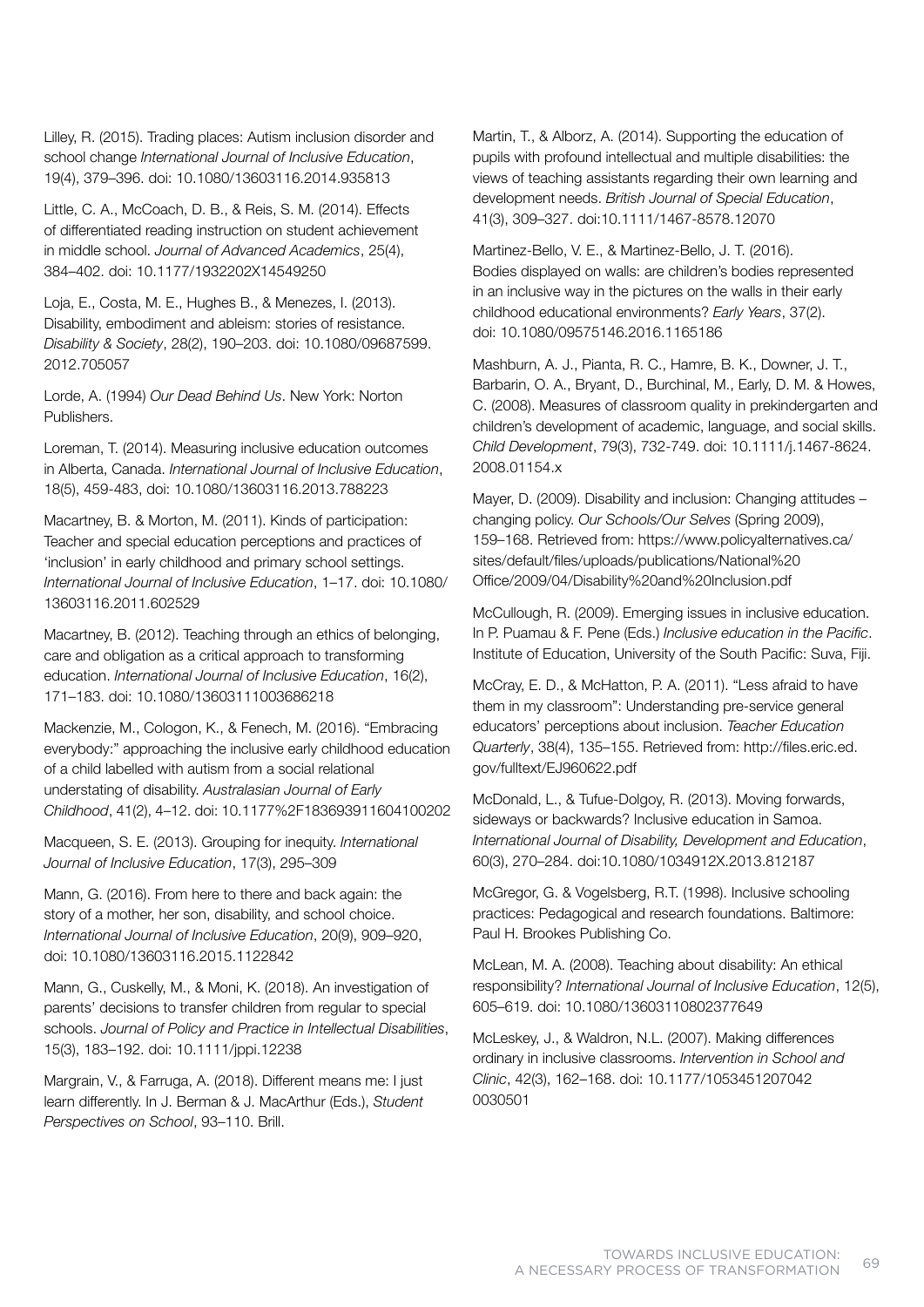Lilley, R. (2015). Trading places: Autism inclusion disorder and school change *International Journal of Inclusive Education*, 19(4), 379–396. doi: 10.1080/13603116.2014.935813

Little, C. A., McCoach, D. B., & Reis, S. M. (2014). Effects of differentiated reading instruction on student achievement in middle school. *Journal of Advanced Academics*, 25(4), 384–402. doi: 10.1177/1932202X14549250

Loja, E., Costa, M. E., Hughes B., & Menezes, I. (2013). Disability, embodiment and ableism: stories of resistance. *Disability & Society*, 28(2), 190–203. doi: 10.1080/09687599.2012.705057

Lorde, A. (1994) *Our Dead Behind Us*. New York: Norton Publishers.

Loreman, T. (2014). Measuring inclusive education outcomes in Alberta, Canada. *International Journal of Inclusive Education*, 18(5), 459-483, doi: 10.1080/13603116.2013.788223

Macartney, B. & Morton, M. (2011). Kinds of participation: Teacher and special education perceptions and practices of 'inclusion' in early childhood and primary school settings. *International Journal of Inclusive Education*, 1–17. doi: 10.1080/13603116.2011.602529

Macartney, B. (2012). Teaching through an ethics of belonging, care and obligation as a critical approach to transforming education. *International Journal of Inclusive Education*, 16(2), 171–183. doi: 10.1080/13603111003686218

Mackenzie, M., Cologon, K., & Fenech, M. (2016). "Embracing everybody:" approaching the inclusive early childhood education of a child labelled with autism from a social relational understating of disability. *Australasian Journal of Early Childhood*, 41(2), 4–12. doi: 10.1177%2F183693911604100202

Macqueen, S. E. (2013). Grouping for inequity. *International Journal of Inclusive Education*, 17(3), 295–309

Mann, G. (2016). From here to there and back again: the story of a mother, her son, disability, and school choice. *International Journal of Inclusive Education*, 20(9), 909–920, doi: 10.1080/13603116.2015.1122842

Mann, G., Cuskelly, M., & Moni, K. (2018). An investigation of parents' decisions to transfer children from regular to special schools. *Journal of Policy and Practice in Intellectual Disabilities*, 15(3), 183–192. doi: 10.1111/jppi.12238

Margrain, V., & Farruga, A. (2018). Different means me: I just learn differently. In J. Berman & J. MacArthur (Eds.), *Student Perspectives on School*, 93–110. Brill.

Martin, T., & Alborz, A. (2014). Supporting the education of pupils with profound intellectual and multiple disabilities: the views of teaching assistants regarding their own learning and development needs. *British Journal of Special Education*, 41(3), 309–327. doi:10.1111/1467-8578.12070

Martinez-Bello, V. E., & Martinez-Bello, J. T. (2016). Bodies displayed on walls: are children's bodies represented in an inclusive way in the pictures on the walls in their early childhood educational environments? *Early Years*, 37(2). doi: 10.1080/09575146.2016.1165186

Mashburn, A. J., Pianta, R. C., Hamre, B. K., Downer, J. T., Barbarin, O. A., Bryant, D., Burchinal, M., Early, D. M. & Howes, C. (2008). Measures of classroom quality in prekindergarten and children's development of academic, language, and social skills. *Child Development*, 79(3), 732-749. doi: 10.1111/j.1467-8624.2008.01154.x

Mayer, D. (2009). Disability and inclusion: Changing attitudes – changing policy. *Our Schools/Our Selves* (Spring 2009), 159–168. Retrieved from: https://www.policyalternatives.ca/sites/default/files/uploads/publications/National%20Office/2009/04/Disability%20and%20Inclusion.pdf

McCullough, R. (2009). Emerging issues in inclusive education. In P. Puamau & F. Pene (Eds.) *Inclusive education in the Pacific*. Institute of Education, University of the South Pacific: Suva, Fiji.

McCray, E. D., & McHatton, P. A. (2011). "Less afraid to have them in my classroom": Understanding pre-service general educators' perceptions about inclusion. *Teacher Education Quarterly*, 38(4), 135–155. Retrieved from: http://files.eric.ed.gov/fulltext/EJ960622.pdf

McDonald, L., & Tufue-Dolgoy, R. (2013). Moving forwards, sideways or backwards? Inclusive education in Samoa. *International Journal of Disability, Development and Education*, 60(3), 270–284. doi:10.1080/1034912X.2013.812187

McGregor, G. & Vogelsberg, R.T. (1998). Inclusive schooling practices: Pedagogical and research foundations. Baltimore: Paul H. Brookes Publishing Co.

McLean, M. A. (2008). Teaching about disability: An ethical responsibility? *International Journal of Inclusive Education*, 12(5), 605–619. doi: 10.1080/13603110802377649

McLeskey, J., & Waldron, N.L. (2007). Making differences ordinary in inclusive classrooms. *Intervention in School and Clinic*, 42(3), 162–168. doi: 10.1177/1053451207042 0030501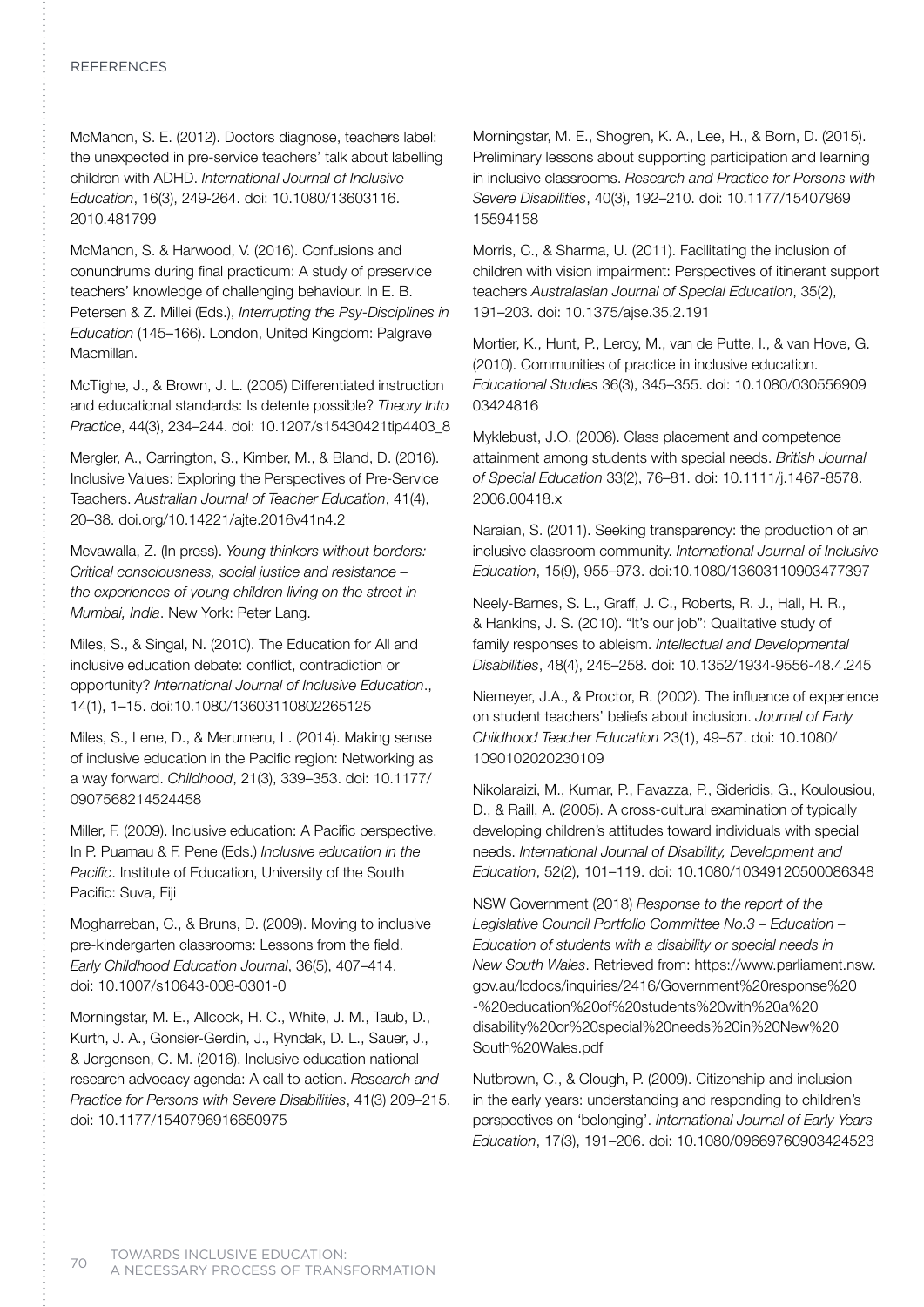McMahon, S. E. (2012). Doctors diagnose, teachers label: the unexpected in pre-service teachers' talk about labelling children with ADHD. *International Journal of Inclusive Education*, 16(3), 249-264. doi: 10.1080/13603116.2010.481799

McMahon, S. & Harwood, V. (2016). Confusions and conundrums during final practicum: A study of preservice teachers' knowledge of challenging behaviour. In E. B. Petersen & Z. Millei (Eds.), *Interrupting the Psy-Disciplines in Education* (145–166). London, United Kingdom: Palgrave Macmillan.

McTighe, J., & Brown, J. L. (2005) Differentiated instruction and educational standards: Is detente possible? *Theory Into Practice*, 44(3), 234–244. doi: 10.1207/s15430421tip4403_8

Mergler, A., Carrington, S., Kimber, M., & Bland, D. (2016). Inclusive Values: Exploring the Perspectives of Pre-Service Teachers. *Australian Journal of Teacher Education*, 41(4), 20–38. doi.org/10.14221/ajte.2016v41n4.2

Mevawalla, Z. (In press). *Young thinkers without borders: Critical consciousness, social justice and resistance – the experiences of young children living on the street in Mumbai, India*. New York: Peter Lang.

Miles, S., & Singal, N. (2010). The Education for All and inclusive education debate: conflict, contradiction or opportunity? *International Journal of Inclusive Education*., 14(1), 1–15. doi:10.1080/13603110802265125

Miles, S., Lene, D., & Merumeru, L. (2014). Making sense of inclusive education in the Pacific region: Networking as a way forward. *Childhood*, 21(3), 339–353. doi: 10.1177/0907568214524458

Miller, F. (2009). Inclusive education: A Pacific perspective. In P. Puamau & F. Pene (Eds.) *Inclusive education in the Pacific*. Institute of Education, University of the South Pacific: Suva, Fiji

Mogharreban, C., & Bruns, D. (2009). Moving to inclusive pre-kindergarten classrooms: Lessons from the field. *Early Childhood Education Journal*, 36(5), 407–414. doi: 10.1007/s10643-008-0301-0

Morningstar, M. E., Allcock, H. C., White, J. M., Taub, D., Kurth, J. A., Gonsier-Gerdin, J., Ryndak, D. L., Sauer, J., & Jorgensen, C. M. (2016). Inclusive education national research advocacy agenda: A call to action. *Research and Practice for Persons with Severe Disabilities*, 41(3) 209–215. doi: 10.1177/1540796916650975

Morningstar, M. E., Shogren, K. A., Lee, H., & Born, D. (2015). Preliminary lessons about supporting participation and learning in inclusive classrooms. *Research and Practice for Persons with Severe Disabilities*, 40(3), 192–210. doi: 10.1177/1540796915594158

Morris, C., & Sharma, U. (2011). Facilitating the inclusion of children with vision impairment: Perspectives of itinerant support teachers *Australasian Journal of Special Education*, 35(2), 191–203. doi: 10.1375/ajse.35.2.191

Mortier, K., Hunt, P., Leroy, M., van de Putte, I., & van Hove, G. (2010). Communities of practice in inclusive education. *Educational Studies* 36(3), 345–355. doi: 10.1080/03055690903424816

Myklebust, J.O. (2006). Class placement and competence attainment among students with special needs. *British Journal of Special Education* 33(2), 76–81. doi: 10.1111/j.1467-8578.2006.00418.x

Naraian, S. (2011). Seeking transparency: the production of an inclusive classroom community. *International Journal of Inclusive Education*, 15(9), 955–973. doi:10.1080/13603110903477397

Neely-Barnes, S. L., Graff, J. C., Roberts, R. J., Hall, H. R., & Hankins, J. S. (2010). "It's our job": Qualitative study of family responses to ableism. *Intellectual and Developmental Disabilities*, 48(4), 245–258. doi: 10.1352/1934-9556-48.4.245

Niemeyer, J.A., & Proctor, R. (2002). The influence of experience on student teachers' beliefs about inclusion. *Journal of Early Childhood Teacher Education* 23(1), 49–57. doi: 10.1080/1090102020230109

Nikolaraizi, M., Kumar, P., Favazza, P., Sideridis, G., Koulousiou, D., & Raill, A. (2005). A cross-cultural examination of typically developing children's attitudes toward individuals with special needs. *International Journal of Disability, Development and Education*, 52(2), 101–119. doi: 10.1080/10349120500086348

NSW Government (2018) *Response to the report of the Legislative Council Portfolio Committee No.3 – Education – Education of students with a disability or special needs in New South Wales*. Retrieved from: https://www.parliament.nsw.gov.au/lcdocs/inquiries/2416/Government%20response%20-%20education%20of%20students%20with%20a%20disability%20or%20special%20needs%20in%20New%20South%20Wales.pdf

Nutbrown, C., & Clough, P. (2009). Citizenship and inclusion in the early years: understanding and responding to children's perspectives on 'belonging'. *International Journal of Early Years Education*, 17(3), 191–206. doi: 10.1080/09669760903424523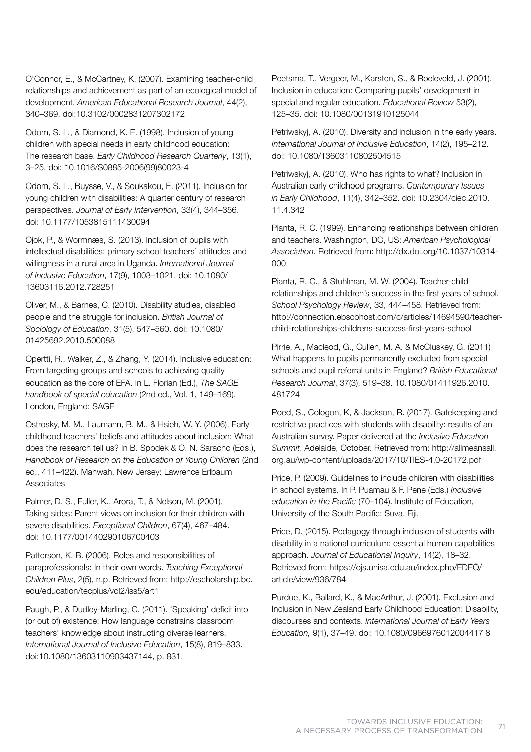O'Connor, E., & McCartney, K. (2007). Examining teacher-child relationships and achievement as part of an ecological model of development. *American Educational Research Journal*, 44(2), 340–369. doi:10.3102/0002831207302172

Odom, S. L., & Diamond, K. E. (1998). Inclusion of young children with special needs in early childhood education: The research base. *Early Childhood Research Quarterly*, 13(1), 3–25. doi: 10.1016/S0885-2006(99)80023-4

Odom, S. L., Buysse, V., & Soukakou, E. (2011). Inclusion for young children with disabilities: A quarter century of research perspectives. *Journal of Early Intervention*, 33(4), 344–356. doi: 10.1177/1053815111430094

Ojok, P., & Wormnæs, S. (2013). Inclusion of pupils with intellectual disabilities: primary school teachers' attitudes and willingness in a rural area in Uganda. *International Journal of Inclusive Education*, 17(9), 1003–1021. doi: 10.1080/13603116.2012.728251

Oliver, M., & Barnes, C. (2010). Disability studies, disabled people and the struggle for inclusion. *British Journal of Sociology of Education*, 31(5), 547–560. doi: 10.1080/01425692.2010.500088

Opertti, R., Walker, Z., & Zhang, Y. (2014). Inclusive education: From targeting groups and schools to achieving quality education as the core of EFA. In L. Florian (Ed.), *The SAGE handbook of special education* (2nd ed., Vol. 1, 149–169). London, England: SAGE

Ostrosky, M. M., Laumann, B. M., & Hsieh, W. Y. (2006). Early childhood teachers' beliefs and attitudes about inclusion: What does the research tell us? In B. Spodek & O. N. Saracho (Eds.), *Handbook of Research on the Education of Young Children* (2nd ed., 411–422). Mahwah, New Jersey: Lawrence Erlbaum Associates

Palmer, D. S., Fuller, K., Arora, T., & Nelson, M. (2001). Taking sides: Parent views on inclusion for their children with severe disabilities. *Exceptional Children*, 67(4), 467–484. doi: 10.1177/001440290106700403

Patterson, K. B. (2006). Roles and responsibilities of paraprofessionals: In their own words. *Teaching Exceptional Children Plus*, 2(5), n.p. Retrieved from: http://escholarship.bc.edu/education/tecplus/vol2/iss5/art1

Paugh, P., & Dudley-Marling, C. (2011). 'Speaking' deficit into (or out of) existence: How language constrains classroom teachers' knowledge about instructing diverse learners. *International Journal of Inclusive Education*, 15(8), 819–833. doi:10.1080/13603110903437144, p. 831.

Peetsma, T., Vergeer, M., Karsten, S., & Roeleveld, J. (2001). Inclusion in education: Comparing pupils' development in special and regular education. *Educational Review* 53(2), 125–35. doi: 10.1080/00131910125044

Petriwskyj, A. (2010). Diversity and inclusion in the early years. *International Journal of Inclusive Education*, 14(2), 195–212. doi: 10.1080/13603110802504515

Petriwskyj, A. (2010). Who has rights to what? Inclusion in Australian early childhood programs. *Contemporary Issues in Early Childhood*, 11(4), 342–352. doi: 10.2304/ciec.2010.11.4.342

Pianta, R. C. (1999). Enhancing relationships between children and teachers. Washington, DC, US: *American Psychological Association*. Retrieved from: http://dx.doi.org/10.1037/10314-000

Pianta, R. C., & Stuhlman, M. W. (2004). Teacher-child relationships and children's success in the first years of school. *School Psychology Review*, 33, 444–458. Retrieved from: http://connection.ebscohost.com/c/articles/14694590/teacher-child-relationships-childrens-success-first-years-school

Pirrie, A., Macleod, G., Cullen, M. A. & McCluskey, G. (2011) What happens to pupils permanently excluded from special schools and pupil referral units in England? *British Educational Research Journal*, 37(3), 519–38. 10.1080/01411926.2010.481724

Poed, S., Cologon, K, & Jackson, R. (2017). Gatekeeping and restrictive practices with students with disability: results of an Australian survey. Paper delivered at the *Inclusive Education Summit*. Adelaide, October. Retrieved from: http://allmeansall.org.au/wp-content/uploads/2017/10/TIES-4.0-20172.pdf

Price, P. (2009). Guidelines to include children with disabilities in school systems. In P. Puamau & F. Pene (Eds.) *Inclusive education in the Pacific* (70–104). Institute of Education, University of the South Pacific: Suva, Fiji.

Price, D. (2015). Pedagogy through inclusion of students with disability in a national curriculum: essential human capabilities approach. *Journal of Educational Inquiry*, 14(2), 18–32. Retrieved from: https://ojs.unisa.edu.au/index.php/EDEQ/article/view/936/784

Purdue, K., Ballard, K., & MacArthur, J. (2001). Exclusion and Inclusion in New Zealand Early Childhood Education: Disability, discourses and contexts. *International Journal of Early Years Education,* 9(1), 37–49. doi: 10.1080/0966976012004417 8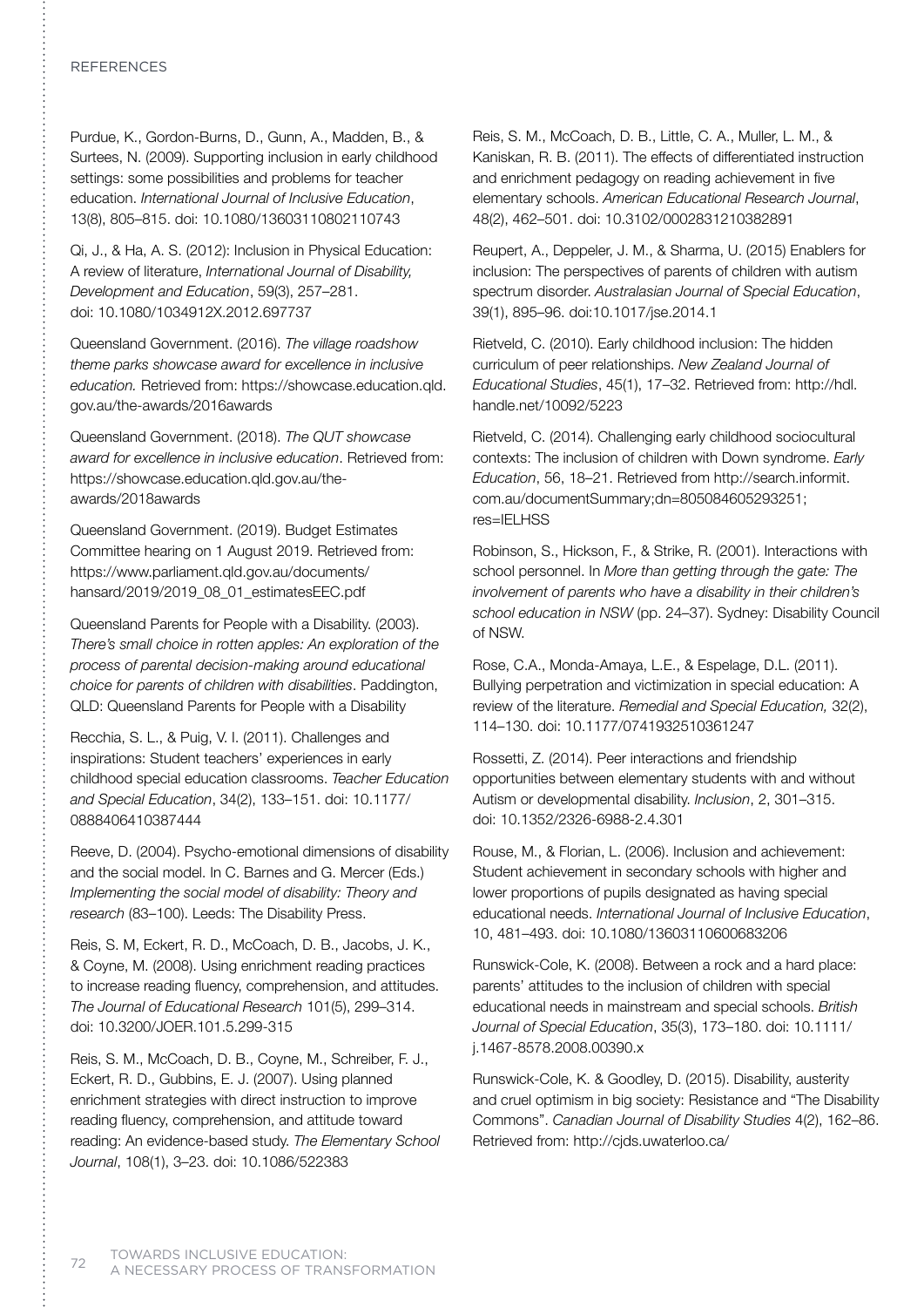Purdue, K., Gordon-Burns, D., Gunn, A., Madden, B., & Surtees, N. (2009). Supporting inclusion in early childhood settings: some possibilities and problems for teacher education. *International Journal of Inclusive Education*, 13(8), 805–815. doi: 10.1080/13603110802110743

Qi, J., & Ha, A. S. (2012): Inclusion in Physical Education: A review of literature, *International Journal of Disability, Development and Education*, 59(3), 257–281. doi: 10.1080/1034912X.2012.697737

Queensland Government. (2016). *The village roadshow theme parks showcase award for excellence in inclusive education.* Retrieved from: https://showcase.education.qld.gov.au/the-awards/2016awards

Queensland Government. (2018). *The QUT showcase award for excellence in inclusive education*. Retrieved from: https://showcase.education.qld.gov.au/the-awards/2018awards

Queensland Government. (2019). Budget Estimates Committee hearing on 1 August 2019. Retrieved from: https://www.parliament.qld.gov.au/documents/hansard/2019/2019_08_01_estimatesEEC.pdf

Queensland Parents for People with a Disability. (2003). *There's small choice in rotten apples: An exploration of the process of parental decision-making around educational choice for parents of children with disabilities*. Paddington, QLD: Queensland Parents for People with a Disability

Recchia, S. L., & Puig, V. I. (2011). Challenges and inspirations: Student teachers' experiences in early childhood special education classrooms. *Teacher Education and Special Education*, 34(2), 133–151. doi: 10.1177/0888406410387444

Reeve, D. (2004). Psycho-emotional dimensions of disability and the social model. In C. Barnes and G. Mercer (Eds.) *Implementing the social model of disability: Theory and research* (83–100). Leeds: The Disability Press.

Reis, S. M, Eckert, R. D., McCoach, D. B., Jacobs, J. K., & Coyne, M. (2008). Using enrichment reading practices to increase reading fluency, comprehension, and attitudes. *The Journal of Educational Research* 101(5), 299–314. doi: 10.3200/JOER.101.5.299-315

Reis, S. M., McCoach, D. B., Coyne, M., Schreiber, F. J., Eckert, R. D., Gubbins, E. J. (2007). Using planned enrichment strategies with direct instruction to improve reading fluency, comprehension, and attitude toward reading: An evidence-based study. *The Elementary School Journal*, 108(1), 3–23. doi: 10.1086/522383

Reis, S. M., McCoach, D. B., Little, C. A., Muller, L. M., & Kaniskan, R. B. (2011). The effects of differentiated instruction and enrichment pedagogy on reading achievement in five elementary schools. *American Educational Research Journal*, 48(2), 462–501. doi: 10.3102/0002831210382891

Reupert, A., Deppeler, J. M., & Sharma, U. (2015) Enablers for inclusion: The perspectives of parents of children with autism spectrum disorder. *Australasian Journal of Special Education*, 39(1), 895–96. doi:10.1017/jse.2014.1

Rietveld, C. (2010). Early childhood inclusion: The hidden curriculum of peer relationships. *New Zealand Journal of Educational Studies*, 45(1), 17–32. Retrieved from: http://hdl.handle.net/10092/5223

Rietveld, C. (2014). Challenging early childhood sociocultural contexts: The inclusion of children with Down syndrome. *Early Education*, 56, 18–21. Retrieved from http://search.informit.com.au/documentSummary;dn=805084605293251;res=IELHSS

Robinson, S., Hickson, F., & Strike, R. (2001). Interactions with school personnel. In *More than getting through the gate: The involvement of parents who have a disability in their children's school education in NSW* (pp. 24–37). Sydney: Disability Council of NSW.

Rose, C.A., Monda-Amaya, L.E., & Espelage, D.L. (2011). Bullying perpetration and victimization in special education: A review of the literature. *Remedial and Special Education,* 32(2), 114–130. doi: 10.1177/0741932510361247

Rossetti, Z. (2014). Peer interactions and friendship opportunities between elementary students with and without Autism or developmental disability. *Inclusion*, 2, 301–315. doi: 10.1352/2326-6988-2.4.301

Rouse, M., & Florian, L. (2006). Inclusion and achievement: Student achievement in secondary schools with higher and lower proportions of pupils designated as having special educational needs. *International Journal of Inclusive Education*, 10, 481–493. doi: 10.1080/13603110600683206

Runswick-Cole, K. (2008). Between a rock and a hard place: parents' attitudes to the inclusion of children with special educational needs in mainstream and special schools. *British Journal of Special Education*, 35(3), 173–180. doi: 10.1111/j.1467-8578.2008.00390.x

Runswick-Cole, K. & Goodley, D. (2015). Disability, austerity and cruel optimism in big society: Resistance and "The Disability Commons". *Canadian Journal of Disability Studies* 4(2), 162–86. Retrieved from: http://cjds.uwaterloo.ca/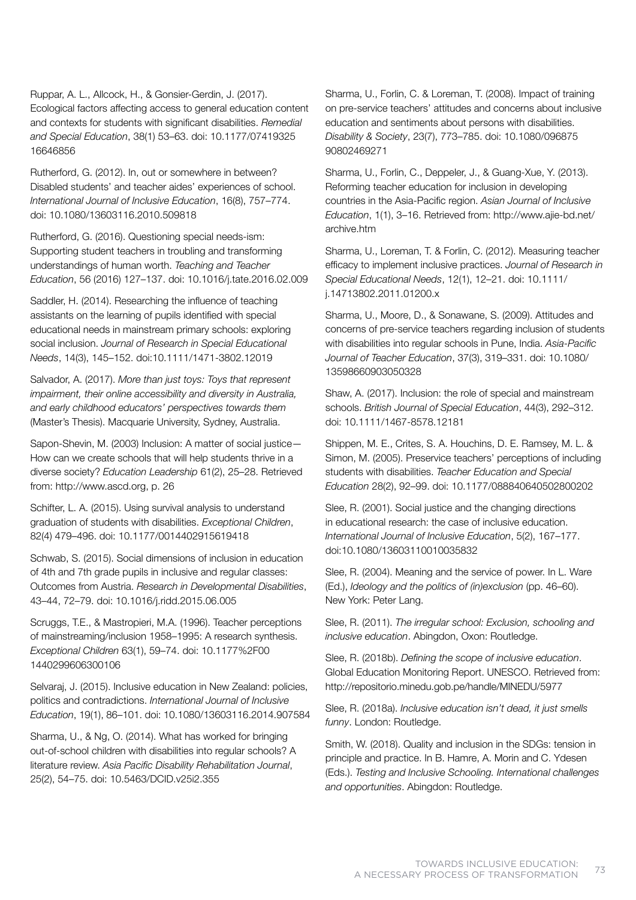Ruppar, A. L., Allcock, H., & Gonsier-Gerdin, J. (2017). Ecological factors affecting access to general education content and contexts for students with significant disabilities. *Remedial and Special Education*, 38(1) 53–63. doi: 10.1177/07419325 16646856

Rutherford, G. (2012). In, out or somewhere in between? Disabled students' and teacher aides' experiences of school. *International Journal of Inclusive Education*, 16(8), 757–774. doi: 10.1080/13603116.2010.509818

Rutherford, G. (2016). Questioning special needs-ism: Supporting student teachers in troubling and transforming understandings of human worth. *Teaching and Teacher Education*, 56 (2016) 127–137. doi: 10.1016/j.tate.2016.02.009

Saddler, H. (2014). Researching the influence of teaching assistants on the learning of pupils identified with special educational needs in mainstream primary schools: exploring social inclusion. *Journal of Research in Special Educational Needs*, 14(3), 145–152. doi:10.1111/1471-3802.12019

Salvador, A. (2017). *More than just toys: Toys that represent impairment, their online accessibility and diversity in Australia, and early childhood educators' perspectives towards them* (Master's Thesis). Macquarie University, Sydney, Australia.

Sapon-Shevin, M. (2003) Inclusion: A matter of social justice—How can we create schools that will help students thrive in a diverse society? *Education Leadership* 61(2), 25–28. Retrieved from: http://www.ascd.org, p. 26

Schifter, L. A. (2015). Using survival analysis to understand graduation of students with disabilities. *Exceptional Children*, 82(4) 479–496. doi: 10.1177/0014402915619418

Schwab, S. (2015). Social dimensions of inclusion in education of 4th and 7th grade pupils in inclusive and regular classes: Outcomes from Austria. *Research in Developmental Disabilities*, 43–44, 72–79. doi: 10.1016/j.ridd.2015.06.005

Scruggs, T.E., & Mastropieri, M.A. (1996). Teacher perceptions of mainstreaming/inclusion 1958–1995: A research synthesis. *Exceptional Children* 63(1), 59–74. doi: 10.1177%2F00 1440299606300106

Selvaraj, J. (2015). Inclusive education in New Zealand: policies, politics and contradictions. *International Journal of Inclusive Education*, 19(1), 86–101. doi: 10.1080/13603116.2014.907584

Sharma, U., & Ng, O. (2014). What has worked for bringing out-of-school children with disabilities into regular schools? A literature review. *Asia Pacific Disability Rehabilitation Journal*, 25(2), 54–75. doi: 10.5463/DCID.v25i2.355

Sharma, U., Forlin, C. & Loreman, T. (2008). Impact of training on pre-service teachers' attitudes and concerns about inclusive education and sentiments about persons with disabilities. *Disability & Society*, 23(7), 773–785. doi: 10.1080/096875 90802469271

Sharma, U., Forlin, C., Deppeler, J., & Guang-Xue, Y. (2013). Reforming teacher education for inclusion in developing countries in the Asia-Pacific region. *Asian Journal of Inclusive Education*, 1(1), 3–16. Retrieved from: http://www.ajie-bd.net/archive.htm

Sharma, U., Loreman, T. & Forlin, C. (2012). Measuring teacher efficacy to implement inclusive practices. *Journal of Research in Special Educational Needs*, 12(1), 12–21. doi: 10.1111/j.14713802.2011.01200.x

Sharma, U., Moore, D., & Sonawane, S. (2009). Attitudes and concerns of pre-service teachers regarding inclusion of students with disabilities into regular schools in Pune, India. *Asia-Pacific Journal of Teacher Education*, 37(3), 319–331. doi: 10.1080/13598660903050328

Shaw, A. (2017). Inclusion: the role of special and mainstream schools. *British Journal of Special Education*, 44(3), 292–312. doi: 10.1111/1467-8578.12181

Shippen, M. E., Crites, S. A. Houchins, D. E. Ramsey, M. L. & Simon, M. (2005). Preservice teachers' perceptions of including students with disabilities. *Teacher Education and Special Education* 28(2), 92–99. doi: 10.1177/088840640502800202

Slee, R. (2001). Social justice and the changing directions in educational research: the case of inclusive education. *International Journal of Inclusive Education*, 5(2), 167–177. doi:10.1080/13603110010035832

Slee, R. (2004). Meaning and the service of power. In L. Ware (Ed.), *Ideology and the politics of (in)exclusion* (pp. 46–60). New York: Peter Lang.

Slee, R. (2011). *The irregular school: Exclusion, schooling and inclusive education*. Abingdon, Oxon: Routledge.

Slee, R. (2018b). *Defining the scope of inclusive education*. Global Education Monitoring Report. UNESCO. Retrieved from: http://repositorio.minedu.gob.pe/handle/MINEDU/5977

Slee, R. (2018a). *Inclusive education isn't dead, it just smells funny*. London: Routledge.

Smith, W. (2018). Quality and inclusion in the SDGs: tension in principle and practice. In B. Hamre, A. Morin and C. Ydesen (Eds.). *Testing and Inclusive Schooling. International challenges and opportunities*. Abingdon: Routledge.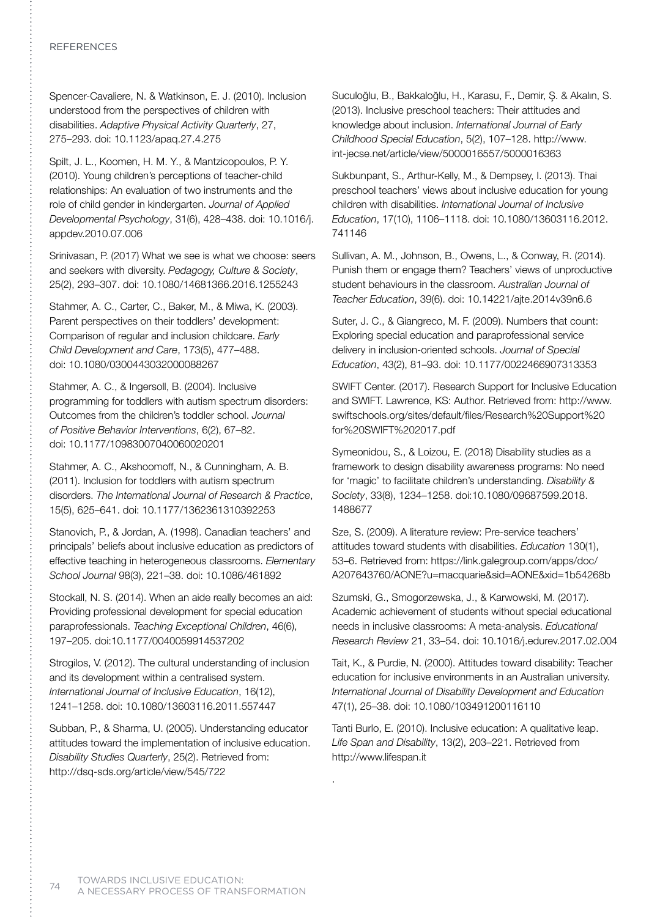Spencer-Cavaliere, N. & Watkinson, E. J. (2010). Inclusion understood from the perspectives of children with disabilities. *Adaptive Physical Activity Quarterly*, 27, 275–293. doi: 10.1123/apaq.27.4.275

Spilt, J. L., Koomen, H. M. Y., & Mantzicopoulos, P. Y. (2010). Young children's perceptions of teacher-child relationships: An evaluation of two instruments and the role of child gender in kindergarten. *Journal of Applied Developmental Psychology*, 31(6), 428–438. doi: 10.1016/j.appdev.2010.07.006

Srinivasan, P. (2017) What we see is what we choose: seers and seekers with diversity. *Pedagogy, Culture & Society*, 25(2), 293–307. doi: 10.1080/14681366.2016.1255243

Stahmer, A. C., Carter, C., Baker, M., & Miwa, K. (2003). Parent perspectives on their toddlers' development: Comparison of regular and inclusion childcare. *Early Child Development and Care*, 173(5), 477–488. doi: 10.1080/0300443032000088267

Stahmer, A. C., & Ingersoll, B. (2004). Inclusive programming for toddlers with autism spectrum disorders: Outcomes from the children's toddler school. *Journal of Positive Behavior Interventions*, 6(2), 67–82. doi: 10.1177/10983007040060020201

Stahmer, A. C., Akshoomoff, N., & Cunningham, A. B. (2011). Inclusion for toddlers with autism spectrum disorders. *The International Journal of Research & Practice*, 15(5), 625–641. doi: 10.1177/1362361310392253

Stanovich, P., & Jordan, A. (1998). Canadian teachers' and principals' beliefs about inclusive education as predictors of effective teaching in heterogeneous classrooms. *Elementary School Journal* 98(3), 221–38. doi: 10.1086/461892

Stockall, N. S. (2014). When an aide really becomes an aid: Providing professional development for special education paraprofessionals. *Teaching Exceptional Children*, 46(6), 197–205. doi:10.1177/0040059914537202

Strogilos, V. (2012). The cultural understanding of inclusion and its development within a centralised system. *International Journal of Inclusive Education*, 16(12), 1241–1258. doi: 10.1080/13603116.2011.557447

Subban, P., & Sharma, U. (2005). Understanding educator attitudes toward the implementation of inclusive education. *Disability Studies Quarterly*, 25(2). Retrieved from: http://dsq-sds.org/article/view/545/722

Suculoğlu, B., Bakkaloğlu, H., Karasu, F., Demir, Ş. & Akalın, S. (2013). Inclusive preschool teachers: Their attitudes and knowledge about inclusion. *International Journal of Early Childhood Special Education*, 5(2), 107–128. http://www.int-jecse.net/article/view/5000016557/5000016363

Sukbunpant, S., Arthur-Kelly, M., & Dempsey, I. (2013). Thai preschool teachers' views about inclusive education for young children with disabilities. *International Journal of Inclusive Education*, 17(10), 1106–1118. doi: 10.1080/13603116.2012.741146

Sullivan, A. M., Johnson, B., Owens, L., & Conway, R. (2014). Punish them or engage them? Teachers' views of unproductive student behaviours in the classroom. *Australian Journal of Teacher Education*, 39(6). doi: 10.14221/ajte.2014v39n6.6

Suter, J. C., & Giangreco, M. F. (2009). Numbers that count: Exploring special education and paraprofessional service delivery in inclusion-oriented schools. *Journal of Special Education*, 43(2), 81–93. doi: 10.1177/0022466907313353

SWIFT Center. (2017). Research Support for Inclusive Education and SWIFT. Lawrence, KS: Author. Retrieved from: http://www.swiftschools.org/sites/default/files/Research%20Support%20for%20SWIFT%202017.pdf

Symeonidou, S., & Loizou, E. (2018) Disability studies as a framework to design disability awareness programs: No need for 'magic' to facilitate children's understanding. *Disability & Society*, 33(8), 1234–1258. doi:10.1080/09687599.2018.1488677

Sze, S. (2009). A literature review: Pre-service teachers' attitudes toward students with disabilities. *Education* 130(1), 53–6. Retrieved from: https://link.galegroup.com/apps/doc/A207643760/AONE?u=macquarie&sid=AONE&xid=1b54268b

Szumski, G., Smogorzewska, J., & Karwowski, M. (2017). Academic achievement of students without special educational needs in inclusive classrooms: A meta-analysis. *Educational Research Review* 21, 33–54. doi: 10.1016/j.edurev.2017.02.004

Tait, K., & Purdie, N. (2000). Attitudes toward disability: Teacher education for inclusive environments in an Australian university. *International Journal of Disability Development and Education* 47(1), 25–38. doi: 10.1080/103491200116110

Tanti Burlo, E. (2010). Inclusive education: A qualitative leap. *Life Span and Disability*, 13(2), 203–221. Retrieved from http://www.lifespan.it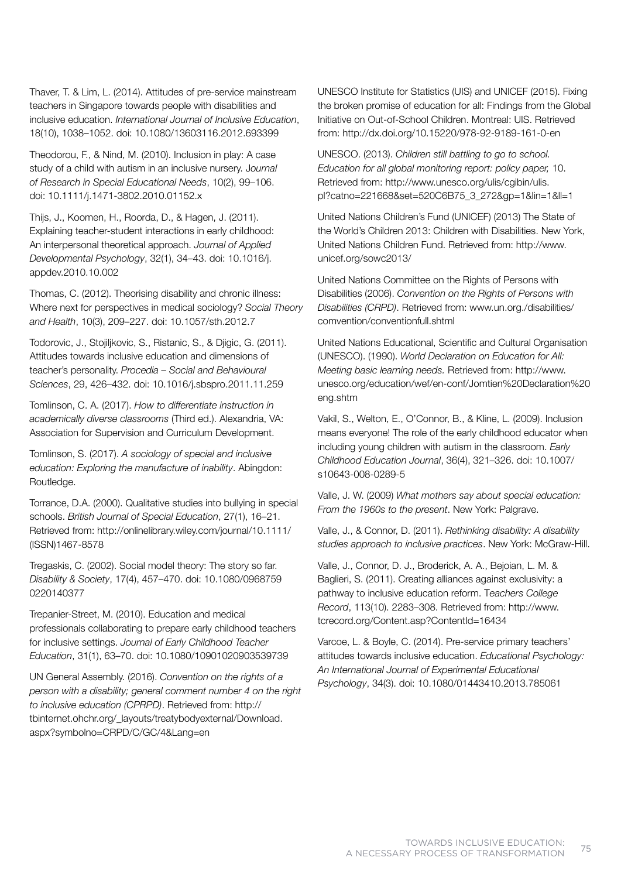Thaver, T. & Lim, L. (2014). Attitudes of pre-service mainstream teachers in Singapore towards people with disabilities and inclusive education. *International Journal of Inclusive Education*, 18(10), 1038–1052. doi: 10.1080/13603116.2012.693399

Theodorou, F., & Nind, M. (2010). Inclusion in play: A case study of a child with autism in an inclusive nursery. *Journal of Research in Special Educational Needs*, 10(2), 99–106. doi: 10.1111/j.1471-3802.2010.01152.x

Thijs, J., Koomen, H., Roorda, D., & Hagen, J. (2011). Explaining teacher-student interactions in early childhood: An interpersonal theoretical approach. *Journal of Applied Developmental Psychology*, 32(1), 34–43. doi: 10.1016/j.appdev.2010.10.002

Thomas, C. (2012). Theorising disability and chronic illness: Where next for perspectives in medical sociology? *Social Theory and Health*, 10(3), 209–227. doi: 10.1057/sth.2012.7

Todorovic, J., Stojiljkovic, S., Ristanic, S., & Djigic, G. (2011). Attitudes towards inclusive education and dimensions of teacher's personality. *Procedia – Social and Behavioural Sciences*, 29, 426–432. doi: 10.1016/j.sbspro.2011.11.259

Tomlinson, C. A. (2017). *How to differentiate instruction in academically diverse classrooms* (Third ed.). Alexandria, VA: Association for Supervision and Curriculum Development.

Tomlinson, S. (2017). *A sociology of special and inclusive education: Exploring the manufacture of inability*. Abingdon: Routledge.

Torrance, D.A. (2000). Qualitative studies into bullying in special schools. *British Journal of Special Education*, 27(1), 16–21. Retrieved from: http://onlinelibrary.wiley.com/journal/10.1111/(ISSN)1467-8578

Tregaskis, C. (2002). Social model theory: The story so far. *Disability & Society*, 17(4), 457–470. doi: 10.1080/09687590220140377

Trepanier-Street, M. (2010). Education and medical professionals collaborating to prepare early childhood teachers for inclusive settings. *Journal of Early Childhood Teacher Education*, 31(1), 63–70. doi: 10.1080/10901020903539739

UN General Assembly. (2016). *Convention on the rights of a person with a disability; general comment number 4 on the right to inclusive education (CPRPD)*. Retrieved from: http://tbinternet.ohchr.org/_layouts/treatybodyexternal/Download.aspx?symbolno=CRPD/C/GC/4&Lang=en

UNESCO Institute for Statistics (UIS) and UNICEF (2015). Fixing the broken promise of education for all: Findings from the Global Initiative on Out-of-School Children. Montreal: UIS. Retrieved from: http://dx.doi.org/10.15220/978-92-9189-161-0-en

UNESCO. (2013). *Children still battling to go to school. Education for all global monitoring report: policy paper,* 10. Retrieved from: http://www.unesco.org/ulis/cgibin/ulis.pl?catno=221668&set=520C6B75_3_272&gp=1&lin=1&ll=1

United Nations Children's Fund (UNICEF) (2013) The State of the World's Children 2013: Children with Disabilities. New York, United Nations Children Fund. Retrieved from: http://www.unicef.org/sowc2013/

United Nations Committee on the Rights of Persons with Disabilities (2006). *Convention on the Rights of Persons with Disabilities (CRPD)*. Retrieved from: www.un.org./disabilities/comvention/conventionfull.shtml

United Nations Educational, Scientific and Cultural Organisation (UNESCO). (1990). *World Declaration on Education for All: Meeting basic learning needs.* Retrieved from: http://www.unesco.org/education/wef/en-conf/Jomtien%20Declaration%20eng.shtm

Vakil, S., Welton, E., O'Connor, B., & Kline, L. (2009). Inclusion means everyone! The role of the early childhood educator when including young children with autism in the classroom. *Early Childhood Education Journal*, 36(4), 321–326. doi: 10.1007/s10643-008-0289-5

Valle, J. W. (2009) *What mothers say about special education: From the 1960s to the present*. New York: Palgrave.

Valle, J., & Connor, D. (2011). *Rethinking disability: A disability studies approach to inclusive practices*. New York: McGraw-Hill.

Valle, J., Connor, D. J., Broderick, A. A., Bejoian, L. M. & Baglieri, S. (2011). Creating alliances against exclusivity: a pathway to inclusive education reform. *Teachers College Record*, 113(10). 2283–308. Retrieved from: http://www.tcrecord.org/Content.asp?ContentId=16434

Varcoe, L. & Boyle, C. (2014). Pre-service primary teachers' attitudes towards inclusive education. *Educational Psychology: An International Journal of Experimental Educational Psychology*, 34(3). doi: 10.1080/01443410.2013.785061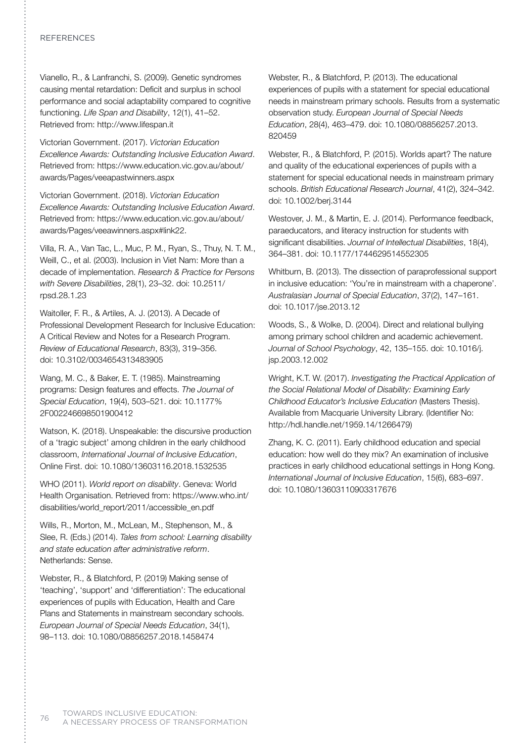Vianello, R., & Lanfranchi, S. (2009). Genetic syndromes causing mental retardation: Deficit and surplus in school performance and social adaptability compared to cognitive functioning. *Life Span and Disability*, 12(1), 41–52. Retrieved from: http://www.lifespan.it

Victorian Government. (2017). *Victorian Education Excellence Awards: Outstanding Inclusive Education Award*. Retrieved from: https://www.education.vic.gov.au/about/awards/Pages/veeapastwinners.aspx

Victorian Government. (2018). *Victorian Education Excellence Awards: Outstanding Inclusive Education Award*. Retrieved from: https://www.education.vic.gov.au/about/awards/Pages/veeawinners.aspx#link22.

Villa, R. A., Van Tac, L., Muc, P. M., Ryan, S., Thuy, N. T. M., Weill, C., et al. (2003). Inclusion in Viet Nam: More than a decade of implementation. *Research & Practice for Persons with Severe Disabilities*, 28(1), 23–32. doi: 10.2511/rpsd.28.1.23

Waitoller, F. R., & Artiles, A. J. (2013). A Decade of Professional Development Research for Inclusive Education: A Critical Review and Notes for a Research Program. *Review of Educational Research*, 83(3), 319–356. doi: 10.3102/0034654313483905

Wang, M. C., & Baker, E. T. (1985). Mainstreaming programs: Design features and effects. *The Journal of Special Education*, 19(4), 503–521. doi: 10.1177%2F002246698501900412

Watson, K. (2018). Unspeakable: the discursive production of a 'tragic subject' among children in the early childhood classroom, *International Journal of Inclusive Education*, Online First. doi: 10.1080/13603116.2018.1532535

WHO (2011). *World report on disability*. Geneva: World Health Organisation. Retrieved from: https://www.who.int/disabilities/world_report/2011/accessible_en.pdf

Wills, R., Morton, M., McLean, M., Stephenson, M., & Slee, R. (Eds.) (2014). *Tales from school: Learning disability and state education after administrative reform*. Netherlands: Sense.

Webster, R., & Blatchford, P. (2019) Making sense of 'teaching', 'support' and 'differentiation': The educational experiences of pupils with Education, Health and Care Plans and Statements in mainstream secondary schools. *European Journal of Special Needs Education*, 34(1), 98–113. doi: 10.1080/08856257.2018.1458474

Webster, R., & Blatchford, P. (2013). The educational experiences of pupils with a statement for special educational needs in mainstream primary schools. Results from a systematic observation study. *European Journal of Special Needs Education*, 28(4), 463–479. doi: 10.1080/08856257.2013.820459

Webster, R., & Blatchford, P. (2015). Worlds apart? The nature and quality of the educational experiences of pupils with a statement for special educational needs in mainstream primary schools. *British Educational Research Journal*, 41(2), 324–342. doi: 10.1002/berj.3144

Westover, J. M., & Martin, E. J. (2014). Performance feedback, paraeducators, and literacy instruction for students with significant disabilities. *Journal of Intellectual Disabilities*, 18(4), 364–381. doi: 10.1177/1744629514552305

Whitburn, B. (2013). The dissection of paraprofessional support in inclusive education: 'You're in mainstream with a chaperone'. *Australasian Journal of Special Education*, 37(2), 147–161. doi: 10.1017/jse.2013.12

Woods, S., & Wolke, D. (2004). Direct and relational bullying among primary school children and academic achievement. *Journal of School Psychology*, 42, 135–155. doi: 10.1016/j.jsp.2003.12.002

Wright, K.T. W. (2017). *Investigating the Practical Application of the Social Relational Model of Disability: Examining Early Childhood Educator's Inclusive Education* (Masters Thesis). Available from Macquarie University Library. (Identifier No: http://hdl.handle.net/1959.14/1266479)

Zhang, K. C. (2011). Early childhood education and special education: how well do they mix? An examination of inclusive practices in early childhood educational settings in Hong Kong. *International Journal of Inclusive Education*, 15(6), 683–697. doi: 10.1080/13603110903317676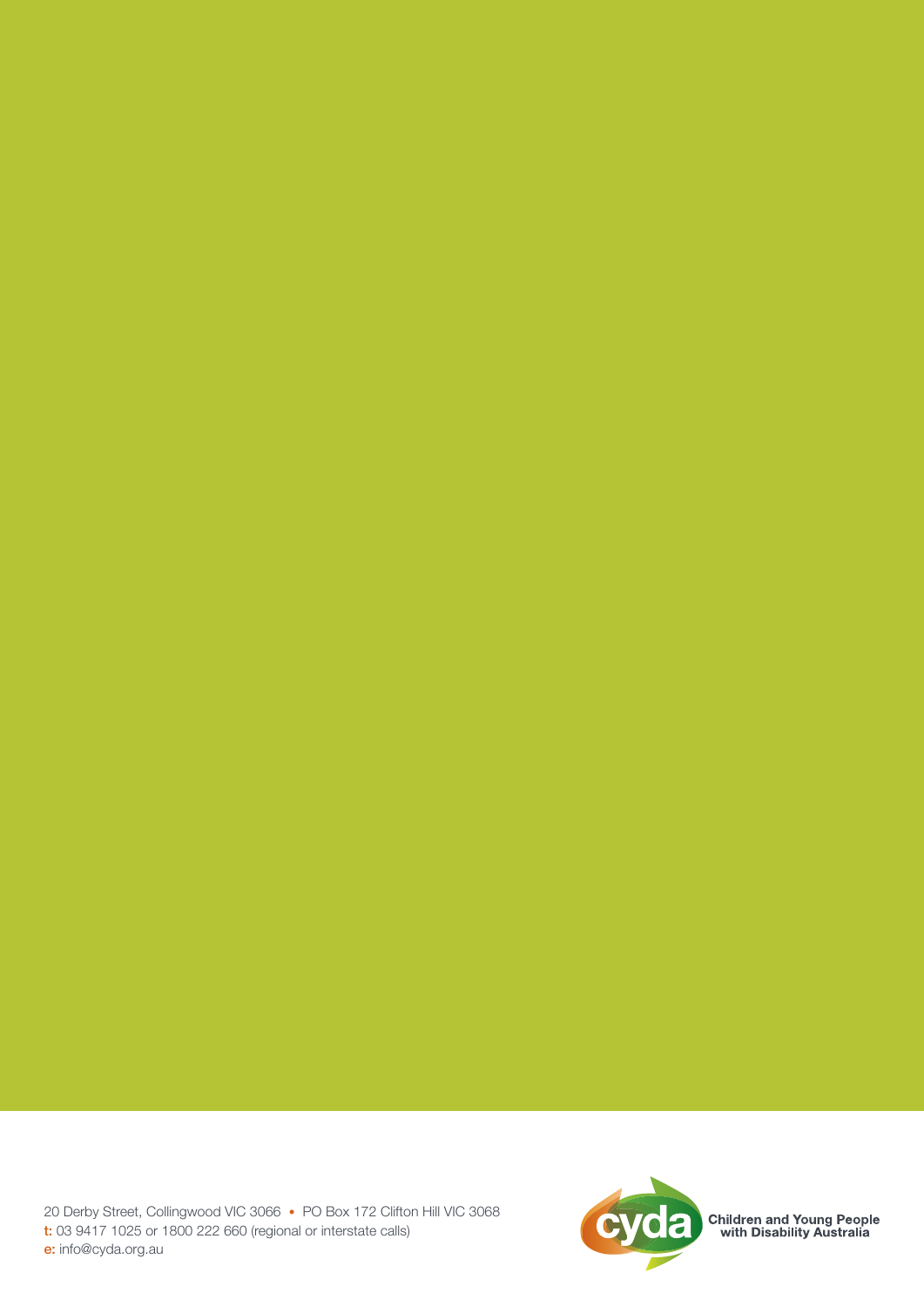20 Derby Street, Collingwood VIC 3066 • PO Box 172 Clifton Hill VIC 3068
t: 03 9417 1025 or 1800 222 660 (regional or interstate calls)
e: info@cyda.org.au

cyda

Children and Young People with Disability Australia